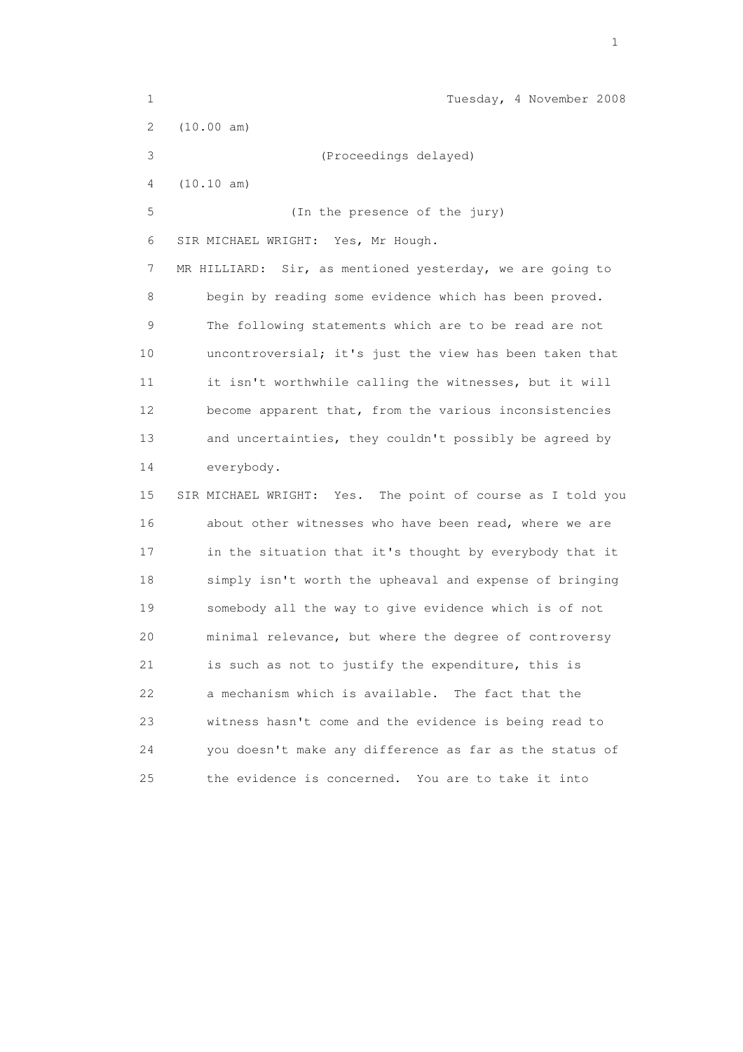Tuesday, 4 November 2008

(10.00 am)

(Proceedings delayed)

(10.10 am)

(In the presence of the jury)

SIR MICHAEL WRIGHT: Yes, Mr Hough.

MR HILLIARD: Sir, as mentioned yesterday, we are going to begin by reading some evidence which has been proved. The following statements which are to be read are not uncontroversial; it's just the view has been taken that it isn't worthwhile calling the witnesses, but it will become apparent that, from the various inconsistencies and uncertainties, they couldn't possibly be agreed by everybody.

SIR MICHAEL WRIGHT: Yes. The point of course as I told you about other witnesses who have been read, where we are in the situation that it's thought by everybody that it simply isn't worth the upheaval and expense of bringing somebody all the way to give evidence which is of not minimal relevance, but where the degree of controversy is such as not to justify the expenditure, this is a mechanism which is available. The fact that the witness hasn't come and the evidence is being read to you doesn't make any difference as far as the status of the evidence is concerned. You are to take it into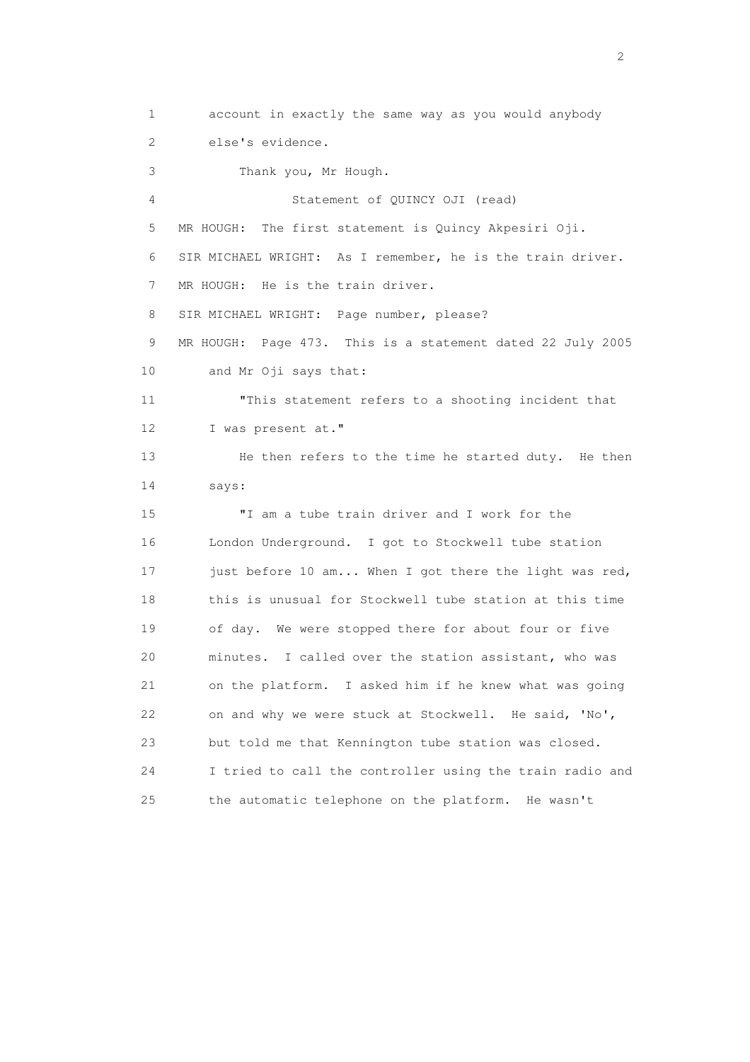account in exactly the same way as you would anybody else's evidence.

Thank you, Mr Hough.

Statement of QUINCY OJI (read)

MR HOUGH: The first statement is Quincy Akpesiri Oji.

SIR MICHAEL WRIGHT: As I remember, he is the train driver.

MR HOUGH: He is the train driver.

SIR MICHAEL WRIGHT: Page number, please?

MR HOUGH: Page 473. This is a statement dated 22 July 2005 and Mr Oji says that:

"This statement refers to a shooting incident that I was present at."

He then refers to the time he started duty. He then says:

"I am a tube train driver and I work for the London Underground. I got to Stockwell tube station just before 10 am... When I got there the light was red, this is unusual for Stockwell tube station at this time of day. We were stopped there for about four or five minutes. I called over the station assistant, who was on the platform. I asked him if he knew what was going on and why we were stuck at Stockwell. He said, 'No', but told me that Kennington tube station was closed. I tried to call the controller using the train radio and the automatic telephone on the platform. He wasn't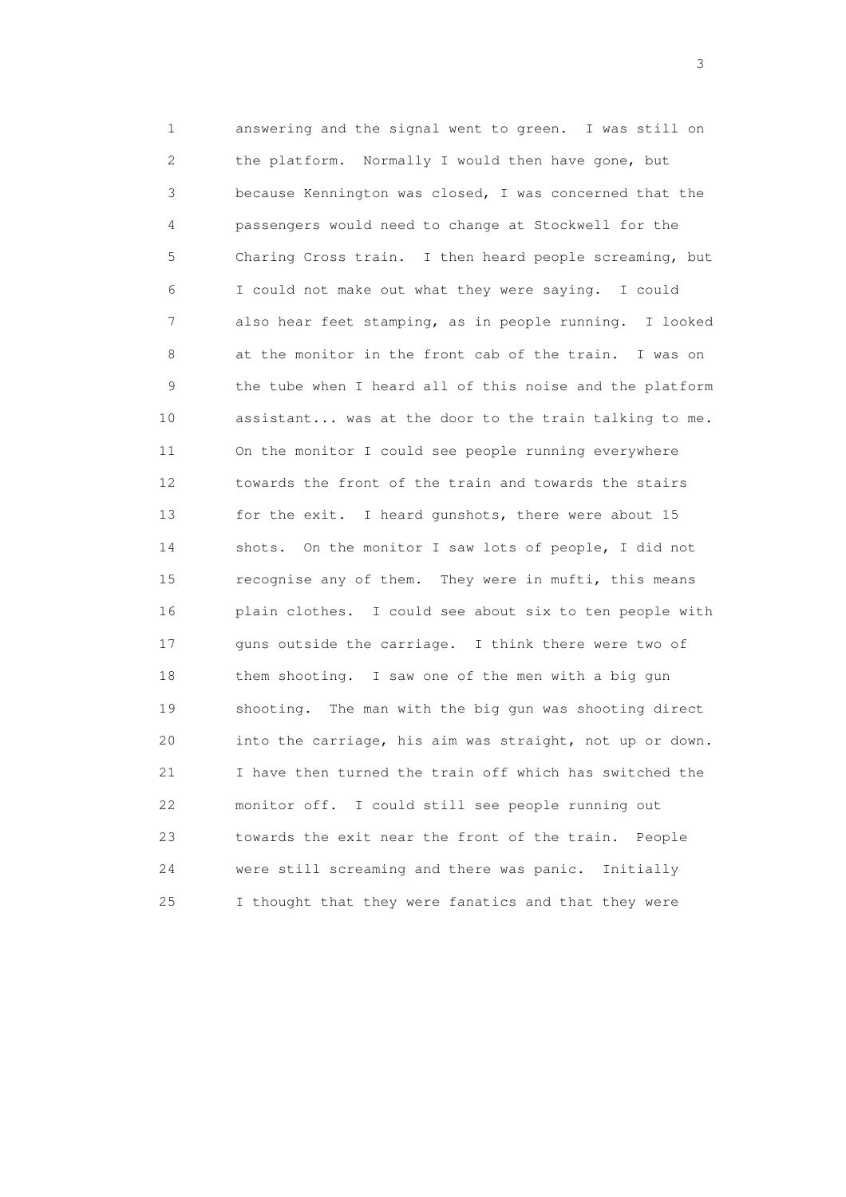answering and the signal went to green. I was still on the platform. Normally I would then have gone, but because Kennington was closed, I was concerned that the passengers would need to change at Stockwell for the Charing Cross train. I then heard people screaming, but I could not make out what they were saying. I could also hear feet stamping, as in people running. I looked at the monitor in the front cab of the train. I was on the tube when I heard all of this noise and the platform assistant... was at the door to the train talking to me. On the monitor I could see people running everywhere towards the front of the train and towards the stairs for the exit. I heard gunshots, there were about 15 shots. On the monitor I saw lots of people, I did not recognise any of them. They were in mufti, this means plain clothes. I could see about six to ten people with guns outside the carriage. I think there were two of them shooting. I saw one of the men with a big gun shooting. The man with the big gun was shooting direct into the carriage, his aim was straight, not up or down. I have then turned the train off which has switched the monitor off. I could still see people running out towards the exit near the front of the train. People were still screaming and there was panic. Initially I thought that they were fanatics and that they were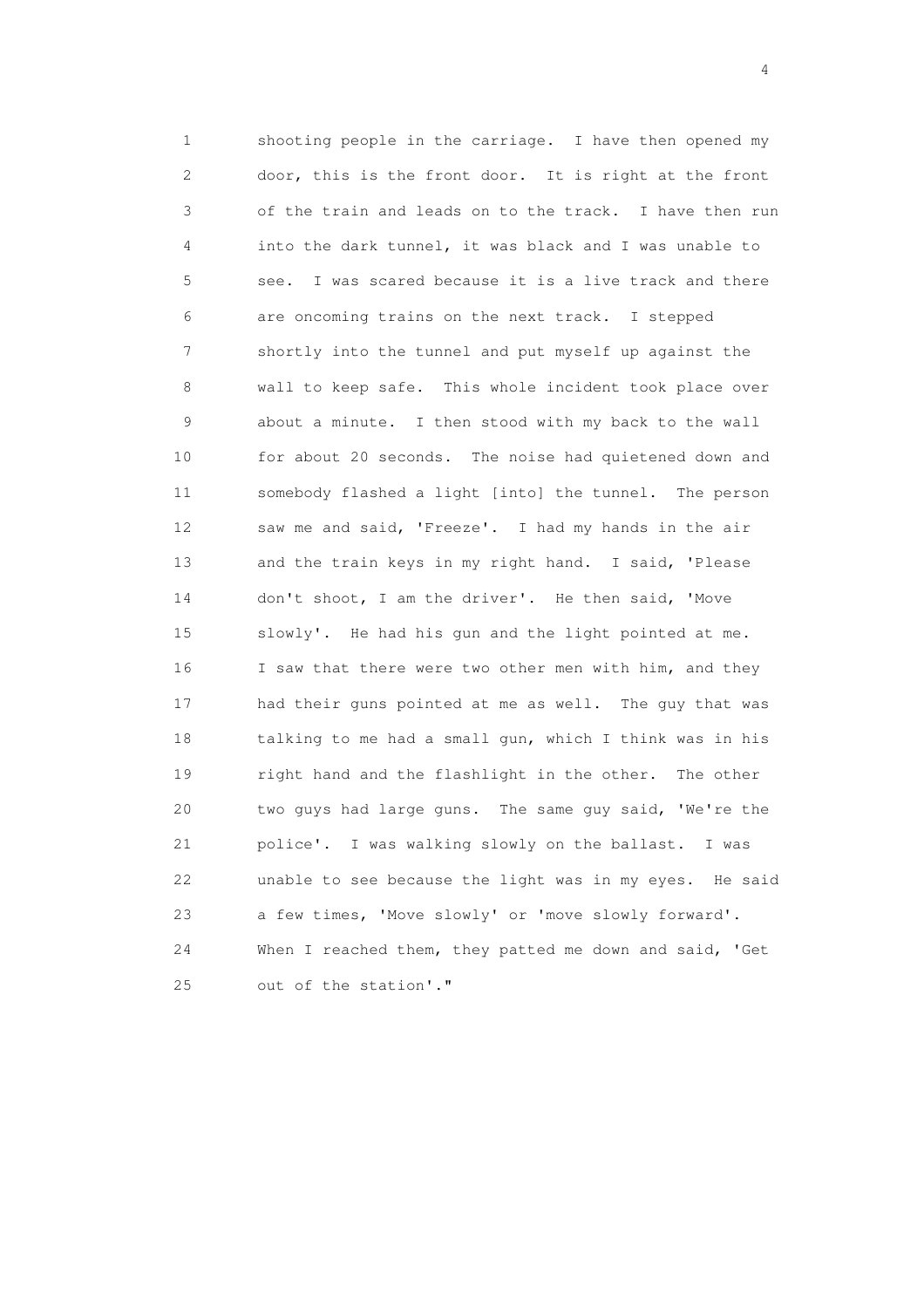shooting people in the carriage. I have then opened my door, this is the front door. It is right at the front of the train and leads on to the track. I have then run into the dark tunnel, it was black and I was unable to see. I was scared because it is a live track and there are oncoming trains on the next track. I stepped shortly into the tunnel and put myself up against the wall to keep safe. This whole incident took place over about a minute. I then stood with my back to the wall for about 20 seconds. The noise had quietened down and somebody flashed a light [into] the tunnel. The person saw me and said, 'Freeze'. I had my hands in the air and the train keys in my right hand. I said, 'Please don't shoot, I am the driver'. He then said, 'Move slowly'. He had his gun and the light pointed at me. I saw that there were two other men with him, and they had their guns pointed at me as well. The guy that was talking to me had a small gun, which I think was in his right hand and the flashlight in the other. The other two guys had large guns. The same guy said, 'We're the police'. I was walking slowly on the ballast. I was unable to see because the light was in my eyes. He said a few times, 'Move slowly' or 'move slowly forward'. When I reached them, they patted me down and said, 'Get out of the station'."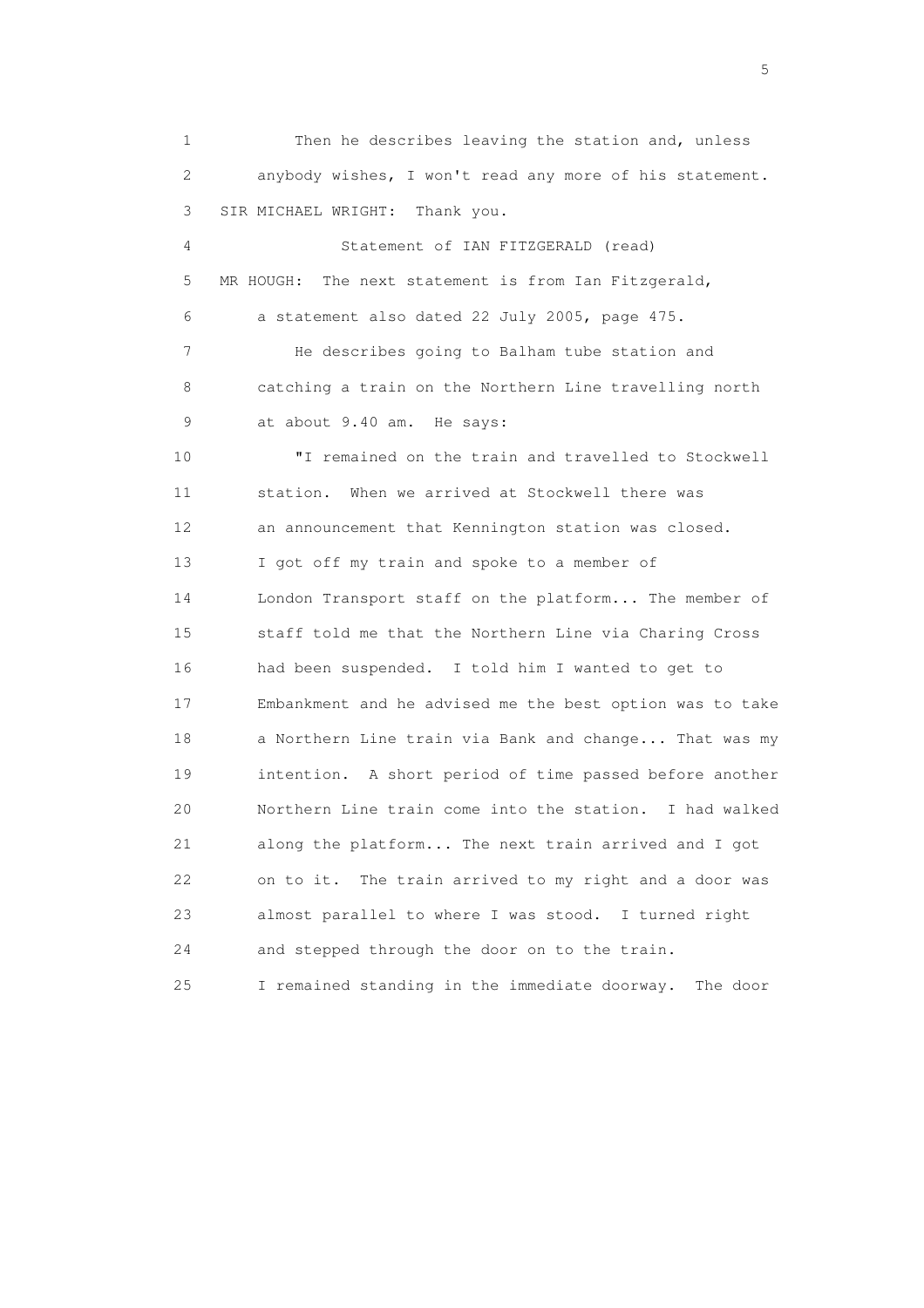Then he describes leaving the station and, unless anybody wishes, I won't read any more of his statement.

SIR MICHAEL WRIGHT: Thank you.

Statement of IAN FITZGERALD (read)

MR HOUGH: The next statement is from Ian Fitzgerald, a statement also dated 22 July 2005, page 475.

He describes going to Balham tube station and catching a train on the Northern Line travelling north at about 9.40 am. He says:

"I remained on the train and travelled to Stockwell station. When we arrived at Stockwell there was an announcement that Kennington station was closed. I got off my train and spoke to a member of London Transport staff on the platform... The member of staff told me that the Northern Line via Charing Cross had been suspended. I told him I wanted to get to Embankment and he advised me the best option was to take a Northern Line train via Bank and change... That was my intention. A short period of time passed before another Northern Line train come into the station. I had walked along the platform... The next train arrived and I got on to it. The train arrived to my right and a door was almost parallel to where I was stood. I turned right and stepped through the door on to the train. I remained standing in the immediate doorway. The door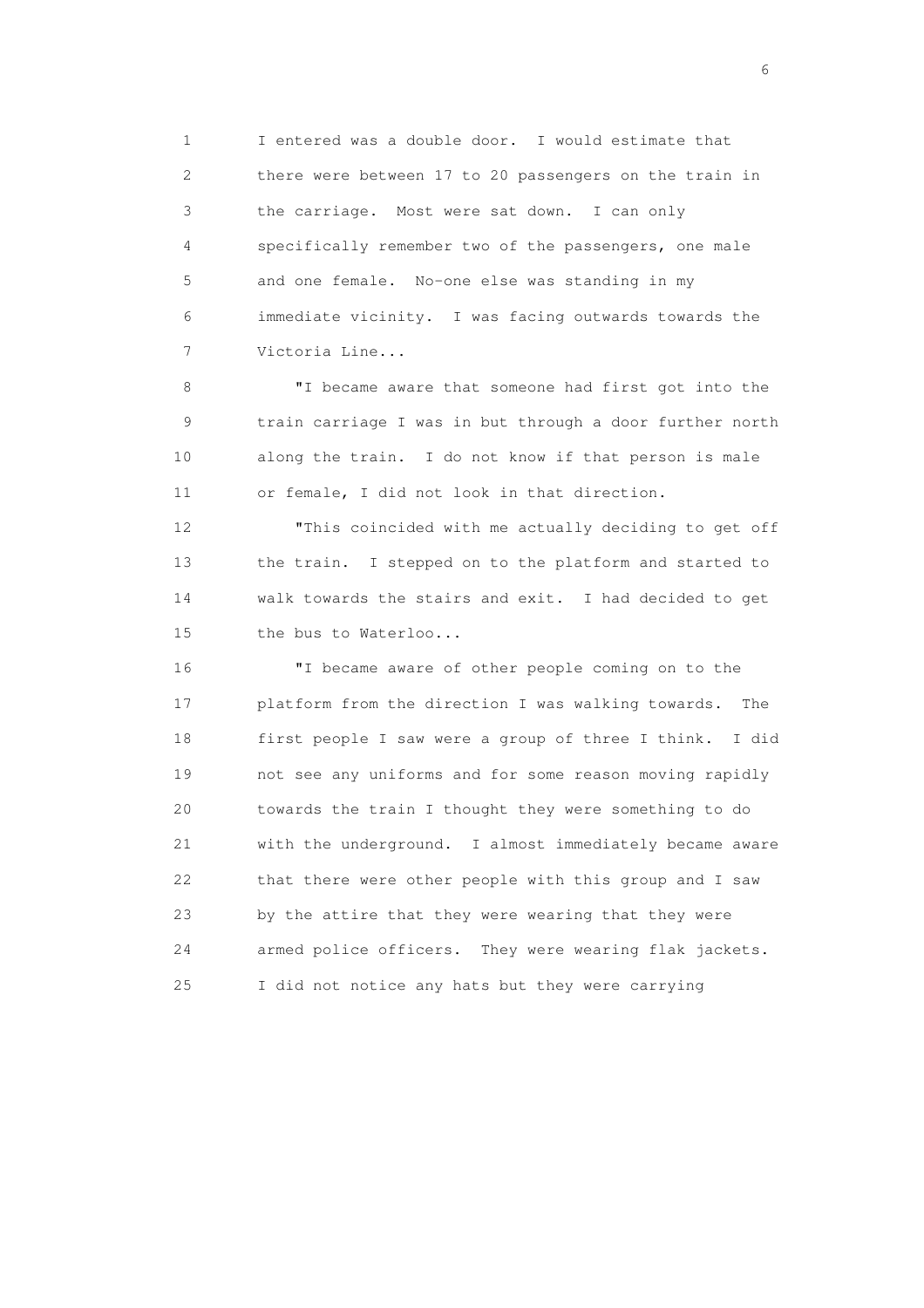I entered was a double door. I would estimate that there were between 17 to 20 passengers on the train in the carriage. Most were sat down. I can only specifically remember two of the passengers, one male and one female. No-one else was standing in my immediate vicinity. I was facing outwards towards the Victoria Line...

"I became aware that someone had first got into the train carriage I was in but through a door further north along the train. I do not know if that person is male or female, I did not look in that direction.

"This coincided with me actually deciding to get off the train. I stepped on to the platform and started to walk towards the stairs and exit. I had decided to get the bus to Waterloo...

"I became aware of other people coming on to the platform from the direction I was walking towards. The first people I saw were a group of three I think. I did not see any uniforms and for some reason moving rapidly towards the train I thought they were something to do with the underground. I almost immediately became aware that there were other people with this group and I saw by the attire that they were wearing that they were armed police officers. They were wearing flak jackets. I did not notice any hats but they were carrying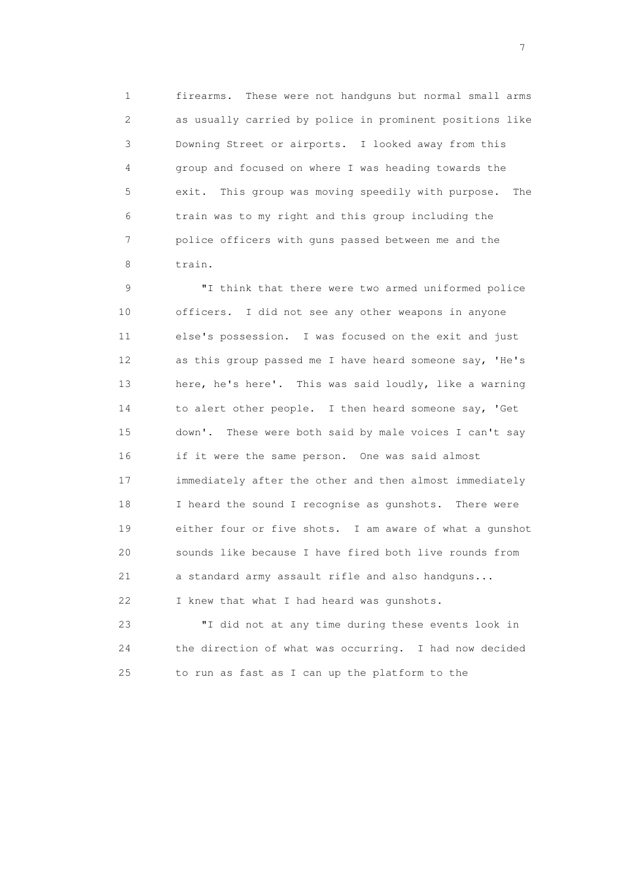firearms. These were not handguns but normal small arms as usually carried by police in prominent positions like Downing Street or airports. I looked away from this group and focused on where I was heading towards the exit. This group was moving speedily with purpose. The train was to my right and this group including the police officers with guns passed between me and the train.

"I think that there were two armed uniformed police officers. I did not see any other weapons in anyone else's possession. I was focused on the exit and just as this group passed me I have heard someone say, 'He's here, he's here'. This was said loudly, like a warning to alert other people. I then heard someone say, 'Get down'. These were both said by male voices I can't say if it were the same person. One was said almost immediately after the other and then almost immediately I heard the sound I recognise as gunshots. There were either four or five shots. I am aware of what a gunshot sounds like because I have fired both live rounds from a standard army assault rifle and also handguns... I knew that what I had heard was gunshots.

"I did not at any time during these events look in the direction of what was occurring. I had now decided to run as fast as I can up the platform to the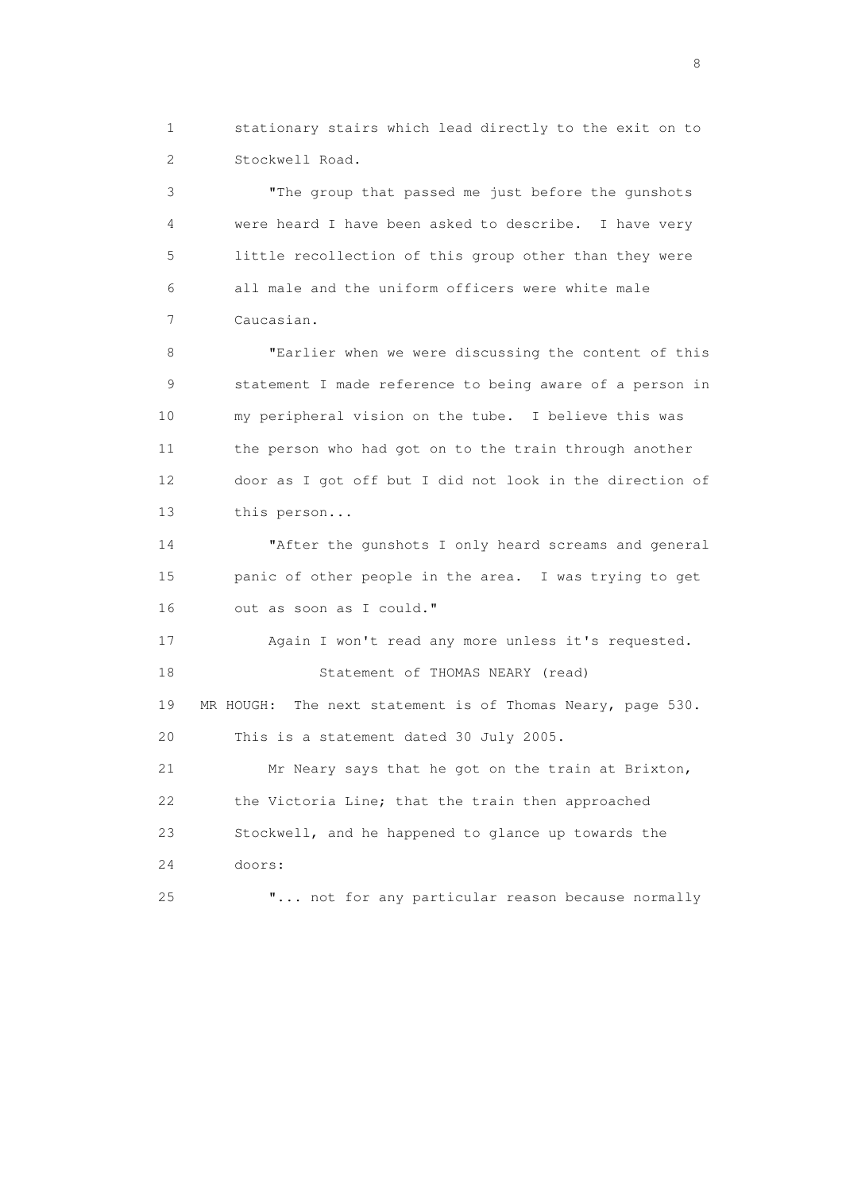stationary stairs which lead directly to the exit on to Stockwell Road.

"The group that passed me just before the gunshots were heard I have been asked to describe. I have very little recollection of this group other than they were all male and the uniform officers were white male Caucasian.

"Earlier when we were discussing the content of this statement I made reference to being aware of a person in my peripheral vision on the tube. I believe this was the person who had got on to the train through another door as I got off but I did not look in the direction of this person...

"After the gunshots I only heard screams and general panic of other people in the area. I was trying to get out as soon as I could."

Again I won't read any more unless it's requested.

Statement of THOMAS NEARY (read)

MR HOUGH: The next statement is of Thomas Neary, page 530. This is a statement dated 30 July 2005.

Mr Neary says that he got on the train at Brixton, the Victoria Line; that the train then approached Stockwell, and he happened to glance up towards the doors:

"... not for any particular reason because normally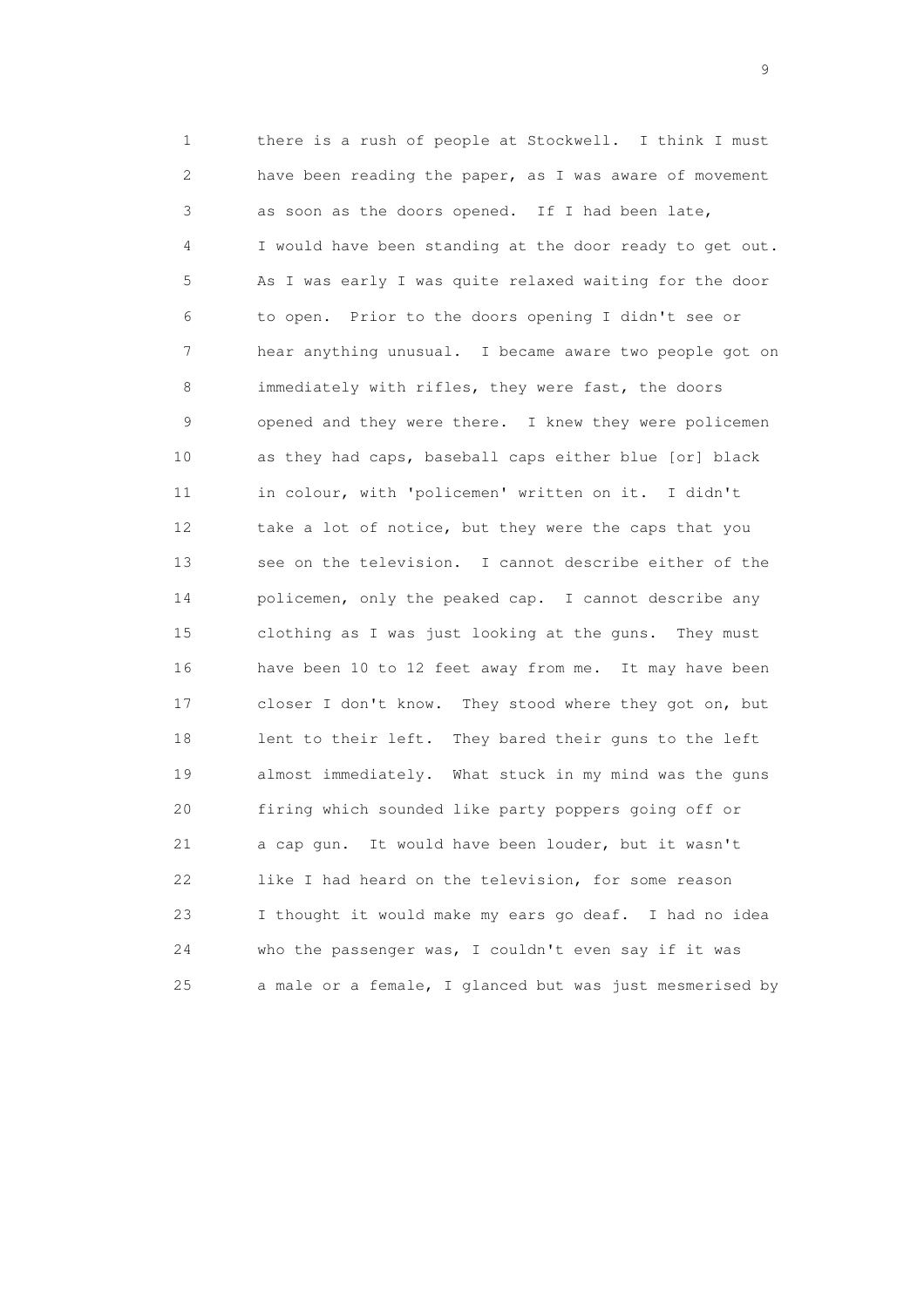1 there is a rush of people at Stockwell. I think I must
2 have been reading the paper, as I was aware of movement
3 as soon as the doors opened. If I had been late,
4 I would have been standing at the door ready to get out.
5 As I was early I was quite relaxed waiting for the door
6 to open. Prior to the doors opening I didn't see or
7 hear anything unusual. I became aware two people got on
8 immediately with rifles, they were fast, the doors
9 opened and they were there. I knew they were policemen
10 as they had caps, baseball caps either blue [or] black
11 in colour, with 'policemen' written on it. I didn't
12 take a lot of notice, but they were the caps that you
13 see on the television. I cannot describe either of the
14 policemen, only the peaked cap. I cannot describe any
15 clothing as I was just looking at the guns. They must
16 have been 10 to 12 feet away from me. It may have been
17 closer I don't know. They stood where they got on, but
18 lent to their left. They bared their guns to the left
19 almost immediately. What stuck in my mind was the guns
20 firing which sounded like party poppers going off or
21 a cap gun. It would have been louder, but it wasn't
22 like I had heard on the television, for some reason
23 I thought it would make my ears go deaf. I had no idea
24 who the passenger was, I couldn't even say if it was
25 a male or a female, I glanced but was just mesmerised by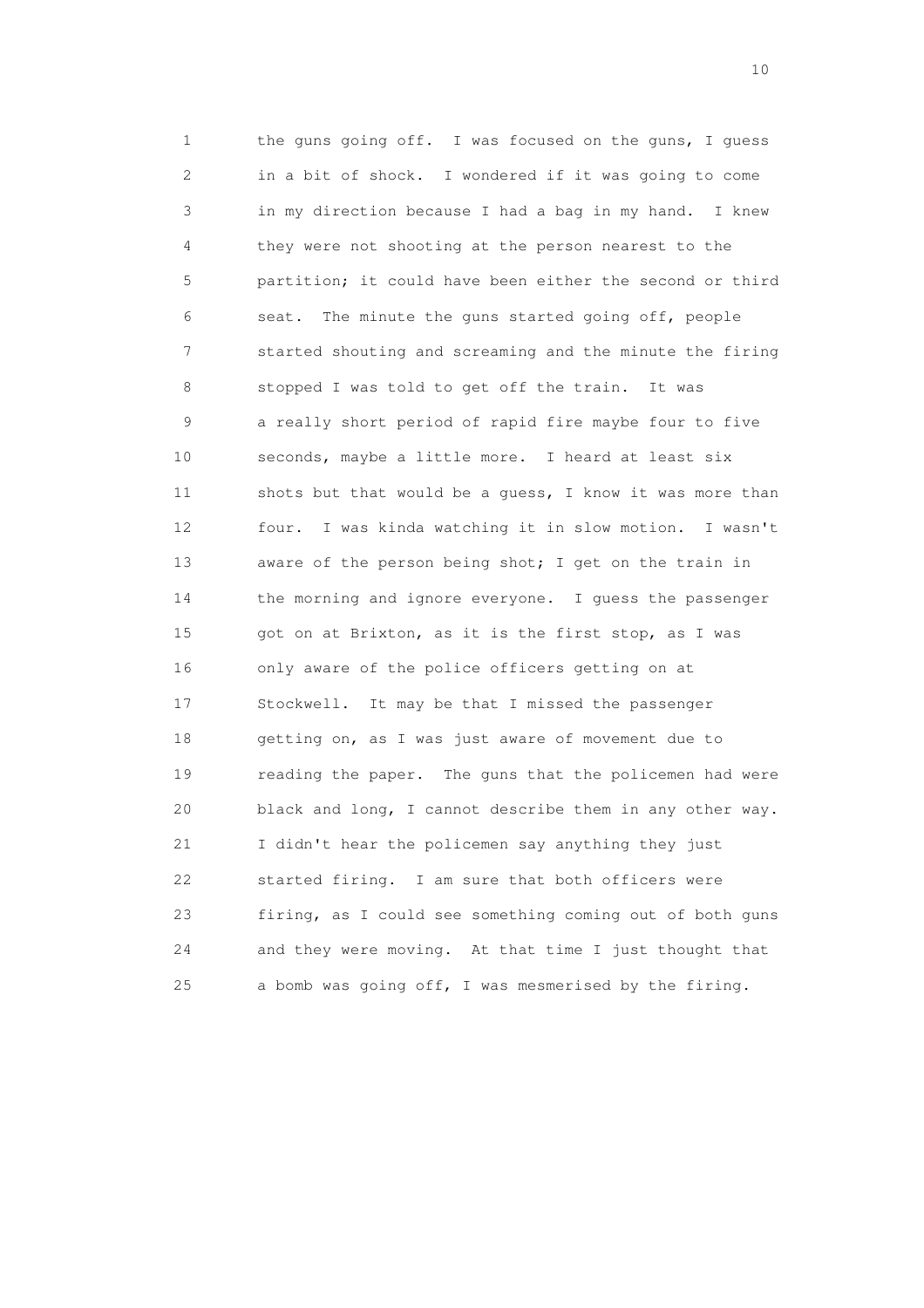the guns going off. I was focused on the guns, I guess in a bit of shock. I wondered if it was going to come in my direction because I had a bag in my hand. I knew they were not shooting at the person nearest to the partition; it could have been either the second or third seat. The minute the guns started going off, people started shouting and screaming and the minute the firing stopped I was told to get off the train. It was a really short period of rapid fire maybe four to five seconds, maybe a little more. I heard at least six shots but that would be a guess, I know it was more than four. I was kinda watching it in slow motion. I wasn't aware of the person being shot; I get on the train in the morning and ignore everyone. I guess the passenger got on at Brixton, as it is the first stop, as I was only aware of the police officers getting on at Stockwell. It may be that I missed the passenger getting on, as I was just aware of movement due to reading the paper. The guns that the policemen had were black and long, I cannot describe them in any other way. I didn't hear the policemen say anything they just started firing. I am sure that both officers were firing, as I could see something coming out of both guns and they were moving. At that time I just thought that a bomb was going off, I was mesmerised by the firing.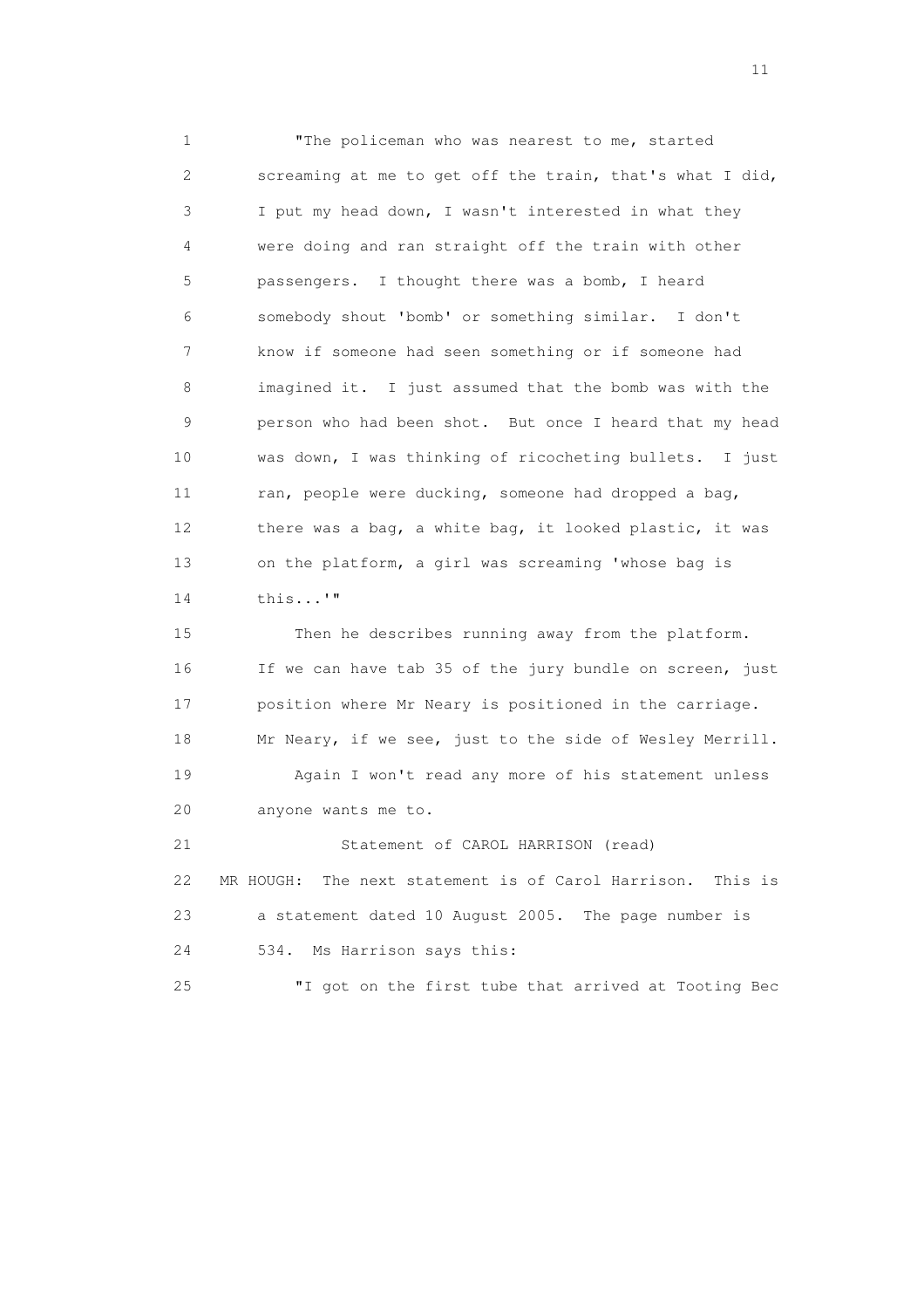"The policeman who was nearest to me, started screaming at me to get off the train, that's what I did, I put my head down, I wasn't interested in what they were doing and ran straight off the train with other passengers. I thought there was a bomb, I heard somebody shout 'bomb' or something similar. I don't know if someone had seen something or if someone had imagined it. I just assumed that the bomb was with the person who had been shot. But once I heard that my head was down, I was thinking of ricocheting bullets. I just ran, people were ducking, someone had dropped a bag, there was a bag, a white bag, it looked plastic, it was on the platform, a girl was screaming 'whose bag is this...'"

Then he describes running away from the platform. If we can have tab 35 of the jury bundle on screen, just position where Mr Neary is positioned in the carriage. Mr Neary, if we see, just to the side of Wesley Merrill.

Again I won't read any more of his statement unless anyone wants me to.

Statement of CAROL HARRISON (read)

MR HOUGH: The next statement is of Carol Harrison. This is a statement dated 10 August 2005. The page number is 534. Ms Harrison says this:

"I got on the first tube that arrived at Tooting Bec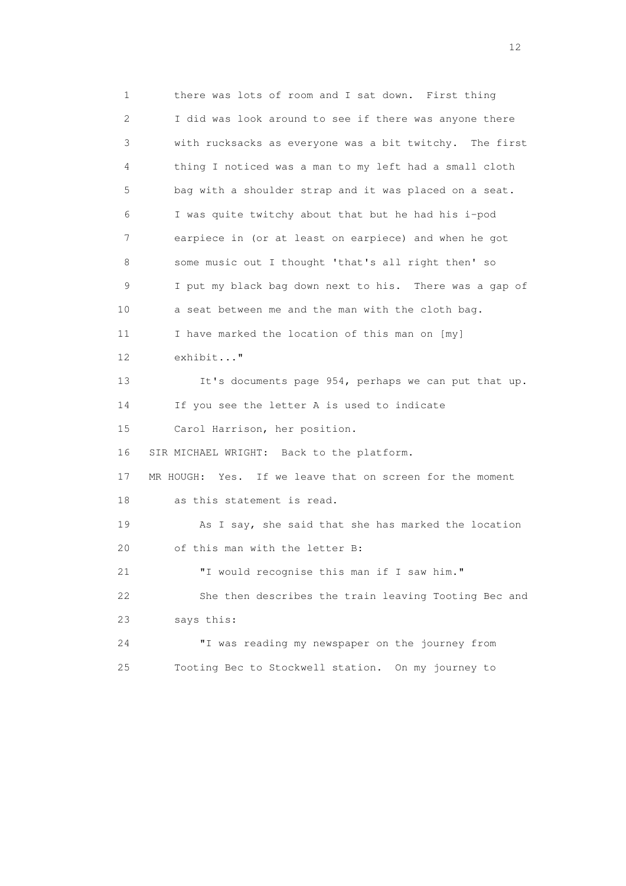1 there was lots of room and I sat down. First thing
2 I did was look around to see if there was anyone there
3 with rucksacks as everyone was a bit twitchy. The first
4 thing I noticed was a man to my left had a small cloth
5 bag with a shoulder strap and it was placed on a seat.
6 I was quite twitchy about that but he had his i-pod
7 earpiece in (or at least on earpiece) and when he got
8 some music out I thought 'that's all right then' so
9 I put my black bag down next to his. There was a gap of
10 a seat between me and the man with the cloth bag.
11 I have marked the location of this man on [my]
12 exhibit..."
13 It's documents page 954, perhaps we can put that up.
14 If you see the letter A is used to indicate
15 Carol Harrison, her position.
16 SIR MICHAEL WRIGHT: Back to the platform.
17 MR HOUGH: Yes. If we leave that on screen for the moment
18 as this statement is read.
19 As I say, she said that she has marked the location
20 of this man with the letter B:
21 "I would recognise this man if I saw him."
22 She then describes the train leaving Tooting Bec and
23 says this:
24 "I was reading my newspaper on the journey from
25 Tooting Bec to Stockwell station. On my journey to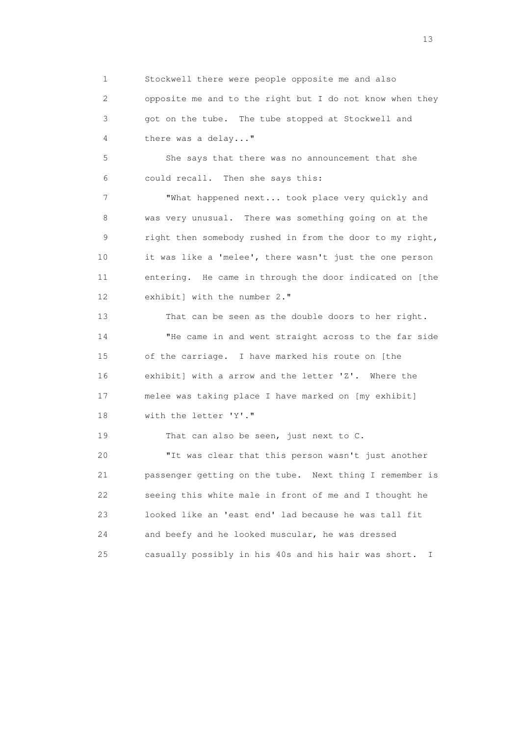Stockwell there were people opposite me and also opposite me and to the right but I do not know when they got on the tube. The tube stopped at Stockwell and there was a delay..."

She says that there was no announcement that she could recall. Then she says this:

"What happened next... took place very quickly and was very unusual. There was something going on at the right then somebody rushed in from the door to my right, it was like a 'melee', there wasn't just the one person entering. He came in through the door indicated on [the exhibit] with the number 2."

That can be seen as the double doors to her right.

"He came in and went straight across to the far side of the carriage. I have marked his route on [the exhibit] with a arrow and the letter 'Z'. Where the melee was taking place I have marked on [my exhibit] with the letter 'Y'."

That can also be seen, just next to C.

"It was clear that this person wasn't just another passenger getting on the tube. Next thing I remember is seeing this white male in front of me and I thought he looked like an 'east end' lad because he was tall fit and beefy and he looked muscular, he was dressed casually possibly in his 40s and his hair was short. I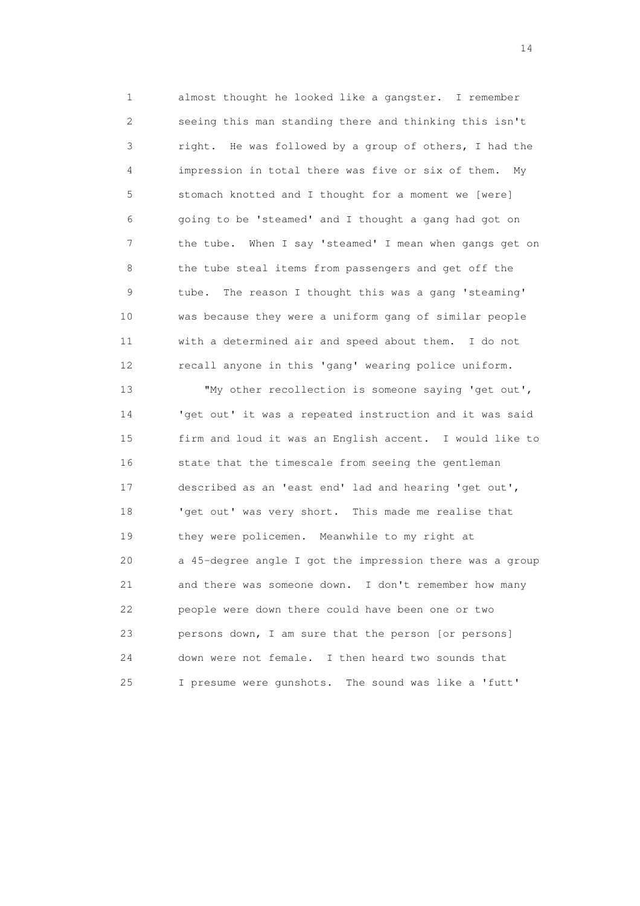almost thought he looked like a gangster. I remember seeing this man standing there and thinking this isn't right. He was followed by a group of others, I had the impression in total there was five or six of them. My stomach knotted and I thought for a moment we [were] going to be 'steamed' and I thought a gang had got on the tube. When I say 'steamed' I mean when gangs get on the tube steal items from passengers and get off the tube. The reason I thought this was a gang 'steaming' was because they were a uniform gang of similar people with a determined air and speed about them. I do not recall anyone in this 'gang' wearing police uniform.

"My other recollection is someone saying 'get out', 'get out' it was a repeated instruction and it was said firm and loud it was an English accent. I would like to state that the timescale from seeing the gentleman described as an 'east end' lad and hearing 'get out', 'get out' was very short. This made me realise that they were policemen. Meanwhile to my right at a 45-degree angle I got the impression there was a group and there was someone down. I don't remember how many people were down there could have been one or two persons down, I am sure that the person [or persons] down were not female. I then heard two sounds that I presume were gunshots. The sound was like a 'futt'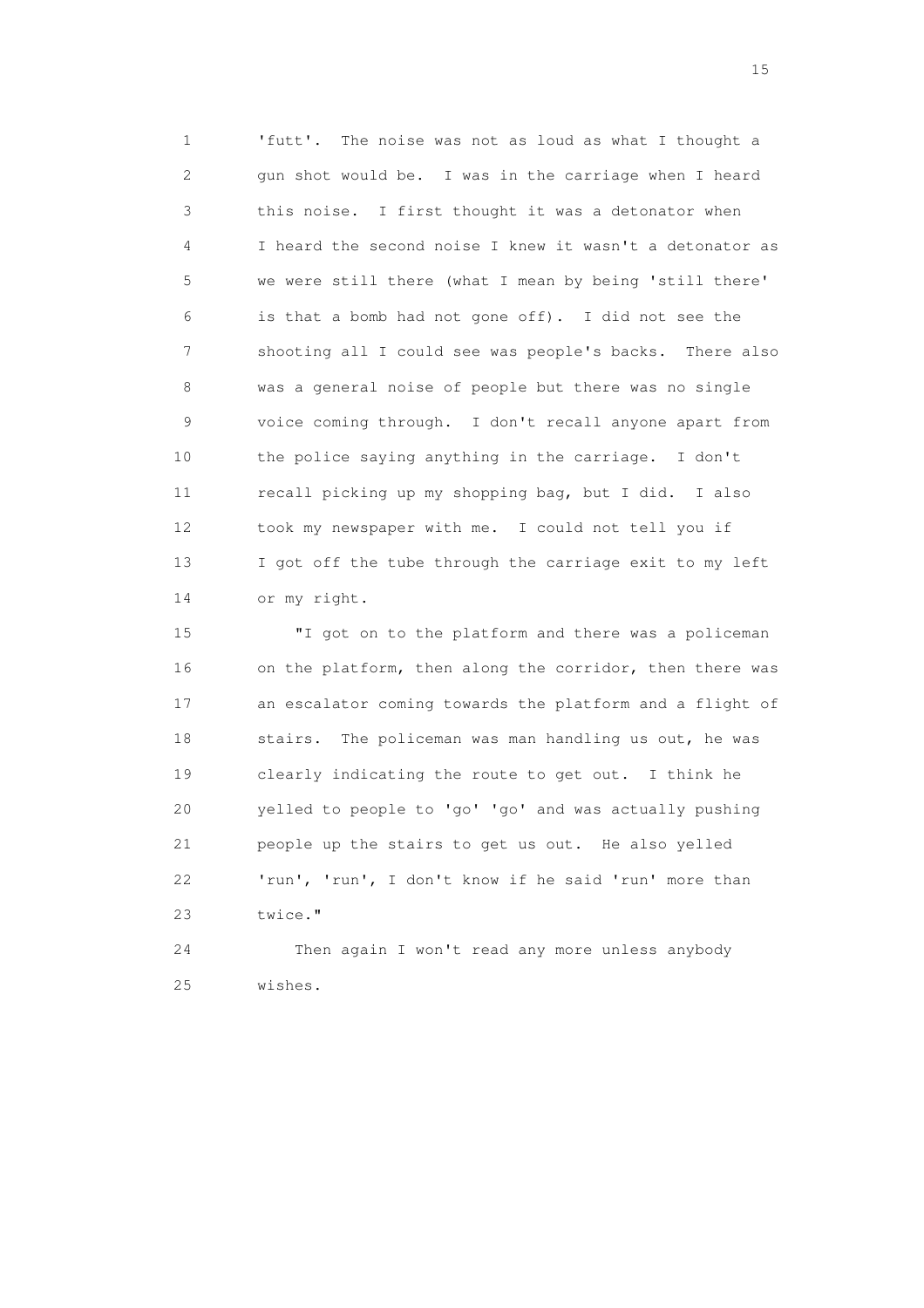'futt'. The noise was not as loud as what I thought a gun shot would be. I was in the carriage when I heard this noise. I first thought it was a detonator when I heard the second noise I knew it wasn't a detonator as we were still there (what I mean by being 'still there' is that a bomb had not gone off). I did not see the shooting all I could see was people's backs. There also was a general noise of people but there was no single voice coming through. I don't recall anyone apart from the police saying anything in the carriage. I don't recall picking up my shopping bag, but I did. I also took my newspaper with me. I could not tell you if I got off the tube through the carriage exit to my left or my right.

"I got on to the platform and there was a policeman on the platform, then along the corridor, then there was an escalator coming towards the platform and a flight of stairs. The policeman was man handling us out, he was clearly indicating the route to get out. I think he yelled to people to 'go' 'go' and was actually pushing people up the stairs to get us out. He also yelled 'run', 'run', I don't know if he said 'run' more than twice."

Then again I won't read any more unless anybody wishes.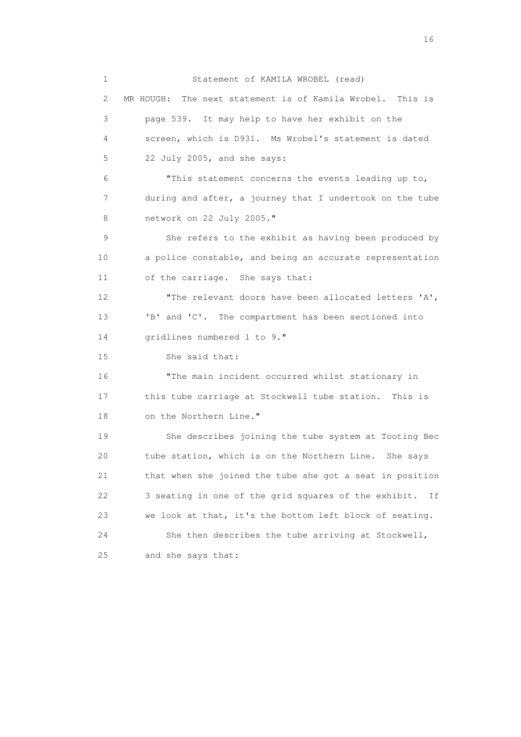Statement of KAMILA WROBEL (read)

MR HOUGH: The next statement is of Kamila Wrobel. This is page 539. It may help to have her exhibit on the screen, which is D931. Ms Wrobel's statement is dated 22 July 2005, and she says:

"This statement concerns the events leading up to, during and after, a journey that I undertook on the tube network on 22 July 2005."

She refers to the exhibit as having been produced by a police constable, and being an accurate representation of the carriage. She says that:

"The relevant doors have been allocated letters 'A', 'B' and 'C'. The compartment has been sectioned into gridlines numbered 1 to 9."

She said that:

"The main incident occurred whilst stationary in this tube carriage at Stockwell tube station. This is on the Northern Line."

She describes joining the tube system at Tooting Bec tube station, which is on the Northern Line. She says that when she joined the tube she got a seat in position 3 seating in one of the grid squares of the exhibit. If we look at that, it's the bottom left block of seating.

She then describes the tube arriving at Stockwell, and she says that: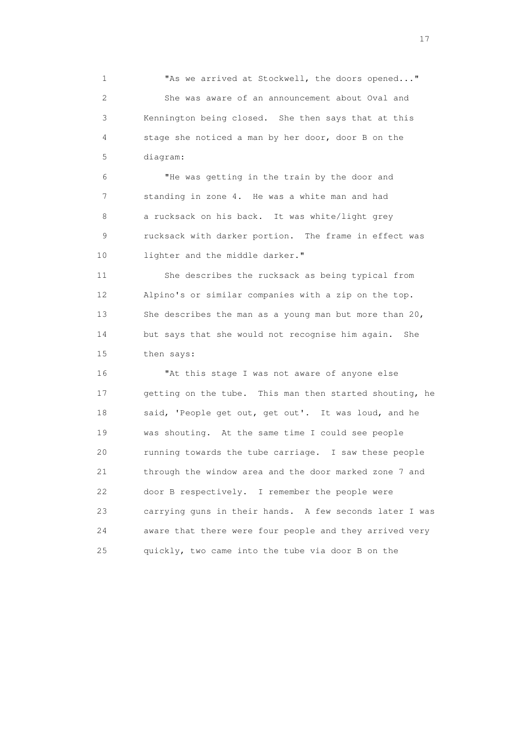"As we arrived at Stockwell, the doors opened..."

She was aware of an announcement about Oval and Kennington being closed. She then says that at this stage she noticed a man by her door, door B on the diagram:

"He was getting in the train by the door and standing in zone 4. He was a white man and had a rucksack on his back. It was white/light grey rucksack with darker portion. The frame in effect was lighter and the middle darker."

She describes the rucksack as being typical from Alpino's or similar companies with a zip on the top. She describes the man as a young man but more than 20, but says that she would not recognise him again. She then says:

"At this stage I was not aware of anyone else getting on the tube. This man then started shouting, he said, 'People get out, get out'. It was loud, and he was shouting. At the same time I could see people running towards the tube carriage. I saw these people through the window area and the door marked zone 7 and door B respectively. I remember the people were carrying guns in their hands. A few seconds later I was aware that there were four people and they arrived very quickly, two came into the tube via door B on the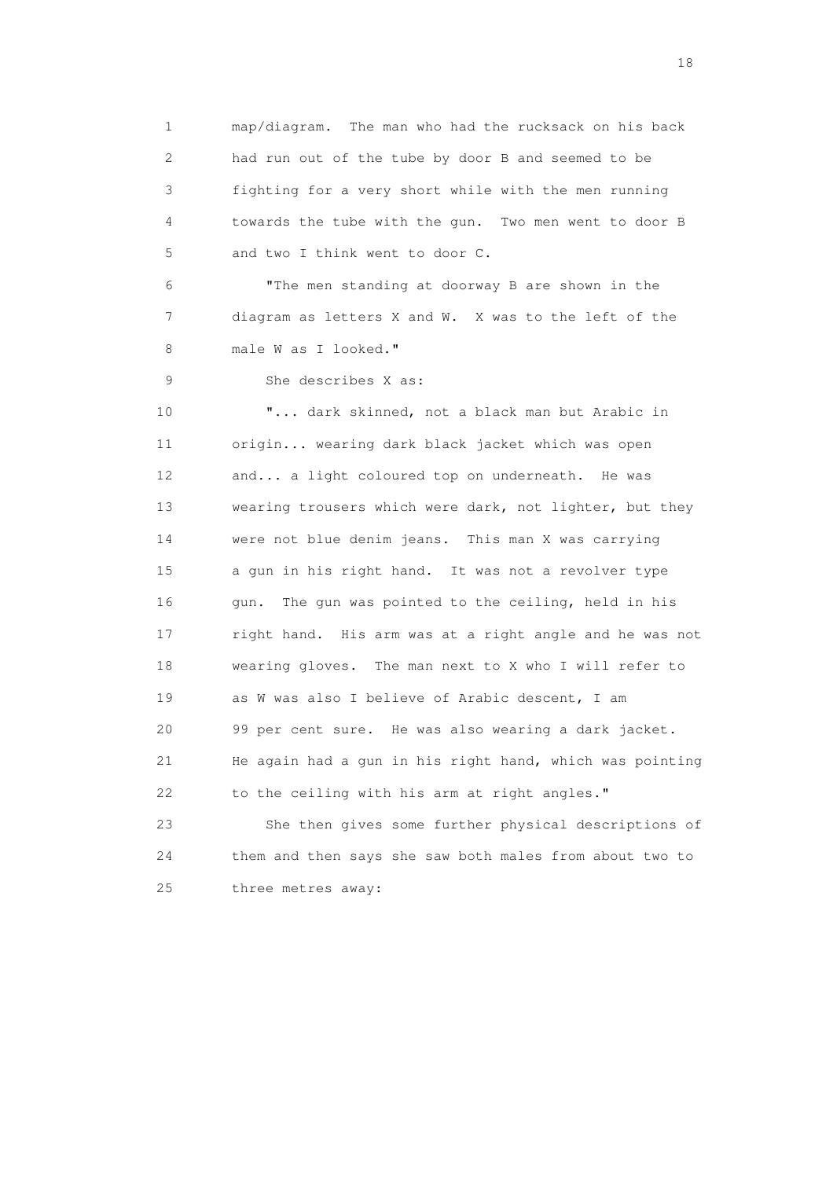map/diagram. The man who had the rucksack on his back had run out of the tube by door B and seemed to be fighting for a very short while with the men running towards the tube with the gun. Two men went to door B and two I think went to door C.

"The men standing at doorway B are shown in the diagram as letters X and W. X was to the left of the male W as I looked."

She describes X as:

"... dark skinned, not a black man but Arabic in origin... wearing dark black jacket which was open and... a light coloured top on underneath. He was wearing trousers which were dark, not lighter, but they were not blue denim jeans. This man X was carrying a gun in his right hand. It was not a revolver type gun. The gun was pointed to the ceiling, held in his right hand. His arm was at a right angle and he was not wearing gloves. The man next to X who I will refer to as W was also I believe of Arabic descent, I am 99 per cent sure. He was also wearing a dark jacket. He again had a gun in his right hand, which was pointing to the ceiling with his arm at right angles."

She then gives some further physical descriptions of them and then says she saw both males from about two to three metres away: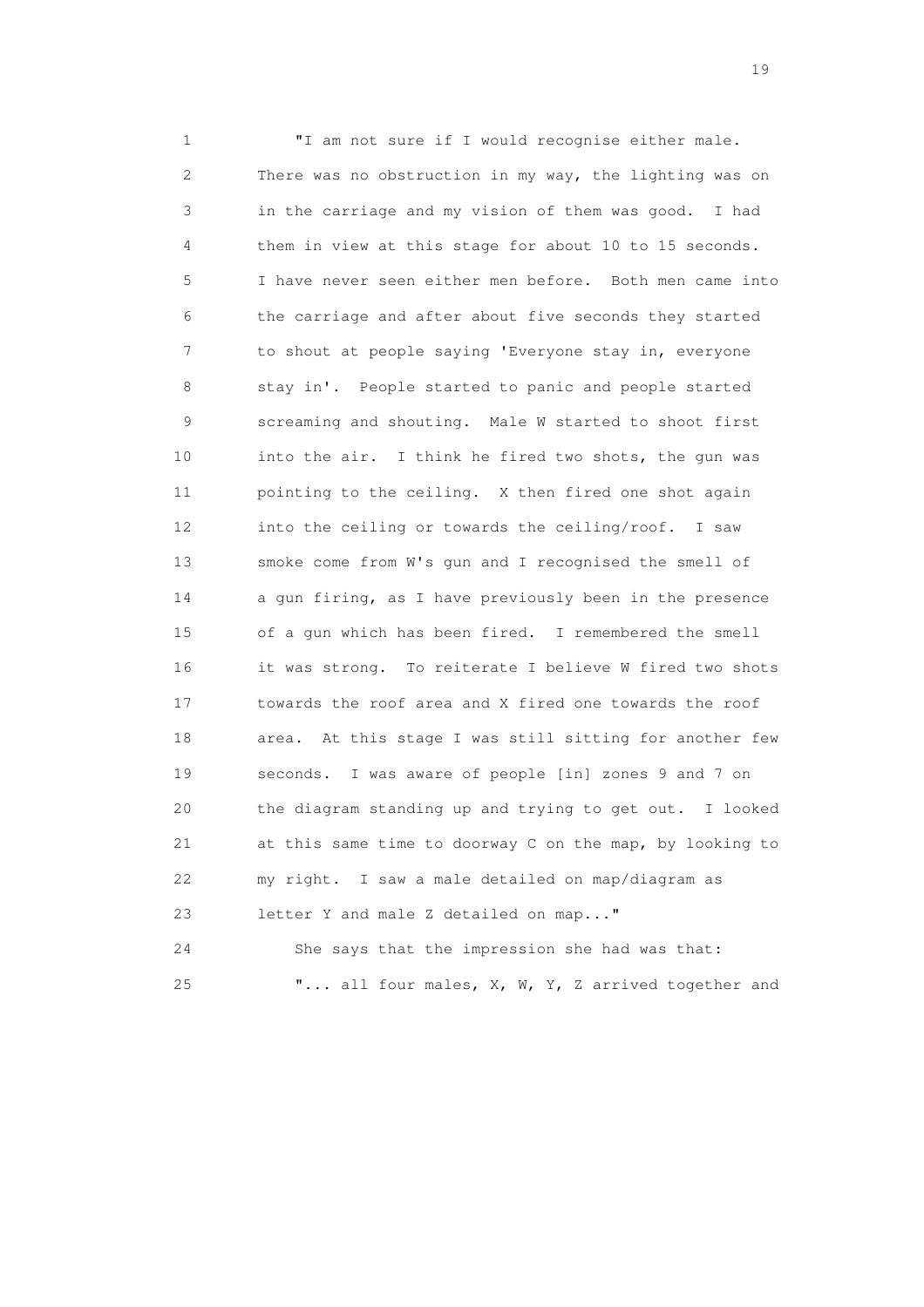"I am not sure if I would recognise either male. There was no obstruction in my way, the lighting was on in the carriage and my vision of them was good. I had them in view at this stage for about 10 to 15 seconds. I have never seen either men before. Both men came into the carriage and after about five seconds they started to shout at people saying 'Everyone stay in, everyone stay in'. People started to panic and people started screaming and shouting. Male W started to shoot first into the air. I think he fired two shots, the gun was pointing to the ceiling. X then fired one shot again into the ceiling or towards the ceiling/roof. I saw smoke come from W's gun and I recognised the smell of a gun firing, as I have previously been in the presence of a gun which has been fired. I remembered the smell it was strong. To reiterate I believe W fired two shots towards the roof area and X fired one towards the roof area. At this stage I was still sitting for another few seconds. I was aware of people [in] zones 9 and 7 on the diagram standing up and trying to get out. I looked at this same time to doorway C on the map, by looking to my right. I saw a male detailed on map/diagram as letter Y and male Z detailed on map..."

She says that the impression she had was that:

"... all four males, X, W, Y, Z arrived together and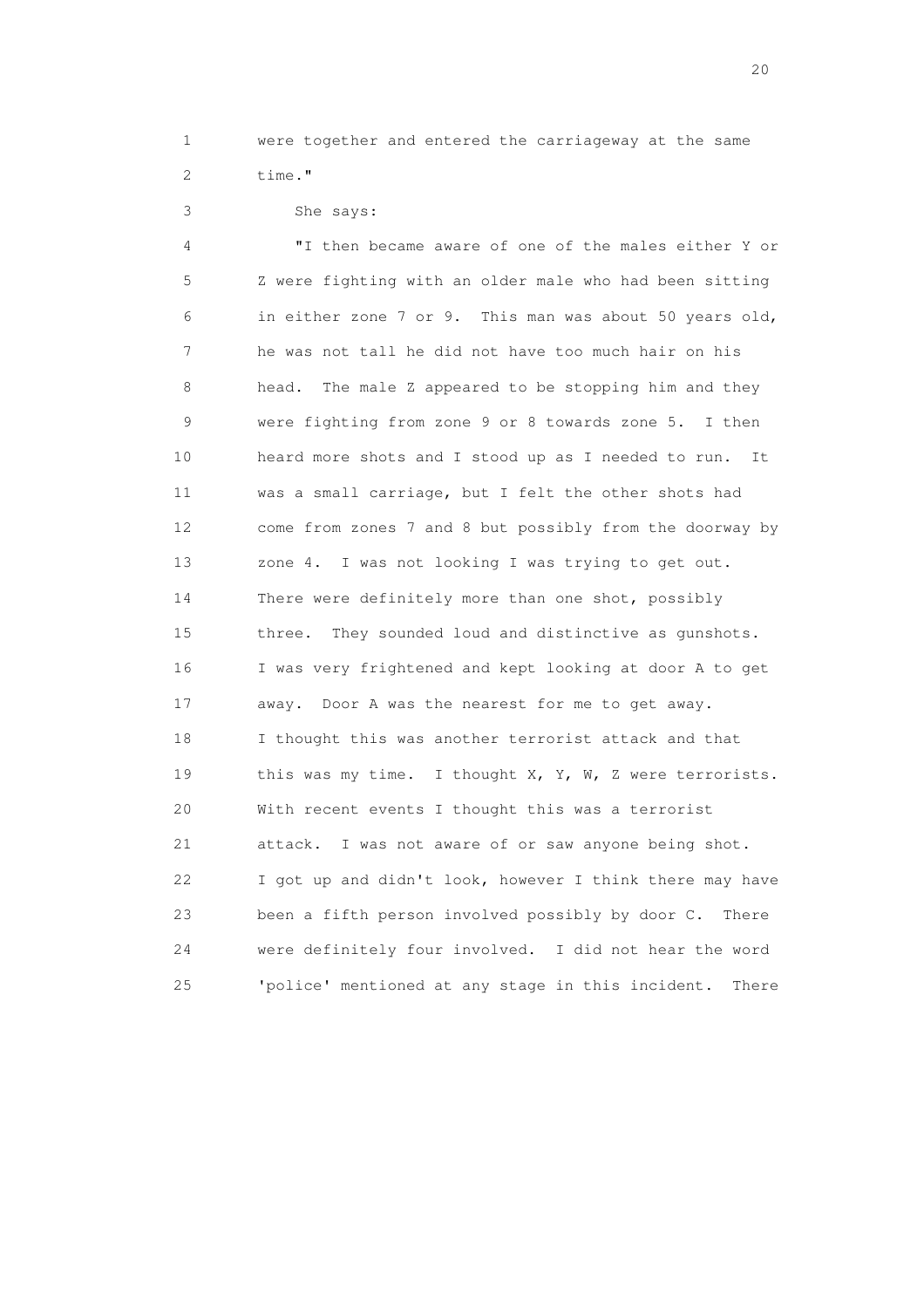were together and entered the carriageway at the same time."

She says:

"I then became aware of one of the males either Y or Z were fighting with an older male who had been sitting in either zone 7 or 9. This man was about 50 years old, he was not tall he did not have too much hair on his head. The male Z appeared to be stopping him and they were fighting from zone 9 or 8 towards zone 5. I then heard more shots and I stood up as I needed to run. It was a small carriage, but I felt the other shots had come from zones 7 and 8 but possibly from the doorway by zone 4. I was not looking I was trying to get out. There were definitely more than one shot, possibly three. They sounded loud and distinctive as gunshots. I was very frightened and kept looking at door A to get away. Door A was the nearest for me to get away. I thought this was another terrorist attack and that this was my time. I thought X, Y, W, Z were terrorists. With recent events I thought this was a terrorist attack. I was not aware of or saw anyone being shot. I got up and didn't look, however I think there may have been a fifth person involved possibly by door C. There were definitely four involved. I did not hear the word 'police' mentioned at any stage in this incident. There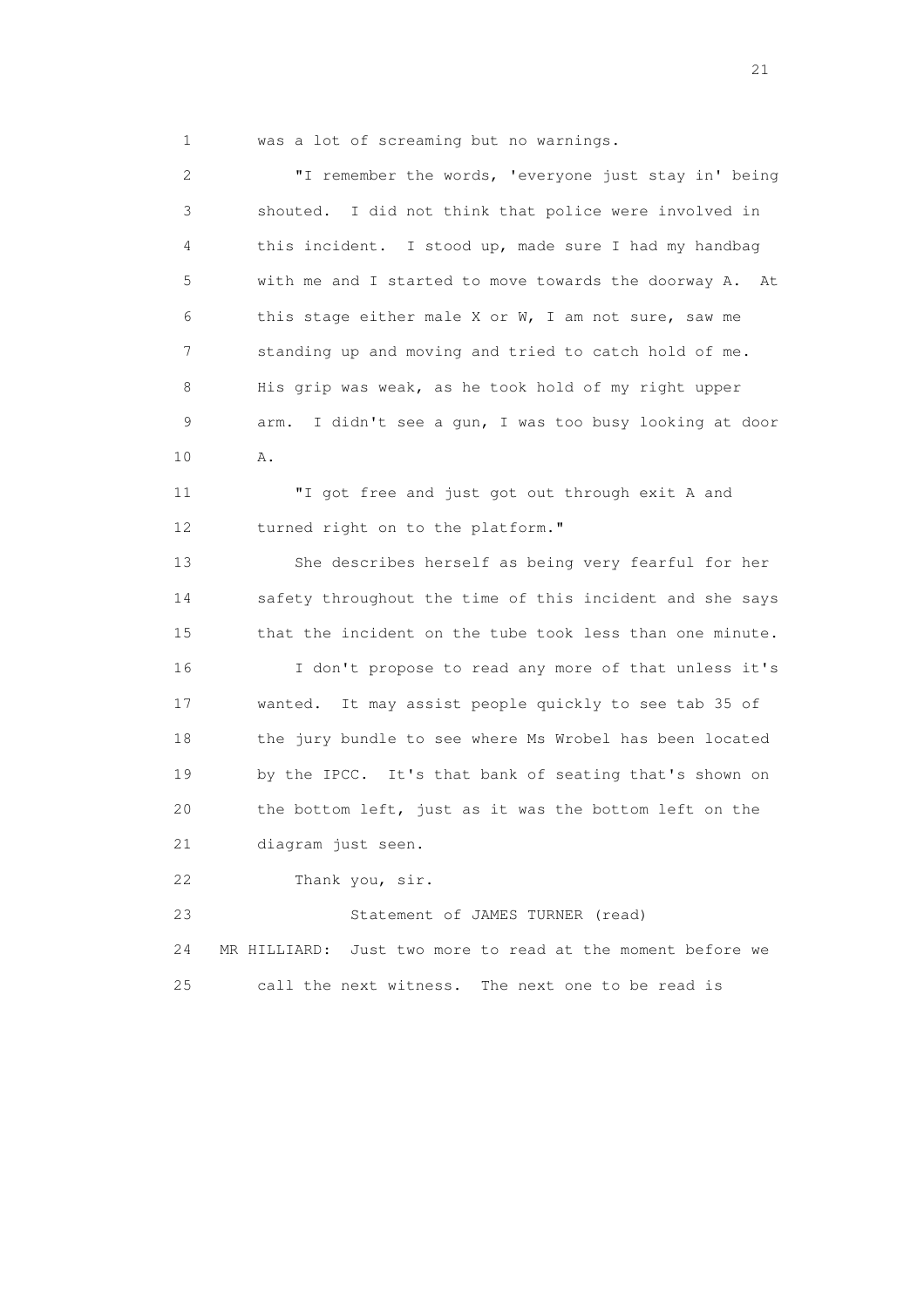1 was a lot of screaming but no warnings.

2 "I remember the words, 'everyone just stay in' being
3 shouted. I did not think that police were involved in
4 this incident. I stood up, made sure I had my handbag
5 with me and I started to move towards the doorway A. At
6 this stage either male X or W, I am not sure, saw me
7 standing up and moving and tried to catch hold of me.
8 His grip was weak, as he took hold of my right upper
9 arm. I didn't see a gun, I was too busy looking at door
10 A.

11 "I got free and just got out through exit A and
12 turned right on to the platform."

13 She describes herself as being very fearful for her
14 safety throughout the time of this incident and she says
15 that the incident on the tube took less than one minute.

16 I don't propose to read any more of that unless it's
17 wanted. It may assist people quickly to see tab 35 of
18 the jury bundle to see where Ms Wrobel has been located
19 by the IPCC. It's that bank of seating that's shown on
20 the bottom left, just as it was the bottom left on the
21 diagram just seen.

22 Thank you, sir.

23 Statement of JAMES TURNER (read)

24 MR HILLIARD: Just two more to read at the moment before we
25 call the next witness. The next one to be read is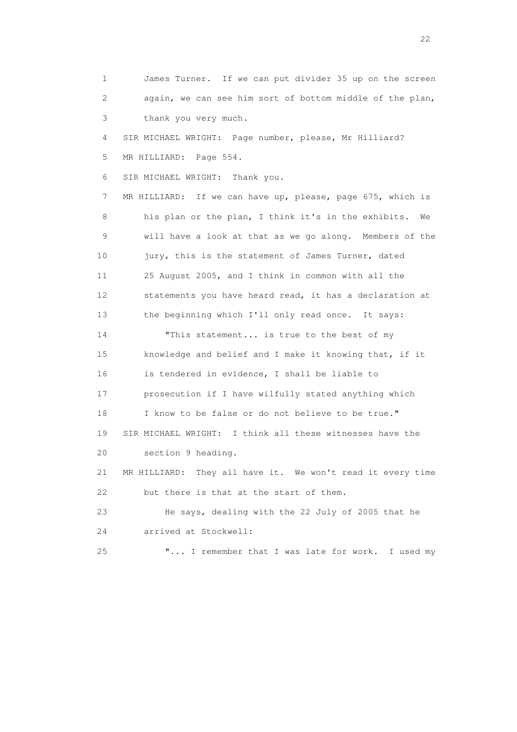James Turner. If we can put divider 35 up on the screen again, we can see him sort of bottom middle of the plan, thank you very much.

SIR MICHAEL WRIGHT: Page number, please, Mr Hilliard?

MR HILLIARD: Page 554.

SIR MICHAEL WRIGHT: Thank you.

MR HILLIARD: If we can have up, please, page 675, which is his plan or the plan, I think it's in the exhibits. We will have a look at that as we go along. Members of the jury, this is the statement of James Turner, dated 25 August 2005, and I think in common with all the statements you have heard read, it has a declaration at the beginning which I'll only read once. It says:

"This statement... is true to the best of my knowledge and belief and I make it knowing that, if it is tendered in evidence, I shall be liable to prosecution if I have wilfully stated anything which I know to be false or do not believe to be true."

SIR MICHAEL WRIGHT: I think all these witnesses have the section 9 heading.

MR HILLIARD: They all have it. We won't read it every time but there is that at the start of them.

He says, dealing with the 22 July of 2005 that he arrived at Stockwell:

"... I remember that I was late for work. I used my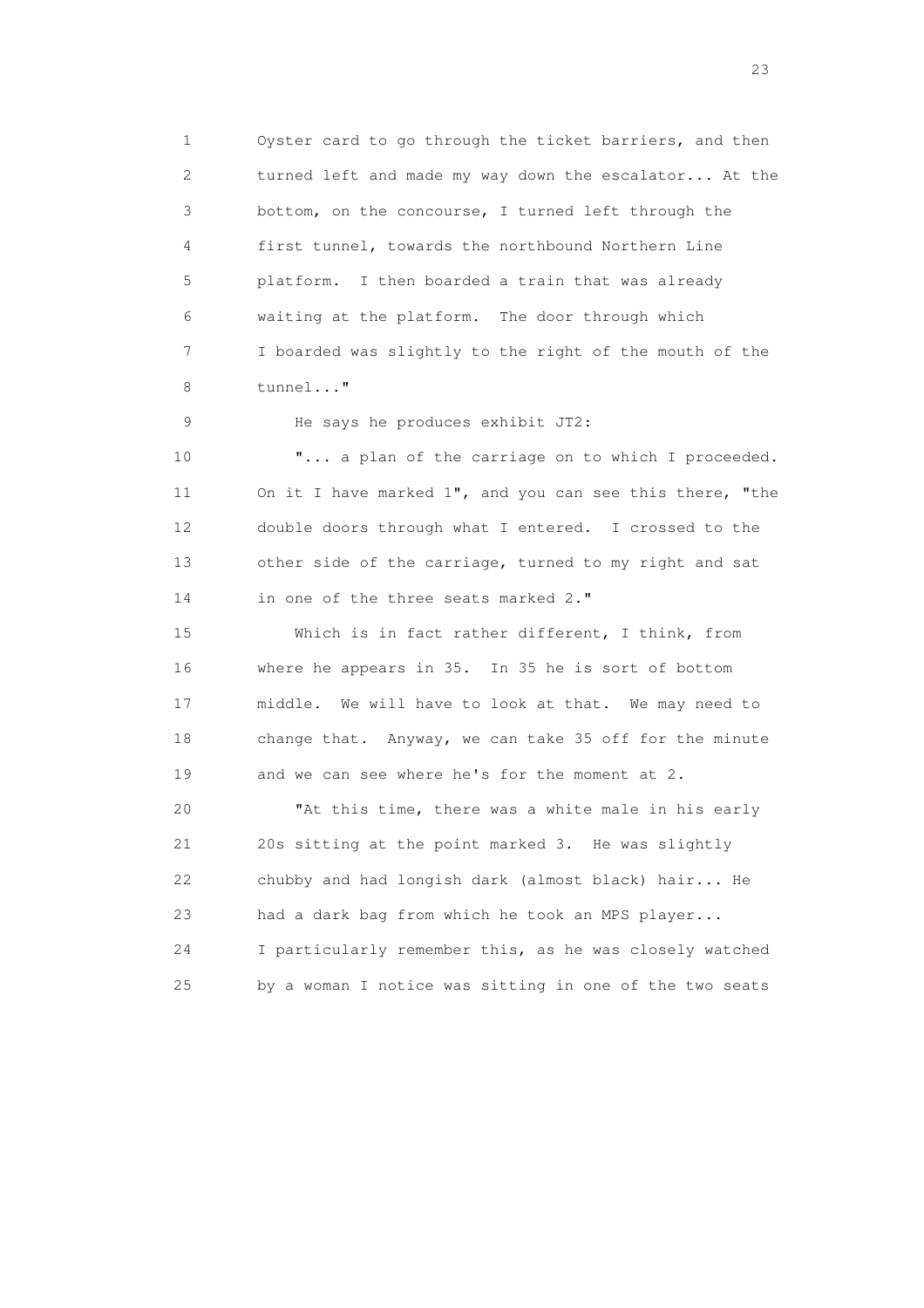Oyster card to go through the ticket barriers, and then turned left and made my way down the escalator... At the bottom, on the concourse, I turned left through the first tunnel, towards the northbound Northern Line platform. I then boarded a train that was already waiting at the platform. The door through which I boarded was slightly to the right of the mouth of the tunnel..."

He says he produces exhibit JT2:

"... a plan of the carriage on to which I proceeded. On it I have marked 1", and you can see this there, "the double doors through what I entered. I crossed to the other side of the carriage, turned to my right and sat in one of the three seats marked 2."

Which is in fact rather different, I think, from where he appears in 35. In 35 he is sort of bottom middle. We will have to look at that. We may need to change that. Anyway, we can take 35 off for the minute and we can see where he's for the moment at 2.

"At this time, there was a white male in his early 20s sitting at the point marked 3. He was slightly chubby and had longish dark (almost black) hair... He had a dark bag from which he took an MPS player... I particularly remember this, as he was closely watched by a woman I notice was sitting in one of the two seats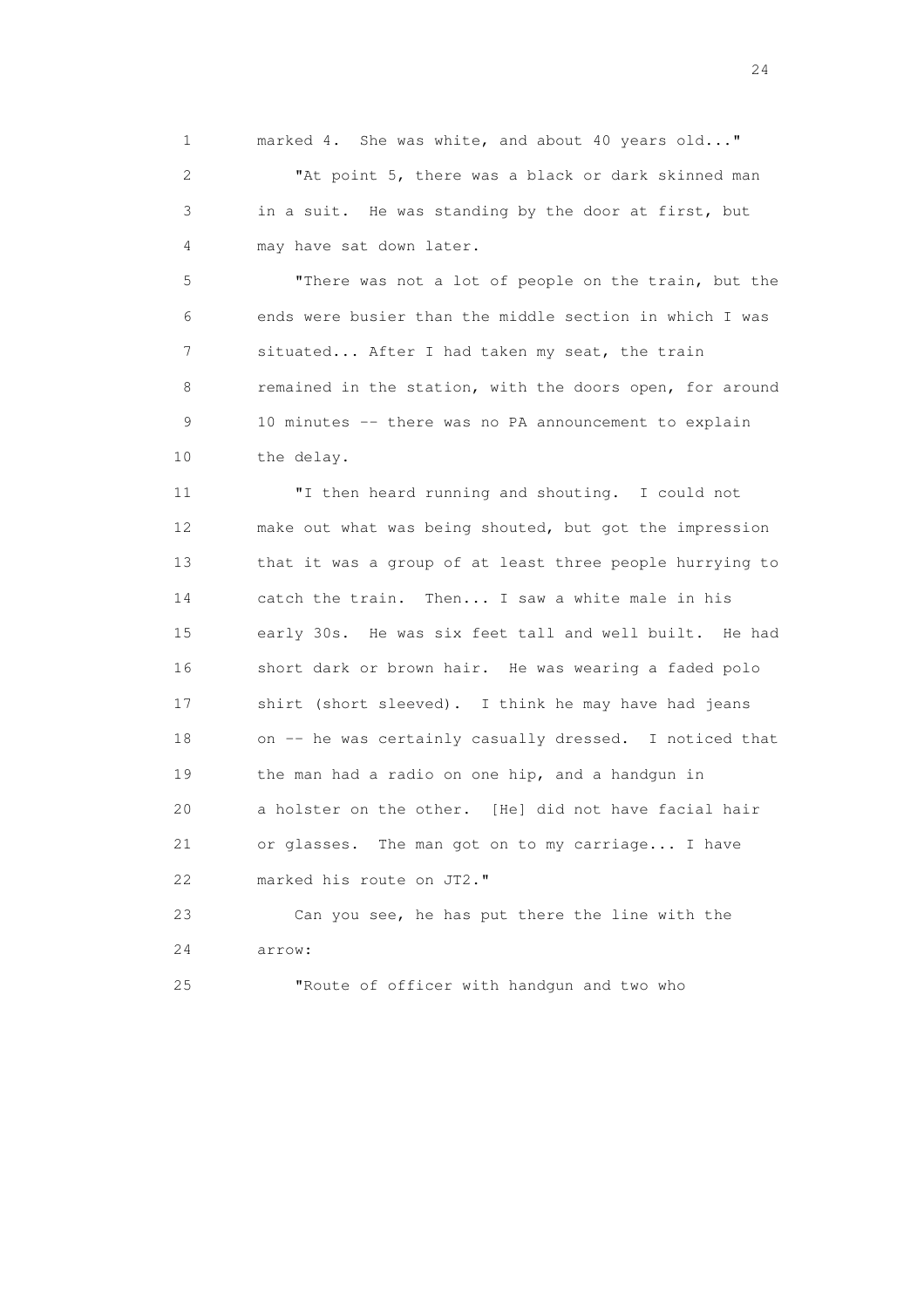marked 4. She was white, and about 40 years old..."

"At point 5, there was a black or dark skinned man in a suit. He was standing by the door at first, but may have sat down later.

"There was not a lot of people on the train, but the ends were busier than the middle section in which I was situated... After I had taken my seat, the train remained in the station, with the doors open, for around 10 minutes -- there was no PA announcement to explain the delay.

"I then heard running and shouting. I could not make out what was being shouted, but got the impression that it was a group of at least three people hurrying to catch the train. Then... I saw a white male in his early 30s. He was six feet tall and well built. He had short dark or brown hair. He was wearing a faded polo shirt (short sleeved). I think he may have had jeans on -- he was certainly casually dressed. I noticed that the man had a radio on one hip, and a handgun in a holster on the other. [He] did not have facial hair or glasses. The man got on to my carriage... I have marked his route on JT2."

Can you see, he has put there the line with the arrow:

"Route of officer with handgun and two who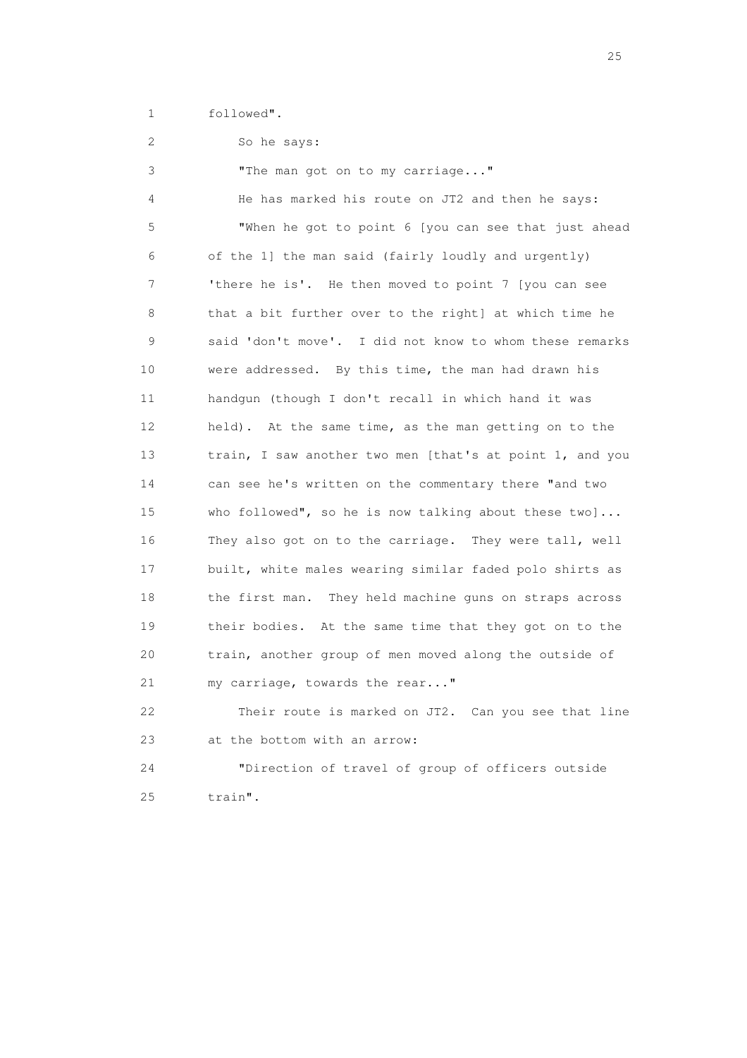1 followed".

2 So he says:

3 "The man got on to my carriage..."

4 He has marked his route on JT2 and then he says:

5 "When he got to point 6 [you can see that just ahead

6 of the 1] the man said (fairly loudly and urgently)

7 'there he is'. He then moved to point 7 [you can see

8 that a bit further over to the right] at which time he

9 said 'don't move'. I did not know to whom these remarks

10 were addressed. By this time, the man had drawn his

11 handgun (though I don't recall in which hand it was

12 held). At the same time, as the man getting on to the

13 train, I saw another two men [that's at point 1, and you

14 can see he's written on the commentary there "and two

15 who followed", so he is now talking about these two]...

16 They also got on to the carriage. They were tall, well

17 built, white males wearing similar faded polo shirts as

18 the first man. They held machine guns on straps across

19 their bodies. At the same time that they got on to the

20 train, another group of men moved along the outside of

21 my carriage, towards the rear..."

22 Their route is marked on JT2. Can you see that line

23 at the bottom with an arrow:

24 "Direction of travel of group of officers outside

25 train".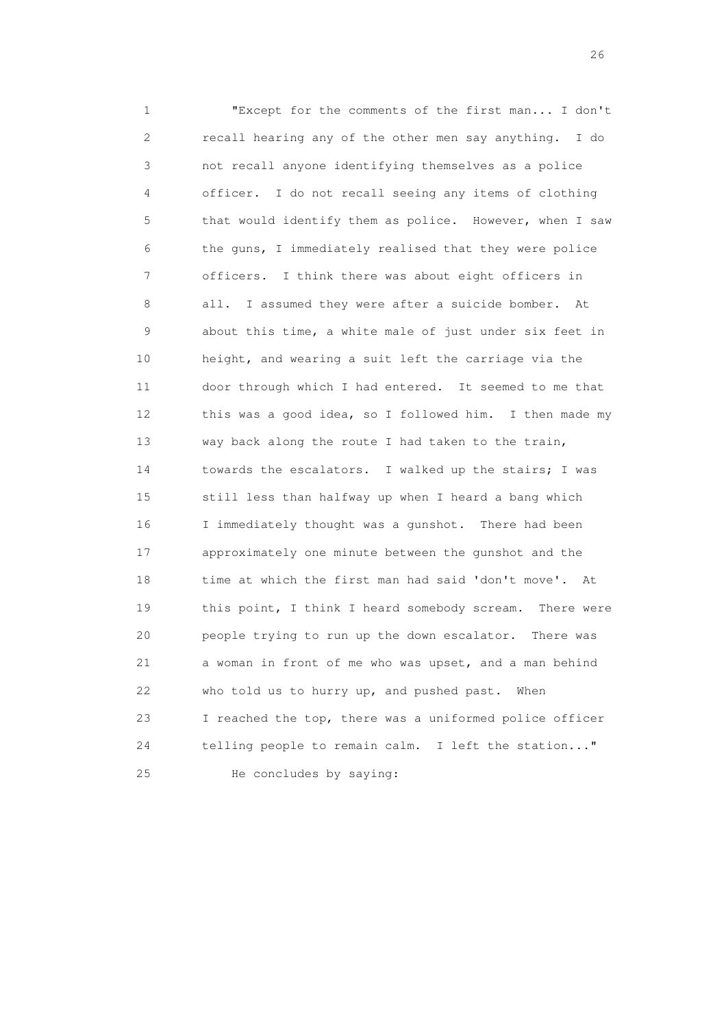"Except for the comments of the first man... I don't recall hearing any of the other men say anything. I do not recall anyone identifying themselves as a police officer. I do not recall seeing any items of clothing that would identify them as police. However, when I saw the guns, I immediately realised that they were police officers. I think there was about eight officers in all. I assumed they were after a suicide bomber. At about this time, a white male of just under six feet in height, and wearing a suit left the carriage via the door through which I had entered. It seemed to me that this was a good idea, so I followed him. I then made my way back along the route I had taken to the train, towards the escalators. I walked up the stairs; I was still less than halfway up when I heard a bang which I immediately thought was a gunshot. There had been approximately one minute between the gunshot and the time at which the first man had said 'don't move'. At this point, I think I heard somebody scream. There were people trying to run up the down escalator. There was a woman in front of me who was upset, and a man behind who told us to hurry up, and pushed past. When I reached the top, there was a uniformed police officer telling people to remain calm. I left the station..."

He concludes by saying: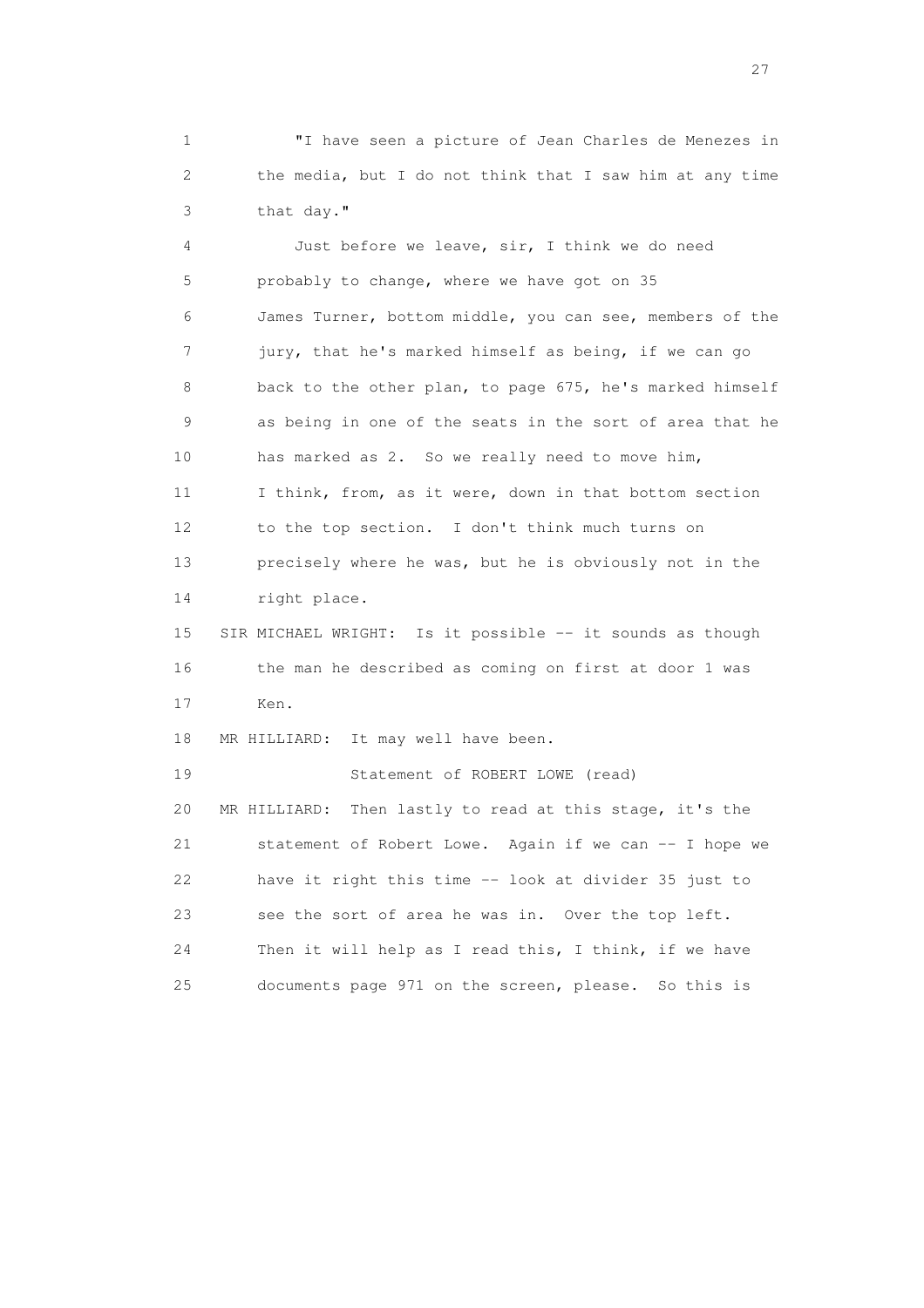1 "I have seen a picture of Jean Charles de Menezes in
2 the media, but I do not think that I saw him at any time
3 that day."

4 Just before we leave, sir, I think we do need
5 probably to change, where we have got on 35
6 James Turner, bottom middle, you can see, members of the
7 jury, that he's marked himself as being, if we can go
8 back to the other plan, to page 675, he's marked himself
9 as being in one of the seats in the sort of area that he
10 has marked as 2. So we really need to move him,
11 I think, from, as it were, down in that bottom section
12 to the top section. I don't think much turns on
13 precisely where he was, but he is obviously not in the
14 right place.

15 SIR MICHAEL WRIGHT: Is it possible -- it sounds as though
16 the man he described as coming on first at door 1 was
17 Ken.

18 MR HILLIARD: It may well have been.

19 Statement of ROBERT LOWE (read)

20 MR HILLIARD: Then lastly to read at this stage, it's the
21 statement of Robert Lowe. Again if we can -- I hope we
22 have it right this time -- look at divider 35 just to
23 see the sort of area he was in. Over the top left.
24 Then it will help as I read this, I think, if we have
25 documents page 971 on the screen, please. So this is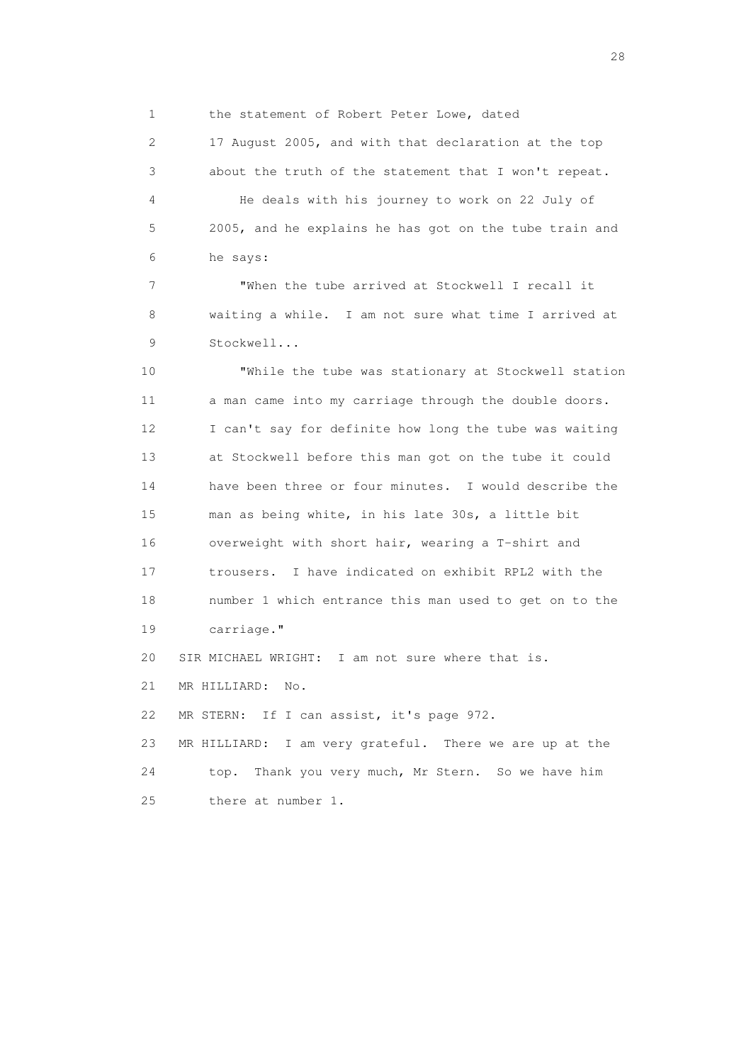1 the statement of Robert Peter Lowe, dated

2 17 August 2005, and with that declaration at the top

3 about the truth of the statement that I won't repeat.

4 He deals with his journey to work on 22 July of

5 2005, and he explains he has got on the tube train and

6 he says:

7 "When the tube arrived at Stockwell I recall it

8 waiting a while. I am not sure what time I arrived at

9 Stockwell...

10 "While the tube was stationary at Stockwell station

11 a man came into my carriage through the double doors.

12 I can't say for definite how long the tube was waiting

13 at Stockwell before this man got on the tube it could

14 have been three or four minutes. I would describe the

15 man as being white, in his late 30s, a little bit

16 overweight with short hair, wearing a T-shirt and

17 trousers. I have indicated on exhibit RPL2 with the

18 number 1 which entrance this man used to get on to the

19 carriage."

20 SIR MICHAEL WRIGHT: I am not sure where that is.

21 MR HILLIARD: No.

22 MR STERN: If I can assist, it's page 972.

23 MR HILLIARD: I am very grateful. There we are up at the

24 top. Thank you very much, Mr Stern. So we have him

25 there at number 1.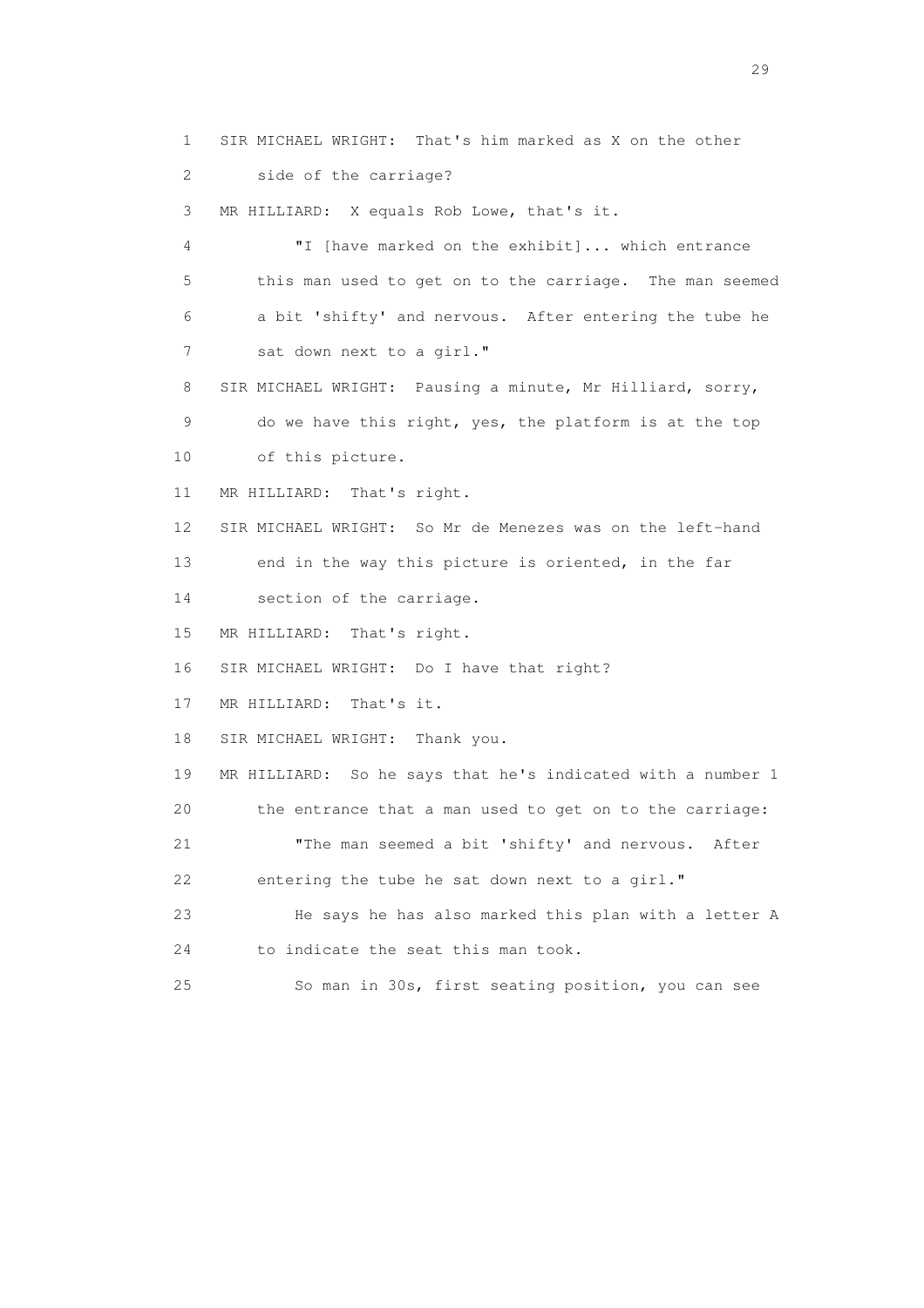1 SIR MICHAEL WRIGHT: That's him marked as X on the other

2 side of the carriage?

3 MR HILLIARD: X equals Rob Lowe, that's it.

4 "I [have marked on the exhibit]... which entrance

5 this man used to get on to the carriage. The man seemed

6 a bit 'shifty' and nervous. After entering the tube he

7 sat down next to a girl."

8 SIR MICHAEL WRIGHT: Pausing a minute, Mr Hilliard, sorry,

9 do we have this right, yes, the platform is at the top

10 of this picture.

11 MR HILLIARD: That's right.

12 SIR MICHAEL WRIGHT: So Mr de Menezes was on the left-hand

13 end in the way this picture is oriented, in the far

14 section of the carriage.

15 MR HILLIARD: That's right.

16 SIR MICHAEL WRIGHT: Do I have that right?

17 MR HILLIARD: That's it.

18 SIR MICHAEL WRIGHT: Thank you.

19 MR HILLIARD: So he says that he's indicated with a number 1

20 the entrance that a man used to get on to the carriage:

21 "The man seemed a bit 'shifty' and nervous. After

22 entering the tube he sat down next to a girl."

23 He says he has also marked this plan with a letter A

24 to indicate the seat this man took.

25 So man in 30s, first seating position, you can see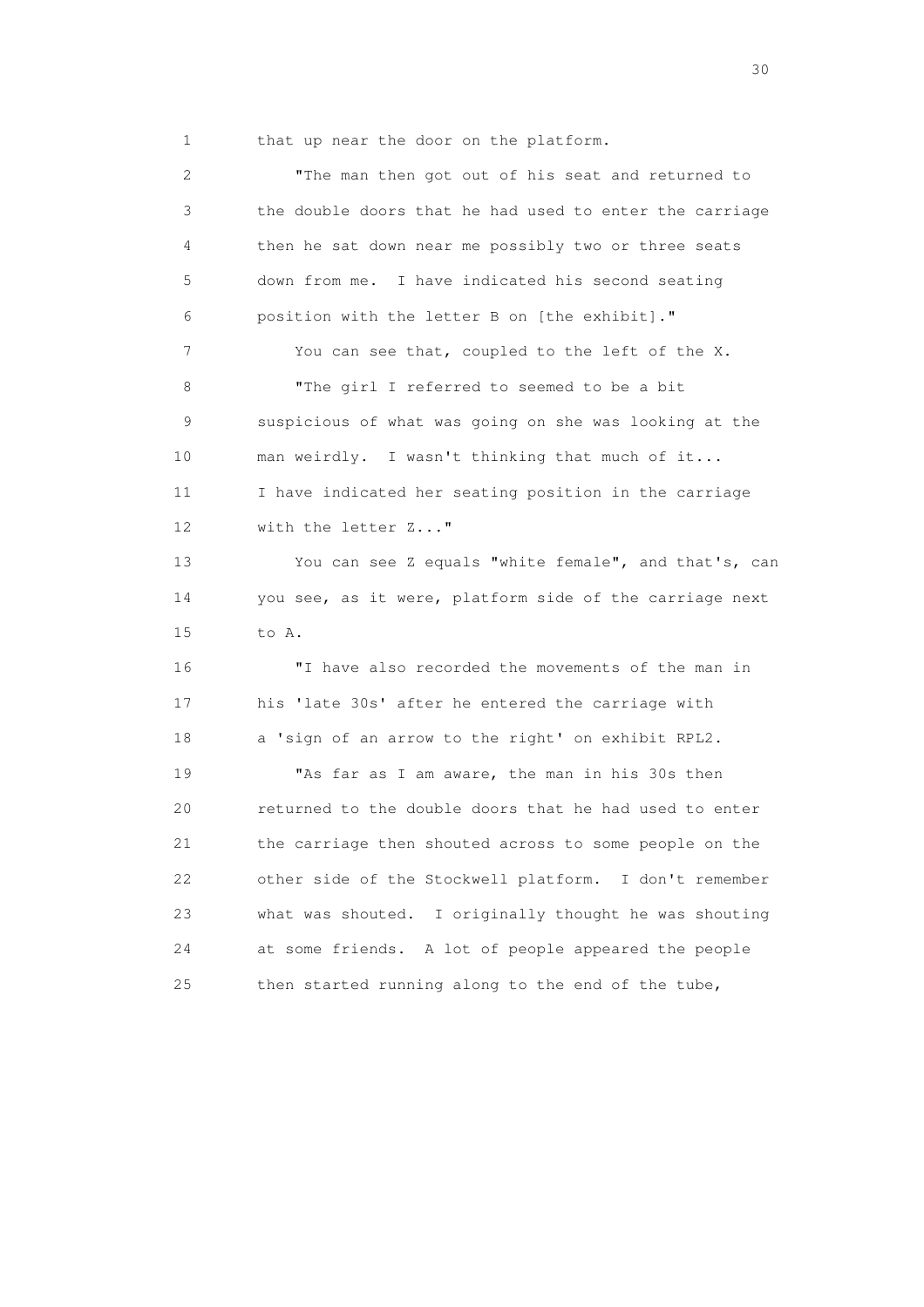1 that up near the door on the platform.

2 "The man then got out of his seat and returned to
3 the double doors that he had used to enter the carriage
4 then he sat down near me possibly two or three seats
5 down from me. I have indicated his second seating
6 position with the letter B on [the exhibit]."

7 You can see that, coupled to the left of the X.

8 "The girl I referred to seemed to be a bit
9 suspicious of what was going on she was looking at the
10 man weirdly. I wasn't thinking that much of it...
11 I have indicated her seating position in the carriage
12 with the letter Z..."

13 You can see Z equals "white female", and that's, can
14 you see, as it were, platform side of the carriage next
15 to A.

16 "I have also recorded the movements of the man in
17 his 'late 30s' after he entered the carriage with
18 a 'sign of an arrow to the right' on exhibit RPL2.

19 "As far as I am aware, the man in his 30s then
20 returned to the double doors that he had used to enter
21 the carriage then shouted across to some people on the
22 other side of the Stockwell platform. I don't remember
23 what was shouted. I originally thought he was shouting
24 at some friends. A lot of people appeared the people
25 then started running along to the end of the tube,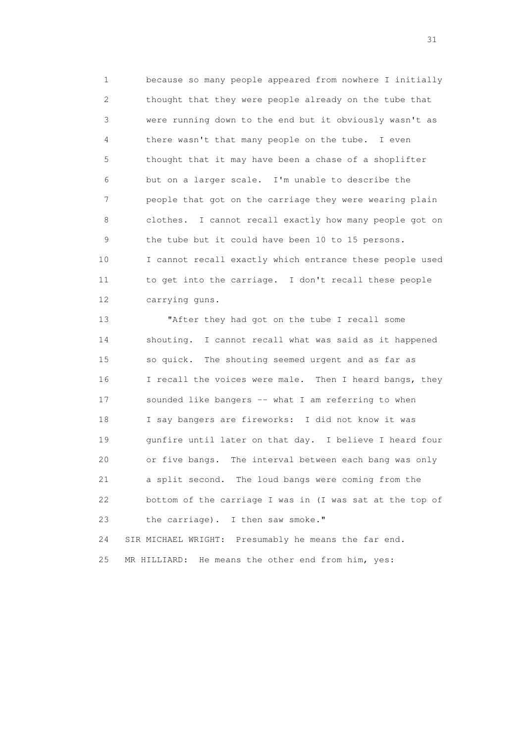because so many people appeared from nowhere I initially thought that they were people already on the tube that were running down to the end but it obviously wasn't as there wasn't that many people on the tube. I even thought that it may have been a chase of a shoplifter but on a larger scale. I'm unable to describe the people that got on the carriage they were wearing plain clothes. I cannot recall exactly how many people got on the tube but it could have been 10 to 15 persons. I cannot recall exactly which entrance these people used to get into the carriage. I don't recall these people carrying guns.

"After they had got on the tube I recall some shouting. I cannot recall what was said as it happened so quick. The shouting seemed urgent and as far as I recall the voices were male. Then I heard bangs, they sounded like bangers -- what I am referring to when I say bangers are fireworks: I did not know it was gunfire until later on that day. I believe I heard four or five bangs. The interval between each bang was only a split second. The loud bangs were coming from the bottom of the carriage I was in (I was sat at the top of the carriage). I then saw smoke."

SIR MICHAEL WRIGHT: Presumably he means the far end.

MR HILLIARD: He means the other end from him, yes: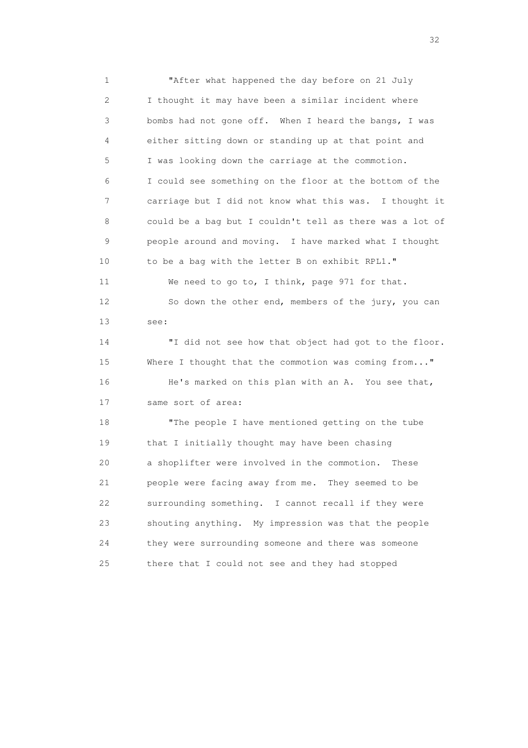"After what happened the day before on 21 July I thought it may have been a similar incident where bombs had not gone off. When I heard the bangs, I was either sitting down or standing up at that point and I was looking down the carriage at the commotion. I could see something on the floor at the bottom of the carriage but I did not know what this was. I thought it could be a bag but I couldn't tell as there was a lot of people around and moving. I have marked what I thought to be a bag with the letter B on exhibit RPL1."

We need to go to, I think, page 971 for that.

So down the other end, members of the jury, you can see:

"I did not see how that object had got to the floor. Where I thought that the commotion was coming from..."

He's marked on this plan with an A. You see that, same sort of area:

"The people I have mentioned getting on the tube that I initially thought may have been chasing a shoplifter were involved in the commotion. These people were facing away from me. They seemed to be surrounding something. I cannot recall if they were shouting anything. My impression was that the people they were surrounding someone and there was someone there that I could not see and they had stopped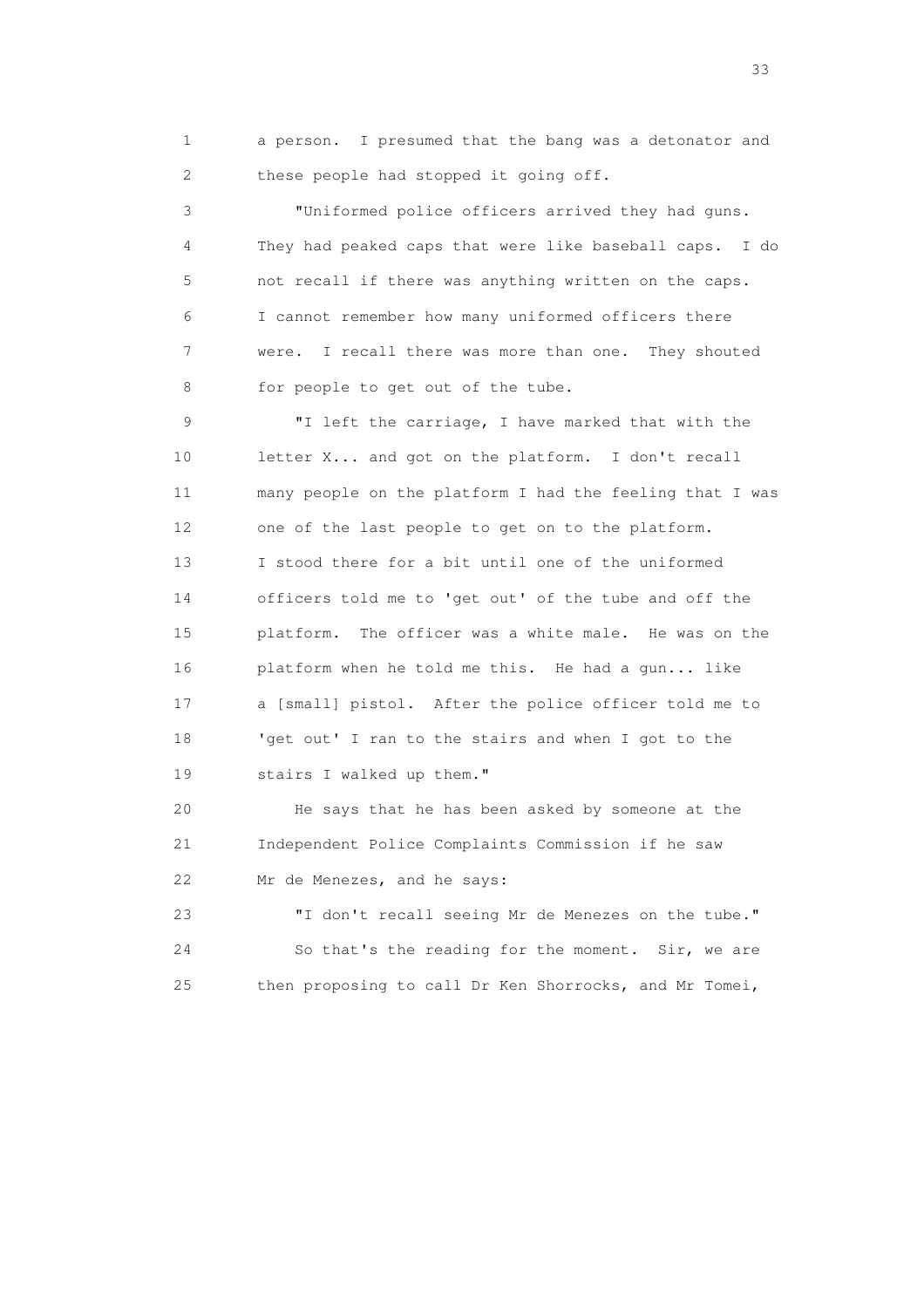a person. I presumed that the bang was a detonator and these people had stopped it going off.

"Uniformed police officers arrived they had guns. They had peaked caps that were like baseball caps. I do not recall if there was anything written on the caps. I cannot remember how many uniformed officers there were. I recall there was more than one. They shouted for people to get out of the tube.

"I left the carriage, I have marked that with the letter X... and got on the platform. I don't recall many people on the platform I had the feeling that I was one of the last people to get on to the platform. I stood there for a bit until one of the uniformed officers told me to 'get out' of the tube and off the platform. The officer was a white male. He was on the platform when he told me this. He had a gun... like a [small] pistol. After the police officer told me to 'get out' I ran to the stairs and when I got to the stairs I walked up them."

He says that he has been asked by someone at the Independent Police Complaints Commission if he saw Mr de Menezes, and he says:

"I don't recall seeing Mr de Menezes on the tube."

So that's the reading for the moment. Sir, we are then proposing to call Dr Ken Shorrocks, and Mr Tomei,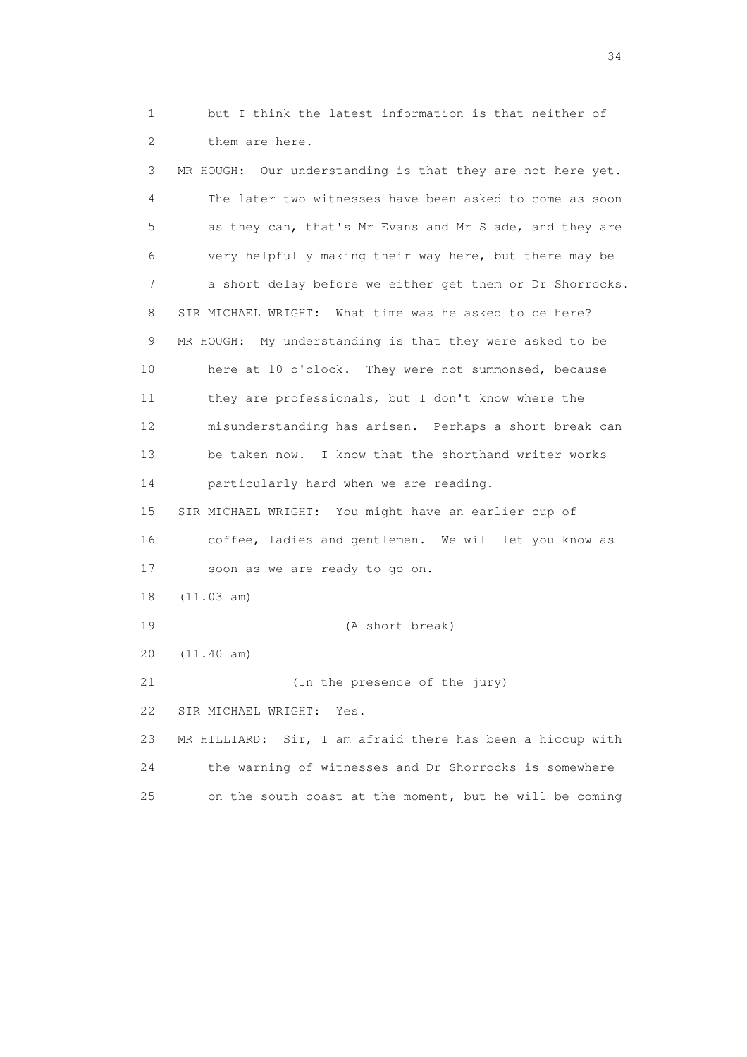1 but I think the latest information is that neither of
2 them are here.
3 MR HOUGH: Our understanding is that they are not here yet.
4 The later two witnesses have been asked to come as soon
5 as they can, that's Mr Evans and Mr Slade, and they are
6 very helpfully making their way here, but there may be
7 a short delay before we either get them or Dr Shorrocks.
8 SIR MICHAEL WRIGHT: What time was he asked to be here?
9 MR HOUGH: My understanding is that they were asked to be
10 here at 10 o'clock. They were not summonsed, because
11 they are professionals, but I don't know where the
12 misunderstanding has arisen. Perhaps a short break can
13 be taken now. I know that the shorthand writer works
14 particularly hard when we are reading.
15 SIR MICHAEL WRIGHT: You might have an earlier cup of
16 coffee, ladies and gentlemen. We will let you know as
17 soon as we are ready to go on.
18 (11.03 am)
19 (A short break)
20 (11.40 am)
21 (In the presence of the jury)
22 SIR MICHAEL WRIGHT: Yes.
23 MR HILLIARD: Sir, I am afraid there has been a hiccup with
24 the warning of witnesses and Dr Shorrocks is somewhere
25 on the south coast at the moment, but he will be coming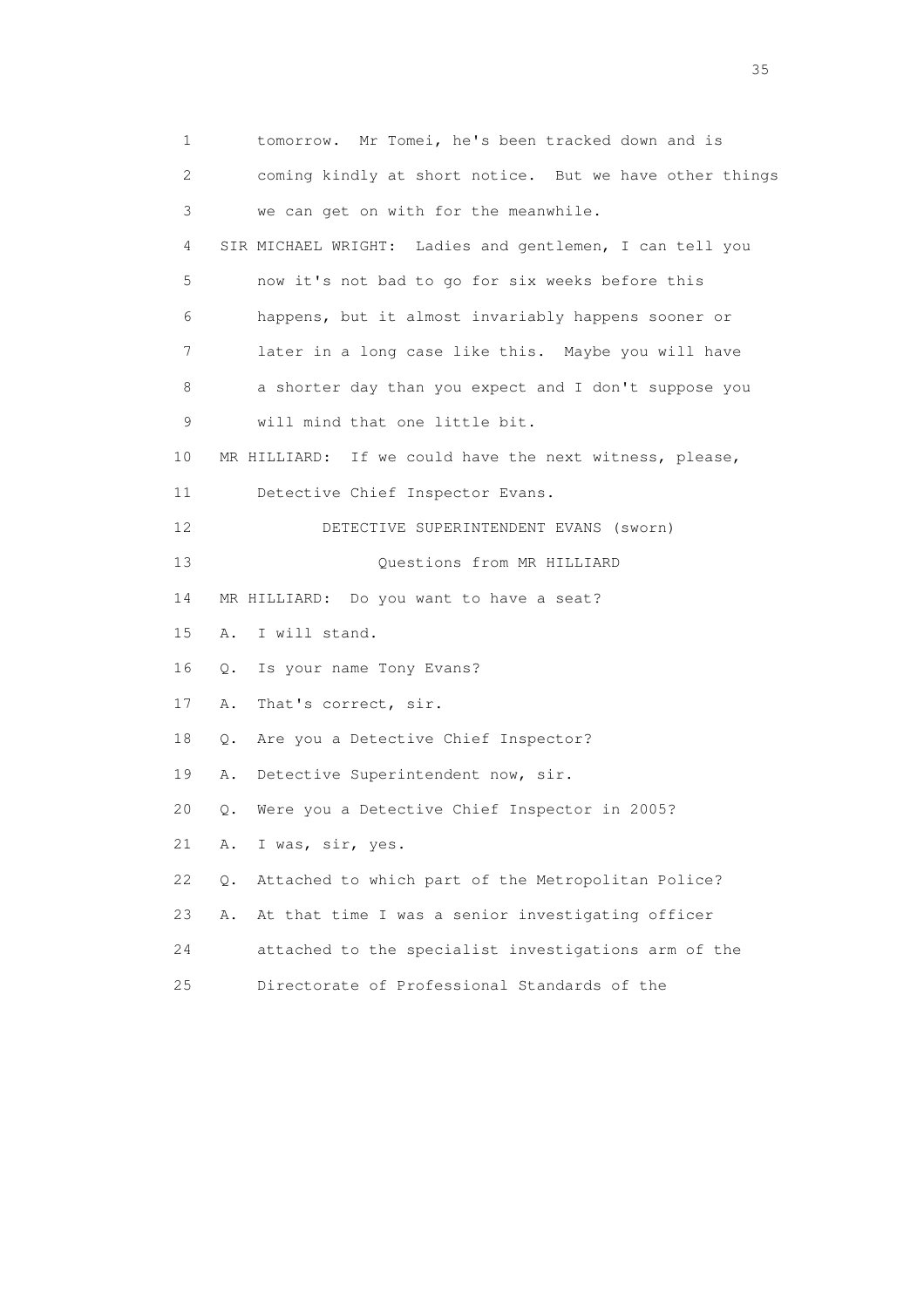1 tomorrow. Mr Tomei, he's been tracked down and is
2 coming kindly at short notice. But we have other things
3 we can get on with for the meanwhile.
4 SIR MICHAEL WRIGHT: Ladies and gentlemen, I can tell you
5 now it's not bad to go for six weeks before this
6 happens, but it almost invariably happens sooner or
7 later in a long case like this. Maybe you will have
8 a shorter day than you expect and I don't suppose you
9 will mind that one little bit.
10 MR HILLIARD: If we could have the next witness, please,
11 Detective Chief Inspector Evans.
12 DETECTIVE SUPERINTENDENT EVANS (sworn)
13 Questions from MR HILLIARD
14 MR HILLIARD: Do you want to have a seat?
15 A. I will stand.
16 Q. Is your name Tony Evans?
17 A. That's correct, sir.
18 Q. Are you a Detective Chief Inspector?
19 A. Detective Superintendent now, sir.
20 Q. Were you a Detective Chief Inspector in 2005?
21 A. I was, sir, yes.
22 Q. Attached to which part of the Metropolitan Police?
23 A. At that time I was a senior investigating officer
24 attached to the specialist investigations arm of the
25 Directorate of Professional Standards of the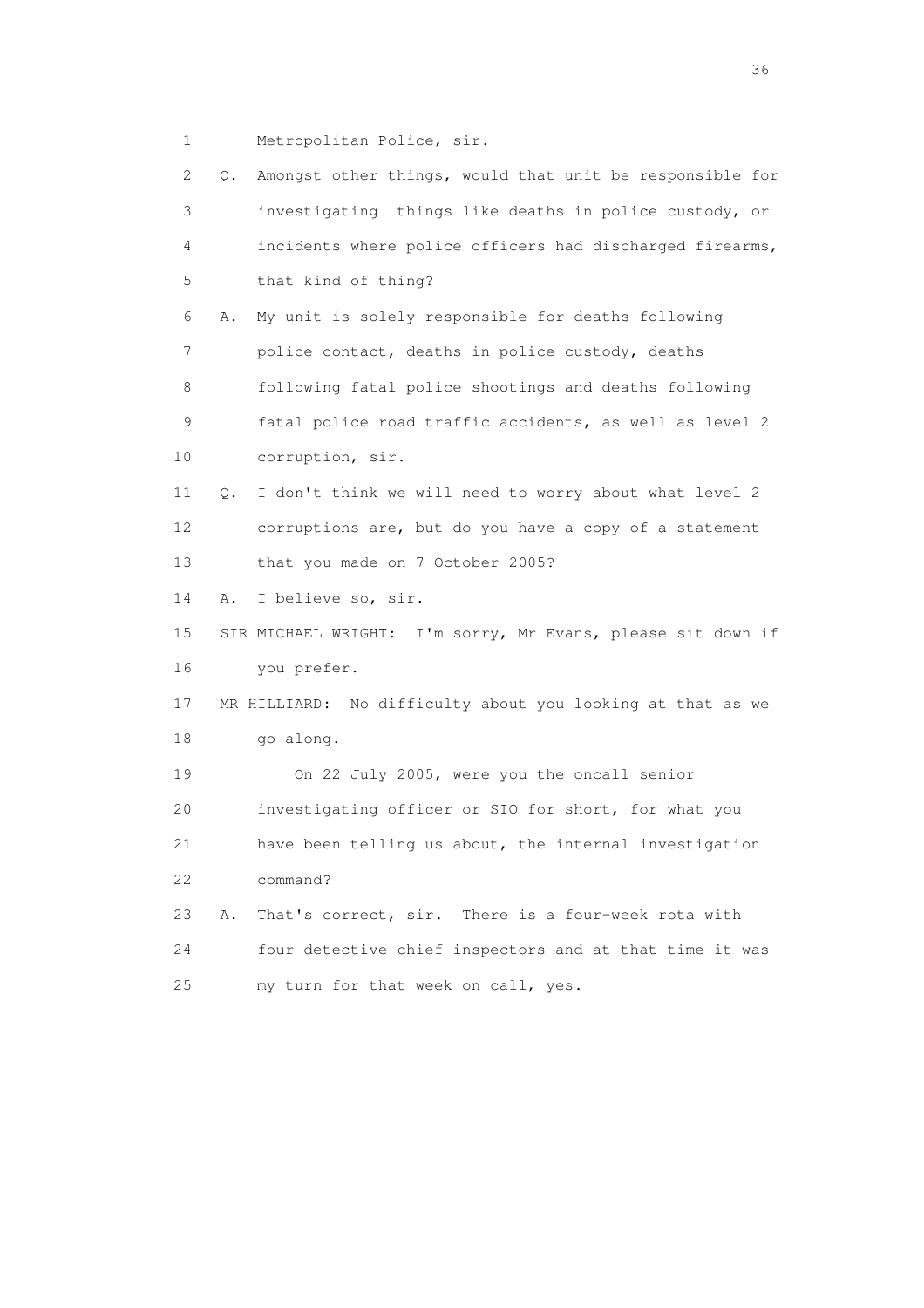1 Metropolitan Police, sir.

2 Q. Amongst other things, would that unit be responsible for

3 investigating things like deaths in police custody, or

4 incidents where police officers had discharged firearms,

5 that kind of thing?

6 A. My unit is solely responsible for deaths following

7 police contact, deaths in police custody, deaths

8 following fatal police shootings and deaths following

9 fatal police road traffic accidents, as well as level 2

10 corruption, sir.

11 Q. I don't think we will need to worry about what level 2

12 corruptions are, but do you have a copy of a statement

13 that you made on 7 October 2005?

14 A. I believe so, sir.

15 SIR MICHAEL WRIGHT: I'm sorry, Mr Evans, please sit down if

16 you prefer.

17 MR HILLIARD: No difficulty about you looking at that as we

18 go along.

19 On 22 July 2005, were you the oncall senior

20 investigating officer or SIO for short, for what you

21 have been telling us about, the internal investigation

22 command?

23 A. That's correct, sir. There is a four-week rota with

24 four detective chief inspectors and at that time it was

25 my turn for that week on call, yes.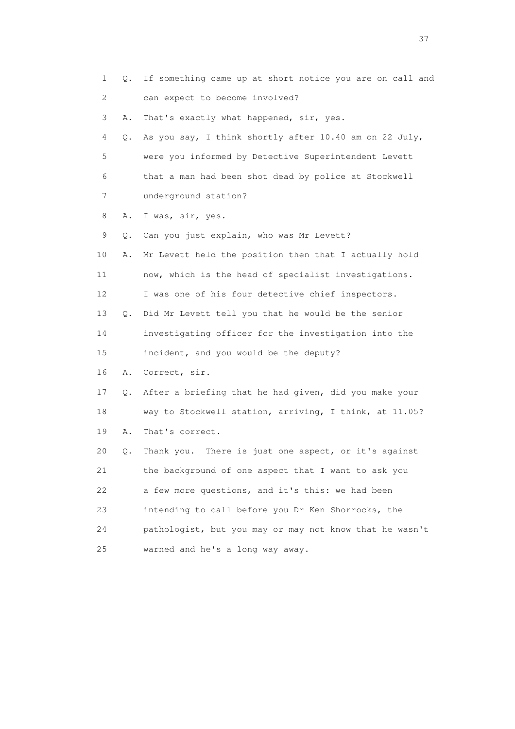1 Q. If something came up at short notice you are on call and
2 can expect to become involved?
3 A. That's exactly what happened, sir, yes.
4 Q. As you say, I think shortly after 10.40 am on 22 July,
5 were you informed by Detective Superintendent Levett
6 that a man had been shot dead by police at Stockwell
7 underground station?
8 A. I was, sir, yes.
9 Q. Can you just explain, who was Mr Levett?
10 A. Mr Levett held the position then that I actually hold
11 now, which is the head of specialist investigations.
12 I was one of his four detective chief inspectors.
13 Q. Did Mr Levett tell you that he would be the senior
14 investigating officer for the investigation into the
15 incident, and you would be the deputy?
16 A. Correct, sir.
17 Q. After a briefing that he had given, did you make your
18 way to Stockwell station, arriving, I think, at 11.05?
19 A. That's correct.
20 Q. Thank you. There is just one aspect, or it's against
21 the background of one aspect that I want to ask you
22 a few more questions, and it's this: we had been
23 intending to call before you Dr Ken Shorrocks, the
24 pathologist, but you may or may not know that he wasn't
25 warned and he's a long way away.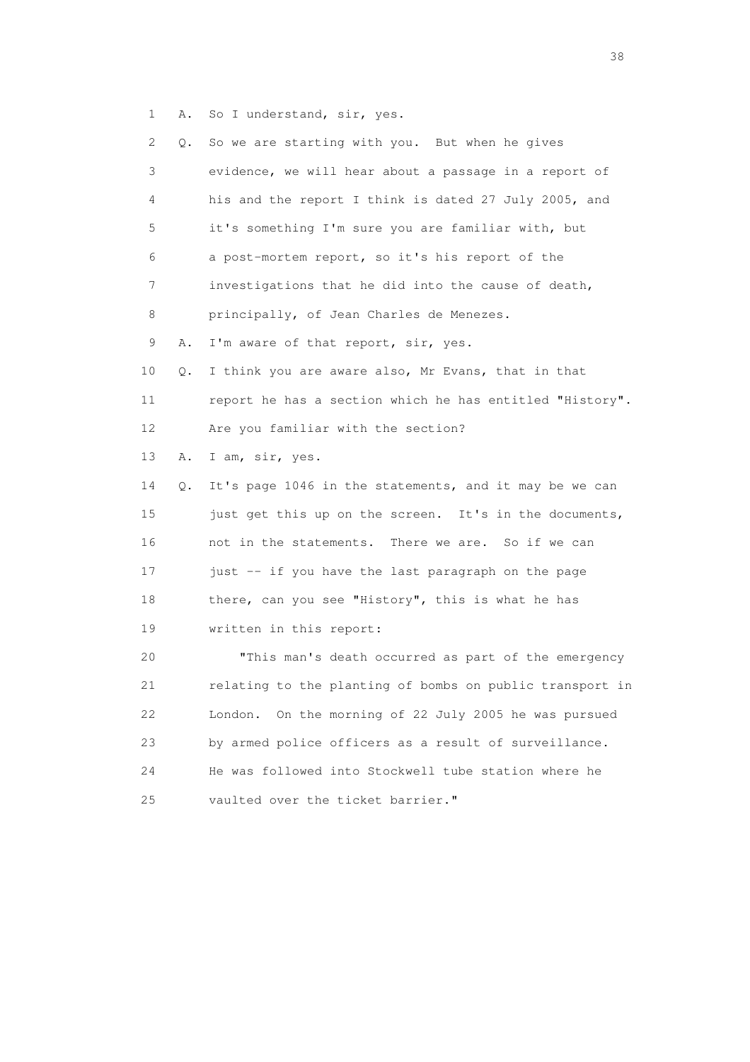1 A. So I understand, sir, yes.

2 Q. So we are starting with you. But when he gives

3 evidence, we will hear about a passage in a report of

4 his and the report I think is dated 27 July 2005, and

5 it's something I'm sure you are familiar with, but

6 a post-mortem report, so it's his report of the

7 investigations that he did into the cause of death,

8 principally, of Jean Charles de Menezes.

9 A. I'm aware of that report, sir, yes.

10 Q. I think you are aware also, Mr Evans, that in that

11 report he has a section which he has entitled "History".

12 Are you familiar with the section?

13 A. I am, sir, yes.

14 Q. It's page 1046 in the statements, and it may be we can

15 just get this up on the screen. It's in the documents,

16 not in the statements. There we are. So if we can

17 just -- if you have the last paragraph on the page

18 there, can you see "History", this is what he has

19 written in this report:

20 "This man's death occurred as part of the emergency

21 relating to the planting of bombs on public transport in

22 London. On the morning of 22 July 2005 he was pursued

23 by armed police officers as a result of surveillance.

24 He was followed into Stockwell tube station where he

25 vaulted over the ticket barrier."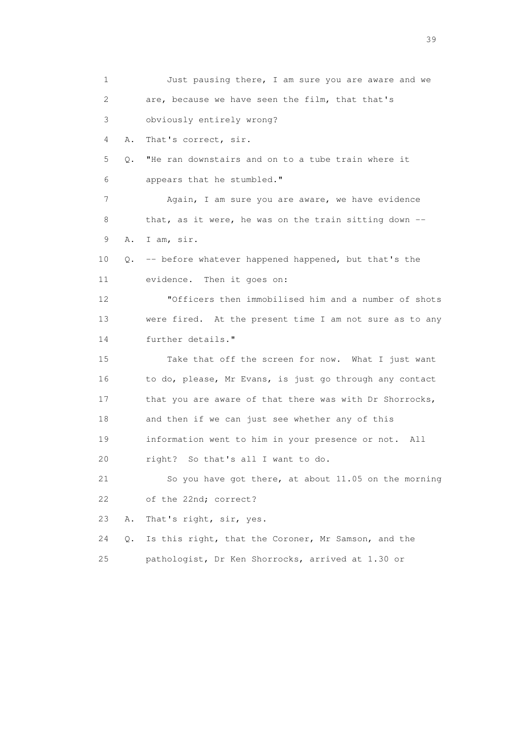1 Just pausing there, I am sure you are aware and we
2 are, because we have seen the film, that that's
3 obviously entirely wrong?
4 A. That's correct, sir.
5 Q. "He ran downstairs and on to a tube train where it
6 appears that he stumbled."
7 Again, I am sure you are aware, we have evidence
8 that, as it were, he was on the train sitting down --
9 A. I am, sir.
10 Q. -- before whatever happened happened, but that's the
11 evidence. Then it goes on:
12 "Officers then immobilised him and a number of shots
13 were fired. At the present time I am not sure as to any
14 further details."
15 Take that off the screen for now. What I just want
16 to do, please, Mr Evans, is just go through any contact
17 that you are aware of that there was with Dr Shorrocks,
18 and then if we can just see whether any of this
19 information went to him in your presence or not. All
20 right? So that's all I want to do.
21 So you have got there, at about 11.05 on the morning
22 of the 22nd; correct?
23 A. That's right, sir, yes.
24 Q. Is this right, that the Coroner, Mr Samson, and the
25 pathologist, Dr Ken Shorrocks, arrived at 1.30 or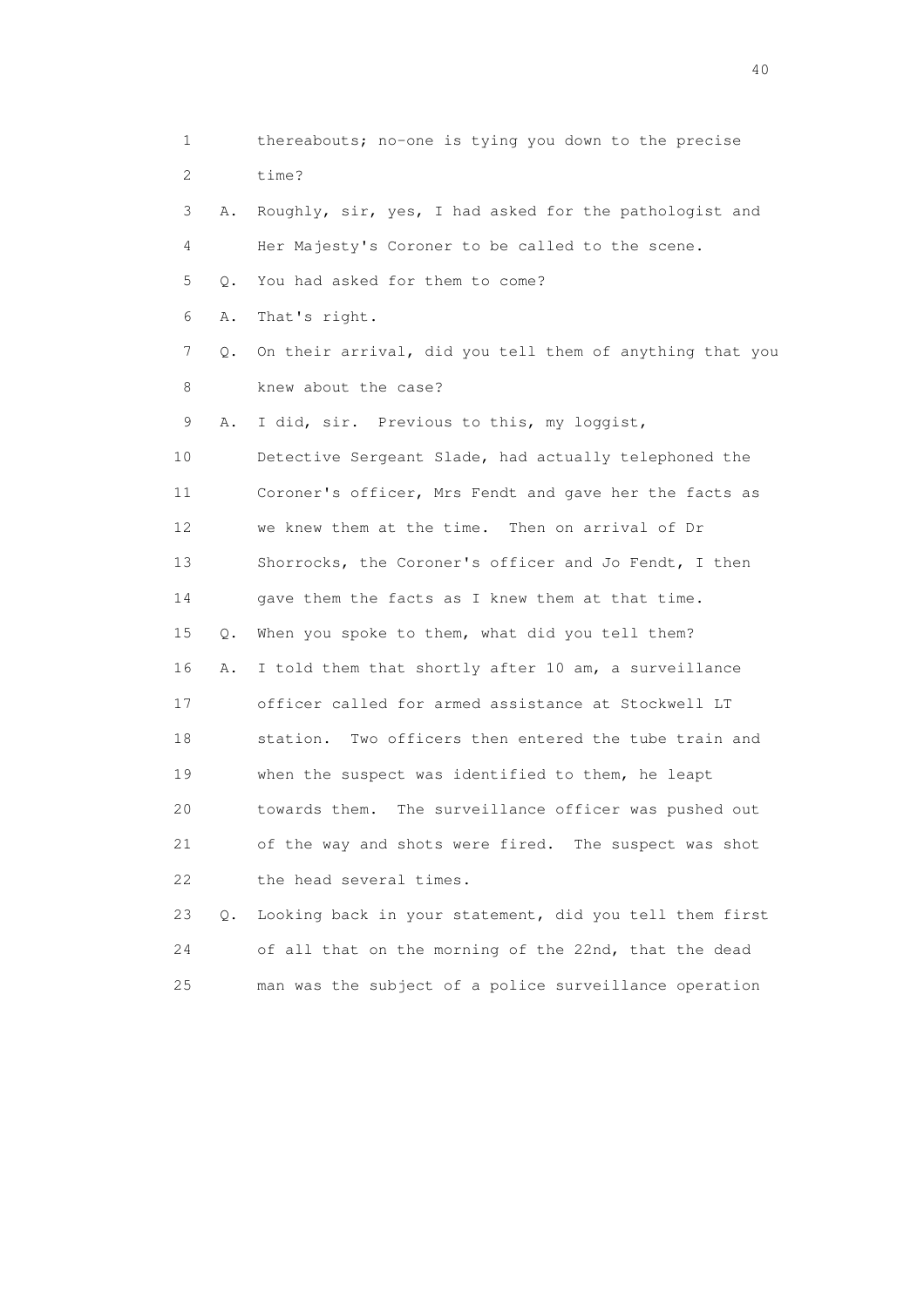1 thereabouts; no-one is tying you down to the precise
2 time?
3 A. Roughly, sir, yes, I had asked for the pathologist and
4 Her Majesty's Coroner to be called to the scene.
5 Q. You had asked for them to come?
6 A. That's right.
7 Q. On their arrival, did you tell them of anything that you
8 knew about the case?
9 A. I did, sir. Previous to this, my loggist,
10 Detective Sergeant Slade, had actually telephoned the
11 Coroner's officer, Mrs Fendt and gave her the facts as
12 we knew them at the time. Then on arrival of Dr
13 Shorrocks, the Coroner's officer and Jo Fendt, I then
14 gave them the facts as I knew them at that time.
15 Q. When you spoke to them, what did you tell them?
16 A. I told them that shortly after 10 am, a surveillance
17 officer called for armed assistance at Stockwell LT
18 station. Two officers then entered the tube train and
19 when the suspect was identified to them, he leapt
20 towards them. The surveillance officer was pushed out
21 of the way and shots were fired. The suspect was shot
22 the head several times.
23 Q. Looking back in your statement, did you tell them first
24 of all that on the morning of the 22nd, that the dead
25 man was the subject of a police surveillance operation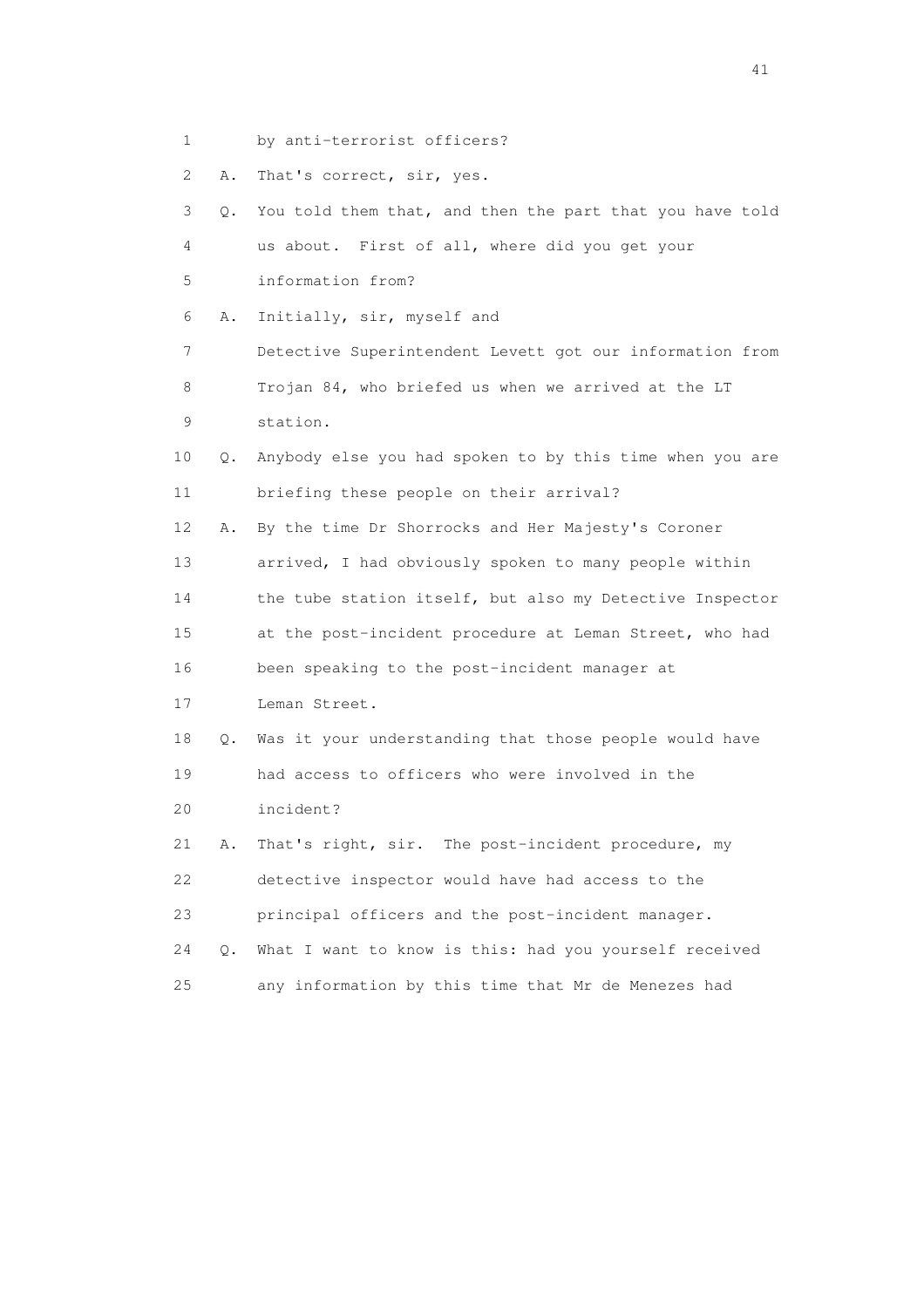1 by anti-terrorist officers?

2 A. That's correct, sir, yes.

3 Q. You told them that, and then the part that you have told

4 us about. First of all, where did you get your

5 information from?

6 A. Initially, sir, myself and

7 Detective Superintendent Levett got our information from

8 Trojan 84, who briefed us when we arrived at the LT

9 station.

10 Q. Anybody else you had spoken to by this time when you are

11 briefing these people on their arrival?

12 A. By the time Dr Shorrocks and Her Majesty's Coroner

13 arrived, I had obviously spoken to many people within

14 the tube station itself, but also my Detective Inspector

15 at the post-incident procedure at Leman Street, who had

16 been speaking to the post-incident manager at

17 Leman Street.

18 Q. Was it your understanding that those people would have

19 had access to officers who were involved in the

20 incident?

21 A. That's right, sir. The post-incident procedure, my

22 detective inspector would have had access to the

23 principal officers and the post-incident manager.

24 Q. What I want to know is this: had you yourself received

25 any information by this time that Mr de Menezes had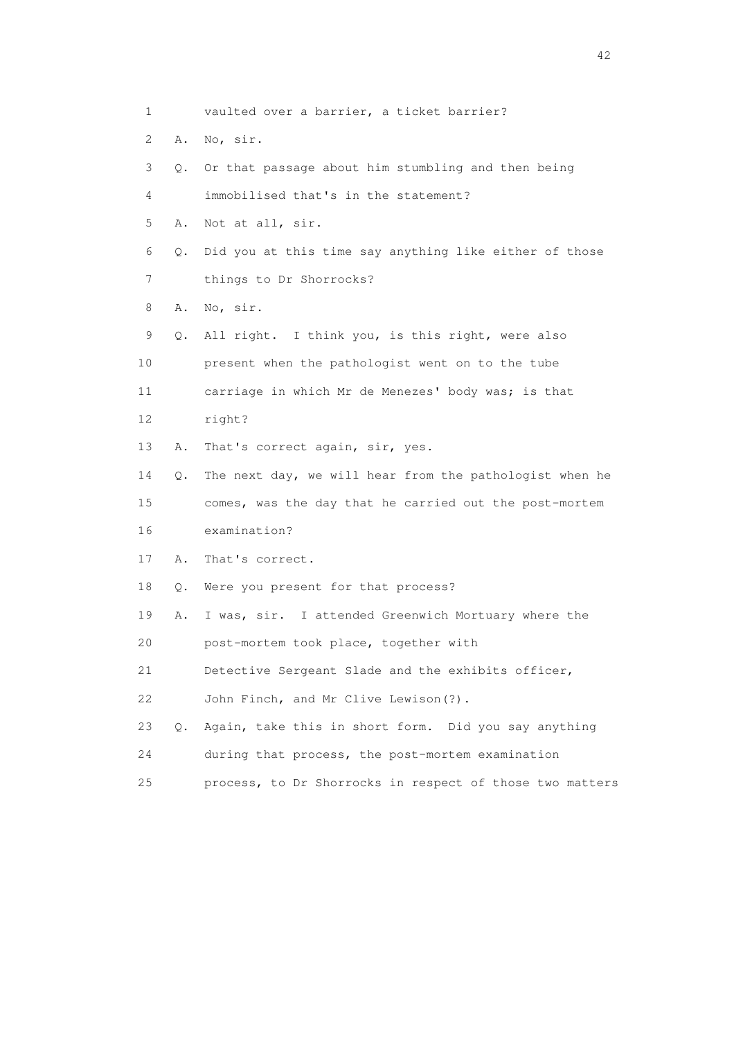1 vaulted over a barrier, a ticket barrier?

2 A. No, sir.

3 Q. Or that passage about him stumbling and then being

4 immobilised that's in the statement?

5 A. Not at all, sir.

6 Q. Did you at this time say anything like either of those

7 things to Dr Shorrocks?

8 A. No, sir.

9 Q. All right. I think you, is this right, were also

10 present when the pathologist went on to the tube

11 carriage in which Mr de Menezes' body was; is that

12 right?

13 A. That's correct again, sir, yes.

14 Q. The next day, we will hear from the pathologist when he

15 comes, was the day that he carried out the post-mortem

16 examination?

17 A. That's correct.

18 Q. Were you present for that process?

19 A. I was, sir. I attended Greenwich Mortuary where the

20 post-mortem took place, together with

21 Detective Sergeant Slade and the exhibits officer,

22 John Finch, and Mr Clive Lewison(?).

23 Q. Again, take this in short form. Did you say anything

24 during that process, the post-mortem examination

25 process, to Dr Shorrocks in respect of those two matters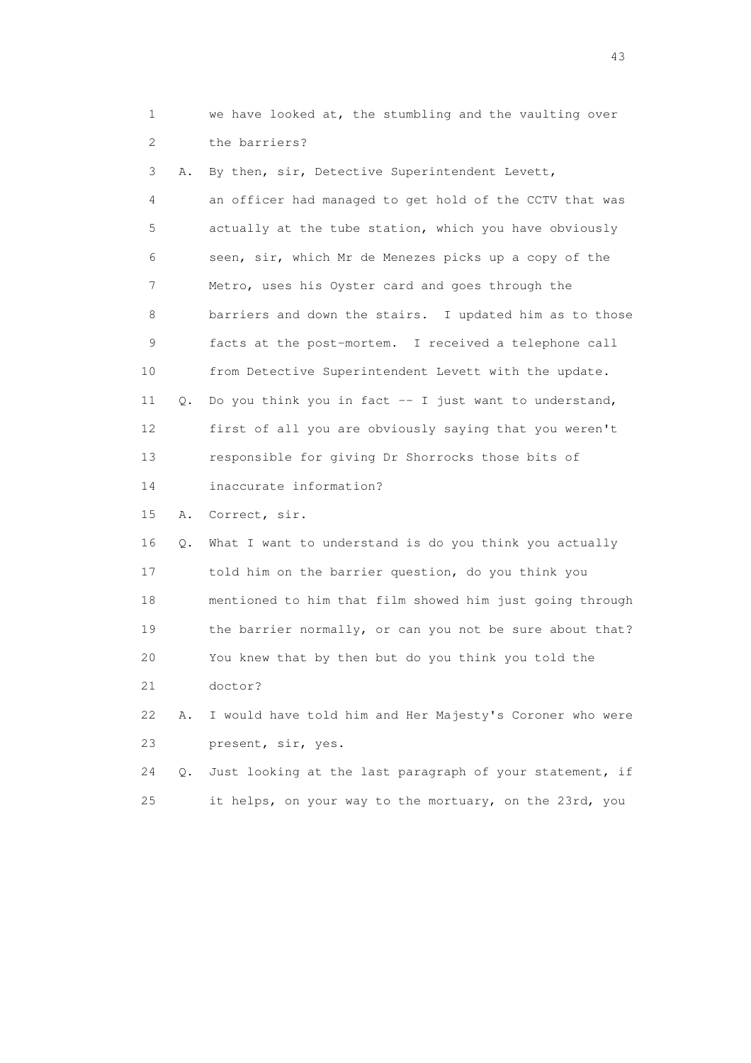1 we have looked at, the stumbling and the vaulting over
2 the barriers?

3 A. By then, sir, Detective Superintendent Levett,
4 an officer had managed to get hold of the CCTV that was
5 actually at the tube station, which you have obviously
6 seen, sir, which Mr de Menezes picks up a copy of the
7 Metro, uses his Oyster card and goes through the
8 barriers and down the stairs. I updated him as to those
9 facts at the post-mortem. I received a telephone call
10 from Detective Superintendent Levett with the update.

11 Q. Do you think you in fact -- I just want to understand,
12 first of all you are obviously saying that you weren't
13 responsible for giving Dr Shorrocks those bits of
14 inaccurate information?

15 A. Correct, sir.

16 Q. What I want to understand is do you think you actually
17 told him on the barrier question, do you think you
18 mentioned to him that film showed him just going through
19 the barrier normally, or can you not be sure about that?
20 You knew that by then but do you think you told the
21 doctor?

22 A. I would have told him and Her Majesty's Coroner who were
23 present, sir, yes.

24 Q. Just looking at the last paragraph of your statement, if
25 it helps, on your way to the mortuary, on the 23rd, you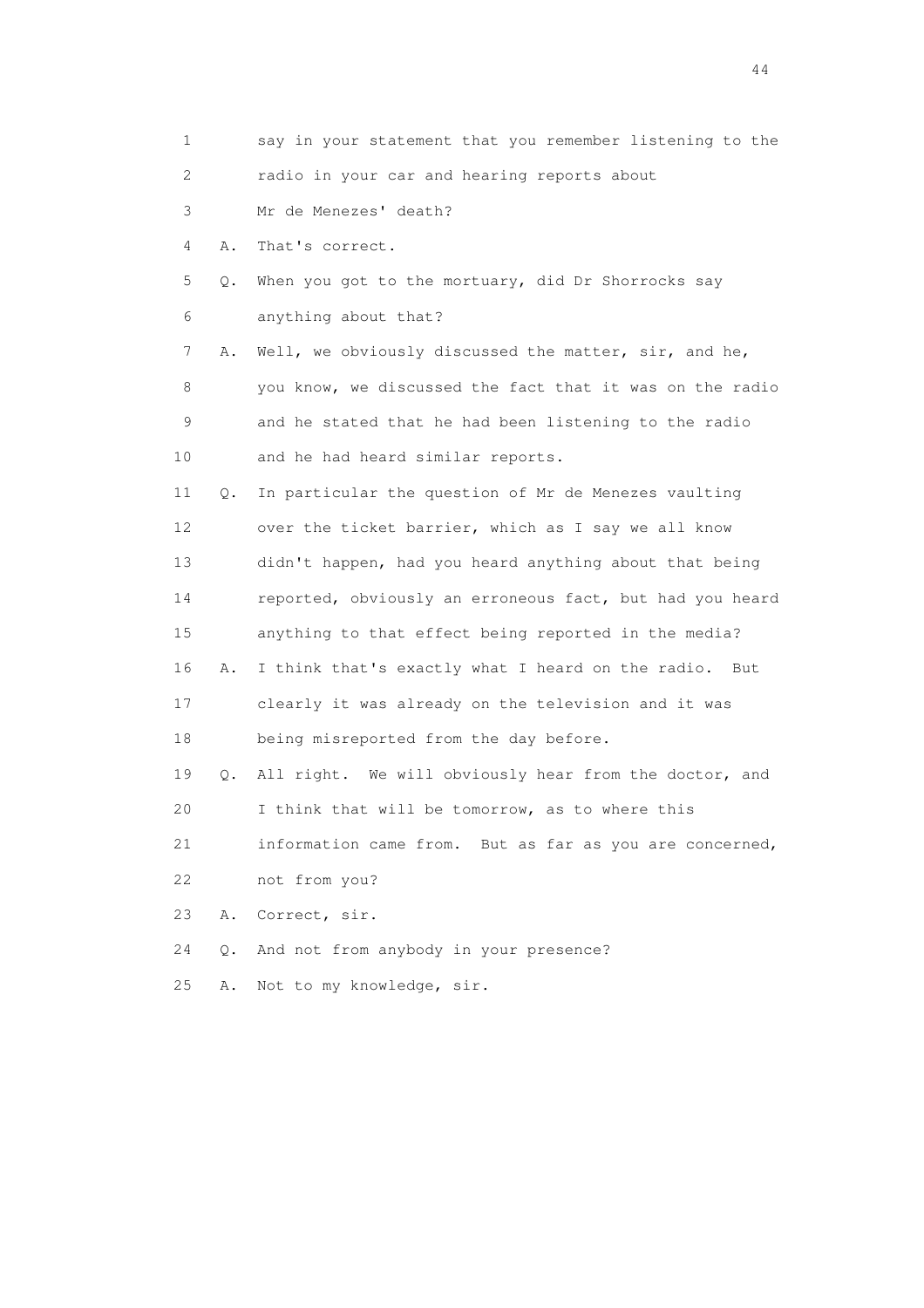1 say in your statement that you remember listening to the
2 radio in your car and hearing reports about
3 Mr de Menezes' death?
4 A. That's correct.
5 Q. When you got to the mortuary, did Dr Shorrocks say
6 anything about that?
7 A. Well, we obviously discussed the matter, sir, and he,
8 you know, we discussed the fact that it was on the radio
9 and he stated that he had been listening to the radio
10 and he had heard similar reports.
11 Q. In particular the question of Mr de Menezes vaulting
12 over the ticket barrier, which as I say we all know
13 didn't happen, had you heard anything about that being
14 reported, obviously an erroneous fact, but had you heard
15 anything to that effect being reported in the media?
16 A. I think that's exactly what I heard on the radio. But
17 clearly it was already on the television and it was
18 being misreported from the day before.
19 Q. All right. We will obviously hear from the doctor, and
20 I think that will be tomorrow, as to where this
21 information came from. But as far as you are concerned,
22 not from you?
23 A. Correct, sir.
24 Q. And not from anybody in your presence?
25 A. Not to my knowledge, sir.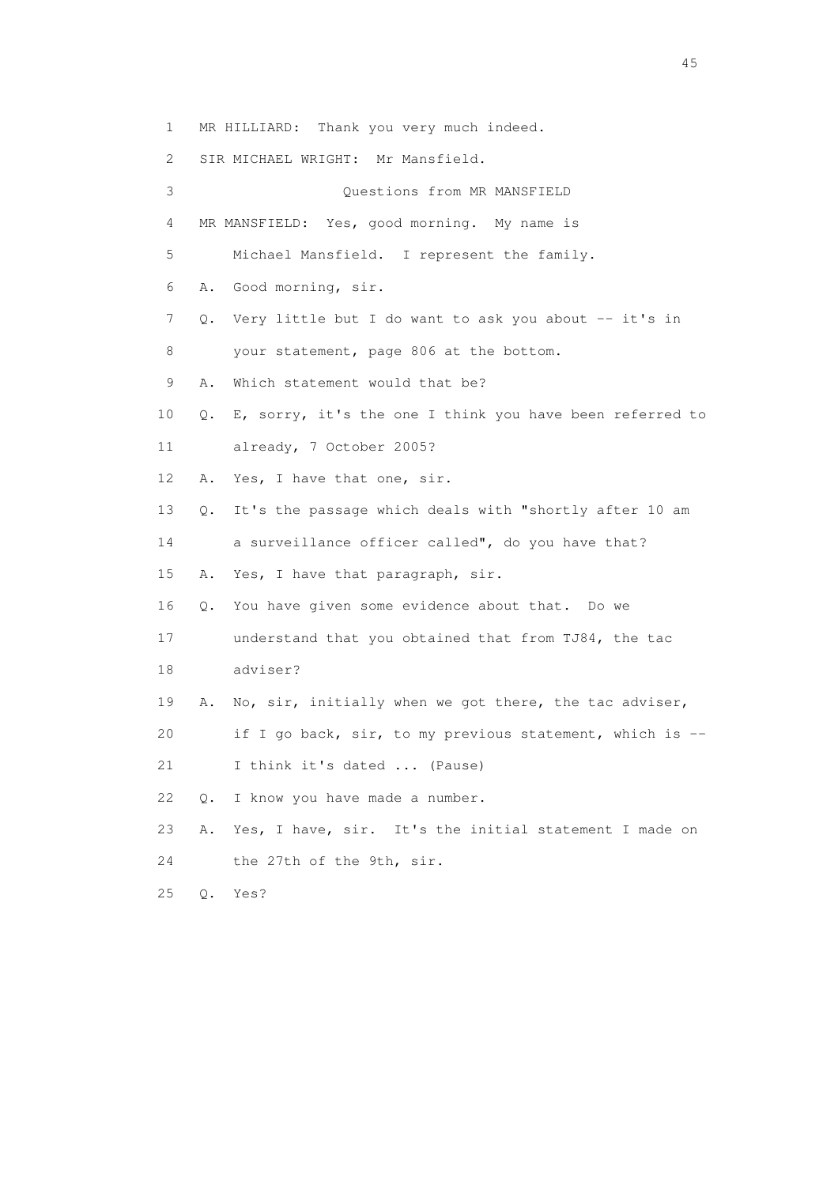1 MR HILLIARD: Thank you very much indeed.

2 SIR MICHAEL WRIGHT: Mr Mansfield.

3 Questions from MR MANSFIELD

4 MR MANSFIELD: Yes, good morning. My name is

5 Michael Mansfield. I represent the family.

6 A. Good morning, sir.

7 Q. Very little but I do want to ask you about -- it's in

8 your statement, page 806 at the bottom.

9 A. Which statement would that be?

10 Q. E, sorry, it's the one I think you have been referred to

11 already, 7 October 2005?

12 A. Yes, I have that one, sir.

13 Q. It's the passage which deals with "shortly after 10 am

14 a surveillance officer called", do you have that?

15 A. Yes, I have that paragraph, sir.

16 Q. You have given some evidence about that. Do we

17 understand that you obtained that from TJ84, the tac

18 adviser?

19 A. No, sir, initially when we got there, the tac adviser,

20 if I go back, sir, to my previous statement, which is --

21 I think it's dated ... (Pause)

22 Q. I know you have made a number.

23 A. Yes, I have, sir. It's the initial statement I made on

24 the 27th of the 9th, sir.

25 Q. Yes?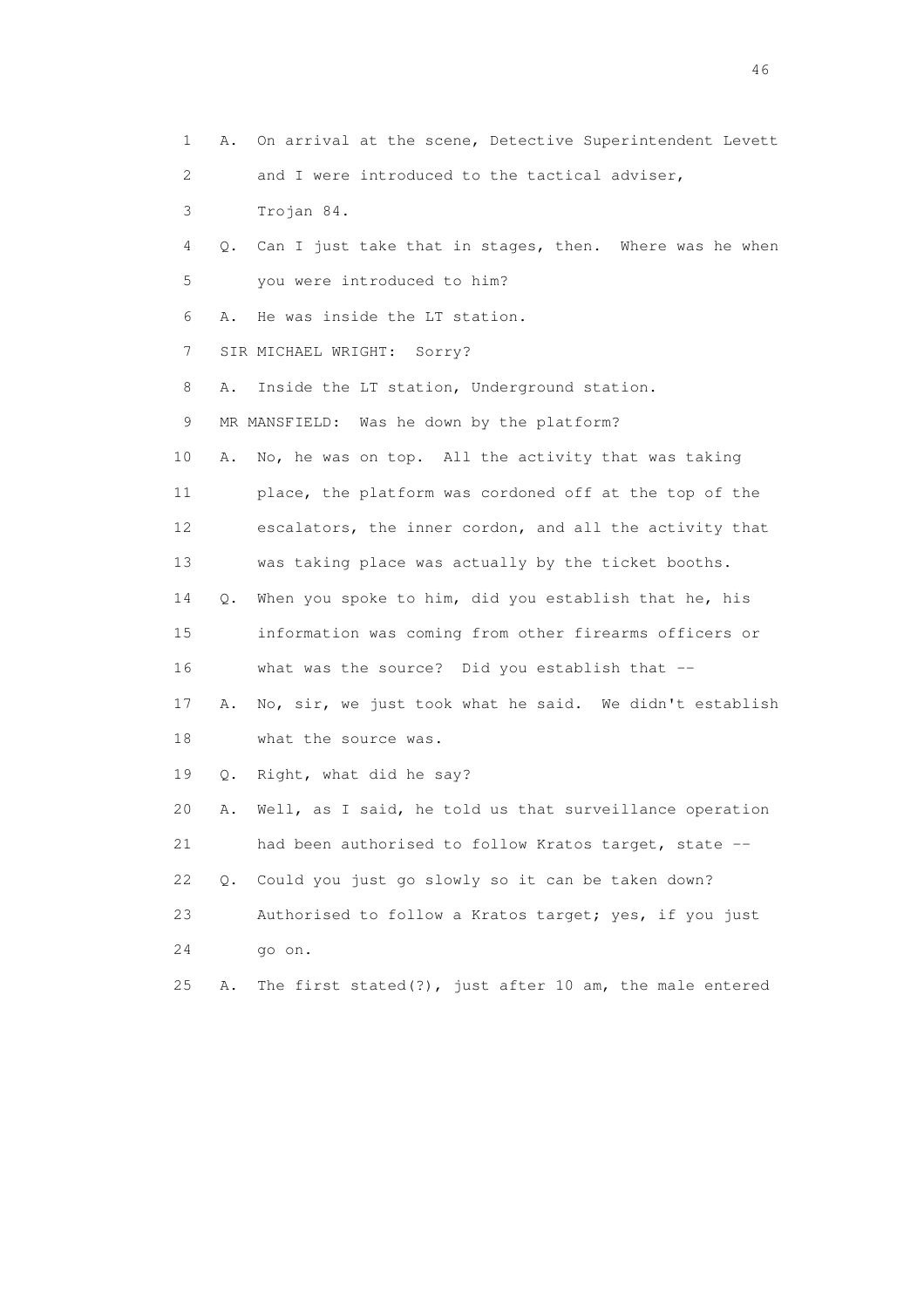1 A. On arrival at the scene, Detective Superintendent Levett
2 and I were introduced to the tactical adviser,
3 Trojan 84.
4 Q. Can I just take that in stages, then. Where was he when
5 you were introduced to him?
6 A. He was inside the LT station.
7 SIR MICHAEL WRIGHT: Sorry?
8 A. Inside the LT station, Underground station.
9 MR MANSFIELD: Was he down by the platform?
10 A. No, he was on top. All the activity that was taking
11 place, the platform was cordoned off at the top of the
12 escalators, the inner cordon, and all the activity that
13 was taking place was actually by the ticket booths.
14 Q. When you spoke to him, did you establish that he, his
15 information was coming from other firearms officers or
16 what was the source? Did you establish that --
17 A. No, sir, we just took what he said. We didn't establish
18 what the source was.
19 Q. Right, what did he say?
20 A. Well, as I said, he told us that surveillance operation
21 had been authorised to follow Kratos target, state --
22 Q. Could you just go slowly so it can be taken down?
23 Authorised to follow a Kratos target; yes, if you just
24 go on.
25 A. The first stated(?), just after 10 am, the male entered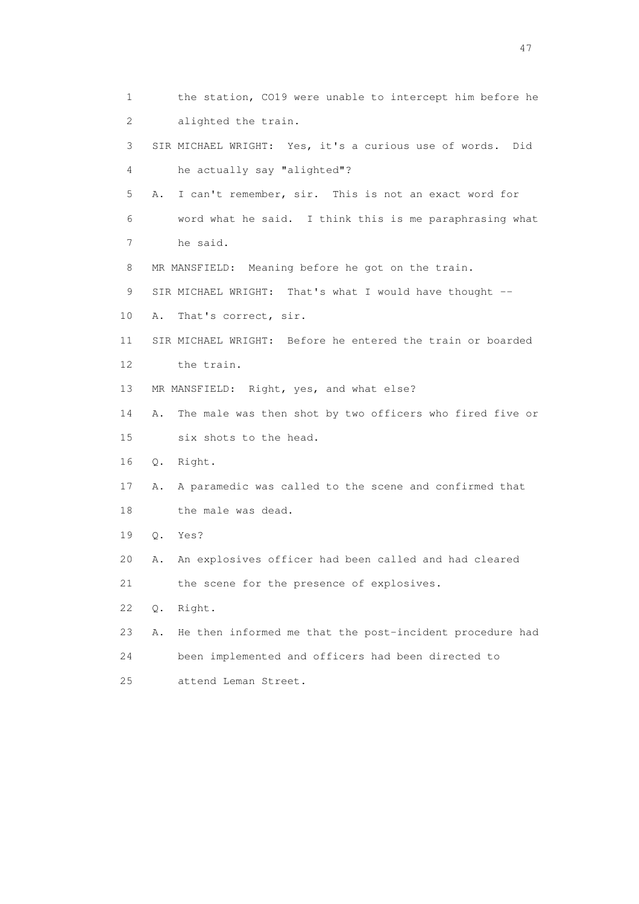1 the station, CO19 were unable to intercept him before he
2 alighted the train.

3 SIR MICHAEL WRIGHT: Yes, it's a curious use of words. Did
4 he actually say "alighted"?

5 A. I can't remember, sir. This is not an exact word for
6 word what he said. I think this is me paraphrasing what
7 he said.

8 MR MANSFIELD: Meaning before he got on the train.

9 SIR MICHAEL WRIGHT: That's what I would have thought --

10 A. That's correct, sir.

11 SIR MICHAEL WRIGHT: Before he entered the train or boarded
12 the train.

13 MR MANSFIELD: Right, yes, and what else?

14 A. The male was then shot by two officers who fired five or
15 six shots to the head.

16 Q. Right.

17 A. A paramedic was called to the scene and confirmed that
18 the male was dead.

19 Q. Yes?

20 A. An explosives officer had been called and had cleared
21 the scene for the presence of explosives.

22 Q. Right.

23 A. He then informed me that the post-incident procedure had
24 been implemented and officers had been directed to
25 attend Leman Street.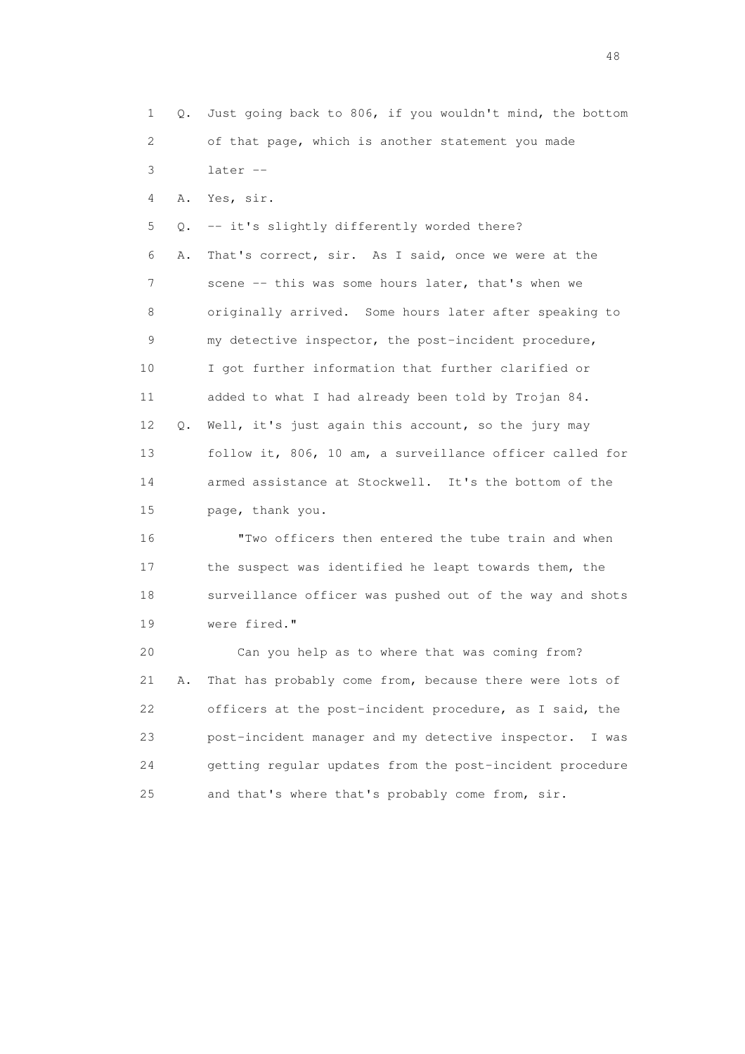1 Q. Just going back to 806, if you wouldn't mind, the bottom
2 of that page, which is another statement you made
3 later --
4 A. Yes, sir.
5 Q. -- it's slightly differently worded there?
6 A. That's correct, sir. As I said, once we were at the
7 scene -- this was some hours later, that's when we
8 originally arrived. Some hours later after speaking to
9 my detective inspector, the post-incident procedure,
10 I got further information that further clarified or
11 added to what I had already been told by Trojan 84.
12 Q. Well, it's just again this account, so the jury may
13 follow it, 806, 10 am, a surveillance officer called for
14 armed assistance at Stockwell. It's the bottom of the
15 page, thank you.
16 "Two officers then entered the tube train and when
17 the suspect was identified he leapt towards them, the
18 surveillance officer was pushed out of the way and shots
19 were fired."
20 Can you help as to where that was coming from?
21 A. That has probably come from, because there were lots of
22 officers at the post-incident procedure, as I said, the
23 post-incident manager and my detective inspector. I was
24 getting regular updates from the post-incident procedure
25 and that's where that's probably come from, sir.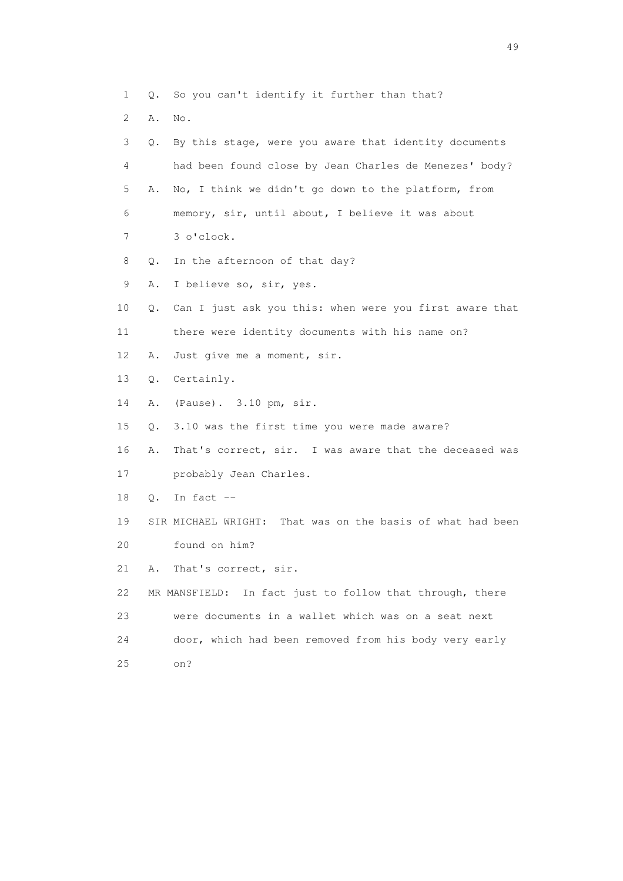1 Q. So you can't identify it further than that?

2 A. No.

3 Q. By this stage, were you aware that identity documents

4 had been found close by Jean Charles de Menezes' body?

5 A. No, I think we didn't go down to the platform, from

6 memory, sir, until about, I believe it was about

7 3 o'clock.

8 Q. In the afternoon of that day?

9 A. I believe so, sir, yes.

10 Q. Can I just ask you this: when were you first aware that

11 there were identity documents with his name on?

12 A. Just give me a moment, sir.

13 Q. Certainly.

14 A. (Pause). 3.10 pm, sir.

15 Q. 3.10 was the first time you were made aware?

16 A. That's correct, sir. I was aware that the deceased was

17 probably Jean Charles.

18 Q. In fact --

19 SIR MICHAEL WRIGHT: That was on the basis of what had been

20 found on him?

21 A. That's correct, sir.

22 MR MANSFIELD: In fact just to follow that through, there

23 were documents in a wallet which was on a seat next

24 door, which had been removed from his body very early

25 on?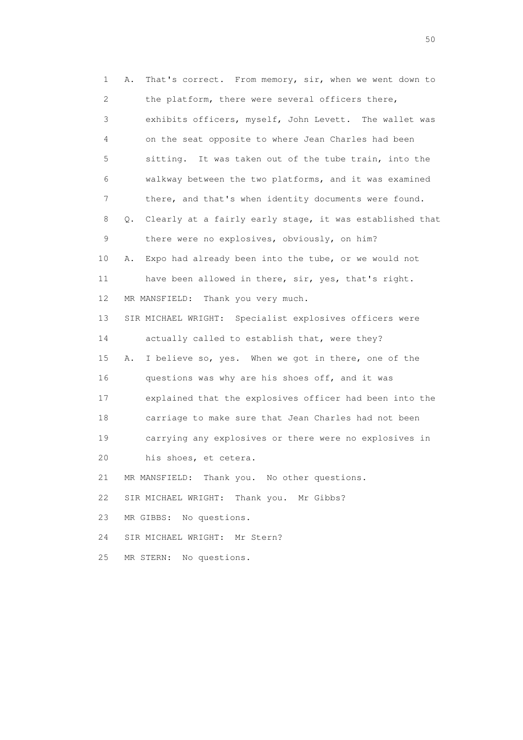1 A. That's correct. From memory, sir, when we went down to
2 the platform, there were several officers there,
3 exhibits officers, myself, John Levett. The wallet was
4 on the seat opposite to where Jean Charles had been
5 sitting. It was taken out of the tube train, into the
6 walkway between the two platforms, and it was examined
7 there, and that's when identity documents were found.
8 Q. Clearly at a fairly early stage, it was established that
9 there were no explosives, obviously, on him?
10 A. Expo had already been into the tube, or we would not
11 have been allowed in there, sir, yes, that's right.
12 MR MANSFIELD: Thank you very much.
13 SIR MICHAEL WRIGHT: Specialist explosives officers were
14 actually called to establish that, were they?
15 A. I believe so, yes. When we got in there, one of the
16 questions was why are his shoes off, and it was
17 explained that the explosives officer had been into the
18 carriage to make sure that Jean Charles had not been
19 carrying any explosives or there were no explosives in
20 his shoes, et cetera.
21 MR MANSFIELD: Thank you. No other questions.
22 SIR MICHAEL WRIGHT: Thank you. Mr Gibbs?
23 MR GIBBS: No questions.
24 SIR MICHAEL WRIGHT: Mr Stern?
25 MR STERN: No questions.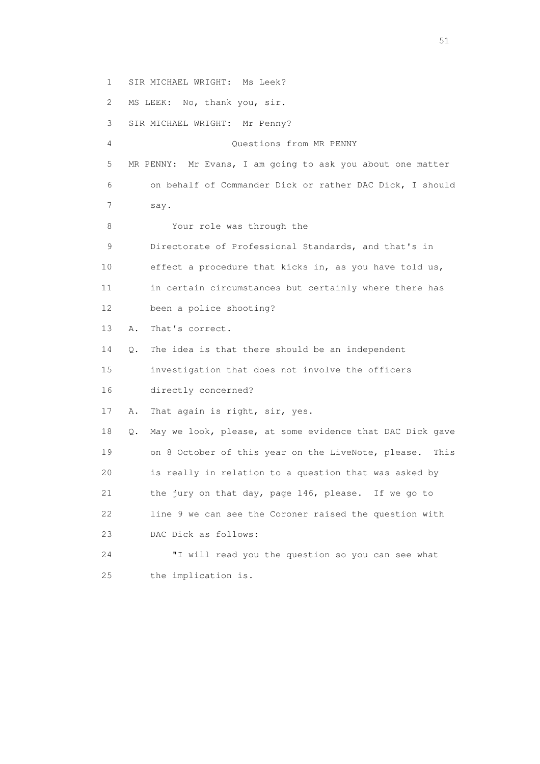1 SIR MICHAEL WRIGHT: Ms Leek?

2 MS LEEK: No, thank you, sir.

3 SIR MICHAEL WRIGHT: Mr Penny?

4 Questions from MR PENNY

5 MR PENNY: Mr Evans, I am going to ask you about one matter

6 on behalf of Commander Dick or rather DAC Dick, I should

7 say.

8 Your role was through the

9 Directorate of Professional Standards, and that's in

10 effect a procedure that kicks in, as you have told us,

11 in certain circumstances but certainly where there has

12 been a police shooting?

13 A. That's correct.

14 Q. The idea is that there should be an independent

15 investigation that does not involve the officers

16 directly concerned?

17 A. That again is right, sir, yes.

18 Q. May we look, please, at some evidence that DAC Dick gave

19 on 8 October of this year on the LiveNote, please. This

20 is really in relation to a question that was asked by

21 the jury on that day, page 146, please. If we go to

22 line 9 we can see the Coroner raised the question with

23 DAC Dick as follows:

24 "I will read you the question so you can see what

25 the implication is.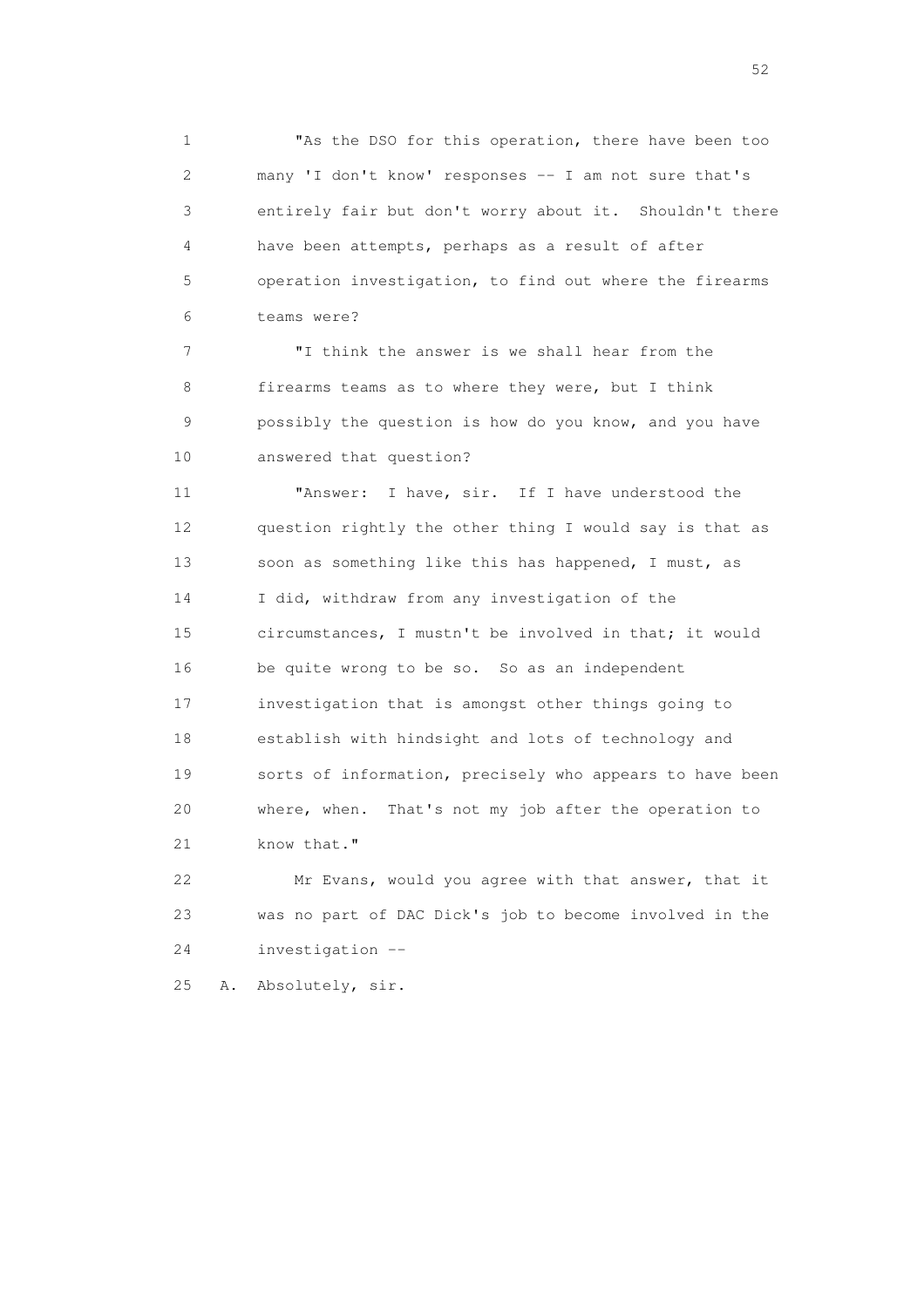1 "As the DSO for this operation, there have been too
2 many 'I don't know' responses -- I am not sure that's
3 entirely fair but don't worry about it. Shouldn't there
4 have been attempts, perhaps as a result of after
5 operation investigation, to find out where the firearms
6 teams were?

7 "I think the answer is we shall hear from the
8 firearms teams as to where they were, but I think
9 possibly the question is how do you know, and you have
10 answered that question?

11 "Answer: I have, sir. If I have understood the
12 question rightly the other thing I would say is that as
13 soon as something like this has happened, I must, as
14 I did, withdraw from any investigation of the
15 circumstances, I mustn't be involved in that; it would
16 be quite wrong to be so. So as an independent
17 investigation that is amongst other things going to
18 establish with hindsight and lots of technology and
19 sorts of information, precisely who appears to have been
20 where, when. That's not my job after the operation to
21 know that."

22 Mr Evans, would you agree with that answer, that it
23 was no part of DAC Dick's job to become involved in the
24 investigation --

25 A. Absolutely, sir.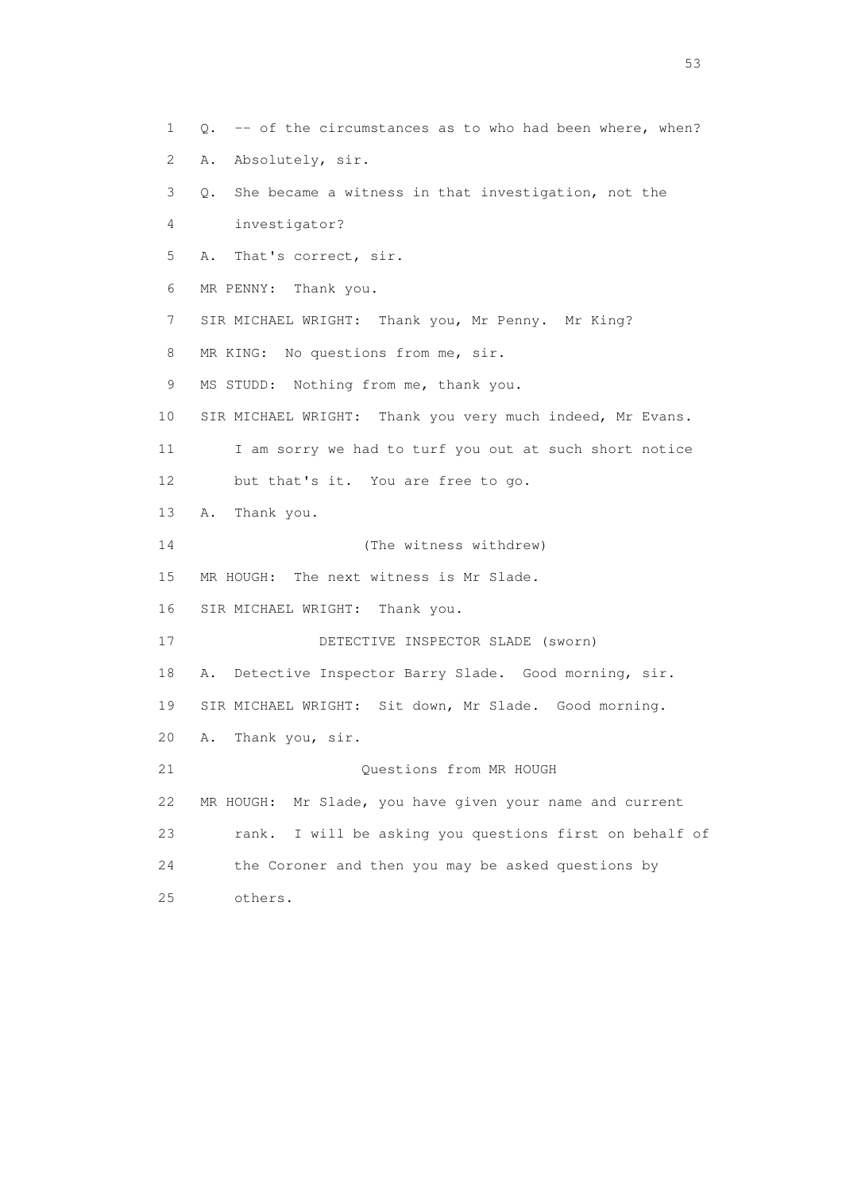1 Q. -- of the circumstances as to who had been where, when?

2 A. Absolutely, sir.

3 Q. She became a witness in that investigation, not the

4 investigator?

5 A. That's correct, sir.

6 MR PENNY: Thank you.

7 SIR MICHAEL WRIGHT: Thank you, Mr Penny. Mr King?

8 MR KING: No questions from me, sir.

9 MS STUDD: Nothing from me, thank you.

10 SIR MICHAEL WRIGHT: Thank you very much indeed, Mr Evans.

11 I am sorry we had to turf you out at such short notice

12 but that's it. You are free to go.

13 A. Thank you.

14 (The witness withdrew)

15 MR HOUGH: The next witness is Mr Slade.

16 SIR MICHAEL WRIGHT: Thank you.

17 DETECTIVE INSPECTOR SLADE (sworn)

18 A. Detective Inspector Barry Slade. Good morning, sir.

19 SIR MICHAEL WRIGHT: Sit down, Mr Slade. Good morning.

20 A. Thank you, sir.

21 Questions from MR HOUGH

22 MR HOUGH: Mr Slade, you have given your name and current

23 rank. I will be asking you questions first on behalf of

24 the Coroner and then you may be asked questions by

25 others.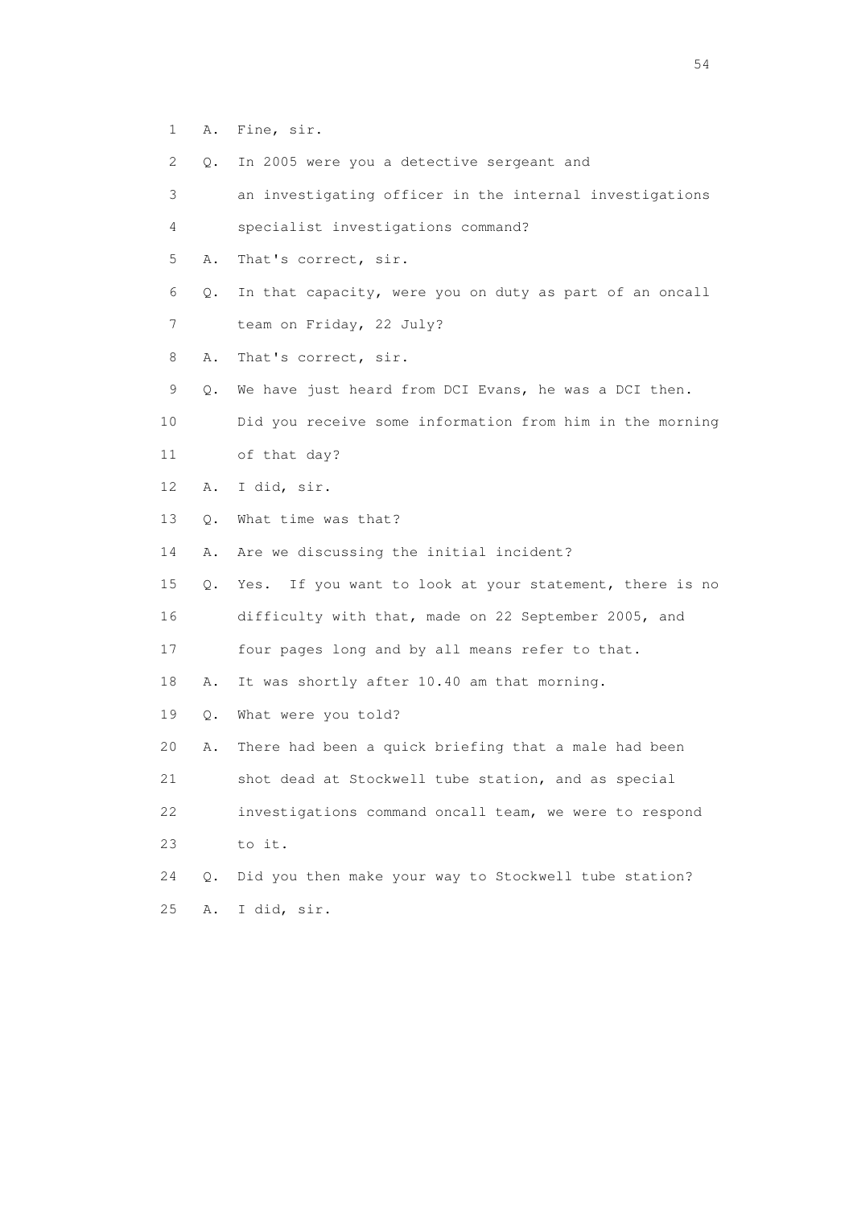1 A. Fine, sir.

2 Q. In 2005 were you a detective sergeant and

3 an investigating officer in the internal investigations

4 specialist investigations command?

5 A. That's correct, sir.

6 Q. In that capacity, were you on duty as part of an oncall

7 team on Friday, 22 July?

8 A. That's correct, sir.

9 Q. We have just heard from DCI Evans, he was a DCI then.

10 Did you receive some information from him in the morning

11 of that day?

12 A. I did, sir.

13 Q. What time was that?

14 A. Are we discussing the initial incident?

15 Q. Yes. If you want to look at your statement, there is no

16 difficulty with that, made on 22 September 2005, and

17 four pages long and by all means refer to that.

18 A. It was shortly after 10.40 am that morning.

19 Q. What were you told?

20 A. There had been a quick briefing that a male had been

21 shot dead at Stockwell tube station, and as special

22 investigations command oncall team, we were to respond

23 to it.

24 Q. Did you then make your way to Stockwell tube station?

25 A. I did, sir.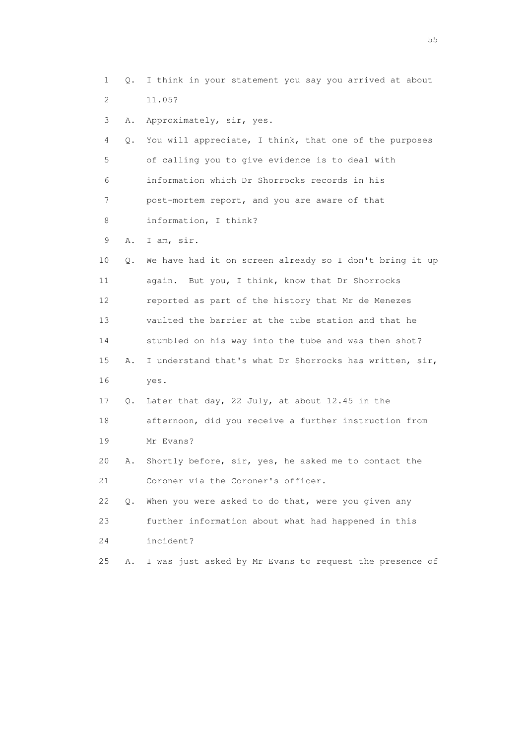1 Q. I think in your statement you say you arrived at about
2 11.05?
3 A. Approximately, sir, yes.
4 Q. You will appreciate, I think, that one of the purposes
5 of calling you to give evidence is to deal with
6 information which Dr Shorrocks records in his
7 post-mortem report, and you are aware of that
8 information, I think?
9 A. I am, sir.
10 Q. We have had it on screen already so I don't bring it up
11 again. But you, I think, know that Dr Shorrocks
12 reported as part of the history that Mr de Menezes
13 vaulted the barrier at the tube station and that he
14 stumbled on his way into the tube and was then shot?
15 A. I understand that's what Dr Shorrocks has written, sir,
16 yes.
17 Q. Later that day, 22 July, at about 12.45 in the
18 afternoon, did you receive a further instruction from
19 Mr Evans?
20 A. Shortly before, sir, yes, he asked me to contact the
21 Coroner via the Coroner's officer.
22 Q. When you were asked to do that, were you given any
23 further information about what had happened in this
24 incident?
25 A. I was just asked by Mr Evans to request the presence of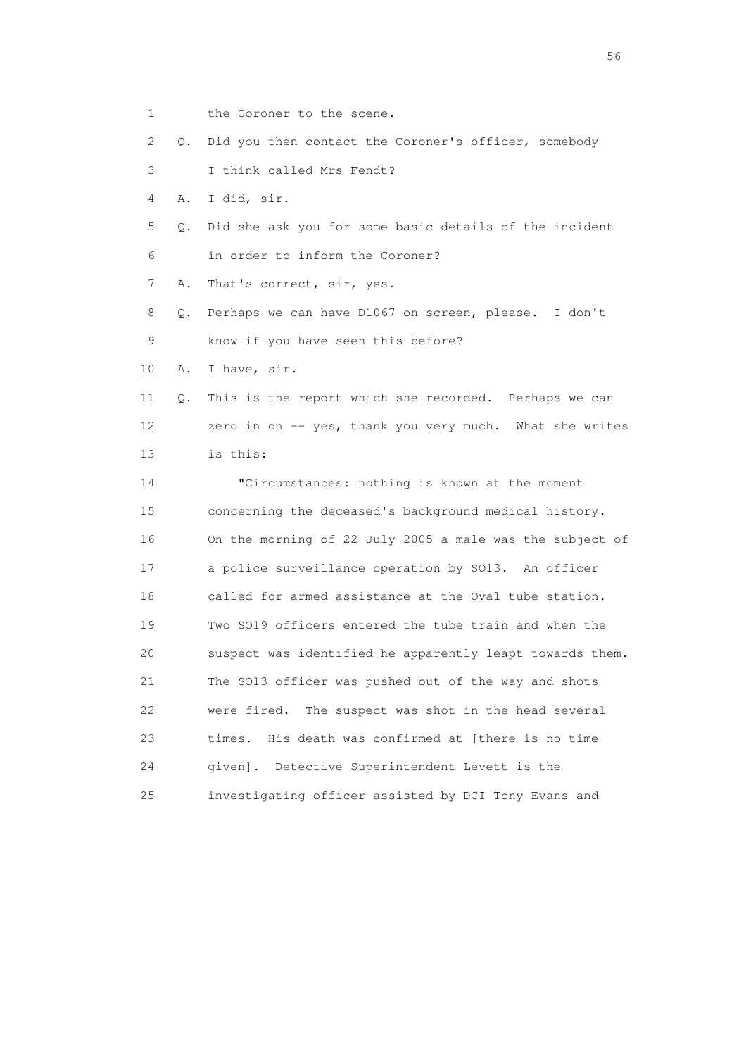1 the Coroner to the scene.

2 Q. Did you then contact the Coroner's officer, somebody

3 I think called Mrs Fendt?

4 A. I did, sir.

5 Q. Did she ask you for some basic details of the incident

6 in order to inform the Coroner?

7 A. That's correct, sir, yes.

8 Q. Perhaps we can have D1067 on screen, please. I don't

9 know if you have seen this before?

10 A. I have, sir.

11 Q. This is the report which she recorded. Perhaps we can

12 zero in on -- yes, thank you very much. What she writes

13 is this:

14 "Circumstances: nothing is known at the moment

15 concerning the deceased's background medical history.

16 On the morning of 22 July 2005 a male was the subject of

17 a police surveillance operation by SO13. An officer

18 called for armed assistance at the Oval tube station.

19 Two SO19 officers entered the tube train and when the

20 suspect was identified he apparently leapt towards them.

21 The SO13 officer was pushed out of the way and shots

22 were fired. The suspect was shot in the head several

23 times. His death was confirmed at [there is no time

24 given]. Detective Superintendent Levett is the

25 investigating officer assisted by DCI Tony Evans and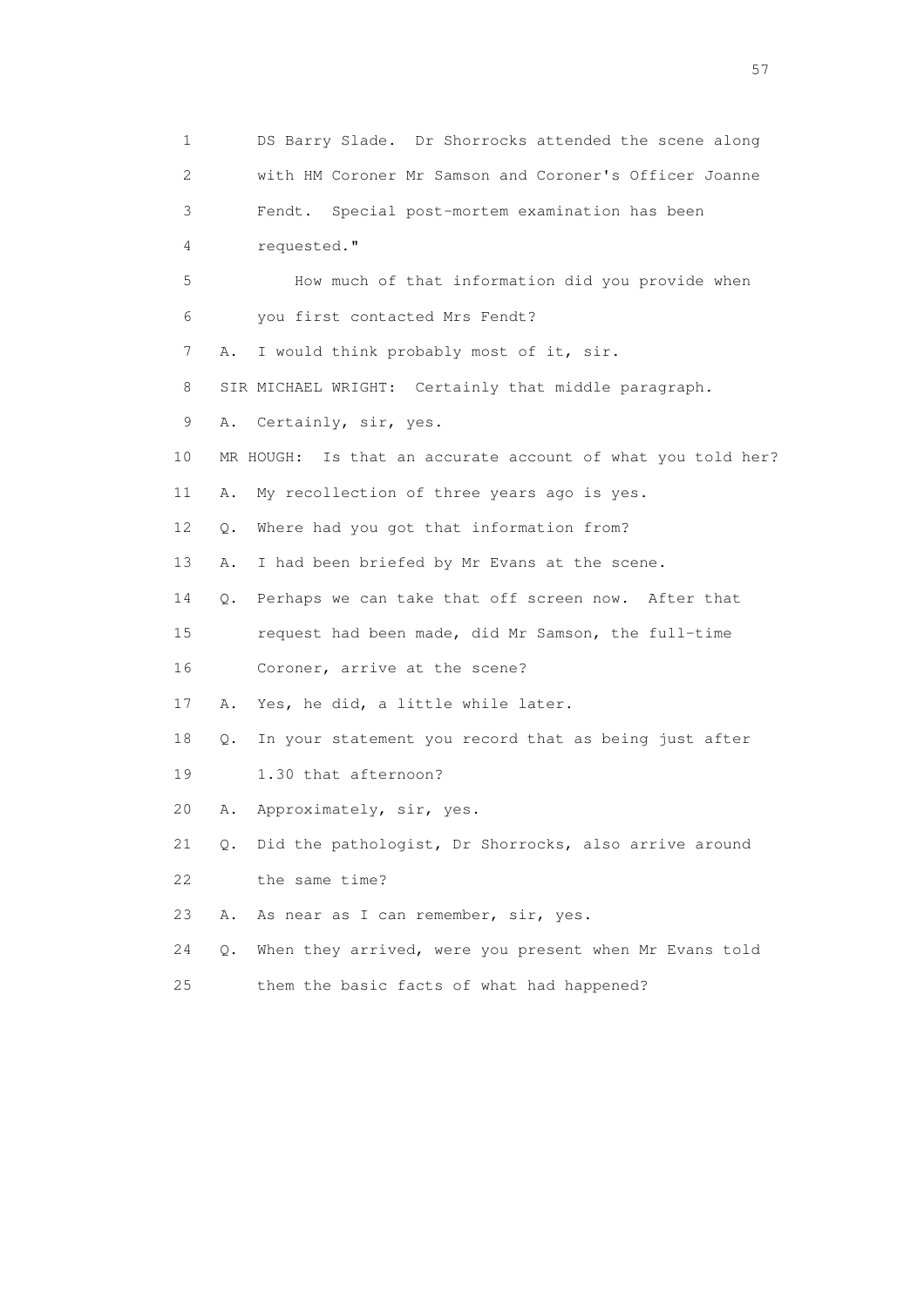1 DS Barry Slade. Dr Shorrocks attended the scene along
2 with HM Coroner Mr Samson and Coroner's Officer Joanne
3 Fendt. Special post-mortem examination has been
4 requested."

5 How much of that information did you provide when
6 you first contacted Mrs Fendt?

7 A. I would think probably most of it, sir.

8 SIR MICHAEL WRIGHT: Certainly that middle paragraph.

9 A. Certainly, sir, yes.

10 MR HOUGH: Is that an accurate account of what you told her?

11 A. My recollection of three years ago is yes.

12 Q. Where had you got that information from?

13 A. I had been briefed by Mr Evans at the scene.

14 Q. Perhaps we can take that off screen now. After that
15 request had been made, did Mr Samson, the full-time
16 Coroner, arrive at the scene?

17 A. Yes, he did, a little while later.

18 Q. In your statement you record that as being just after
19 1.30 that afternoon?

20 A. Approximately, sir, yes.

21 Q. Did the pathologist, Dr Shorrocks, also arrive around
22 the same time?

23 A. As near as I can remember, sir, yes.

24 Q. When they arrived, were you present when Mr Evans told
25 them the basic facts of what had happened?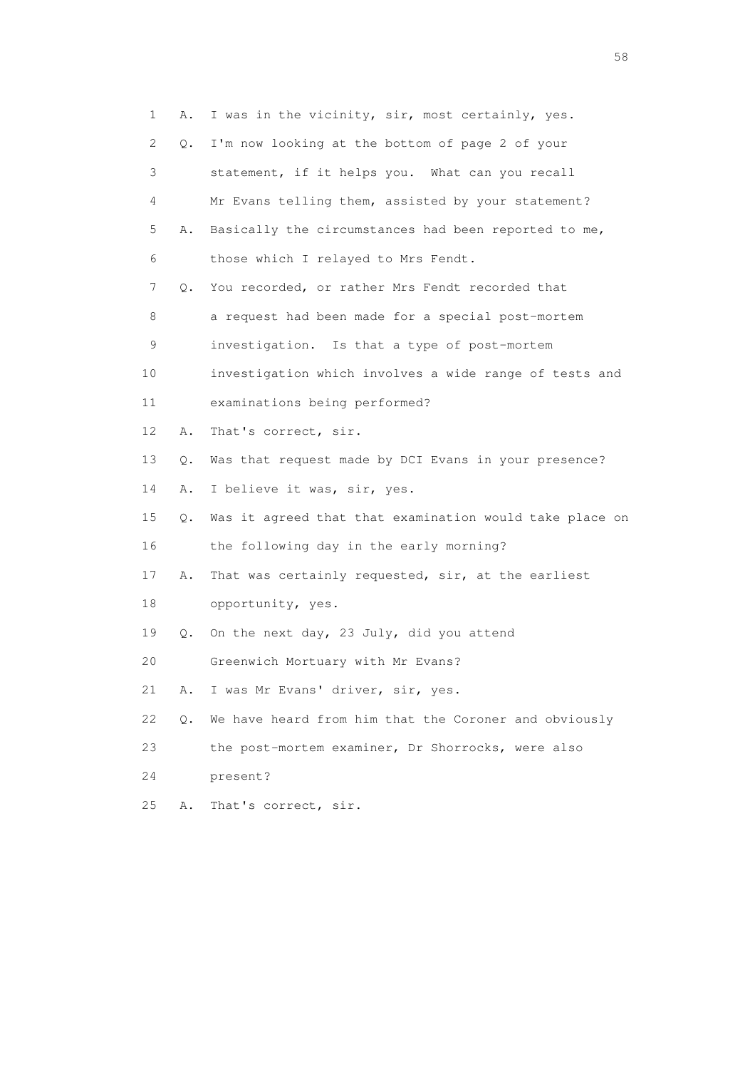1 A. I was in the vicinity, sir, most certainly, yes.

2 Q. I'm now looking at the bottom of page 2 of your

3 statement, if it helps you. What can you recall

4 Mr Evans telling them, assisted by your statement?

5 A. Basically the circumstances had been reported to me,

6 those which I relayed to Mrs Fendt.

7 Q. You recorded, or rather Mrs Fendt recorded that

8 a request had been made for a special post-mortem

9 investigation. Is that a type of post-mortem

10 investigation which involves a wide range of tests and

11 examinations being performed?

12 A. That's correct, sir.

13 Q. Was that request made by DCI Evans in your presence?

14 A. I believe it was, sir, yes.

15 Q. Was it agreed that that examination would take place on

16 the following day in the early morning?

17 A. That was certainly requested, sir, at the earliest

18 opportunity, yes.

19 Q. On the next day, 23 July, did you attend

20 Greenwich Mortuary with Mr Evans?

21 A. I was Mr Evans' driver, sir, yes.

22 Q. We have heard from him that the Coroner and obviously

23 the post-mortem examiner, Dr Shorrocks, were also

24 present?

25 A. That's correct, sir.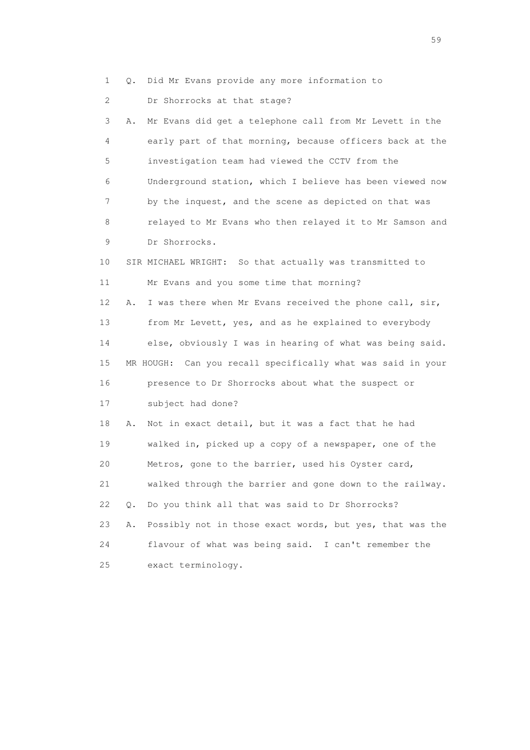1 Q. Did Mr Evans provide any more information to
2 Dr Shorrocks at that stage?
3 A. Mr Evans did get a telephone call from Mr Levett in the
4 early part of that morning, because officers back at the
5 investigation team had viewed the CCTV from the
6 Underground station, which I believe has been viewed now
7 by the inquest, and the scene as depicted on that was
8 relayed to Mr Evans who then relayed it to Mr Samson and
9 Dr Shorrocks.
10 SIR MICHAEL WRIGHT: So that actually was transmitted to
11 Mr Evans and you some time that morning?
12 A. I was there when Mr Evans received the phone call, sir,
13 from Mr Levett, yes, and as he explained to everybody
14 else, obviously I was in hearing of what was being said.
15 MR HOUGH: Can you recall specifically what was said in your
16 presence to Dr Shorrocks about what the suspect or
17 subject had done?
18 A. Not in exact detail, but it was a fact that he had
19 walked in, picked up a copy of a newspaper, one of the
20 Metros, gone to the barrier, used his Oyster card,
21 walked through the barrier and gone down to the railway.
22 Q. Do you think all that was said to Dr Shorrocks?
23 A. Possibly not in those exact words, but yes, that was the
24 flavour of what was being said. I can't remember the
25 exact terminology.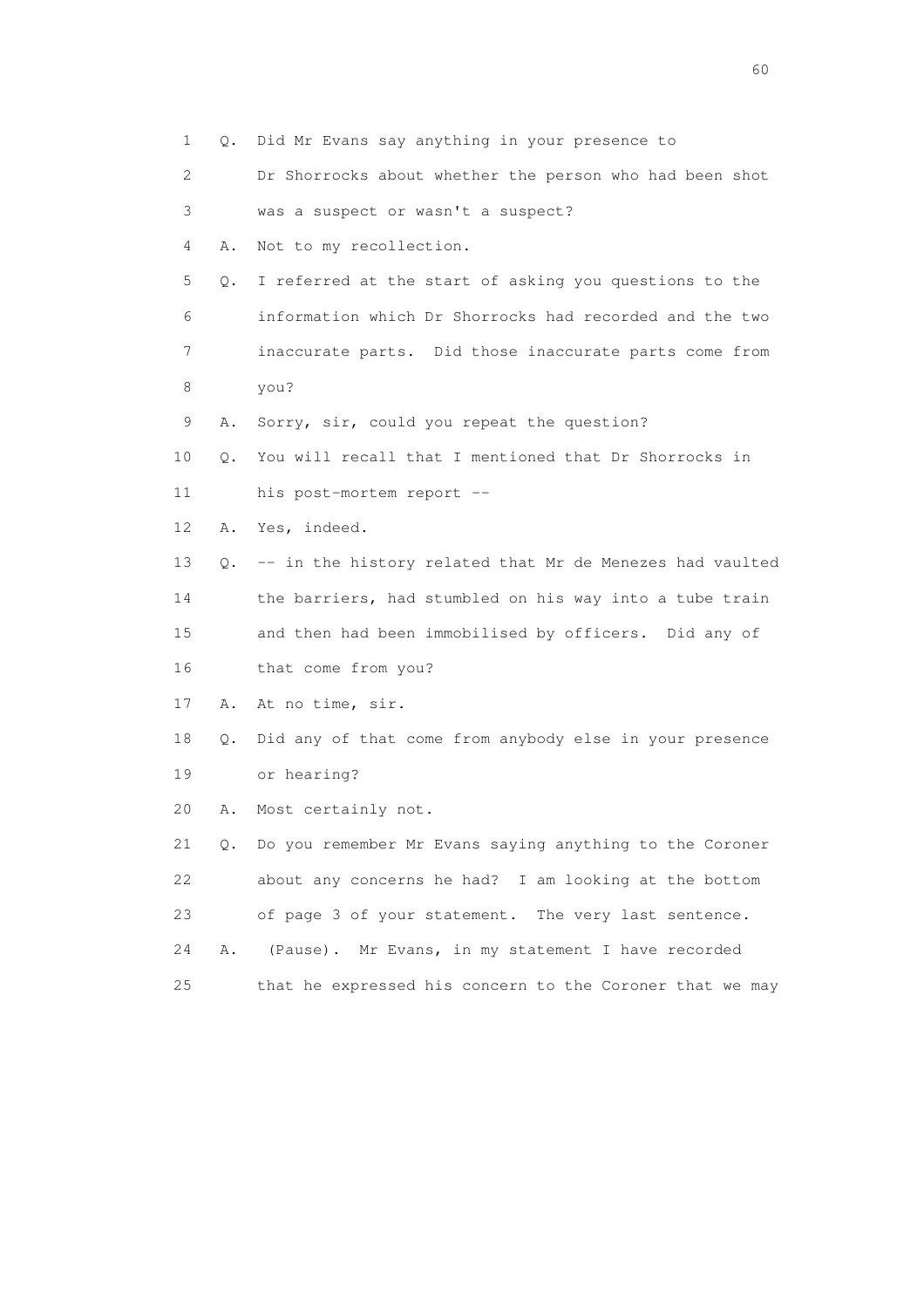1 Q. Did Mr Evans say anything in your presence to

2 Dr Shorrocks about whether the person who had been shot

3 was a suspect or wasn't a suspect?

4 A. Not to my recollection.

5 Q. I referred at the start of asking you questions to the

6 information which Dr Shorrocks had recorded and the two

7 inaccurate parts. Did those inaccurate parts come from

8 you?

9 A. Sorry, sir, could you repeat the question?

10 Q. You will recall that I mentioned that Dr Shorrocks in

11 his post-mortem report --

12 A. Yes, indeed.

13 Q. -- in the history related that Mr de Menezes had vaulted

14 the barriers, had stumbled on his way into a tube train

15 and then had been immobilised by officers. Did any of

16 that come from you?

17 A. At no time, sir.

18 Q. Did any of that come from anybody else in your presence

19 or hearing?

20 A. Most certainly not.

21 Q. Do you remember Mr Evans saying anything to the Coroner

22 about any concerns he had? I am looking at the bottom

23 of page 3 of your statement. The very last sentence.

24 A. (Pause). Mr Evans, in my statement I have recorded

25 that he expressed his concern to the Coroner that we may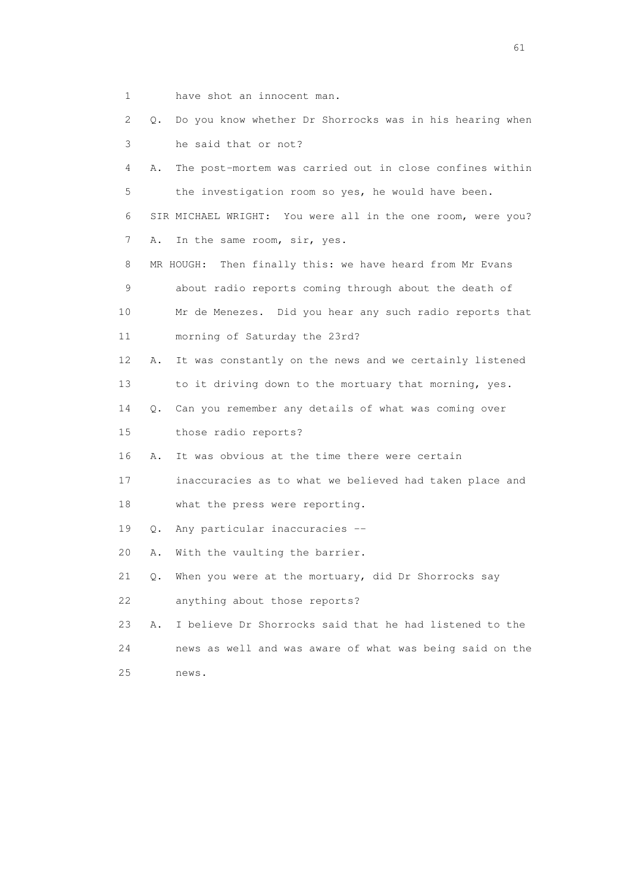1 have shot an innocent man.

2 Q. Do you know whether Dr Shorrocks was in his hearing when

3 he said that or not?

4 A. The post-mortem was carried out in close confines within

5 the investigation room so yes, he would have been.

6 SIR MICHAEL WRIGHT: You were all in the one room, were you?

7 A. In the same room, sir, yes.

8 MR HOUGH: Then finally this: we have heard from Mr Evans

9 about radio reports coming through about the death of

10 Mr de Menezes. Did you hear any such radio reports that

11 morning of Saturday the 23rd?

12 A. It was constantly on the news and we certainly listened

13 to it driving down to the mortuary that morning, yes.

14 Q. Can you remember any details of what was coming over

15 those radio reports?

16 A. It was obvious at the time there were certain

17 inaccuracies as to what we believed had taken place and

18 what the press were reporting.

19 Q. Any particular inaccuracies --

20 A. With the vaulting the barrier.

21 Q. When you were at the mortuary, did Dr Shorrocks say

22 anything about those reports?

23 A. I believe Dr Shorrocks said that he had listened to the

24 news as well and was aware of what was being said on the

25 news.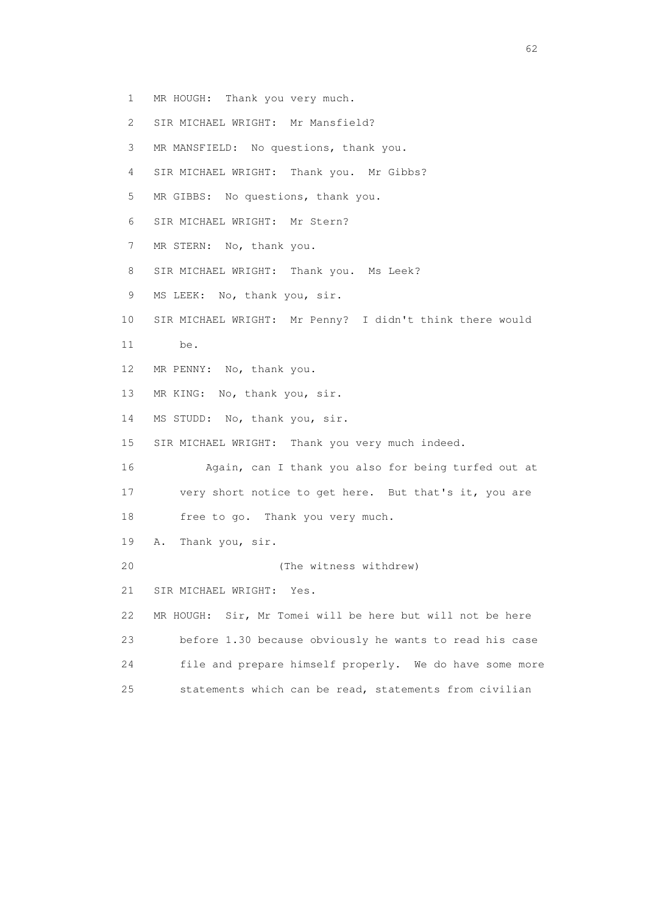1 MR HOUGH: Thank you very much.

2 SIR MICHAEL WRIGHT: Mr Mansfield?

3 MR MANSFIELD: No questions, thank you.

4 SIR MICHAEL WRIGHT: Thank you. Mr Gibbs?

5 MR GIBBS: No questions, thank you.

6 SIR MICHAEL WRIGHT: Mr Stern?

7 MR STERN: No, thank you.

8 SIR MICHAEL WRIGHT: Thank you. Ms Leek?

9 MS LEEK: No, thank you, sir.

10 SIR MICHAEL WRIGHT: Mr Penny? I didn't think there would

11 be.

12 MR PENNY: No, thank you.

13 MR KING: No, thank you, sir.

14 MS STUDD: No, thank you, sir.

15 SIR MICHAEL WRIGHT: Thank you very much indeed.

16 Again, can I thank you also for being turfed out at

17 very short notice to get here. But that's it, you are

18 free to go. Thank you very much.

19 A. Thank you, sir.

20 (The witness withdrew)

21 SIR MICHAEL WRIGHT: Yes.

22 MR HOUGH: Sir, Mr Tomei will be here but will not be here

23 before 1.30 because obviously he wants to read his case

24 file and prepare himself properly. We do have some more

25 statements which can be read, statements from civilian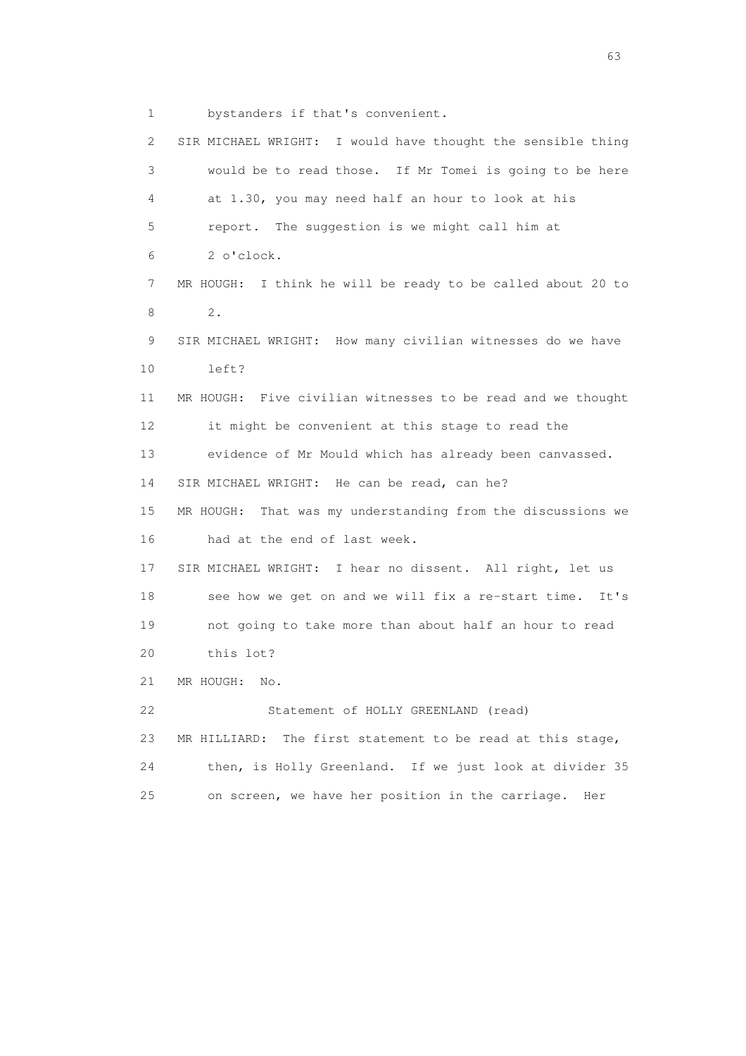1 bystanders if that's convenient.

2 SIR MICHAEL WRIGHT: I would have thought the sensible thing

3 would be to read those. If Mr Tomei is going to be here

4 at 1.30, you may need half an hour to look at his

5 report. The suggestion is we might call him at

6 2 o'clock.

7 MR HOUGH: I think he will be ready to be called about 20 to

8 2.

9 SIR MICHAEL WRIGHT: How many civilian witnesses do we have

10 left?

11 MR HOUGH: Five civilian witnesses to be read and we thought

12 it might be convenient at this stage to read the

13 evidence of Mr Mould which has already been canvassed.

14 SIR MICHAEL WRIGHT: He can be read, can he?

15 MR HOUGH: That was my understanding from the discussions we

16 had at the end of last week.

17 SIR MICHAEL WRIGHT: I hear no dissent. All right, let us

18 see how we get on and we will fix a re-start time. It's

19 not going to take more than about half an hour to read

20 this lot?

21 MR HOUGH: No.

22 Statement of HOLLY GREENLAND (read)

23 MR HILLIARD: The first statement to be read at this stage,

24 then, is Holly Greenland. If we just look at divider 35

25 on screen, we have her position in the carriage. Her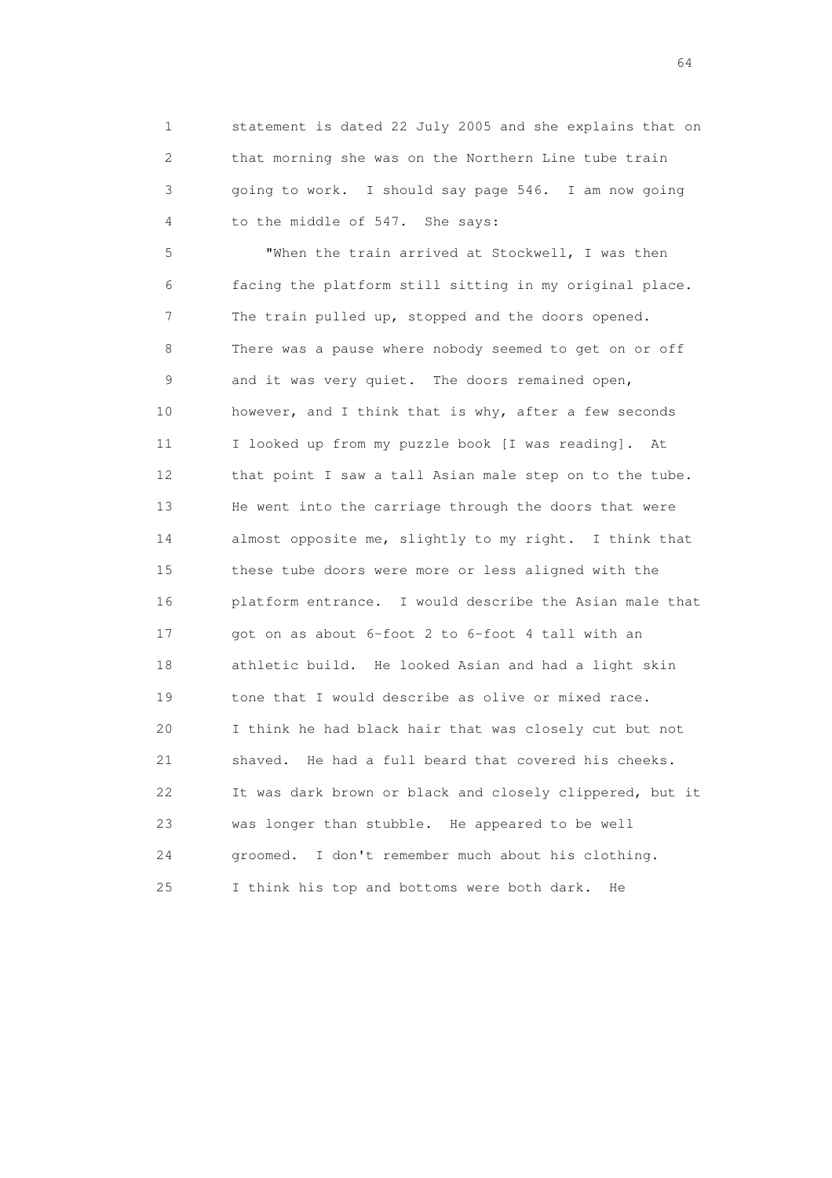statement is dated 22 July 2005 and she explains that on that morning she was on the Northern Line tube train going to work. I should say page 546. I am now going to the middle of 547. She says:

"When the train arrived at Stockwell, I was then facing the platform still sitting in my original place. The train pulled up, stopped and the doors opened. There was a pause where nobody seemed to get on or off and it was very quiet. The doors remained open, however, and I think that is why, after a few seconds I looked up from my puzzle book [I was reading]. At that point I saw a tall Asian male step on to the tube. He went into the carriage through the doors that were almost opposite me, slightly to my right. I think that these tube doors were more or less aligned with the platform entrance. I would describe the Asian male that got on as about 6-foot 2 to 6-foot 4 tall with an athletic build. He looked Asian and had a light skin tone that I would describe as olive or mixed race. I think he had black hair that was closely cut but not shaved. He had a full beard that covered his cheeks. It was dark brown or black and closely clippered, but it was longer than stubble. He appeared to be well groomed. I don't remember much about his clothing. I think his top and bottoms were both dark. He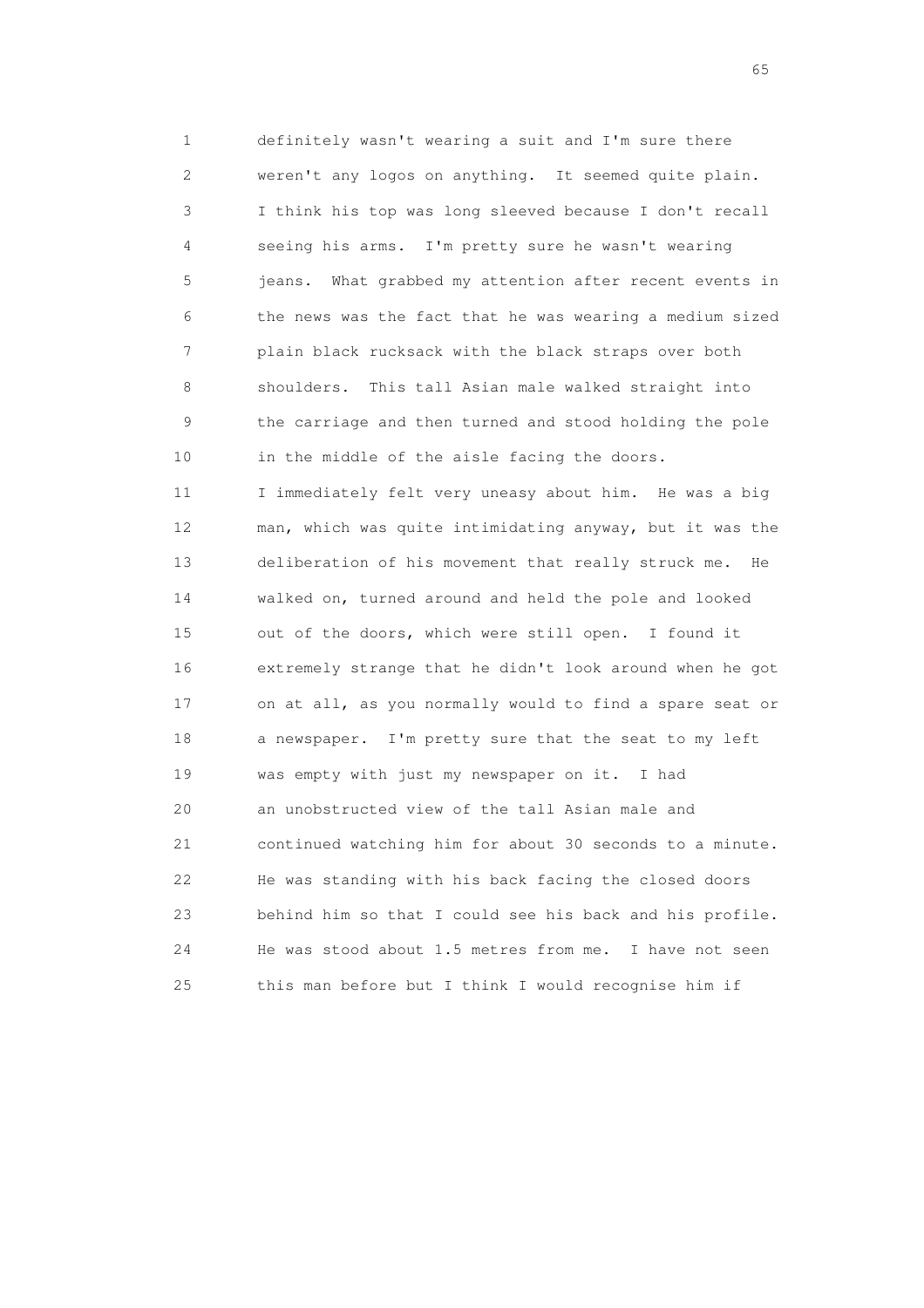definitely wasn't wearing a suit and I'm sure there weren't any logos on anything. It seemed quite plain. I think his top was long sleeved because I don't recall seeing his arms. I'm pretty sure he wasn't wearing jeans. What grabbed my attention after recent events in the news was the fact that he was wearing a medium sized plain black rucksack with the black straps over both shoulders. This tall Asian male walked straight into the carriage and then turned and stood holding the pole in the middle of the aisle facing the doors.

I immediately felt very uneasy about him. He was a big man, which was quite intimidating anyway, but it was the deliberation of his movement that really struck me. He walked on, turned around and held the pole and looked out of the doors, which were still open. I found it extremely strange that he didn't look around when he got on at all, as you normally would to find a spare seat or a newspaper. I'm pretty sure that the seat to my left was empty with just my newspaper on it. I had an unobstructed view of the tall Asian male and continued watching him for about 30 seconds to a minute. He was standing with his back facing the closed doors behind him so that I could see his back and his profile. He was stood about 1.5 metres from me. I have not seen this man before but I think I would recognise him if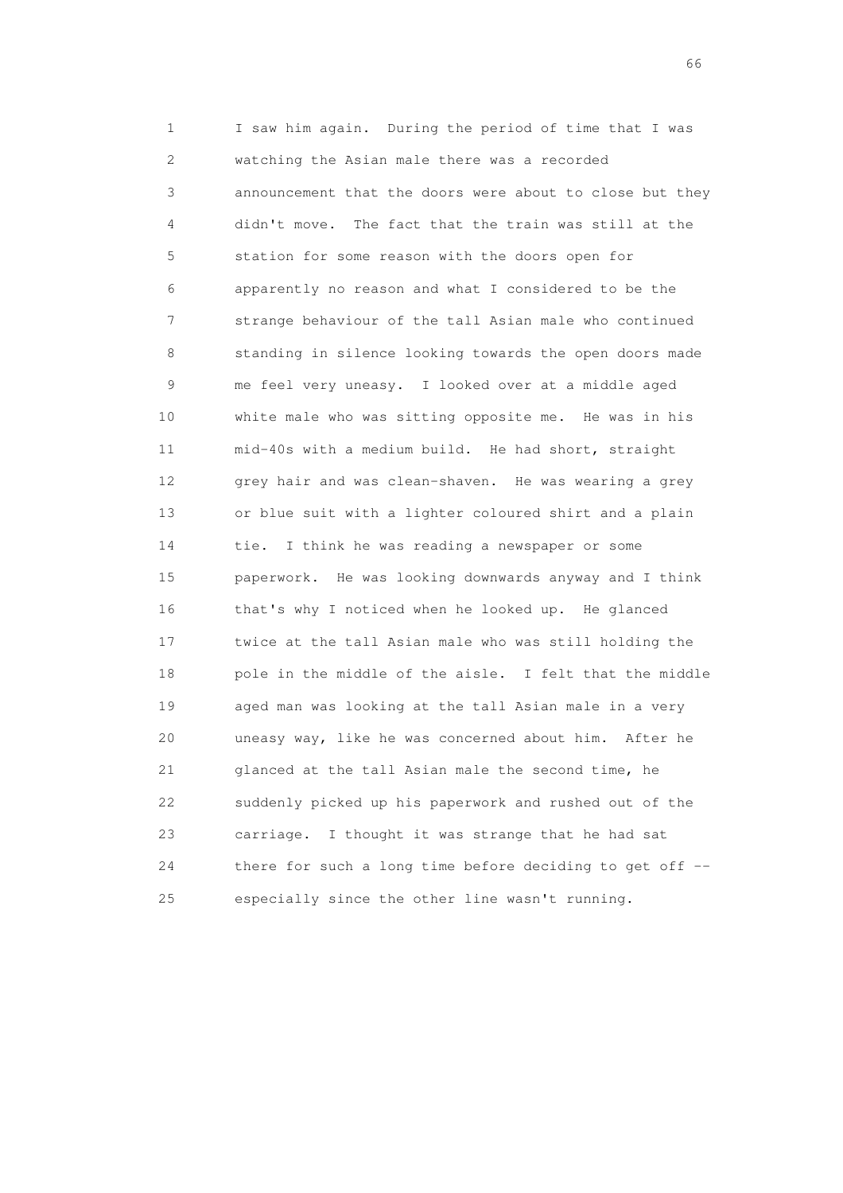I saw him again. During the period of time that I was watching the Asian male there was a recorded announcement that the doors were about to close but they didn't move. The fact that the train was still at the station for some reason with the doors open for apparently no reason and what I considered to be the strange behaviour of the tall Asian male who continued standing in silence looking towards the open doors made me feel very uneasy. I looked over at a middle aged white male who was sitting opposite me. He was in his mid-40s with a medium build. He had short, straight grey hair and was clean-shaven. He was wearing a grey or blue suit with a lighter coloured shirt and a plain tie. I think he was reading a newspaper or some paperwork. He was looking downwards anyway and I think that's why I noticed when he looked up. He glanced twice at the tall Asian male who was still holding the pole in the middle of the aisle. I felt that the middle aged man was looking at the tall Asian male in a very uneasy way, like he was concerned about him. After he glanced at the tall Asian male the second time, he suddenly picked up his paperwork and rushed out of the carriage. I thought it was strange that he had sat there for such a long time before deciding to get off -- especially since the other line wasn't running.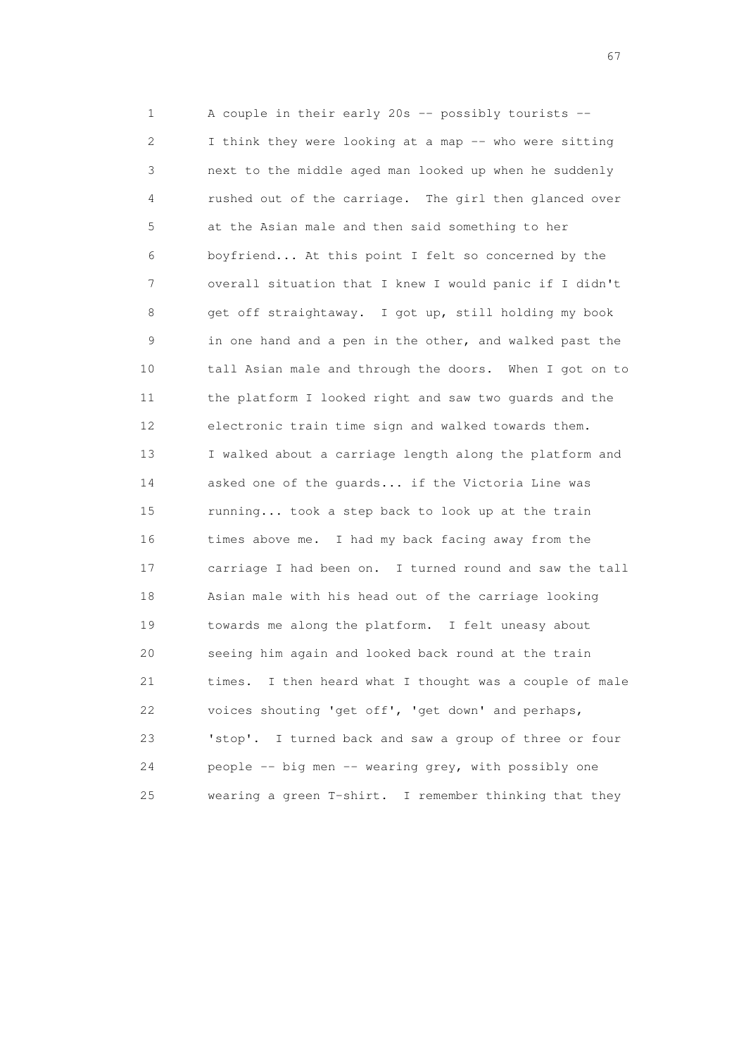1 A couple in their early 20s -- possibly tourists --
2 I think they were looking at a map -- who were sitting
3 next to the middle aged man looked up when he suddenly
4 rushed out of the carriage. The girl then glanced over
5 at the Asian male and then said something to her
6 boyfriend... At this point I felt so concerned by the
7 overall situation that I knew I would panic if I didn't
8 get off straightaway. I got up, still holding my book
9 in one hand and a pen in the other, and walked past the
10 tall Asian male and through the doors. When I got on to
11 the platform I looked right and saw two guards and the
12 electronic train time sign and walked towards them.
13 I walked about a carriage length along the platform and
14 asked one of the guards... if the Victoria Line was
15 running... took a step back to look up at the train
16 times above me. I had my back facing away from the
17 carriage I had been on. I turned round and saw the tall
18 Asian male with his head out of the carriage looking
19 towards me along the platform. I felt uneasy about
20 seeing him again and looked back round at the train
21 times. I then heard what I thought was a couple of male
22 voices shouting 'get off', 'get down' and perhaps,
23 'stop'. I turned back and saw a group of three or four
24 people -- big men -- wearing grey, with possibly one
25 wearing a green T-shirt. I remember thinking that they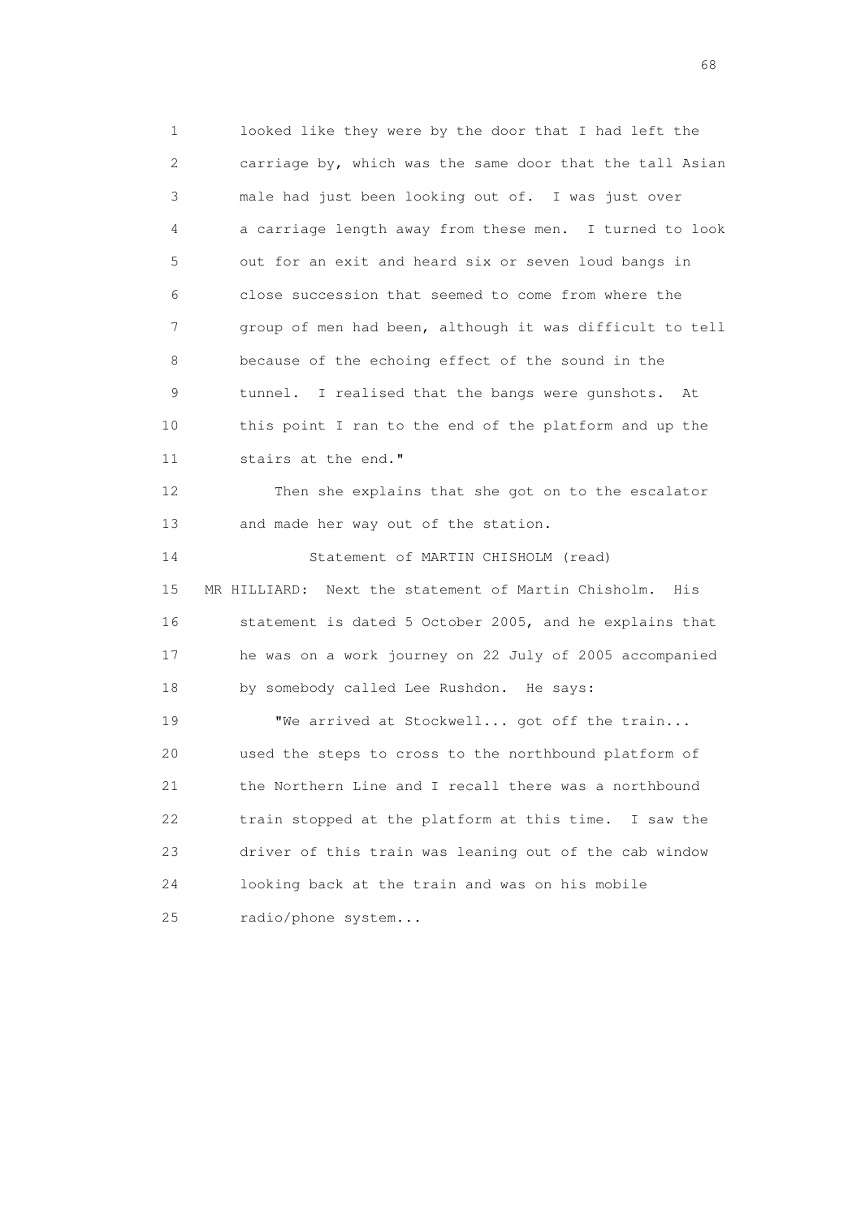looked like they were by the door that I had left the carriage by, which was the same door that the tall Asian male had just been looking out of. I was just over a carriage length away from these men. I turned to look out for an exit and heard six or seven loud bangs in close succession that seemed to come from where the group of men had been, although it was difficult to tell because of the echoing effect of the sound in the tunnel. I realised that the bangs were gunshots. At this point I ran to the end of the platform and up the stairs at the end."

Then she explains that she got on to the escalator and made her way out of the station.

Statement of MARTIN CHISHOLM (read)

MR HILLIARD: Next the statement of Martin Chisholm. His statement is dated 5 October 2005, and he explains that he was on a work journey on 22 July of 2005 accompanied by somebody called Lee Rushdon. He says:

"We arrived at Stockwell... got off the train... used the steps to cross to the northbound platform of the Northern Line and I recall there was a northbound train stopped at the platform at this time. I saw the driver of this train was leaning out of the cab window looking back at the train and was on his mobile radio/phone system...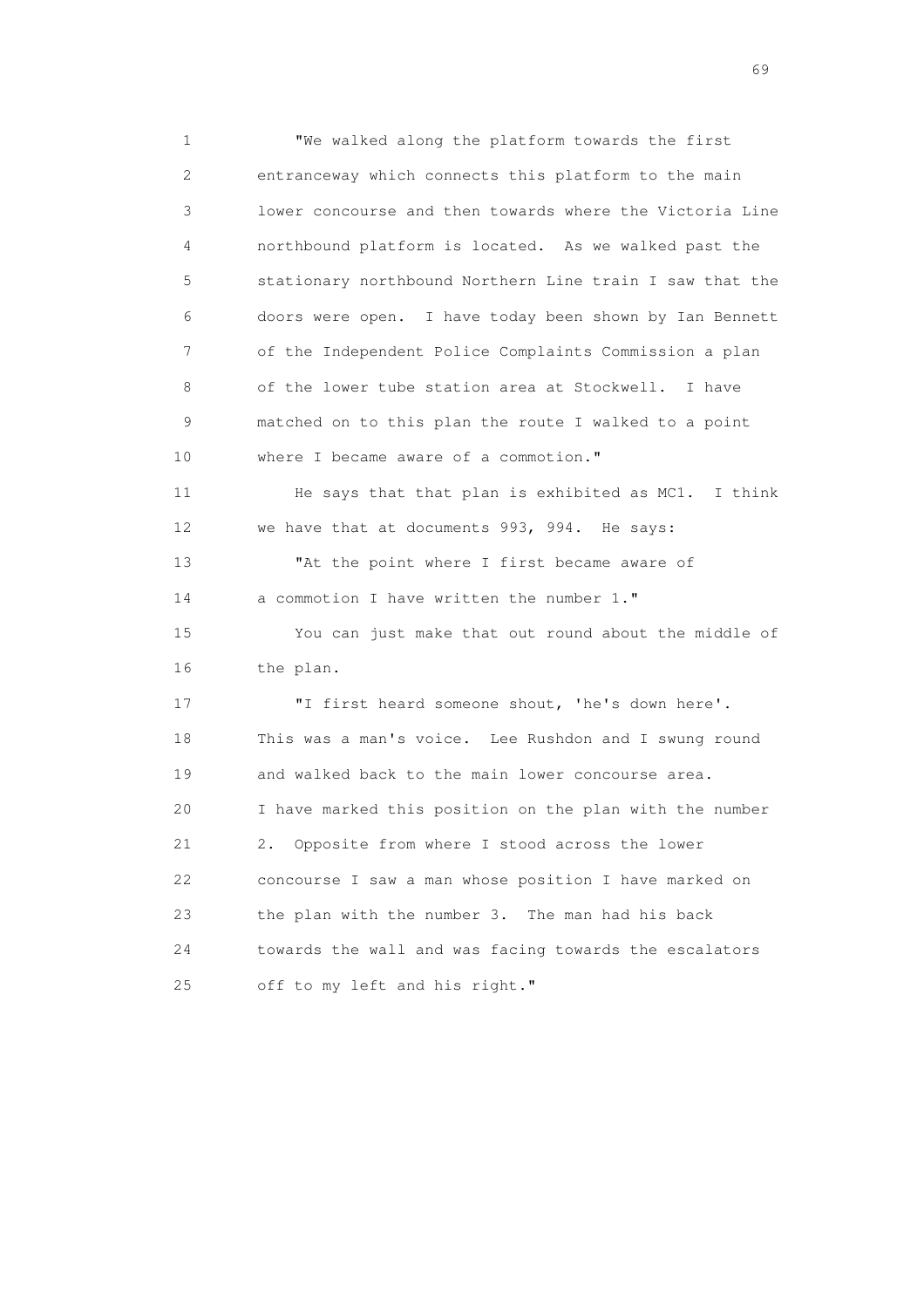"We walked along the platform towards the first entranceway which connects this platform to the main lower concourse and then towards where the Victoria Line northbound platform is located. As we walked past the stationary northbound Northern Line train I saw that the doors were open. I have today been shown by Ian Bennett of the Independent Police Complaints Commission a plan of the lower tube station area at Stockwell. I have matched on to this plan the route I walked to a point where I became aware of a commotion."

He says that that plan is exhibited as MC1. I think we have that at documents 993, 994. He says:

"At the point where I first became aware of a commotion I have written the number 1."

You can just make that out round about the middle of the plan.

"I first heard someone shout, 'he's down here'. This was a man's voice. Lee Rushdon and I swung round and walked back to the main lower concourse area. I have marked this position on the plan with the number 2. Opposite from where I stood across the lower concourse I saw a man whose position I have marked on the plan with the number 3. The man had his back towards the wall and was facing towards the escalators off to my left and his right."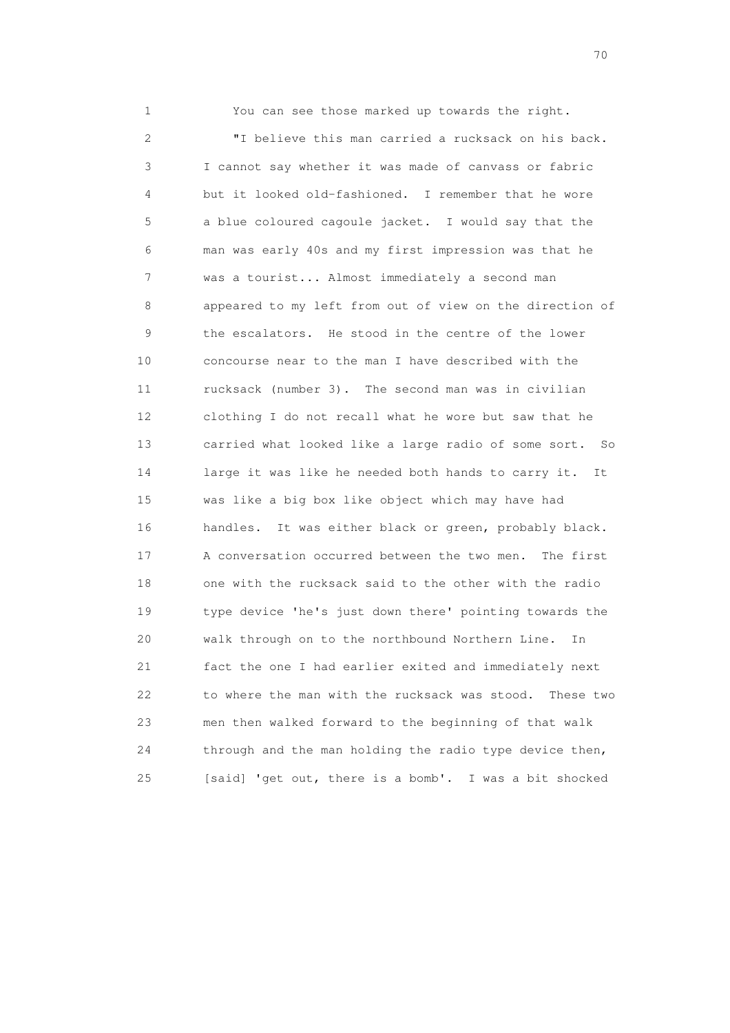You can see those marked up towards the right.

"I believe this man carried a rucksack on his back. I cannot say whether it was made of canvass or fabric but it looked old-fashioned. I remember that he wore a blue coloured cagoule jacket. I would say that the man was early 40s and my first impression was that he was a tourist... Almost immediately a second man appeared to my left from out of view on the direction of the escalators. He stood in the centre of the lower concourse near to the man I have described with the rucksack (number 3). The second man was in civilian clothing I do not recall what he wore but saw that he carried what looked like a large radio of some sort. So large it was like he needed both hands to carry it. It was like a big box like object which may have had handles. It was either black or green, probably black. A conversation occurred between the two men. The first one with the rucksack said to the other with the radio type device 'he's just down there' pointing towards the walk through on to the northbound Northern Line. In fact the one I had earlier exited and immediately next to where the man with the rucksack was stood. These two men then walked forward to the beginning of that walk through and the man holding the radio type device then, [said] 'get out, there is a bomb'. I was a bit shocked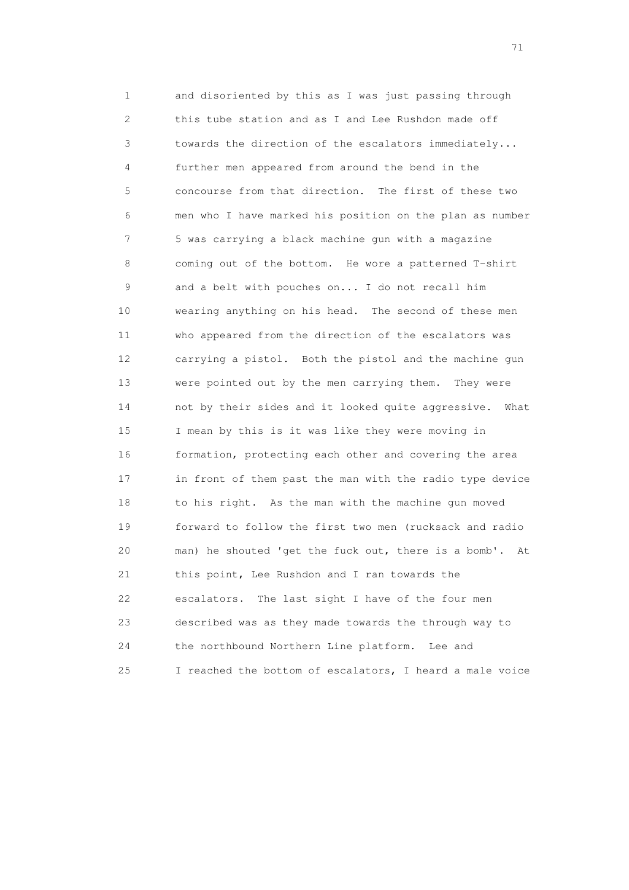1 and disoriented by this as I was just passing through
2 this tube station and as I and Lee Rushdon made off
3 towards the direction of the escalators immediately...
4 further men appeared from around the bend in the
5 concourse from that direction. The first of these two
6 men who I have marked his position on the plan as number
7 5 was carrying a black machine gun with a magazine
8 coming out of the bottom. He wore a patterned T-shirt
9 and a belt with pouches on... I do not recall him
10 wearing anything on his head. The second of these men
11 who appeared from the direction of the escalators was
12 carrying a pistol. Both the pistol and the machine gun
13 were pointed out by the men carrying them. They were
14 not by their sides and it looked quite aggressive. What
15 I mean by this is it was like they were moving in
16 formation, protecting each other and covering the area
17 in front of them past the man with the radio type device
18 to his right. As the man with the machine gun moved
19 forward to follow the first two men (rucksack and radio
20 man) he shouted 'get the fuck out, there is a bomb'. At
21 this point, Lee Rushdon and I ran towards the
22 escalators. The last sight I have of the four men
23 described was as they made towards the through way to
24 the northbound Northern Line platform. Lee and
25 I reached the bottom of escalators, I heard a male voice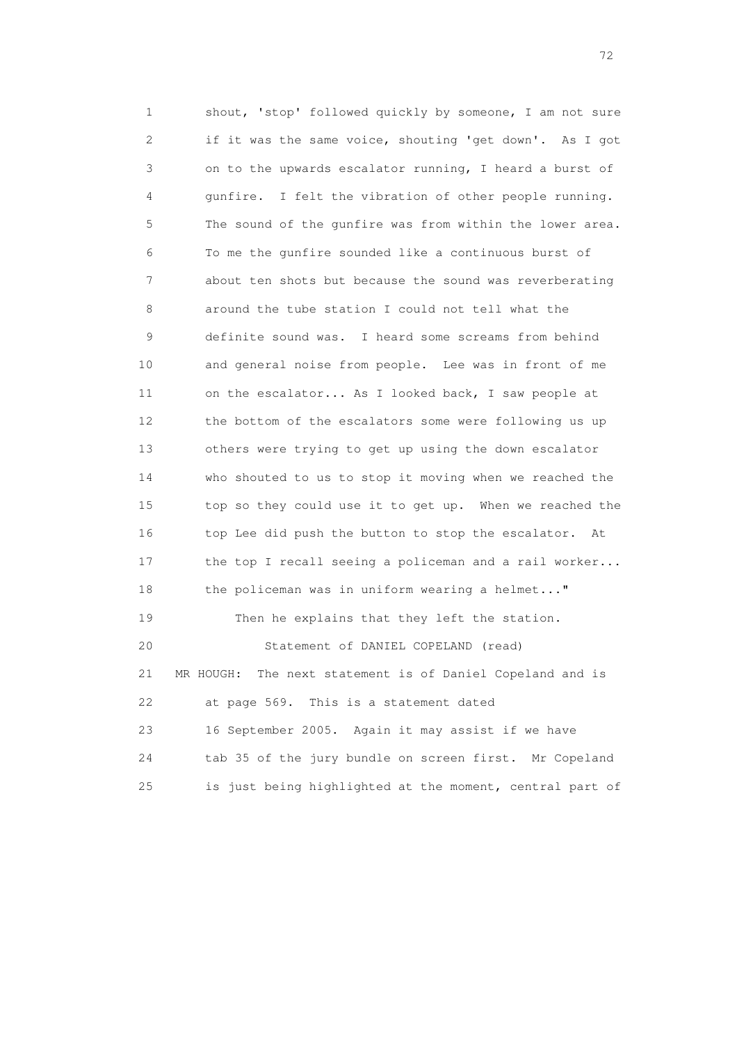shout, 'stop' followed quickly by someone, I am not sure if it was the same voice, shouting 'get down'. As I got on to the upwards escalator running, I heard a burst of gunfire. I felt the vibration of other people running. The sound of the gunfire was from within the lower area. To me the gunfire sounded like a continuous burst of about ten shots but because the sound was reverberating around the tube station I could not tell what the definite sound was. I heard some screams from behind and general noise from people. Lee was in front of me on the escalator... As I looked back, I saw people at the bottom of the escalators some were following us up others were trying to get up using the down escalator who shouted to us to stop it moving when we reached the top so they could use it to get up. When we reached the top Lee did push the button to stop the escalator. At the top I recall seeing a policeman and a rail worker... the policeman was in uniform wearing a helmet..."

Then he explains that they left the station.

Statement of DANIEL COPELAND (read)

MR HOUGH: The next statement is of Daniel Copeland and is at page 569. This is a statement dated 16 September 2005. Again it may assist if we have tab 35 of the jury bundle on screen first. Mr Copeland is just being highlighted at the moment, central part of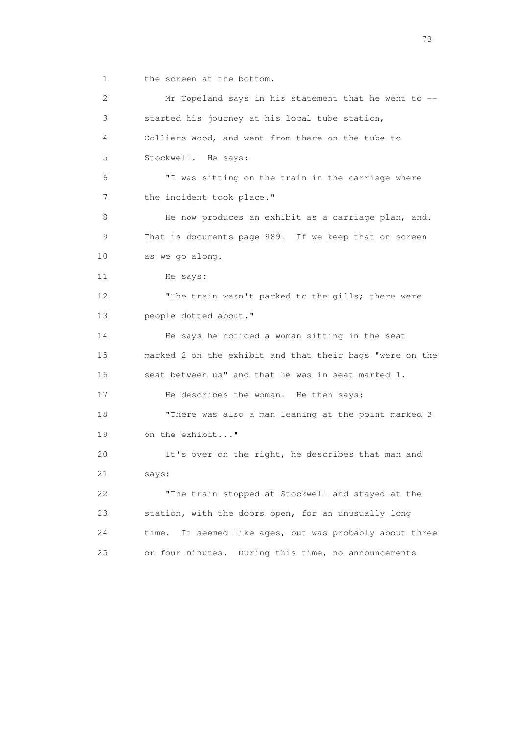1 the screen at the bottom.

2 Mr Copeland says in his statement that he went to --
3 started his journey at his local tube station,
4 Colliers Wood, and went from there on the tube to
5 Stockwell. He says:

6 "I was sitting on the train in the carriage where
7 the incident took place."

8 He now produces an exhibit as a carriage plan, and.
9 That is documents page 989. If we keep that on screen
10 as we go along.

11 He says:

12 "The train wasn't packed to the gills; there were
13 people dotted about."

14 He says he noticed a woman sitting in the seat
15 marked 2 on the exhibit and that their bags "were on the
16 seat between us" and that he was in seat marked 1.

17 He describes the woman. He then says:

18 "There was also a man leaning at the point marked 3
19 on the exhibit..."

20 It's over on the right, he describes that man and
21 says:

22 "The train stopped at Stockwell and stayed at the
23 station, with the doors open, for an unusually long
24 time. It seemed like ages, but was probably about three
25 or four minutes. During this time, no announcements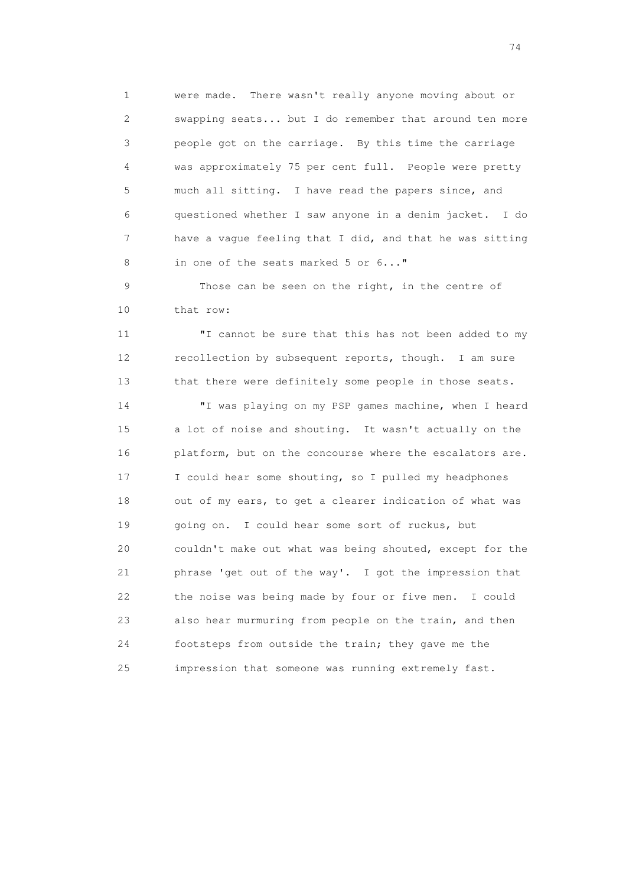were made. There wasn't really anyone moving about or swapping seats... but I do remember that around ten more people got on the carriage. By this time the carriage was approximately 75 per cent full. People were pretty much all sitting. I have read the papers since, and questioned whether I saw anyone in a denim jacket. I do have a vague feeling that I did, and that he was sitting in one of the seats marked 5 or 6..."

Those can be seen on the right, in the centre of that row:

"I cannot be sure that this has not been added to my recollection by subsequent reports, though. I am sure that there were definitely some people in those seats.

"I was playing on my PSP games machine, when I heard a lot of noise and shouting. It wasn't actually on the platform, but on the concourse where the escalators are. I could hear some shouting, so I pulled my headphones out of my ears, to get a clearer indication of what was going on. I could hear some sort of ruckus, but couldn't make out what was being shouted, except for the phrase 'get out of the way'. I got the impression that the noise was being made by four or five men. I could also hear murmuring from people on the train, and then footsteps from outside the train; they gave me the impression that someone was running extremely fast.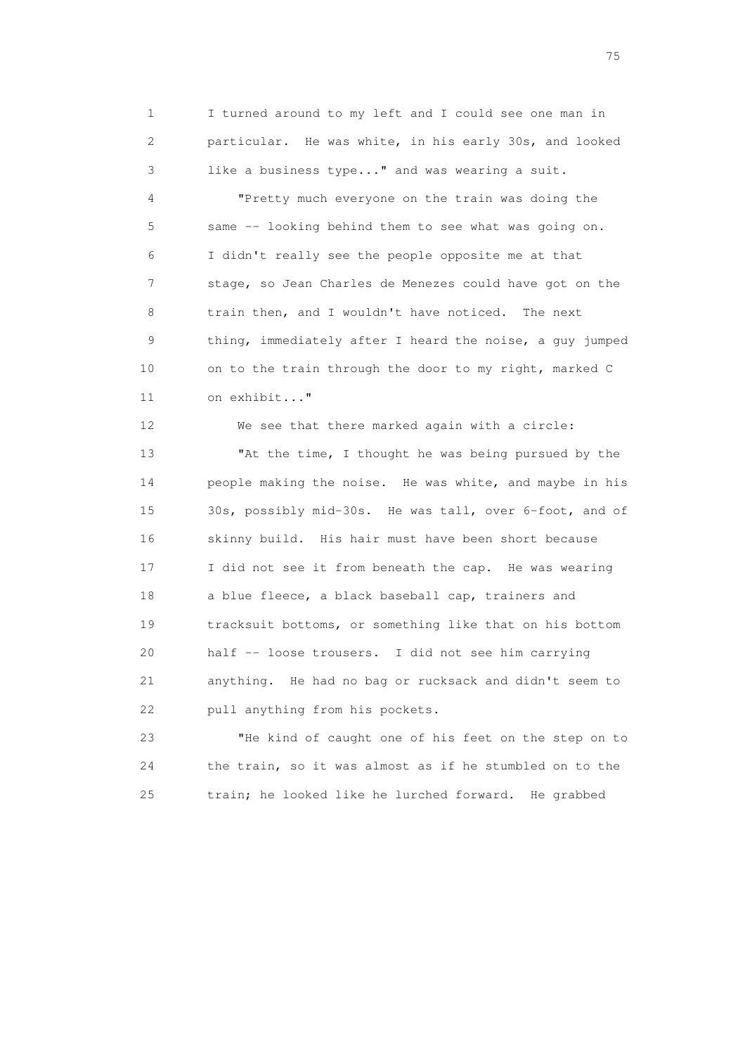I turned around to my left and I could see one man in particular. He was white, in his early 30s, and looked like a business type..." and was wearing a suit.

"Pretty much everyone on the train was doing the same -- looking behind them to see what was going on. I didn't really see the people opposite me at that stage, so Jean Charles de Menezes could have got on the train then, and I wouldn't have noticed. The next thing, immediately after I heard the noise, a guy jumped on to the train through the door to my right, marked C on exhibit..."

We see that there marked again with a circle:

"At the time, I thought he was being pursued by the people making the noise. He was white, and maybe in his 30s, possibly mid-30s. He was tall, over 6-foot, and of skinny build. His hair must have been short because I did not see it from beneath the cap. He was wearing a blue fleece, a black baseball cap, trainers and tracksuit bottoms, or something like that on his bottom half -- loose trousers. I did not see him carrying anything. He had no bag or rucksack and didn't seem to pull anything from his pockets.

"He kind of caught one of his feet on the step on to the train, so it was almost as if he stumbled on to the train; he looked like he lurched forward. He grabbed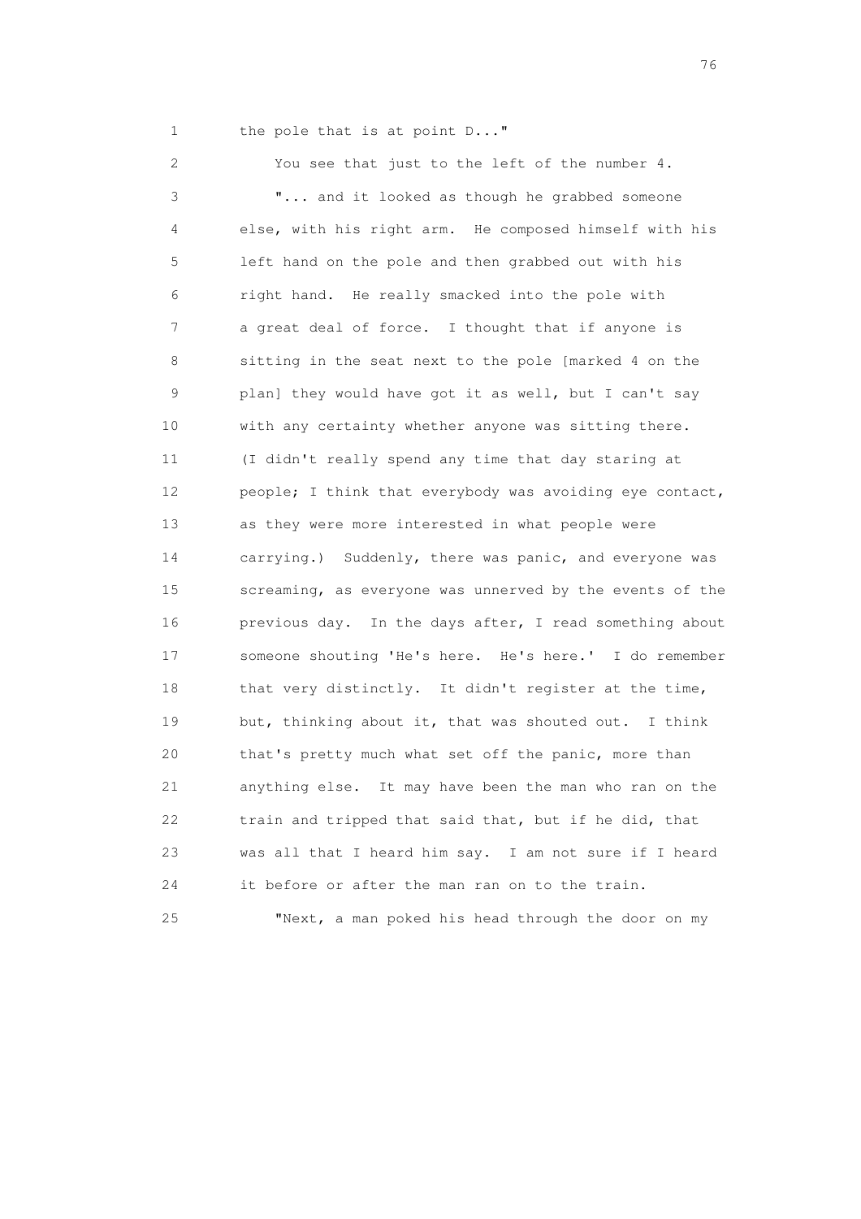1 the pole that is at point D..."

2 You see that just to the left of the number 4.

3 "... and it looked as though he grabbed someone
4 else, with his right arm. He composed himself with his
5 left hand on the pole and then grabbed out with his
6 right hand. He really smacked into the pole with
7 a great deal of force. I thought that if anyone is
8 sitting in the seat next to the pole [marked 4 on the
9 plan] they would have got it as well, but I can't say
10 with any certainty whether anyone was sitting there.
11 (I didn't really spend any time that day staring at
12 people; I think that everybody was avoiding eye contact,
13 as they were more interested in what people were
14 carrying.) Suddenly, there was panic, and everyone was
15 screaming, as everyone was unnerved by the events of the
16 previous day. In the days after, I read something about
17 someone shouting 'He's here. He's here.' I do remember
18 that very distinctly. It didn't register at the time,
19 but, thinking about it, that was shouted out. I think
20 that's pretty much what set off the panic, more than
21 anything else. It may have been the man who ran on the
22 train and tripped that said that, but if he did, that
23 was all that I heard him say. I am not sure if I heard
24 it before or after the man ran on to the train.

25 "Next, a man poked his head through the door on my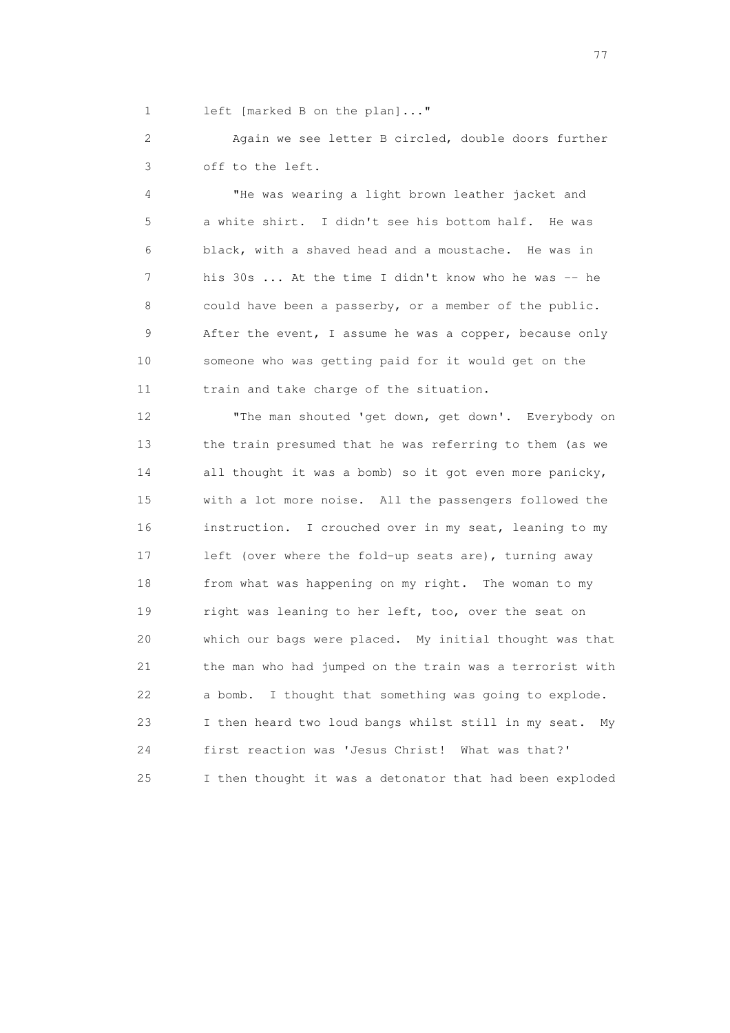left [marked B on the plan]..."

Again we see letter B circled, double doors further off to the left.

"He was wearing a light brown leather jacket and a white shirt. I didn't see his bottom half. He was black, with a shaved head and a moustache. He was in his 30s ... At the time I didn't know who he was -- he could have been a passerby, or a member of the public. After the event, I assume he was a copper, because only someone who was getting paid for it would get on the train and take charge of the situation.

"The man shouted 'get down, get down'. Everybody on the train presumed that he was referring to them (as we all thought it was a bomb) so it got even more panicky, with a lot more noise. All the passengers followed the instruction. I crouched over in my seat, leaning to my left (over where the fold-up seats are), turning away from what was happening on my right. The woman to my right was leaning to her left, too, over the seat on which our bags were placed. My initial thought was that the man who had jumped on the train was a terrorist with a bomb. I thought that something was going to explode. I then heard two loud bangs whilst still in my seat. My first reaction was 'Jesus Christ! What was that?' I then thought it was a detonator that had been exploded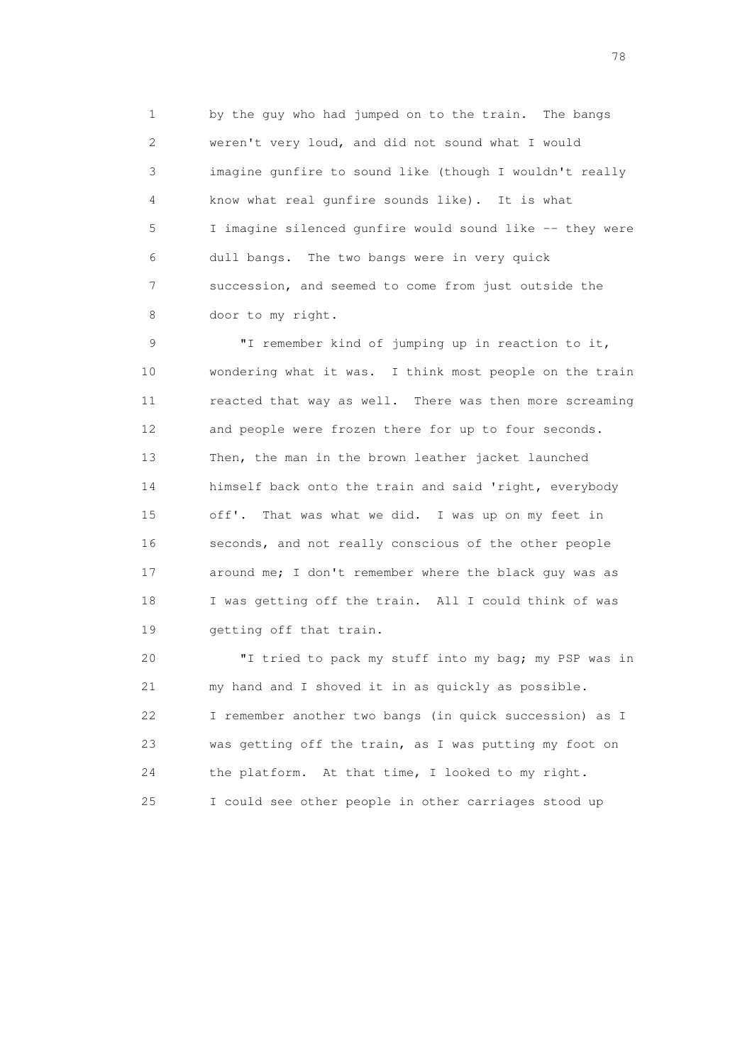by the guy who had jumped on to the train. The bangs weren't very loud, and did not sound what I would imagine gunfire to sound like (though I wouldn't really know what real gunfire sounds like). It is what I imagine silenced gunfire would sound like -- they were dull bangs. The two bangs were in very quick succession, and seemed to come from just outside the door to my right.

"I remember kind of jumping up in reaction to it, wondering what it was. I think most people on the train reacted that way as well. There was then more screaming and people were frozen there for up to four seconds. Then, the man in the brown leather jacket launched himself back onto the train and said 'right, everybody off'. That was what we did. I was up on my feet in seconds, and not really conscious of the other people around me; I don't remember where the black guy was as I was getting off the train. All I could think of was getting off that train.

"I tried to pack my stuff into my bag; my PSP was in my hand and I shoved it in as quickly as possible. I remember another two bangs (in quick succession) as I was getting off the train, as I was putting my foot on the platform. At that time, I looked to my right. I could see other people in other carriages stood up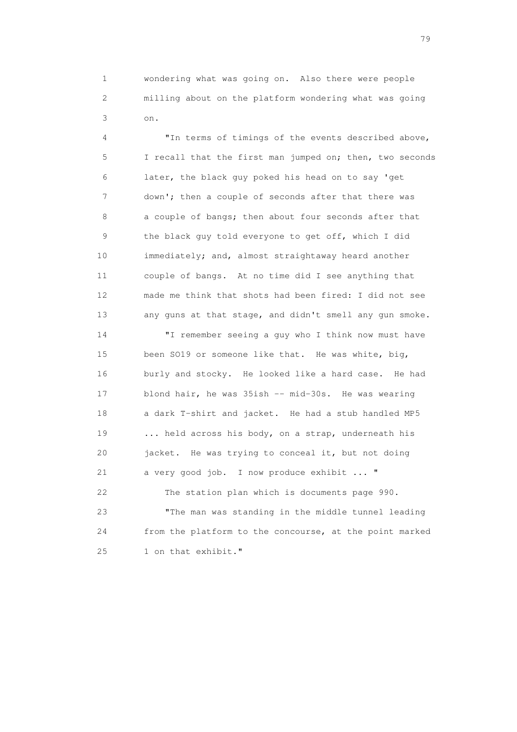wondering what was going on. Also there were people milling about on the platform wondering what was going on.

"In terms of timings of the events described above, I recall that the first man jumped on; then, two seconds later, the black guy poked his head on to say 'get down'; then a couple of seconds after that there was a couple of bangs; then about four seconds after that the black guy told everyone to get off, which I did immediately; and, almost straightaway heard another couple of bangs. At no time did I see anything that made me think that shots had been fired: I did not see any guns at that stage, and didn't smell any gun smoke.

"I remember seeing a guy who I think now must have been SO19 or someone like that. He was white, big, burly and stocky. He looked like a hard case. He had blond hair, he was 35ish -- mid-30s. He was wearing a dark T-shirt and jacket. He had a stub handled MP5 ... held across his body, on a strap, underneath his jacket. He was trying to conceal it, but not doing a very good job. I now produce exhibit ... "

The station plan which is documents page 990.

"The man was standing in the middle tunnel leading from the platform to the concourse, at the point marked 1 on that exhibit."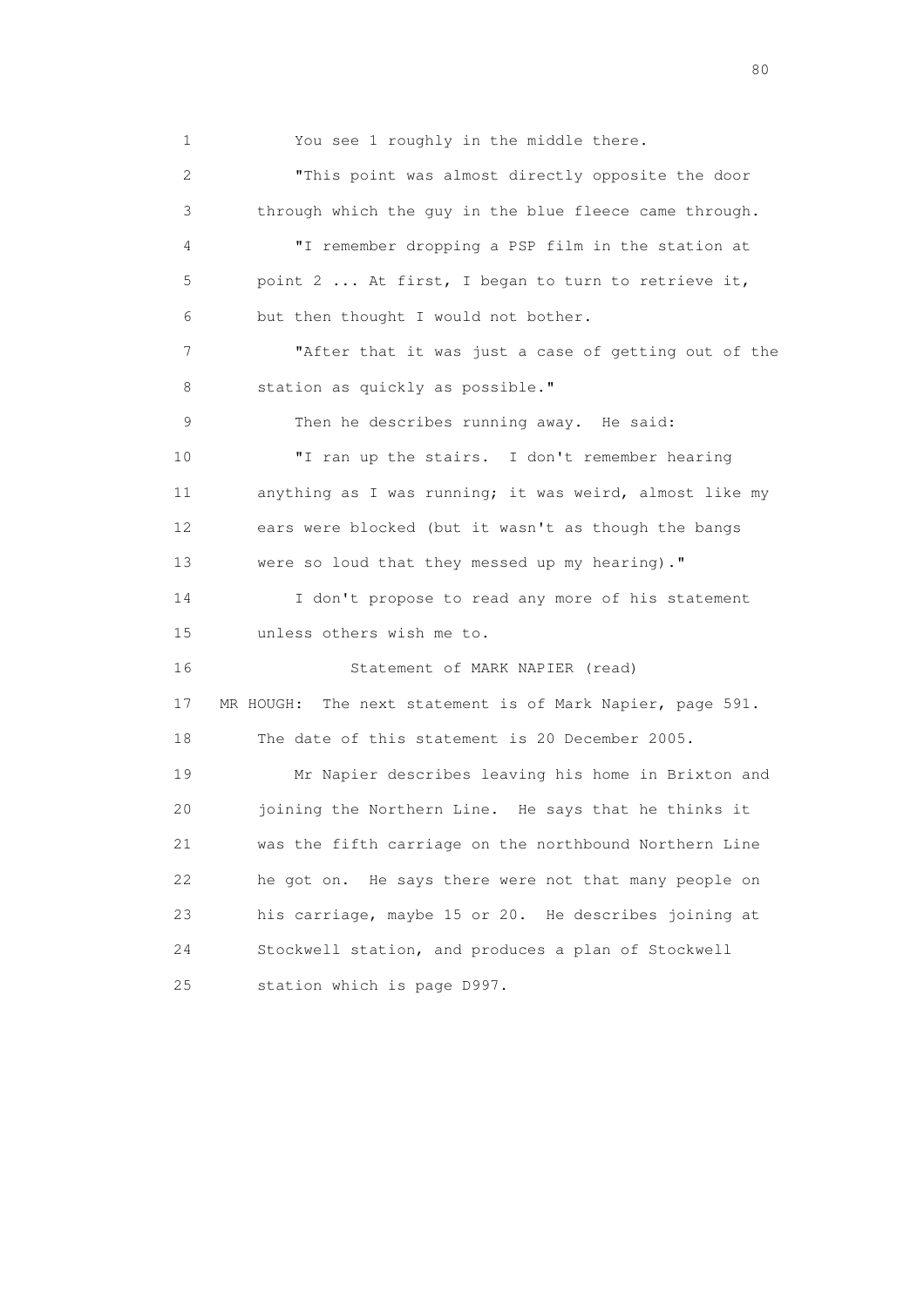1 You see 1 roughly in the middle there.

2 "This point was almost directly opposite the door

3 through which the guy in the blue fleece came through.

4 "I remember dropping a PSP film in the station at

5 point 2 ... At first, I began to turn to retrieve it,

6 but then thought I would not bother.

7 "After that it was just a case of getting out of the

8 station as quickly as possible."

9 Then he describes running away. He said:

10 "I ran up the stairs. I don't remember hearing

11 anything as I was running; it was weird, almost like my

12 ears were blocked (but it wasn't as though the bangs

13 were so loud that they messed up my hearing)."

14 I don't propose to read any more of his statement

15 unless others wish me to.

16 Statement of MARK NAPIER (read)

17 MR HOUGH: The next statement is of Mark Napier, page 591.

18 The date of this statement is 20 December 2005.

19 Mr Napier describes leaving his home in Brixton and

20 joining the Northern Line. He says that he thinks it

21 was the fifth carriage on the northbound Northern Line

22 he got on. He says there were not that many people on

23 his carriage, maybe 15 or 20. He describes joining at

24 Stockwell station, and produces a plan of Stockwell

25 station which is page D997.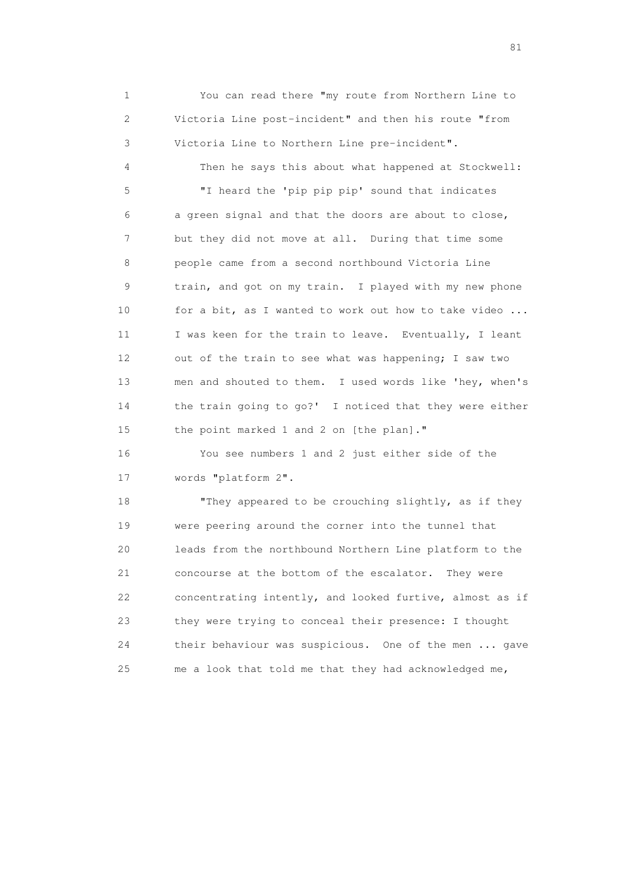1 You can read there "my route from Northern Line to
2 Victoria Line post-incident" and then his route "from
3 Victoria Line to Northern Line pre-incident".

4 Then he says this about what happened at Stockwell:

5 "I heard the 'pip pip pip' sound that indicates
6 a green signal and that the doors are about to close,
7 but they did not move at all. During that time some
8 people came from a second northbound Victoria Line
9 train, and got on my train. I played with my new phone
10 for a bit, as I wanted to work out how to take video ...
11 I was keen for the train to leave. Eventually, I leant
12 out of the train to see what was happening; I saw two
13 men and shouted to them. I used words like 'hey, when's
14 the train going to go?' I noticed that they were either
15 the point marked 1 and 2 on [the plan]."

16 You see numbers 1 and 2 just either side of the
17 words "platform 2".

18 "They appeared to be crouching slightly, as if they
19 were peering around the corner into the tunnel that
20 leads from the northbound Northern Line platform to the
21 concourse at the bottom of the escalator. They were
22 concentrating intently, and looked furtive, almost as if
23 they were trying to conceal their presence: I thought
24 their behaviour was suspicious. One of the men ... gave
25 me a look that told me that they had acknowledged me,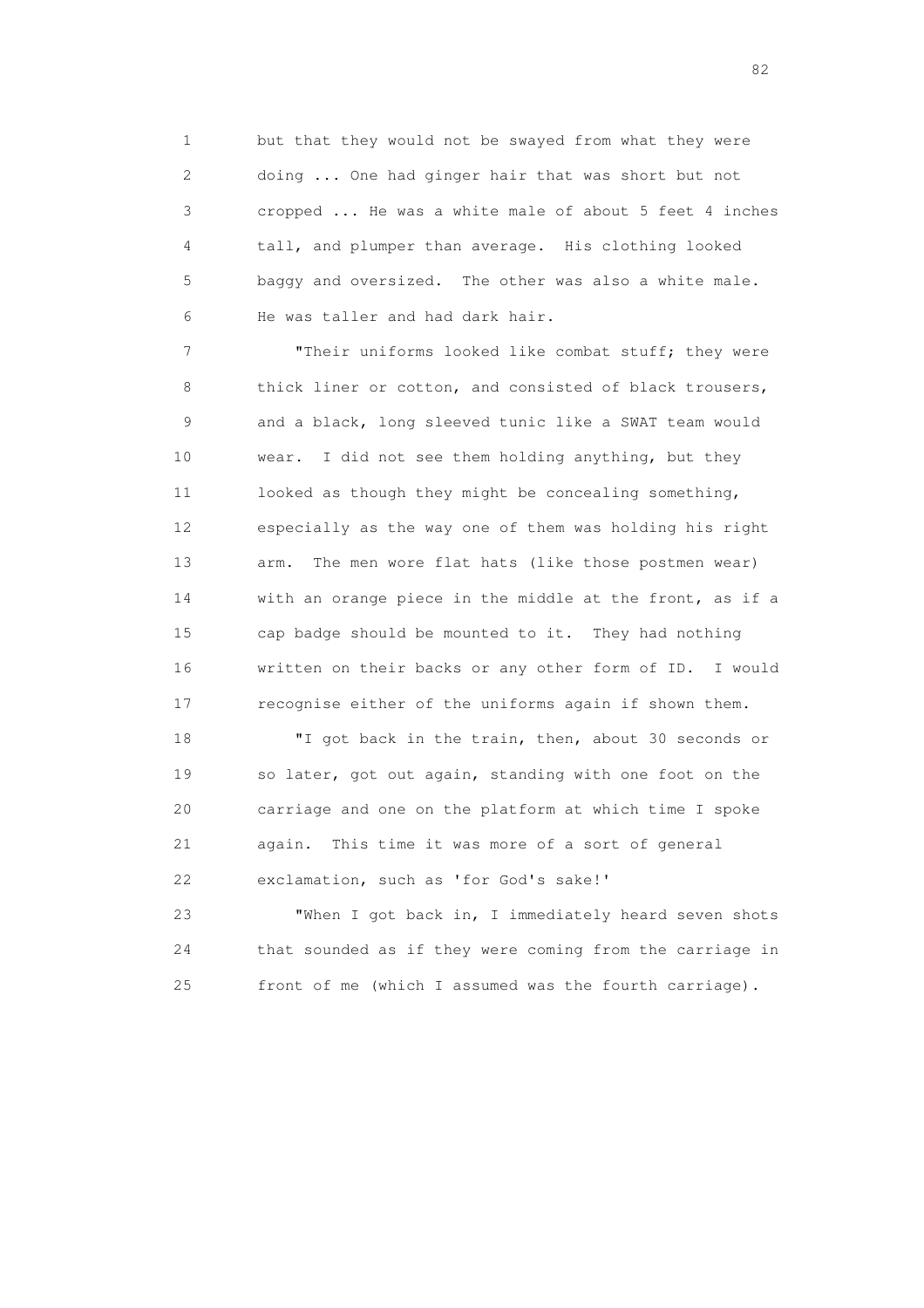but that they would not be swayed from what they were doing ... One had ginger hair that was short but not cropped ... He was a white male of about 5 feet 4 inches tall, and plumper than average. His clothing looked baggy and oversized. The other was also a white male. He was taller and had dark hair.

"Their uniforms looked like combat stuff; they were thick liner or cotton, and consisted of black trousers, and a black, long sleeved tunic like a SWAT team would wear. I did not see them holding anything, but they looked as though they might be concealing something, especially as the way one of them was holding his right arm. The men wore flat hats (like those postmen wear) with an orange piece in the middle at the front, as if a cap badge should be mounted to it. They had nothing written on their backs or any other form of ID. I would recognise either of the uniforms again if shown them.

"I got back in the train, then, about 30 seconds or so later, got out again, standing with one foot on the carriage and one on the platform at which time I spoke again. This time it was more of a sort of general exclamation, such as 'for God's sake!'

"When I got back in, I immediately heard seven shots that sounded as if they were coming from the carriage in front of me (which I assumed was the fourth carriage).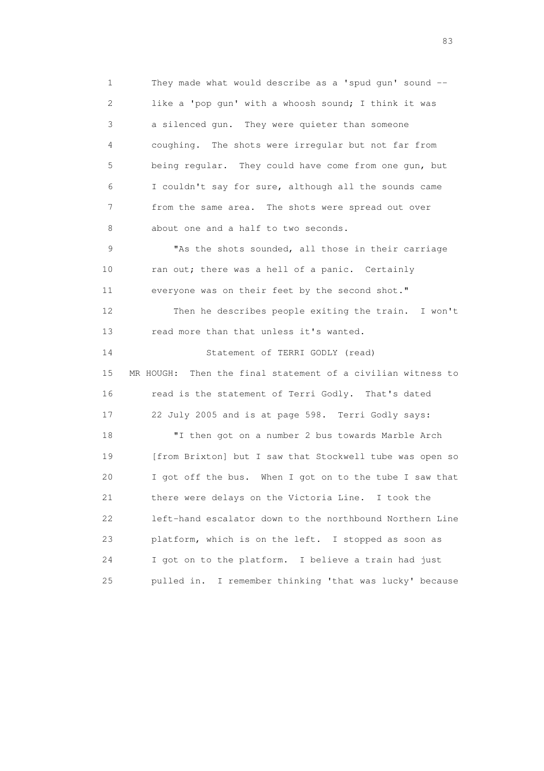They made what would describe as a 'spud gun' sound -- like a 'pop gun' with a whoosh sound; I think it was a silenced gun. They were quieter than someone coughing. The shots were irregular but not far from being regular. They could have come from one gun, but I couldn't say for sure, although all the sounds came from the same area. The shots were spread out over about one and a half to two seconds.

"As the shots sounded, all those in their carriage ran out; there was a hell of a panic. Certainly everyone was on their feet by the second shot."

Then he describes people exiting the train. I won't read more than that unless it's wanted.

Statement of TERRI GODLY (read)

MR HOUGH: Then the final statement of a civilian witness to read is the statement of Terri Godly. That's dated 22 July 2005 and is at page 598. Terri Godly says:

"I then got on a number 2 bus towards Marble Arch [from Brixton] but I saw that Stockwell tube was open so I got off the bus. When I got on to the tube I saw that there were delays on the Victoria Line. I took the left-hand escalator down to the northbound Northern Line platform, which is on the left. I stopped as soon as I got on to the platform. I believe a train had just pulled in. I remember thinking 'that was lucky' because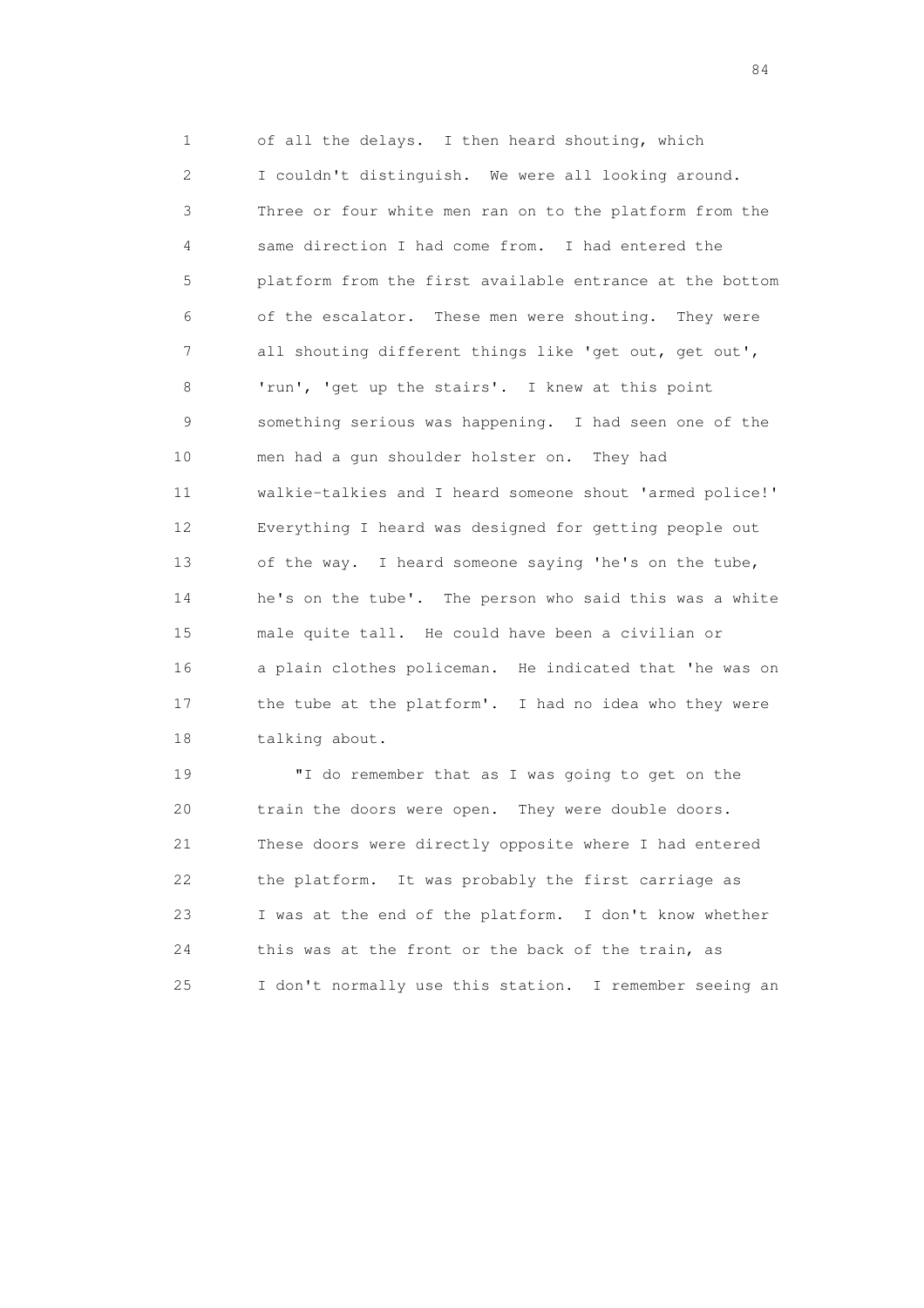of all the delays. I then heard shouting, which I couldn't distinguish. We were all looking around. Three or four white men ran on to the platform from the same direction I had come from. I had entered the platform from the first available entrance at the bottom of the escalator. These men were shouting. They were all shouting different things like 'get out, get out', 'run', 'get up the stairs'. I knew at this point something serious was happening. I had seen one of the men had a gun shoulder holster on. They had walkie-talkies and I heard someone shout 'armed police!' Everything I heard was designed for getting people out of the way. I heard someone saying 'he's on the tube, he's on the tube'. The person who said this was a white male quite tall. He could have been a civilian or a plain clothes policeman. He indicated that 'he was on the tube at the platform'. I had no idea who they were talking about.

"I do remember that as I was going to get on the train the doors were open. They were double doors. These doors were directly opposite where I had entered the platform. It was probably the first carriage as I was at the end of the platform. I don't know whether this was at the front or the back of the train, as I don't normally use this station. I remember seeing an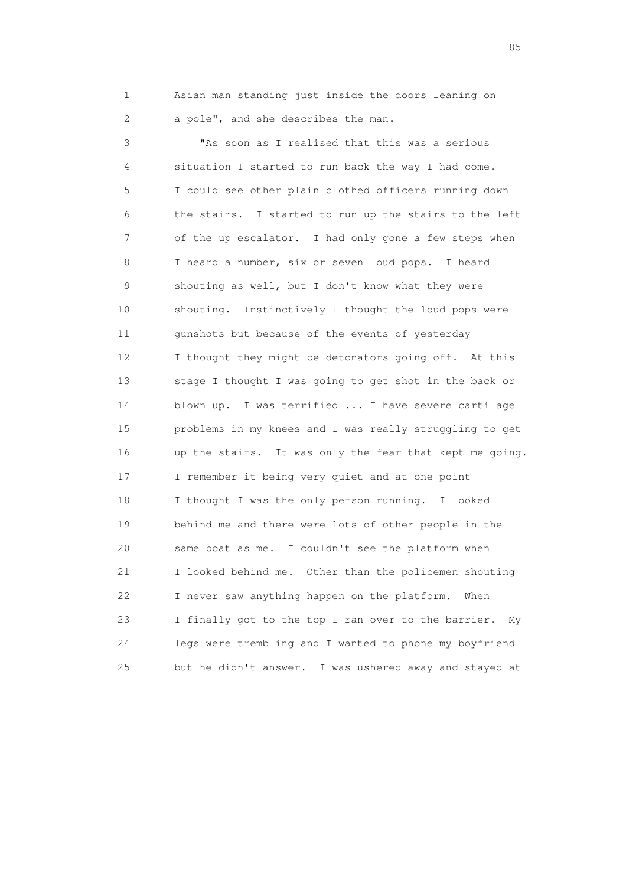Asian man standing just inside the doors leaning on a pole", and she describes the man.

"As soon as I realised that this was a serious situation I started to run back the way I had come. I could see other plain clothed officers running down the stairs. I started to run up the stairs to the left of the up escalator. I had only gone a few steps when I heard a number, six or seven loud pops. I heard shouting as well, but I don't know what they were shouting. Instinctively I thought the loud pops were gunshots but because of the events of yesterday I thought they might be detonators going off. At this stage I thought I was going to get shot in the back or blown up. I was terrified ... I have severe cartilage problems in my knees and I was really struggling to get up the stairs. It was only the fear that kept me going. I remember it being very quiet and at one point I thought I was the only person running. I looked behind me and there were lots of other people in the same boat as me. I couldn't see the platform when I looked behind me. Other than the policemen shouting I never saw anything happen on the platform. When I finally got to the top I ran over to the barrier. My legs were trembling and I wanted to phone my boyfriend but he didn't answer. I was ushered away and stayed at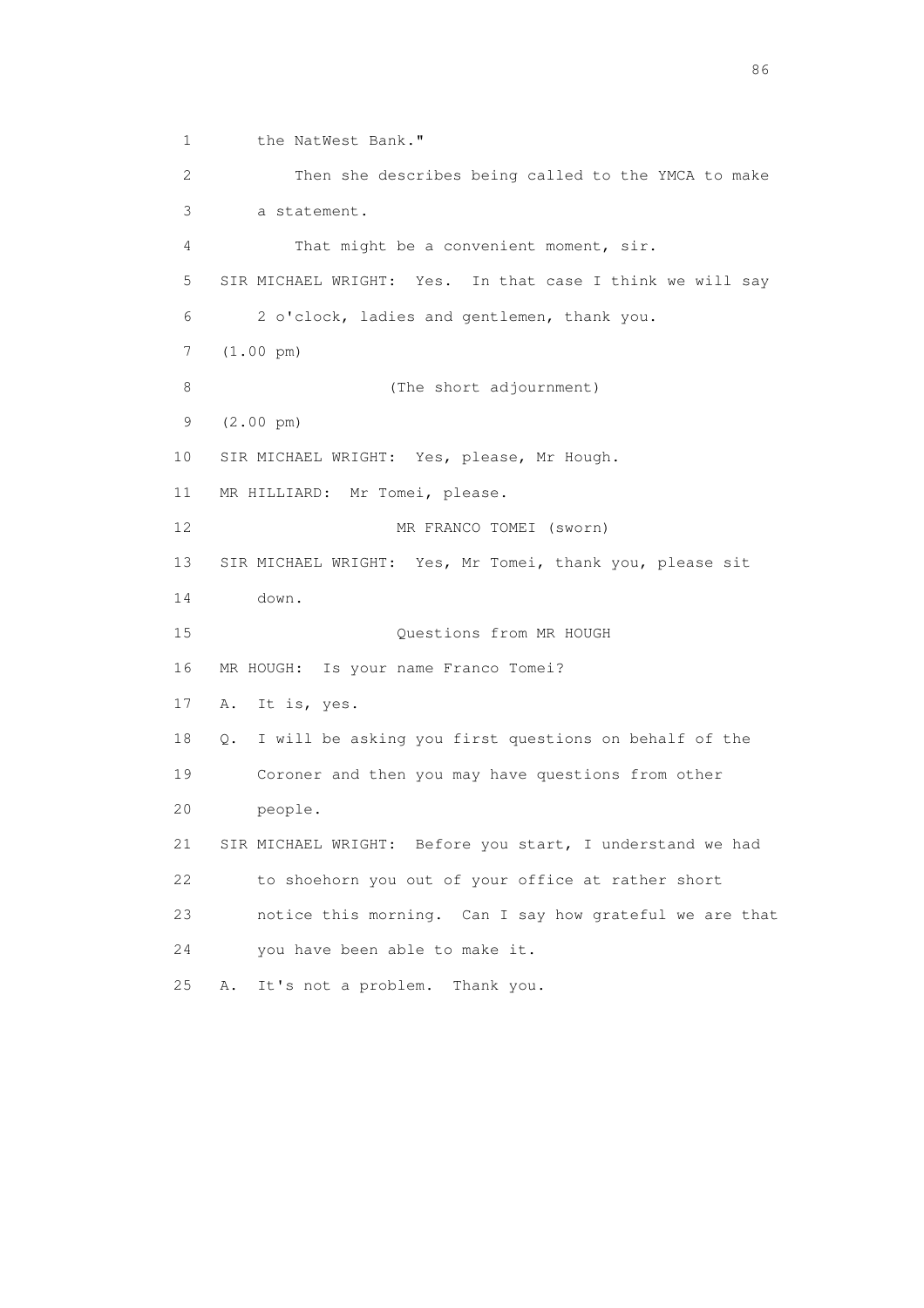1 the NatWest Bank."

2 Then she describes being called to the YMCA to make

3 a statement.

4 That might be a convenient moment, sir.

5 SIR MICHAEL WRIGHT: Yes. In that case I think we will say

6 2 o'clock, ladies and gentlemen, thank you.

7 (1.00 pm)

8 (The short adjournment)

9 (2.00 pm)

10 SIR MICHAEL WRIGHT: Yes, please, Mr Hough.

11 MR HILLIARD: Mr Tomei, please.

12 MR FRANCO TOMEI (sworn)

13 SIR MICHAEL WRIGHT: Yes, Mr Tomei, thank you, please sit

14 down.

15 Questions from MR HOUGH

16 MR HOUGH: Is your name Franco Tomei?

17 A. It is, yes.

18 Q. I will be asking you first questions on behalf of the

19 Coroner and then you may have questions from other

20 people.

21 SIR MICHAEL WRIGHT: Before you start, I understand we had

22 to shoehorn you out of your office at rather short

23 notice this morning. Can I say how grateful we are that

24 you have been able to make it.

25 A. It's not a problem. Thank you.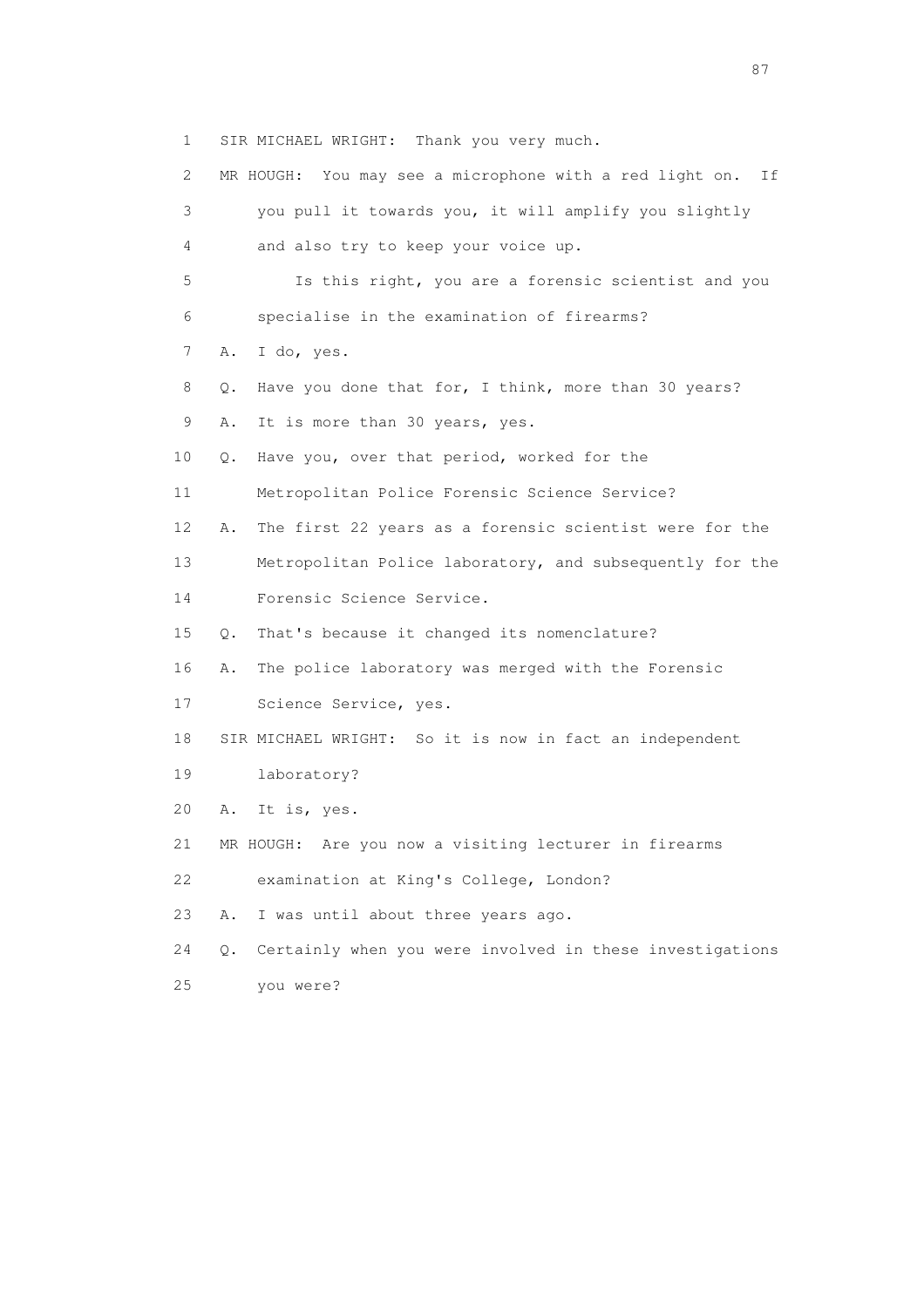1 SIR MICHAEL WRIGHT: Thank you very much.

2 MR HOUGH: You may see a microphone with a red light on. If

3 you pull it towards you, it will amplify you slightly

4 and also try to keep your voice up.

5 Is this right, you are a forensic scientist and you

6 specialise in the examination of firearms?

7 A. I do, yes.

8 Q. Have you done that for, I think, more than 30 years?

9 A. It is more than 30 years, yes.

10 Q. Have you, over that period, worked for the

11 Metropolitan Police Forensic Science Service?

12 A. The first 22 years as a forensic scientist were for the

13 Metropolitan Police laboratory, and subsequently for the

14 Forensic Science Service.

15 Q. That's because it changed its nomenclature?

16 A. The police laboratory was merged with the Forensic

17 Science Service, yes.

18 SIR MICHAEL WRIGHT: So it is now in fact an independent

19 laboratory?

20 A. It is, yes.

21 MR HOUGH: Are you now a visiting lecturer in firearms

22 examination at King's College, London?

23 A. I was until about three years ago.

24 Q. Certainly when you were involved in these investigations

25 you were?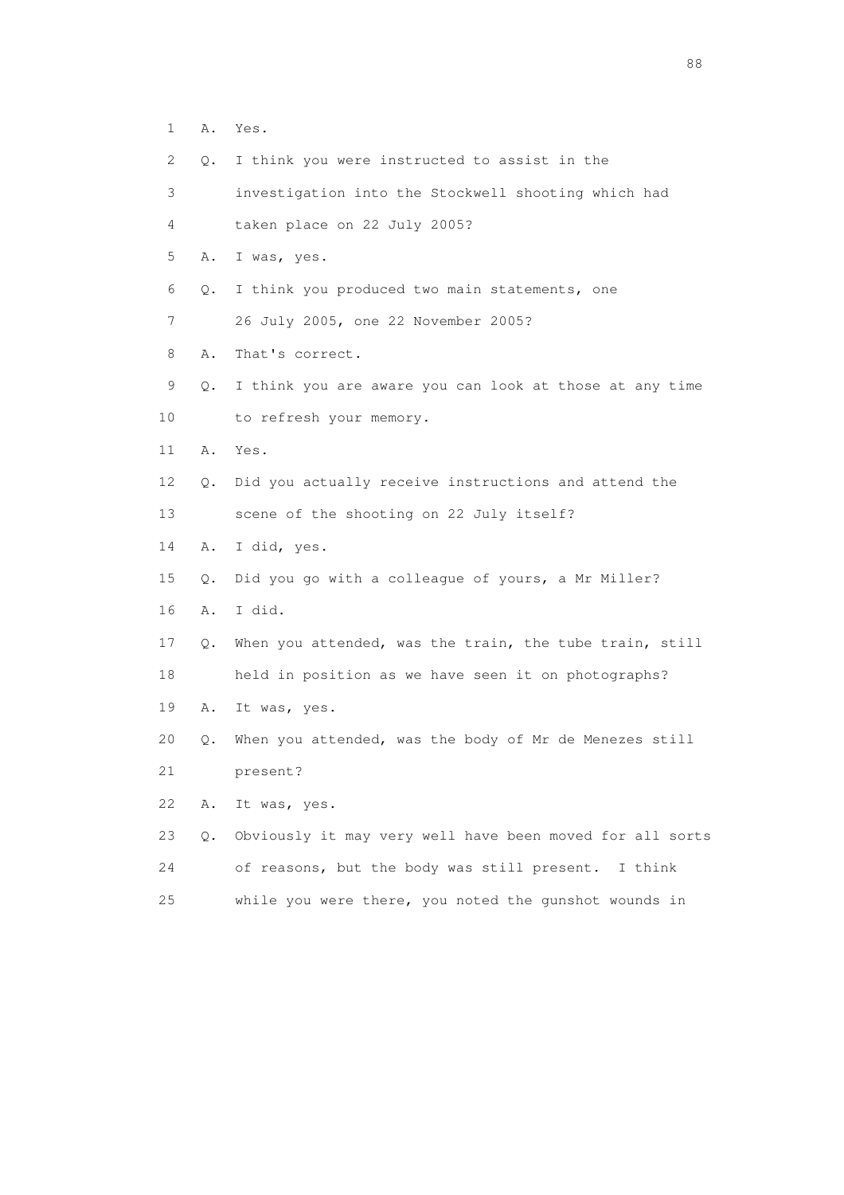1 A. Yes.

2 Q. I think you were instructed to assist in the

3 investigation into the Stockwell shooting which had

4 taken place on 22 July 2005?

5 A. I was, yes.

6 Q. I think you produced two main statements, one

7 26 July 2005, one 22 November 2005?

8 A. That's correct.

9 Q. I think you are aware you can look at those at any time

10 to refresh your memory.

11 A. Yes.

12 Q. Did you actually receive instructions and attend the

13 scene of the shooting on 22 July itself?

14 A. I did, yes.

15 Q. Did you go with a colleague of yours, a Mr Miller?

16 A. I did.

17 Q. When you attended, was the train, the tube train, still

18 held in position as we have seen it on photographs?

19 A. It was, yes.

20 Q. When you attended, was the body of Mr de Menezes still

21 present?

22 A. It was, yes.

23 Q. Obviously it may very well have been moved for all sorts

24 of reasons, but the body was still present. I think

25 while you were there, you noted the gunshot wounds in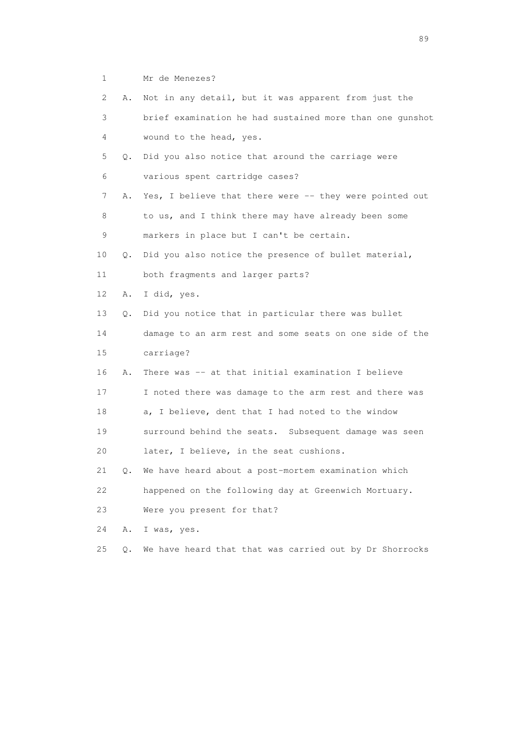1 Mr de Menezes?

2 A. Not in any detail, but it was apparent from just the

3 brief examination he had sustained more than one gunshot

4 wound to the head, yes.

5 Q. Did you also notice that around the carriage were

6 various spent cartridge cases?

7 A. Yes, I believe that there were -- they were pointed out

8 to us, and I think there may have already been some

9 markers in place but I can't be certain.

10 Q. Did you also notice the presence of bullet material,

11 both fragments and larger parts?

12 A. I did, yes.

13 Q. Did you notice that in particular there was bullet

14 damage to an arm rest and some seats on one side of the

15 carriage?

16 A. There was -- at that initial examination I believe

17 I noted there was damage to the arm rest and there was

18 a, I believe, dent that I had noted to the window

19 surround behind the seats. Subsequent damage was seen

20 later, I believe, in the seat cushions.

21 Q. We have heard about a post-mortem examination which

22 happened on the following day at Greenwich Mortuary.

23 Were you present for that?

24 A. I was, yes.

25 Q. We have heard that that was carried out by Dr Shorrocks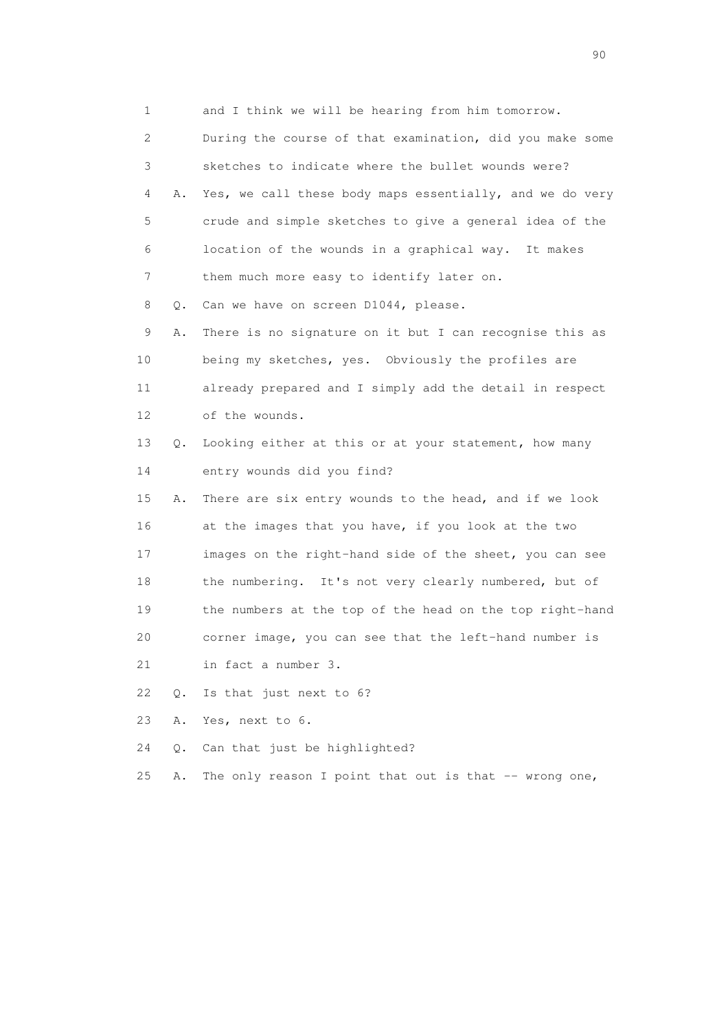1 and I think we will be hearing from him tomorrow.

2 During the course of that examination, did you make some

3 sketches to indicate where the bullet wounds were?

4 A. Yes, we call these body maps essentially, and we do very

5 crude and simple sketches to give a general idea of the

6 location of the wounds in a graphical way. It makes

7 them much more easy to identify later on.

8 Q. Can we have on screen D1044, please.

9 A. There is no signature on it but I can recognise this as

10 being my sketches, yes. Obviously the profiles are

11 already prepared and I simply add the detail in respect

12 of the wounds.

13 Q. Looking either at this or at your statement, how many

14 entry wounds did you find?

15 A. There are six entry wounds to the head, and if we look

16 at the images that you have, if you look at the two

17 images on the right-hand side of the sheet, you can see

18 the numbering. It's not very clearly numbered, but of

19 the numbers at the top of the head on the top right-hand

20 corner image, you can see that the left-hand number is

21 in fact a number 3.

22 Q. Is that just next to 6?

23 A. Yes, next to 6.

24 Q. Can that just be highlighted?

25 A. The only reason I point that out is that -- wrong one,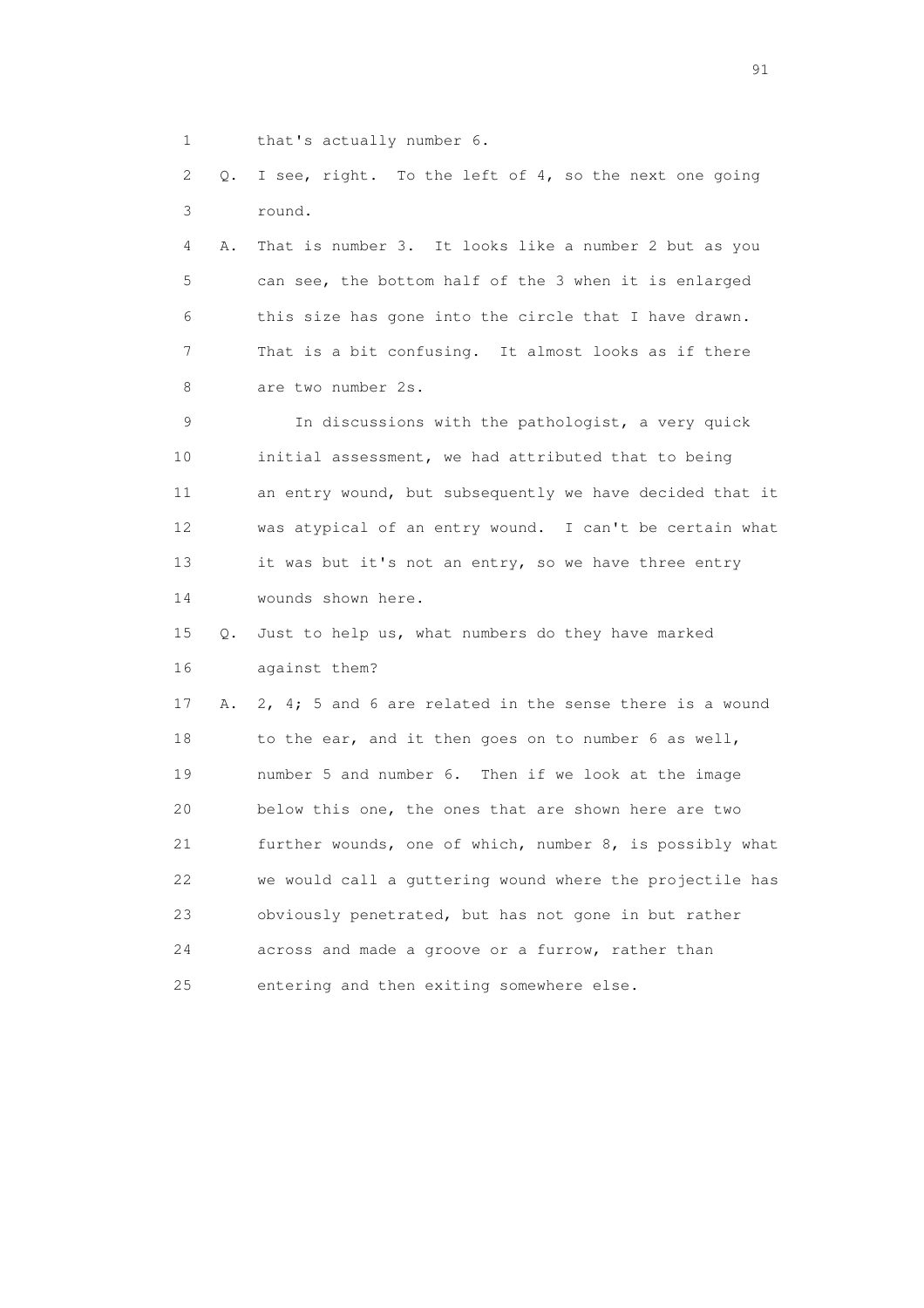1 that's actually number 6.

2 Q. I see, right. To the left of 4, so the next one going
3 round.

4 A. That is number 3. It looks like a number 2 but as you
5 can see, the bottom half of the 3 when it is enlarged
6 this size has gone into the circle that I have drawn.
7 That is a bit confusing. It almost looks as if there
8 are two number 2s.

9 In discussions with the pathologist, a very quick
10 initial assessment, we had attributed that to being
11 an entry wound, but subsequently we have decided that it
12 was atypical of an entry wound. I can't be certain what
13 it was but it's not an entry, so we have three entry
14 wounds shown here.

15 Q. Just to help us, what numbers do they have marked
16 against them?

17 A. 2, 4; 5 and 6 are related in the sense there is a wound
18 to the ear, and it then goes on to number 6 as well,
19 number 5 and number 6. Then if we look at the image
20 below this one, the ones that are shown here are two
21 further wounds, one of which, number 8, is possibly what
22 we would call a guttering wound where the projectile has
23 obviously penetrated, but has not gone in but rather
24 across and made a groove or a furrow, rather than
25 entering and then exiting somewhere else.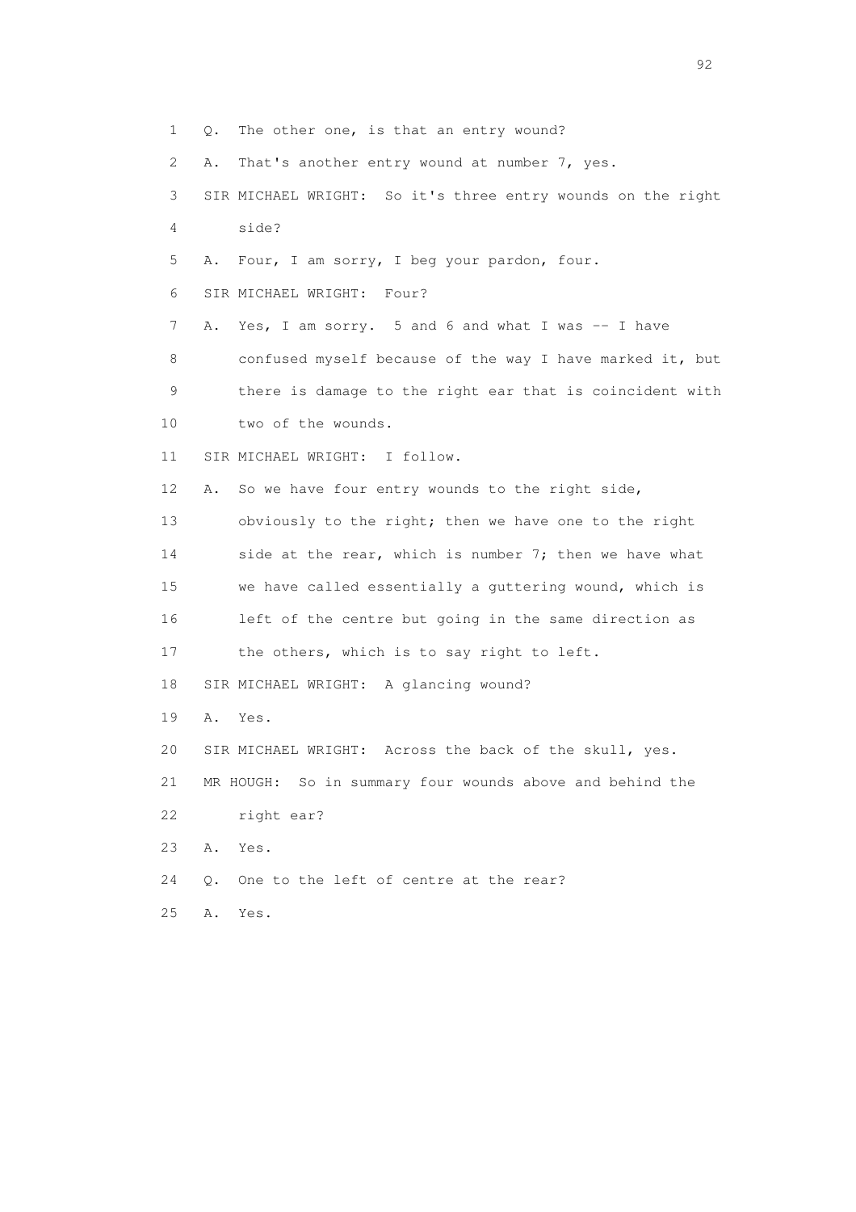1 Q. The other one, is that an entry wound?

2 A. That's another entry wound at number 7, yes.

3 SIR MICHAEL WRIGHT: So it's three entry wounds on the right

4 side?

5 A. Four, I am sorry, I beg your pardon, four.

6 SIR MICHAEL WRIGHT: Four?

7 A. Yes, I am sorry. 5 and 6 and what I was -- I have

8 confused myself because of the way I have marked it, but

9 there is damage to the right ear that is coincident with

10 two of the wounds.

11 SIR MICHAEL WRIGHT: I follow.

12 A. So we have four entry wounds to the right side,

13 obviously to the right; then we have one to the right

14 side at the rear, which is number 7; then we have what

15 we have called essentially a guttering wound, which is

16 left of the centre but going in the same direction as

17 the others, which is to say right to left.

18 SIR MICHAEL WRIGHT: A glancing wound?

19 A. Yes.

20 SIR MICHAEL WRIGHT: Across the back of the skull, yes.

21 MR HOUGH: So in summary four wounds above and behind the

22 right ear?

23 A. Yes.

24 Q. One to the left of centre at the rear?

25 A. Yes.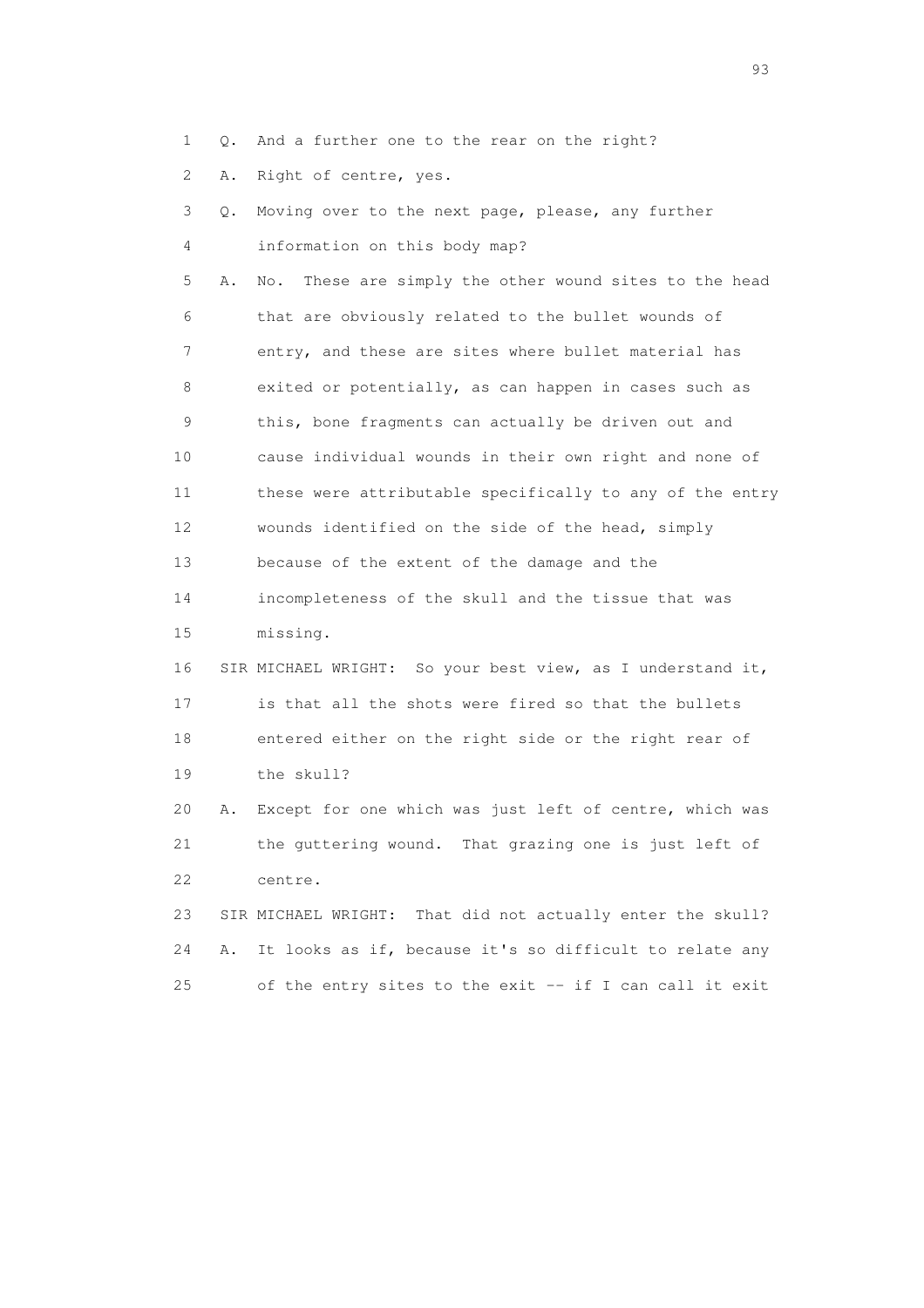1 Q. And a further one to the rear on the right?

2 A. Right of centre, yes.

3 Q. Moving over to the next page, please, any further

4 information on this body map?

5 A. No. These are simply the other wound sites to the head

6 that are obviously related to the bullet wounds of

7 entry, and these are sites where bullet material has

8 exited or potentially, as can happen in cases such as

9 this, bone fragments can actually be driven out and

10 cause individual wounds in their own right and none of

11 these were attributable specifically to any of the entry

12 wounds identified on the side of the head, simply

13 because of the extent of the damage and the

14 incompleteness of the skull and the tissue that was

15 missing.

16 SIR MICHAEL WRIGHT: So your best view, as I understand it,

17 is that all the shots were fired so that the bullets

18 entered either on the right side or the right rear of

19 the skull?

20 A. Except for one which was just left of centre, which was

21 the guttering wound. That grazing one is just left of

22 centre.

23 SIR MICHAEL WRIGHT: That did not actually enter the skull?

24 A. It looks as if, because it's so difficult to relate any

25 of the entry sites to the exit -- if I can call it exit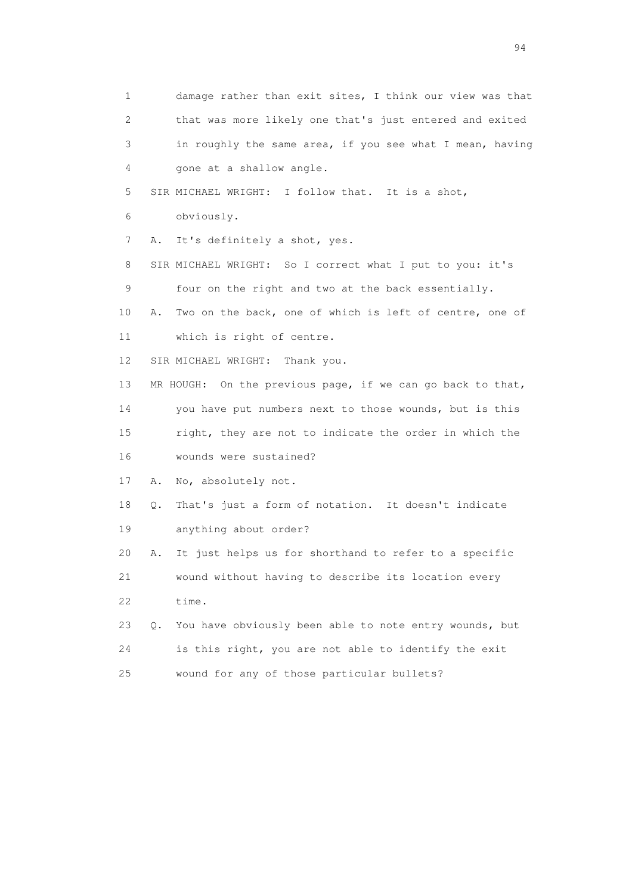1 damage rather than exit sites, I think our view was that
2 that was more likely one that's just entered and exited
3 in roughly the same area, if you see what I mean, having
4 gone at a shallow angle.

5 SIR MICHAEL WRIGHT: I follow that. It is a shot,
6 obviously.

7 A. It's definitely a shot, yes.

8 SIR MICHAEL WRIGHT: So I correct what I put to you: it's
9 four on the right and two at the back essentially.

10 A. Two on the back, one of which is left of centre, one of
11 which is right of centre.

12 SIR MICHAEL WRIGHT: Thank you.

13 MR HOUGH: On the previous page, if we can go back to that,
14 you have put numbers next to those wounds, but is this
15 right, they are not to indicate the order in which the
16 wounds were sustained?

17 A. No, absolutely not.

18 Q. That's just a form of notation. It doesn't indicate
19 anything about order?

20 A. It just helps us for shorthand to refer to a specific
21 wound without having to describe its location every
22 time.

23 Q. You have obviously been able to note entry wounds, but
24 is this right, you are not able to identify the exit
25 wound for any of those particular bullets?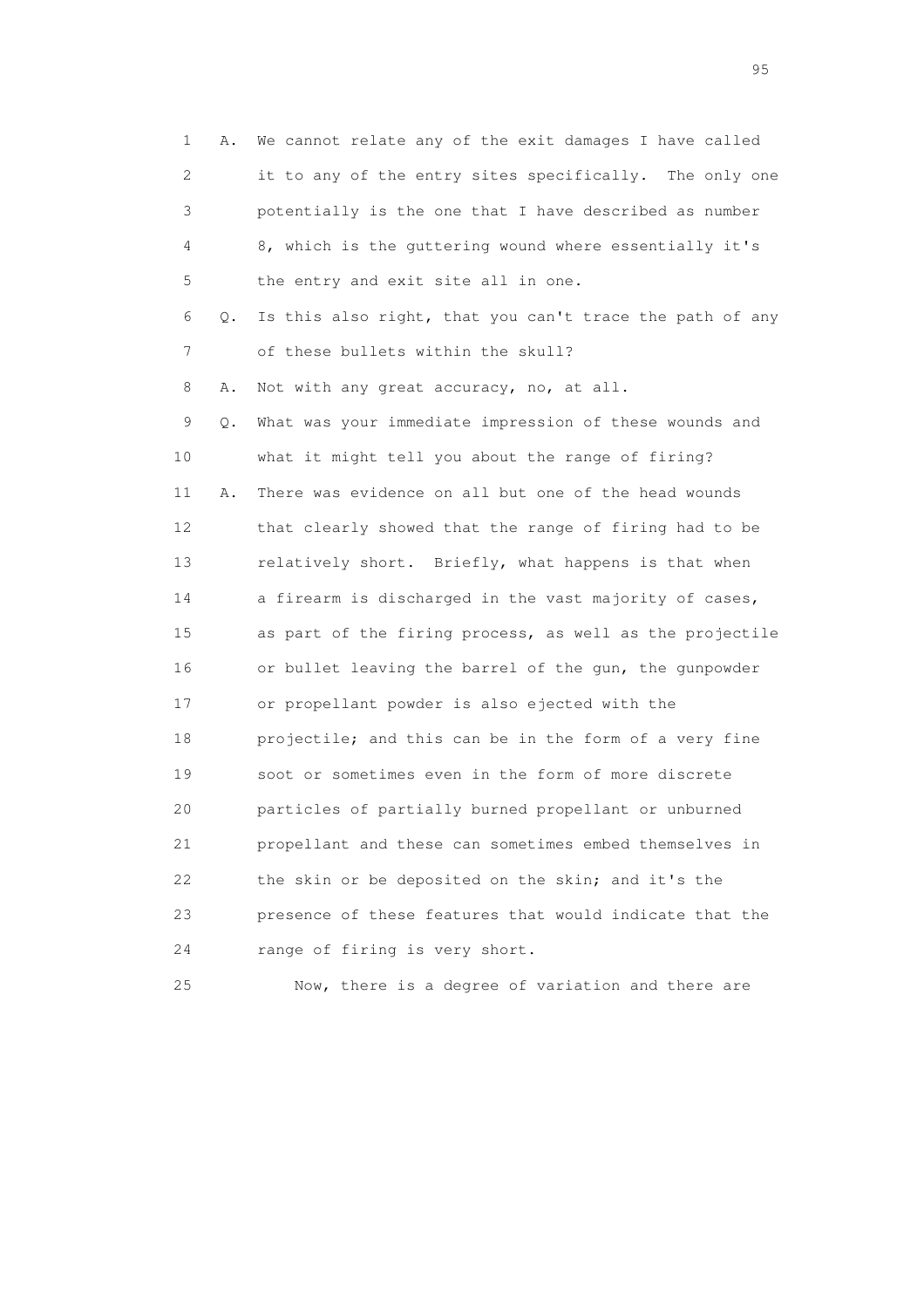1 A. We cannot relate any of the exit damages I have called
2 it to any of the entry sites specifically. The only one
3 potentially is the one that I have described as number
4 8, which is the guttering wound where essentially it's
5 the entry and exit site all in one.

6 Q. Is this also right, that you can't trace the path of any
7 of these bullets within the skull?

8 A. Not with any great accuracy, no, at all.

9 Q. What was your immediate impression of these wounds and
10 what it might tell you about the range of firing?

11 A. There was evidence on all but one of the head wounds
12 that clearly showed that the range of firing had to be
13 relatively short. Briefly, what happens is that when
14 a firearm is discharged in the vast majority of cases,
15 as part of the firing process, as well as the projectile
16 or bullet leaving the barrel of the gun, the gunpowder
17 or propellant powder is also ejected with the
18 projectile; and this can be in the form of a very fine
19 soot or sometimes even in the form of more discrete
20 particles of partially burned propellant or unburned
21 propellant and these can sometimes embed themselves in
22 the skin or be deposited on the skin; and it's the
23 presence of these features that would indicate that the
24 range of firing is very short.

25 Now, there is a degree of variation and there are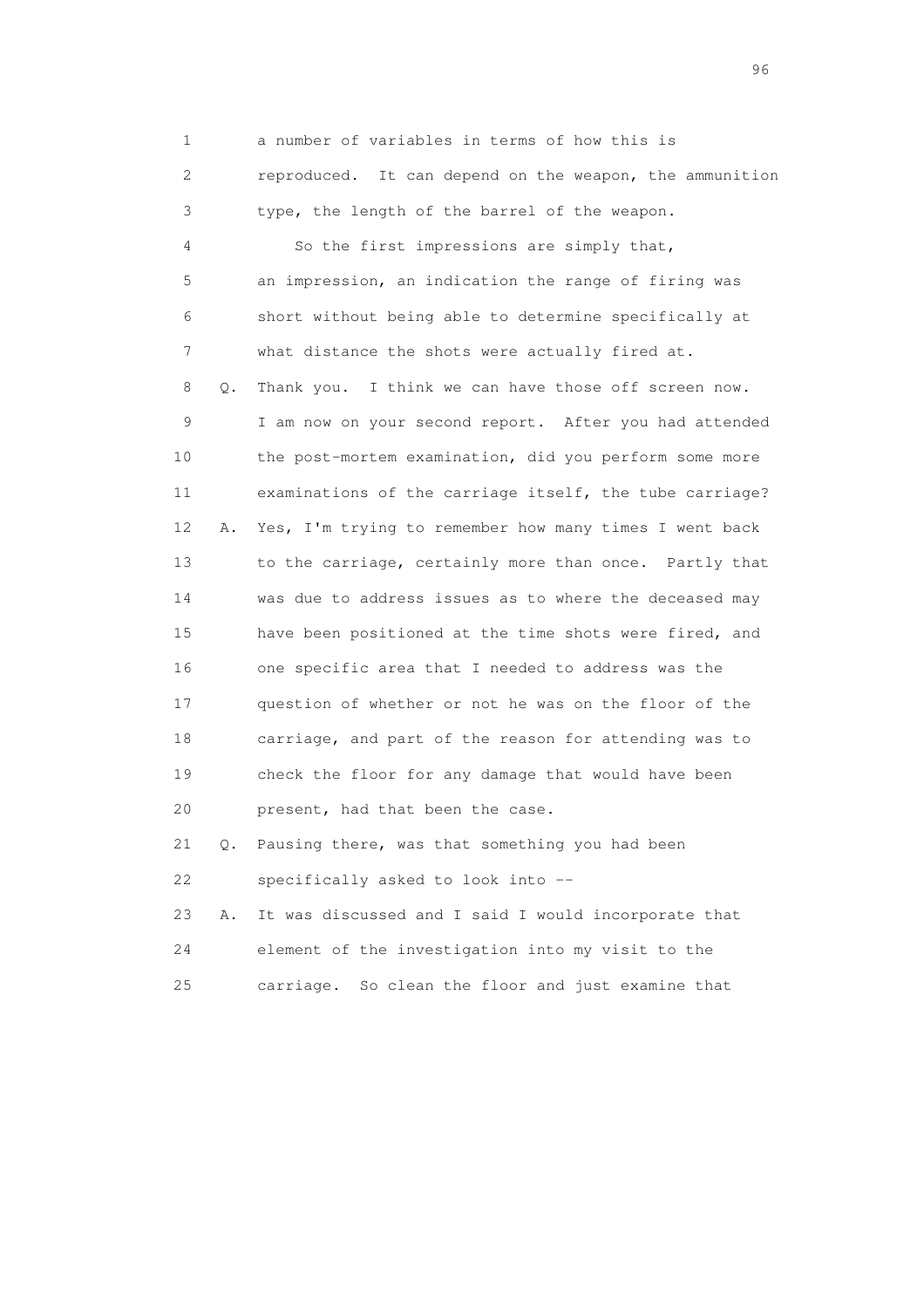1 a number of variables in terms of how this is
2 reproduced. It can depend on the weapon, the ammunition
3 type, the length of the barrel of the weapon.
4 So the first impressions are simply that,
5 an impression, an indication the range of firing was
6 short without being able to determine specifically at
7 what distance the shots were actually fired at.
8 Q. Thank you. I think we can have those off screen now.
9 I am now on your second report. After you had attended
10 the post-mortem examination, did you perform some more
11 examinations of the carriage itself, the tube carriage?
12 A. Yes, I'm trying to remember how many times I went back
13 to the carriage, certainly more than once. Partly that
14 was due to address issues as to where the deceased may
15 have been positioned at the time shots were fired, and
16 one specific area that I needed to address was the
17 question of whether or not he was on the floor of the
18 carriage, and part of the reason for attending was to
19 check the floor for any damage that would have been
20 present, had that been the case.
21 Q. Pausing there, was that something you had been
22 specifically asked to look into --
23 A. It was discussed and I said I would incorporate that
24 element of the investigation into my visit to the
25 carriage. So clean the floor and just examine that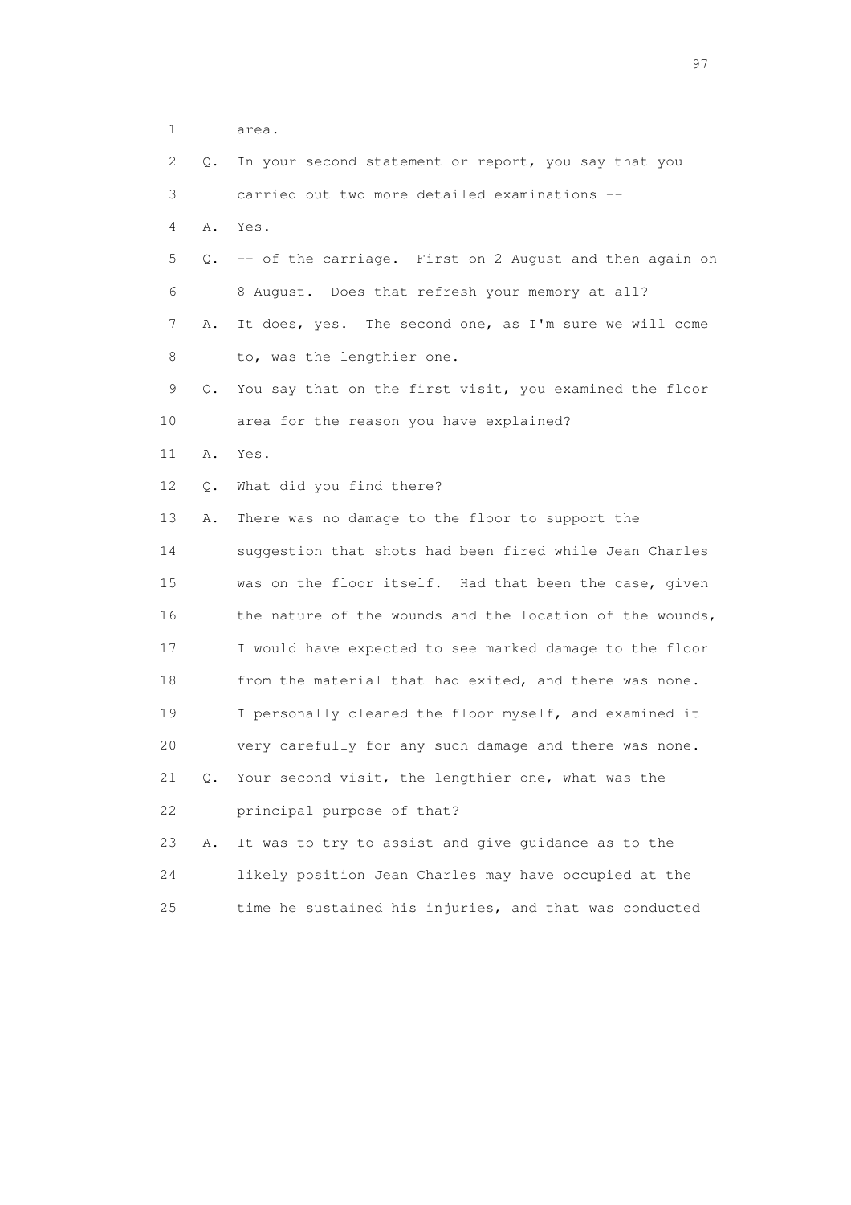1 area.

2 Q. In your second statement or report, you say that you

3 carried out two more detailed examinations --

4 A. Yes.

5 Q. -- of the carriage. First on 2 August and then again on

6 8 August. Does that refresh your memory at all?

7 A. It does, yes. The second one, as I'm sure we will come

8 to, was the lengthier one.

9 Q. You say that on the first visit, you examined the floor

10 area for the reason you have explained?

11 A. Yes.

12 Q. What did you find there?

13 A. There was no damage to the floor to support the

14 suggestion that shots had been fired while Jean Charles

15 was on the floor itself. Had that been the case, given

16 the nature of the wounds and the location of the wounds,

17 I would have expected to see marked damage to the floor

18 from the material that had exited, and there was none.

19 I personally cleaned the floor myself, and examined it

20 very carefully for any such damage and there was none.

21 Q. Your second visit, the lengthier one, what was the

22 principal purpose of that?

23 A. It was to try to assist and give guidance as to the

24 likely position Jean Charles may have occupied at the

25 time he sustained his injuries, and that was conducted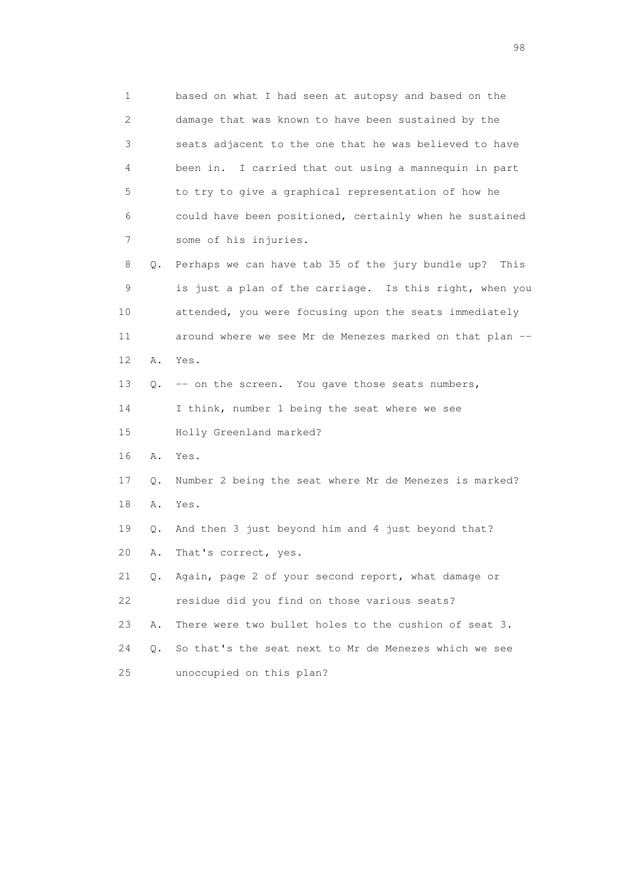1 based on what I had seen at autopsy and based on the
2 damage that was known to have been sustained by the
3 seats adjacent to the one that he was believed to have
4 been in. I carried that out using a mannequin in part
5 to try to give a graphical representation of how he
6 could have been positioned, certainly when he sustained
7 some of his injuries.

8 Q. Perhaps we can have tab 35 of the jury bundle up? This
9 is just a plan of the carriage. Is this right, when you
10 attended, you were focusing upon the seats immediately
11 around where we see Mr de Menezes marked on that plan --

12 A. Yes.

13 Q. -- on the screen. You gave those seats numbers,
14 I think, number 1 being the seat where we see
15 Holly Greenland marked?

16 A. Yes.

17 Q. Number 2 being the seat where Mr de Menezes is marked?

18 A. Yes.

19 Q. And then 3 just beyond him and 4 just beyond that?

20 A. That's correct, yes.

21 Q. Again, page 2 of your second report, what damage or
22 residue did you find on those various seats?

23 A. There were two bullet holes to the cushion of seat 3.

24 Q. So that's the seat next to Mr de Menezes which we see
25 unoccupied on this plan?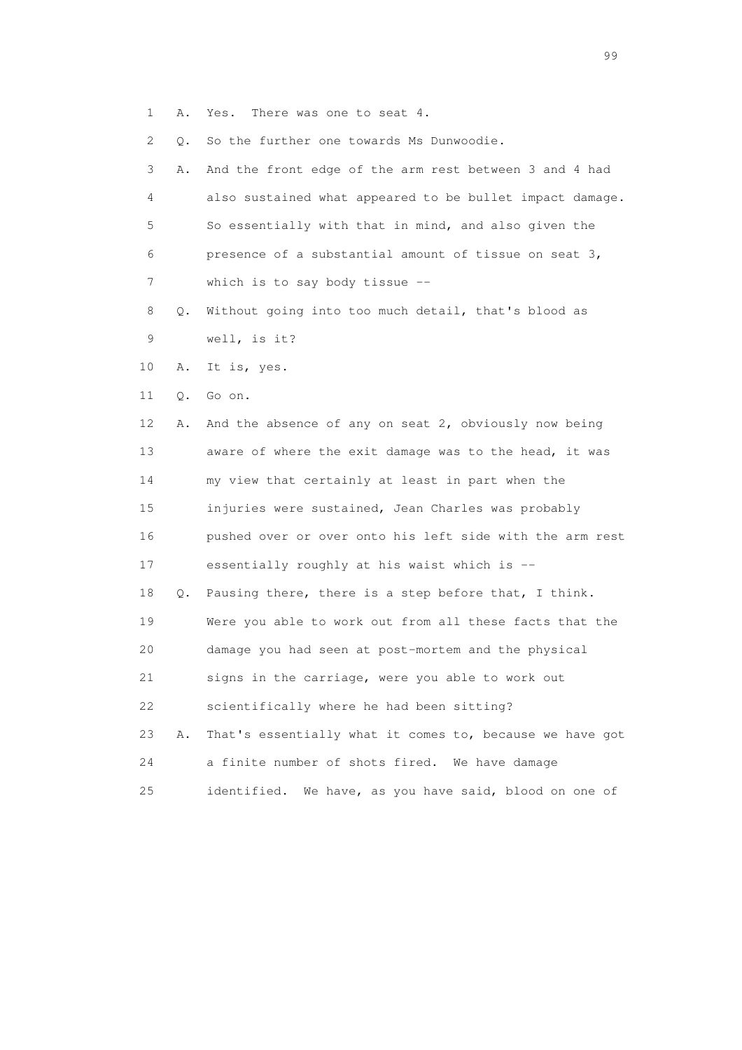1 A. Yes. There was one to seat 4.

2 Q. So the further one towards Ms Dunwoodie.

3 A. And the front edge of the arm rest between 3 and 4 had
4 also sustained what appeared to be bullet impact damage.
5 So essentially with that in mind, and also given the
6 presence of a substantial amount of tissue on seat 3,
7 which is to say body tissue --

8 Q. Without going into too much detail, that's blood as
9 well, is it?

10 A. It is, yes.

11 Q. Go on.

12 A. And the absence of any on seat 2, obviously now being
13 aware of where the exit damage was to the head, it was
14 my view that certainly at least in part when the
15 injuries were sustained, Jean Charles was probably
16 pushed over or over onto his left side with the arm rest
17 essentially roughly at his waist which is --

18 Q. Pausing there, there is a step before that, I think.
19 Were you able to work out from all these facts that the
20 damage you had seen at post-mortem and the physical
21 signs in the carriage, were you able to work out
22 scientifically where he had been sitting?

23 A. That's essentially what it comes to, because we have got
24 a finite number of shots fired. We have damage
25 identified. We have, as you have said, blood on one of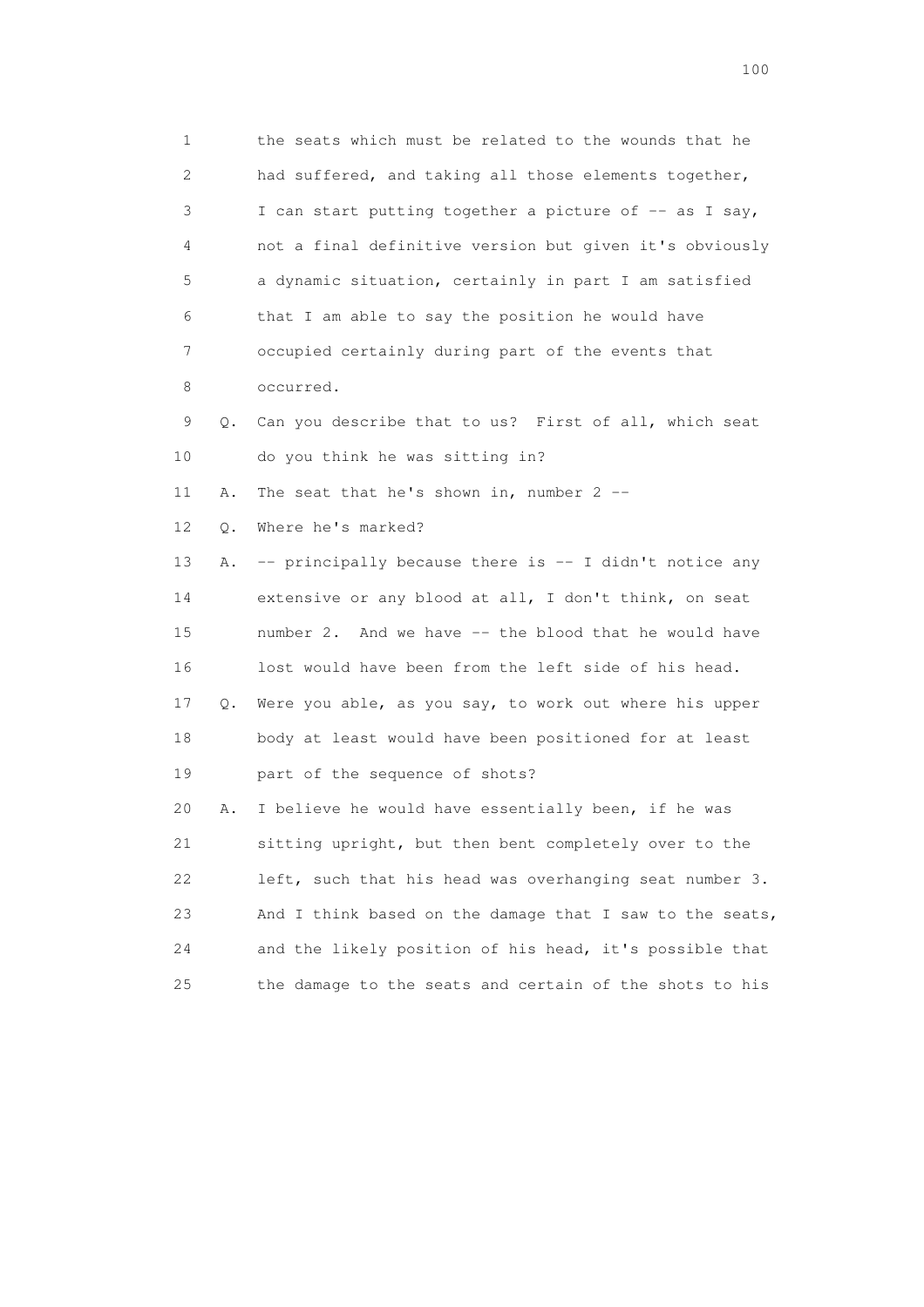1 the seats which must be related to the wounds that he
2 had suffered, and taking all those elements together,
3 I can start putting together a picture of -- as I say,
4 not a final definitive version but given it's obviously
5 a dynamic situation, certainly in part I am satisfied
6 that I am able to say the position he would have
7 occupied certainly during part of the events that
8 occurred.
9 Q. Can you describe that to us? First of all, which seat
10 do you think he was sitting in?
11 A. The seat that he's shown in, number 2 --
12 Q. Where he's marked?
13 A. -- principally because there is -- I didn't notice any
14 extensive or any blood at all, I don't think, on seat
15 number 2. And we have -- the blood that he would have
16 lost would have been from the left side of his head.
17 Q. Were you able, as you say, to work out where his upper
18 body at least would have been positioned for at least
19 part of the sequence of shots?
20 A. I believe he would have essentially been, if he was
21 sitting upright, but then bent completely over to the
22 left, such that his head was overhanging seat number 3.
23 And I think based on the damage that I saw to the seats,
24 and the likely position of his head, it's possible that
25 the damage to the seats and certain of the shots to his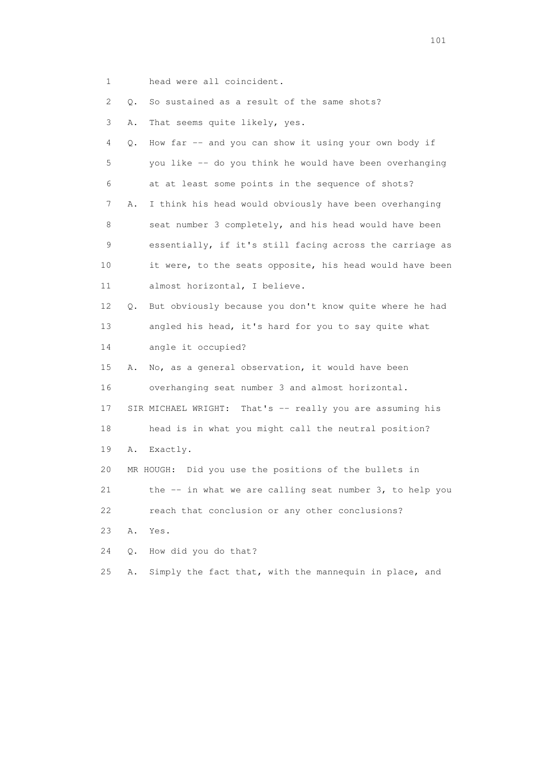1 head were all coincident.

2 Q. So sustained as a result of the same shots?

3 A. That seems quite likely, yes.

4 Q. How far -- and you can show it using your own body if

5 you like -- do you think he would have been overhanging

6 at at least some points in the sequence of shots?

7 A. I think his head would obviously have been overhanging

8 seat number 3 completely, and his head would have been

9 essentially, if it's still facing across the carriage as

10 it were, to the seats opposite, his head would have been

11 almost horizontal, I believe.

12 Q. But obviously because you don't know quite where he had

13 angled his head, it's hard for you to say quite what

14 angle it occupied?

15 A. No, as a general observation, it would have been

16 overhanging seat number 3 and almost horizontal.

17 SIR MICHAEL WRIGHT: That's -- really you are assuming his

18 head is in what you might call the neutral position?

19 A. Exactly.

20 MR HOUGH: Did you use the positions of the bullets in

21 the -- in what we are calling seat number 3, to help you

22 reach that conclusion or any other conclusions?

23 A. Yes.

24 Q. How did you do that?

25 A. Simply the fact that, with the mannequin in place, and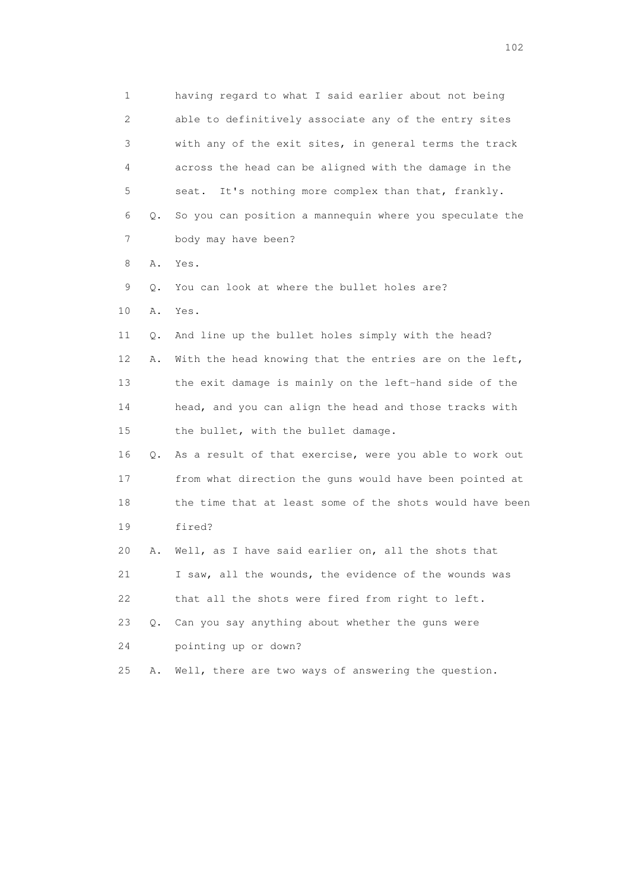1 having regard to what I said earlier about not being
2 able to definitively associate any of the entry sites
3 with any of the exit sites, in general terms the track
4 across the head can be aligned with the damage in the
5 seat. It's nothing more complex than that, frankly.
6 Q. So you can position a mannequin where you speculate the
7 body may have been?
8 A. Yes.
9 Q. You can look at where the bullet holes are?
10 A. Yes.
11 Q. And line up the bullet holes simply with the head?
12 A. With the head knowing that the entries are on the left,
13 the exit damage is mainly on the left-hand side of the
14 head, and you can align the head and those tracks with
15 the bullet, with the bullet damage.
16 Q. As a result of that exercise, were you able to work out
17 from what direction the guns would have been pointed at
18 the time that at least some of the shots would have been
19 fired?
20 A. Well, as I have said earlier on, all the shots that
21 I saw, all the wounds, the evidence of the wounds was
22 that all the shots were fired from right to left.
23 Q. Can you say anything about whether the guns were
24 pointing up or down?
25 A. Well, there are two ways of answering the question.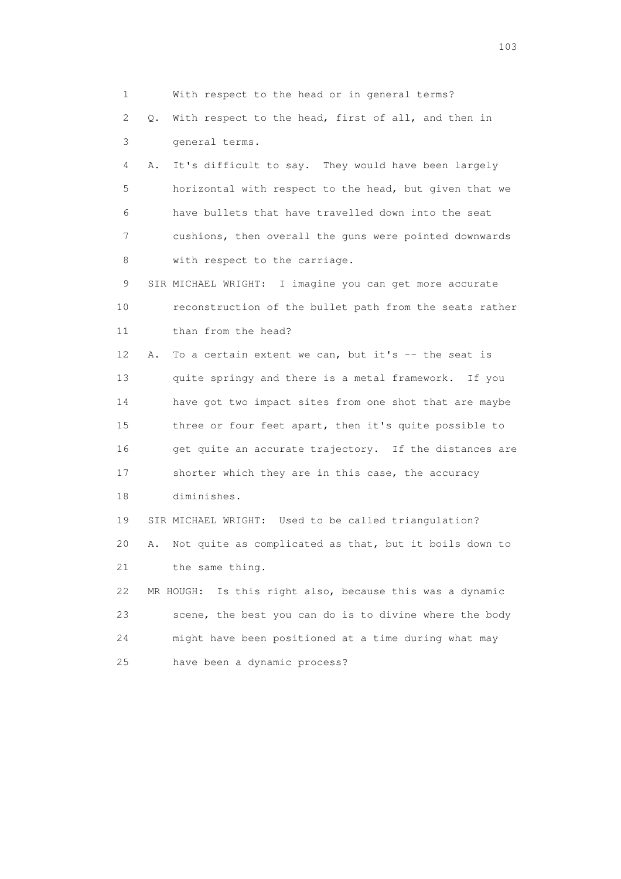1 With respect to the head or in general terms?

2 Q. With respect to the head, first of all, and then in

3 general terms.

4 A. It's difficult to say. They would have been largely

5 horizontal with respect to the head, but given that we

6 have bullets that have travelled down into the seat

7 cushions, then overall the guns were pointed downwards

8 with respect to the carriage.

9 SIR MICHAEL WRIGHT: I imagine you can get more accurate

10 reconstruction of the bullet path from the seats rather

11 than from the head?

12 A. To a certain extent we can, but it's -- the seat is

13 quite springy and there is a metal framework. If you

14 have got two impact sites from one shot that are maybe

15 three or four feet apart, then it's quite possible to

16 get quite an accurate trajectory. If the distances are

17 shorter which they are in this case, the accuracy

18 diminishes.

19 SIR MICHAEL WRIGHT: Used to be called triangulation?

20 A. Not quite as complicated as that, but it boils down to

21 the same thing.

22 MR HOUGH: Is this right also, because this was a dynamic

23 scene, the best you can do is to divine where the body

24 might have been positioned at a time during what may

25 have been a dynamic process?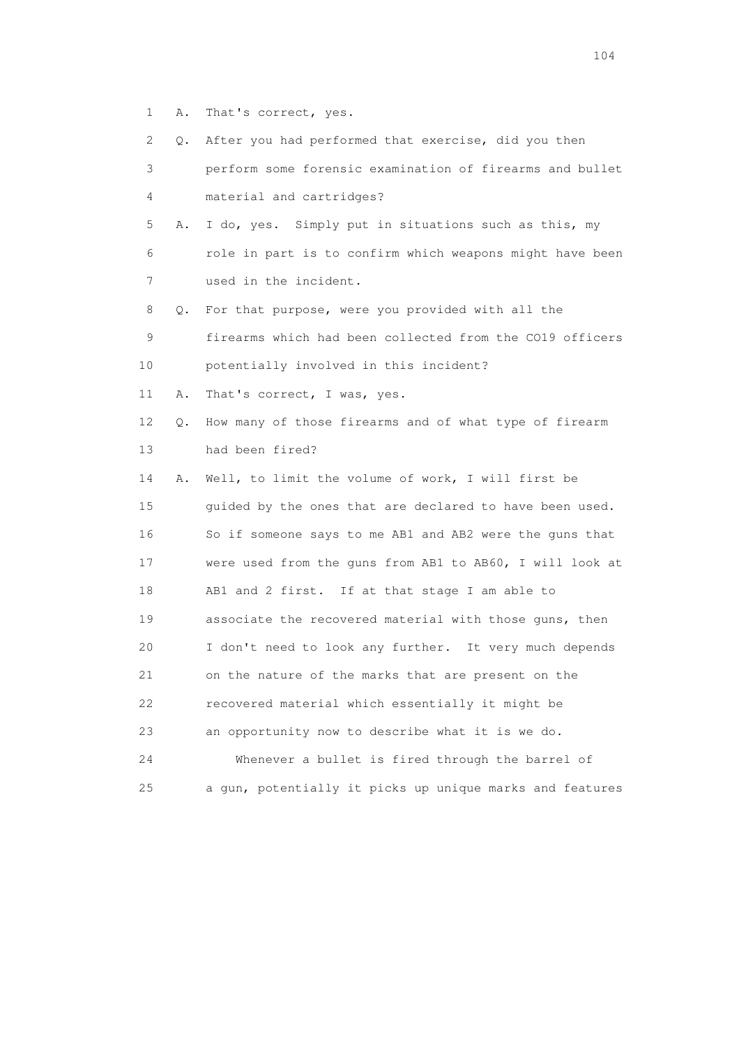1 A. That's correct, yes.

2 Q. After you had performed that exercise, did you then

3 perform some forensic examination of firearms and bullet

4 material and cartridges?

5 A. I do, yes. Simply put in situations such as this, my

6 role in part is to confirm which weapons might have been

7 used in the incident.

8 Q. For that purpose, were you provided with all the

9 firearms which had been collected from the CO19 officers

10 potentially involved in this incident?

11 A. That's correct, I was, yes.

12 Q. How many of those firearms and of what type of firearm

13 had been fired?

14 A. Well, to limit the volume of work, I will first be

15 guided by the ones that are declared to have been used.

16 So if someone says to me AB1 and AB2 were the guns that

17 were used from the guns from AB1 to AB60, I will look at

18 AB1 and 2 first. If at that stage I am able to

19 associate the recovered material with those guns, then

20 I don't need to look any further. It very much depends

21 on the nature of the marks that are present on the

22 recovered material which essentially it might be

23 an opportunity now to describe what it is we do.

24 Whenever a bullet is fired through the barrel of

25 a gun, potentially it picks up unique marks and features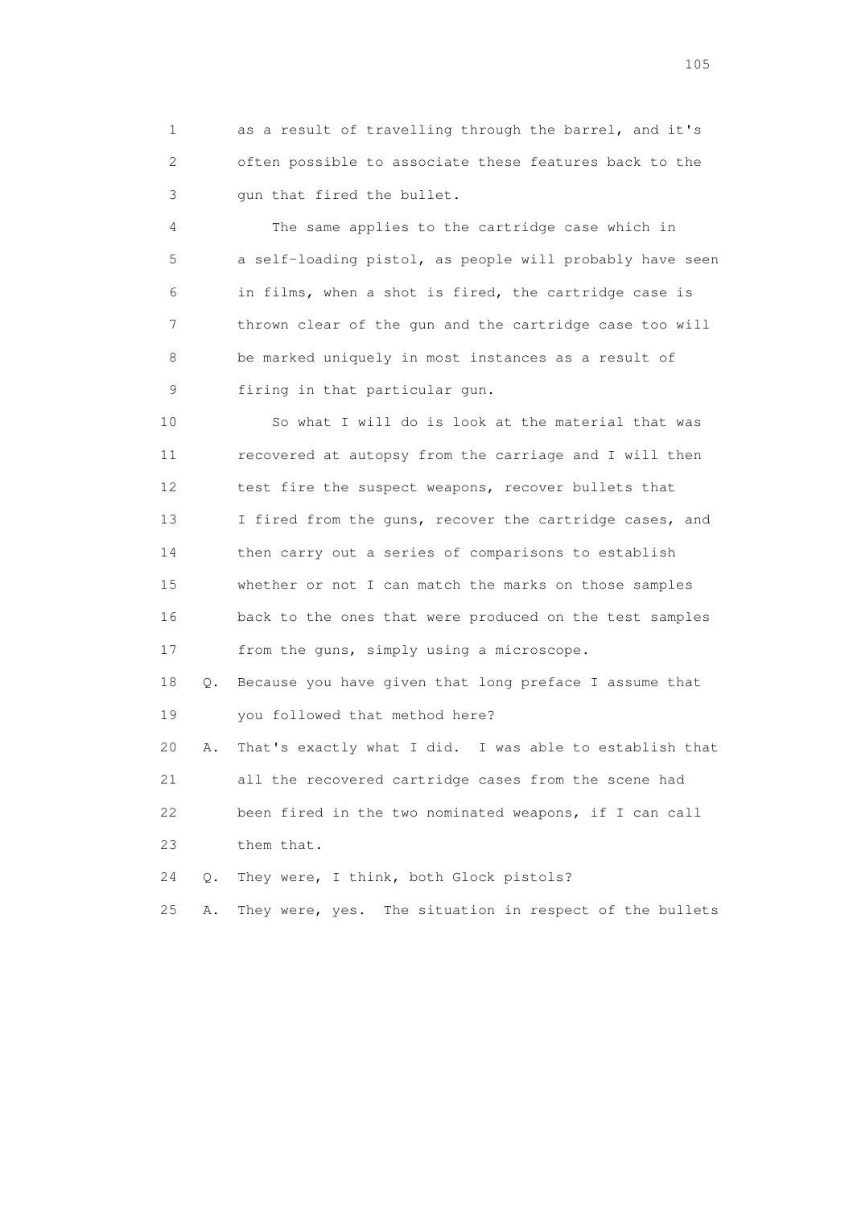1 as a result of travelling through the barrel, and it's
2 often possible to associate these features back to the
3 gun that fired the bullet.

4 The same applies to the cartridge case which in
5 a self-loading pistol, as people will probably have seen
6 in films, when a shot is fired, the cartridge case is
7 thrown clear of the gun and the cartridge case too will
8 be marked uniquely in most instances as a result of
9 firing in that particular gun.

10 So what I will do is look at the material that was
11 recovered at autopsy from the carriage and I will then
12 test fire the suspect weapons, recover bullets that
13 I fired from the guns, recover the cartridge cases, and
14 then carry out a series of comparisons to establish
15 whether or not I can match the marks on those samples
16 back to the ones that were produced on the test samples
17 from the guns, simply using a microscope.

18 Q. Because you have given that long preface I assume that
19 you followed that method here?

20 A. That's exactly what I did. I was able to establish that
21 all the recovered cartridge cases from the scene had
22 been fired in the two nominated weapons, if I can call
23 them that.

24 Q. They were, I think, both Glock pistols?

25 A. They were, yes. The situation in respect of the bullets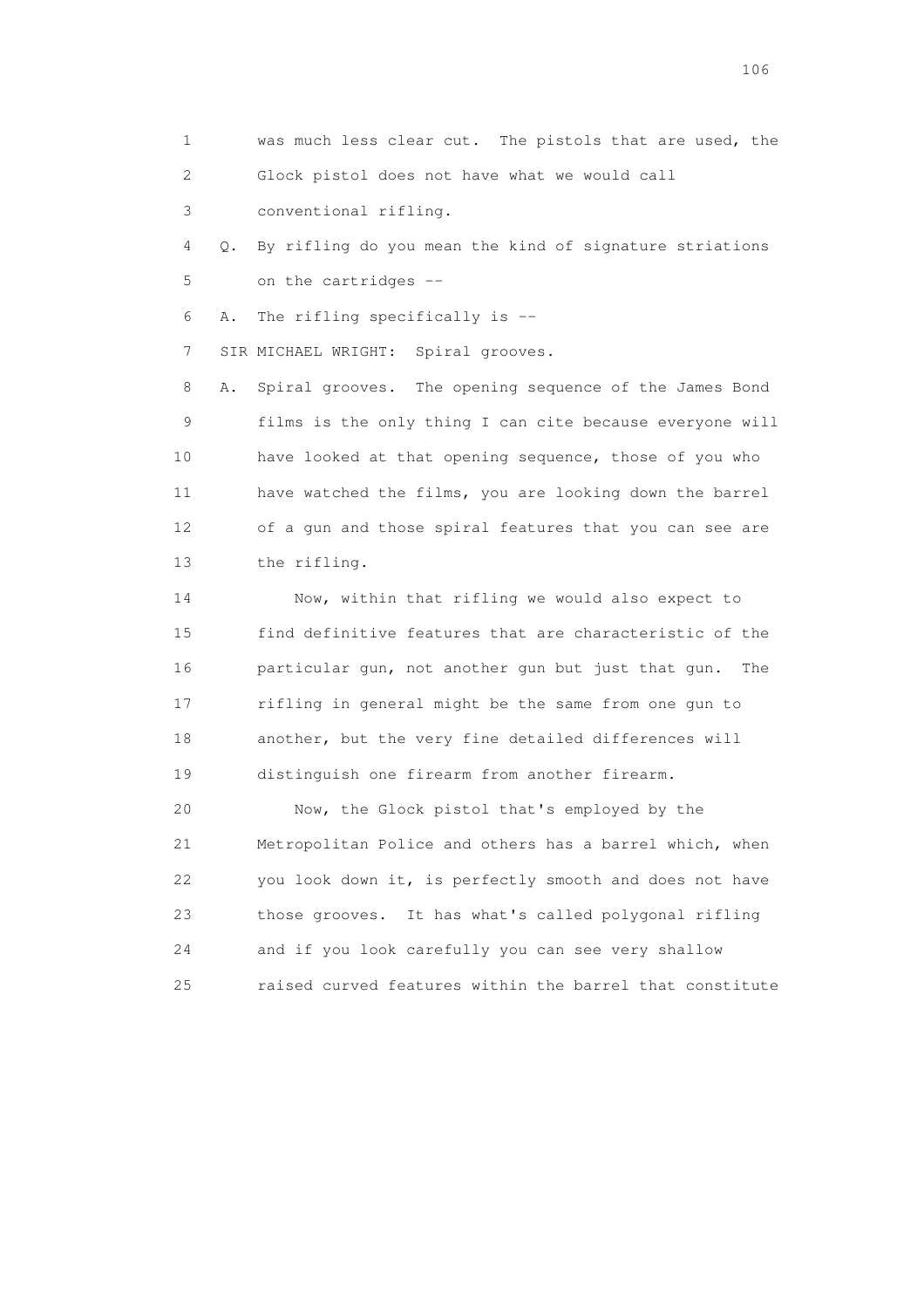1 was much less clear cut. The pistols that are used, the
2 Glock pistol does not have what we would call
3 conventional rifling.

4 Q. By rifling do you mean the kind of signature striations
5 on the cartridges --

6 A. The rifling specifically is --

7 SIR MICHAEL WRIGHT: Spiral grooves.

8 A. Spiral grooves. The opening sequence of the James Bond
9 films is the only thing I can cite because everyone will
10 have looked at that opening sequence, those of you who
11 have watched the films, you are looking down the barrel
12 of a gun and those spiral features that you can see are
13 the rifling.

14 Now, within that rifling we would also expect to
15 find definitive features that are characteristic of the
16 particular gun, not another gun but just that gun. The
17 rifling in general might be the same from one gun to
18 another, but the very fine detailed differences will
19 distinguish one firearm from another firearm.

20 Now, the Glock pistol that's employed by the
21 Metropolitan Police and others has a barrel which, when
22 you look down it, is perfectly smooth and does not have
23 those grooves. It has what's called polygonal rifling
24 and if you look carefully you can see very shallow
25 raised curved features within the barrel that constitute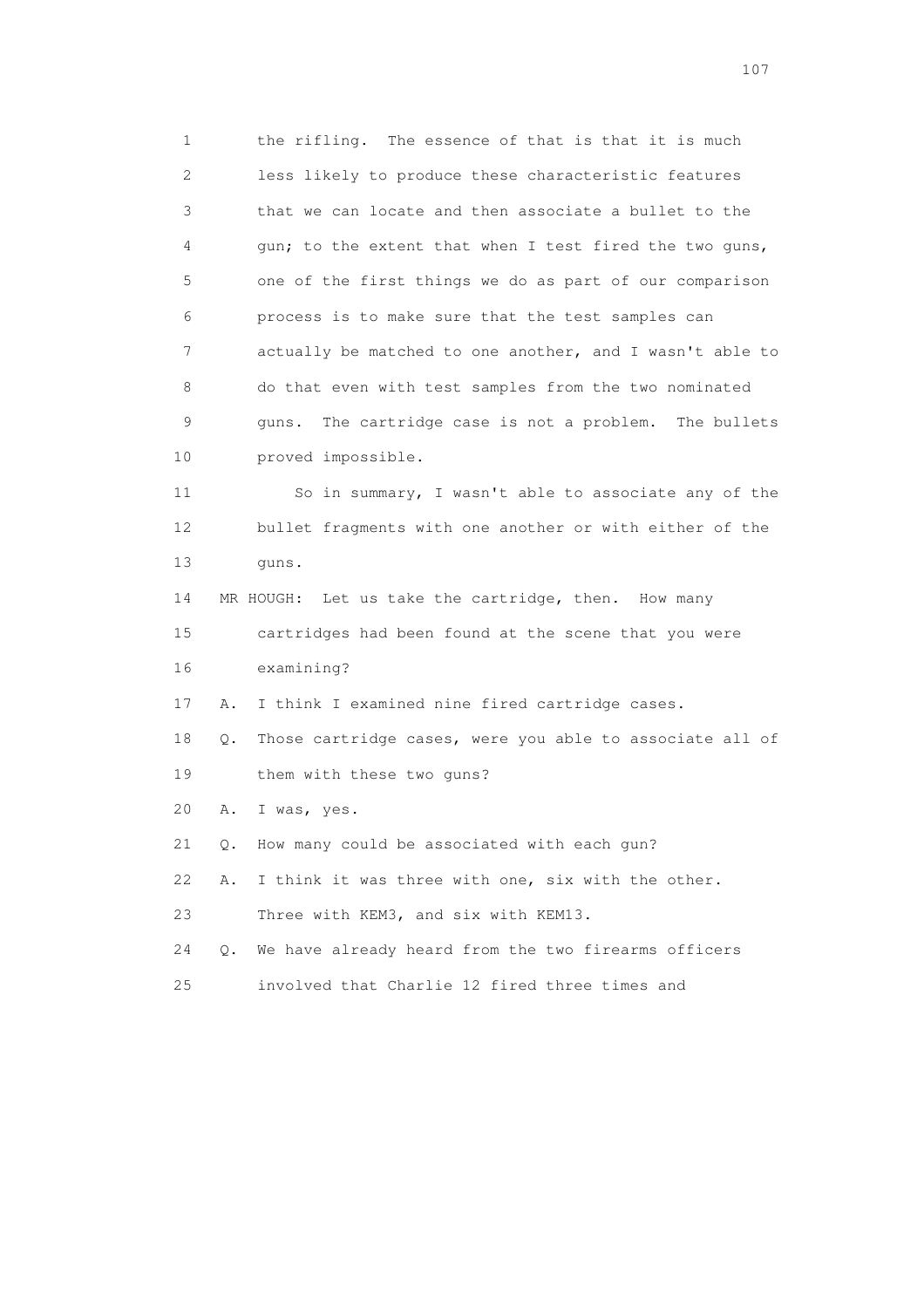1 the rifling. The essence of that is that it is much
2 less likely to produce these characteristic features
3 that we can locate and then associate a bullet to the
4 gun; to the extent that when I test fired the two guns,
5 one of the first things we do as part of our comparison
6 process is to make sure that the test samples can
7 actually be matched to one another, and I wasn't able to
8 do that even with test samples from the two nominated
9 guns. The cartridge case is not a problem. The bullets
10 proved impossible.

11 So in summary, I wasn't able to associate any of the
12 bullet fragments with one another or with either of the
13 guns.

14 MR HOUGH: Let us take the cartridge, then. How many
15 cartridges had been found at the scene that you were
16 examining?

17 A. I think I examined nine fired cartridge cases.

18 Q. Those cartridge cases, were you able to associate all of
19 them with these two guns?

20 A. I was, yes.

21 Q. How many could be associated with each gun?

22 A. I think it was three with one, six with the other.
23 Three with KEM3, and six with KEM13.

24 Q. We have already heard from the two firearms officers
25 involved that Charlie 12 fired three times and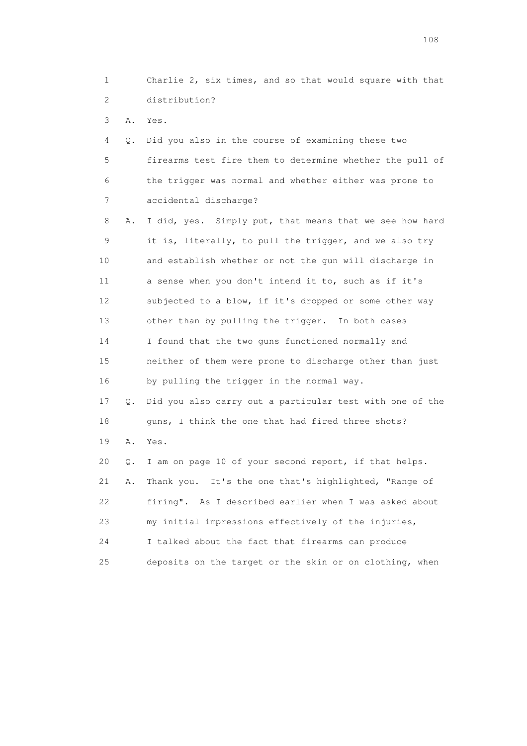1 Charlie 2, six times, and so that would square with that
2 distribution?

3 A. Yes.

4 Q. Did you also in the course of examining these two
5 firearms test fire them to determine whether the pull of
6 the trigger was normal and whether either was prone to
7 accidental discharge?

8 A. I did, yes. Simply put, that means that we see how hard
9 it is, literally, to pull the trigger, and we also try
10 and establish whether or not the gun will discharge in
11 a sense when you don't intend it to, such as if it's
12 subjected to a blow, if it's dropped or some other way
13 other than by pulling the trigger. In both cases
14 I found that the two guns functioned normally and
15 neither of them were prone to discharge other than just
16 by pulling the trigger in the normal way.

17 Q. Did you also carry out a particular test with one of the
18 guns, I think the one that had fired three shots?

19 A. Yes.

20 Q. I am on page 10 of your second report, if that helps.

21 A. Thank you. It's the one that's highlighted, "Range of
22 firing". As I described earlier when I was asked about
23 my initial impressions effectively of the injuries,
24 I talked about the fact that firearms can produce
25 deposits on the target or the skin or on clothing, when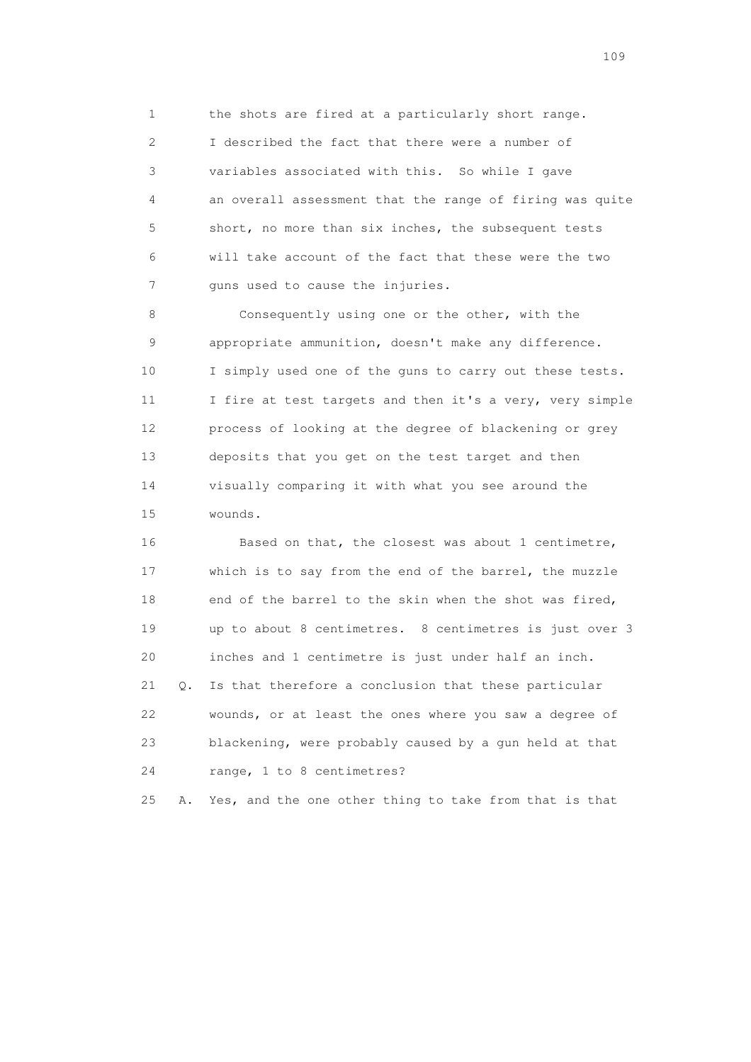1 the shots are fired at a particularly short range.
2 I described the fact that there were a number of
3 variables associated with this. So while I gave
4 an overall assessment that the range of firing was quite
5 short, no more than six inches, the subsequent tests
6 will take account of the fact that these were the two
7 guns used to cause the injuries.

8 Consequently using one or the other, with the
9 appropriate ammunition, doesn't make any difference.
10 I simply used one of the guns to carry out these tests.
11 I fire at test targets and then it's a very, very simple
12 process of looking at the degree of blackening or grey
13 deposits that you get on the test target and then
14 visually comparing it with what you see around the
15 wounds.

16 Based on that, the closest was about 1 centimetre,
17 which is to say from the end of the barrel, the muzzle
18 end of the barrel to the skin when the shot was fired,
19 up to about 8 centimetres. 8 centimetres is just over 3
20 inches and 1 centimetre is just under half an inch.

21 Q. Is that therefore a conclusion that these particular
22 wounds, or at least the ones where you saw a degree of
23 blackening, were probably caused by a gun held at that
24 range, 1 to 8 centimetres?

25 A. Yes, and the one other thing to take from that is that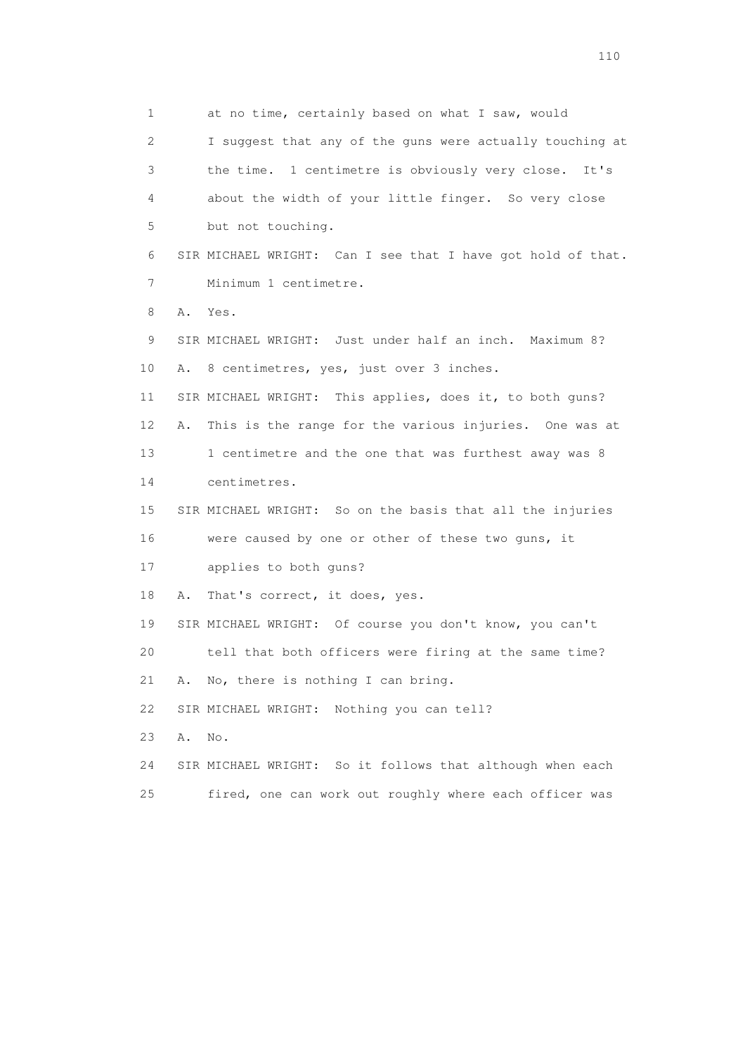1 at no time, certainly based on what I saw, would
2 I suggest that any of the guns were actually touching at
3 the time. 1 centimetre is obviously very close. It's
4 about the width of your little finger. So very close
5 but not touching.
6 SIR MICHAEL WRIGHT: Can I see that I have got hold of that.
7 Minimum 1 centimetre.
8 A. Yes.
9 SIR MICHAEL WRIGHT: Just under half an inch. Maximum 8?
10 A. 8 centimetres, yes, just over 3 inches.
11 SIR MICHAEL WRIGHT: This applies, does it, to both guns?
12 A. This is the range for the various injuries. One was at
13 1 centimetre and the one that was furthest away was 8
14 centimetres.
15 SIR MICHAEL WRIGHT: So on the basis that all the injuries
16 were caused by one or other of these two guns, it
17 applies to both guns?
18 A. That's correct, it does, yes.
19 SIR MICHAEL WRIGHT: Of course you don't know, you can't
20 tell that both officers were firing at the same time?
21 A. No, there is nothing I can bring.
22 SIR MICHAEL WRIGHT: Nothing you can tell?
23 A. No.
24 SIR MICHAEL WRIGHT: So it follows that although when each
25 fired, one can work out roughly where each officer was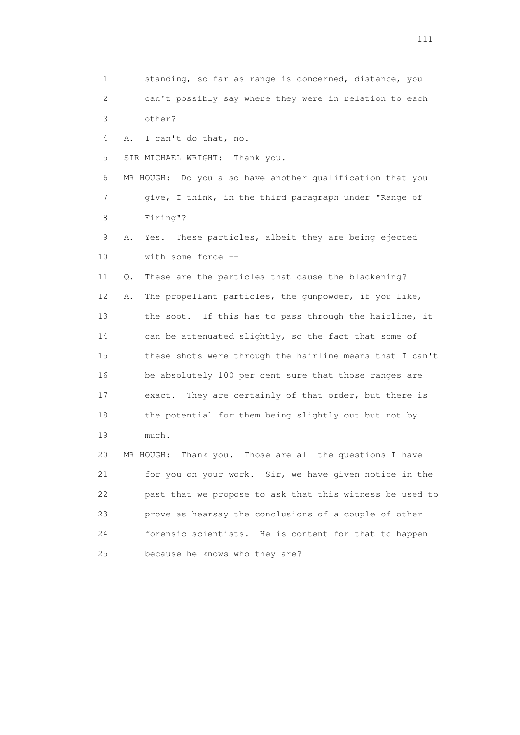1 standing, so far as range is concerned, distance, you
2 can't possibly say where they were in relation to each
3 other?

4 A. I can't do that, no.

5 SIR MICHAEL WRIGHT: Thank you.

6 MR HOUGH: Do you also have another qualification that you
7 give, I think, in the third paragraph under "Range of
8 Firing"?

9 A. Yes. These particles, albeit they are being ejected
10 with some force --

11 Q. These are the particles that cause the blackening?

12 A. The propellant particles, the gunpowder, if you like,
13 the soot. If this has to pass through the hairline, it
14 can be attenuated slightly, so the fact that some of
15 these shots were through the hairline means that I can't
16 be absolutely 100 per cent sure that those ranges are
17 exact. They are certainly of that order, but there is
18 the potential for them being slightly out but not by
19 much.

20 MR HOUGH: Thank you. Those are all the questions I have
21 for you on your work. Sir, we have given notice in the
22 past that we propose to ask that this witness be used to
23 prove as hearsay the conclusions of a couple of other
24 forensic scientists. He is content for that to happen
25 because he knows who they are?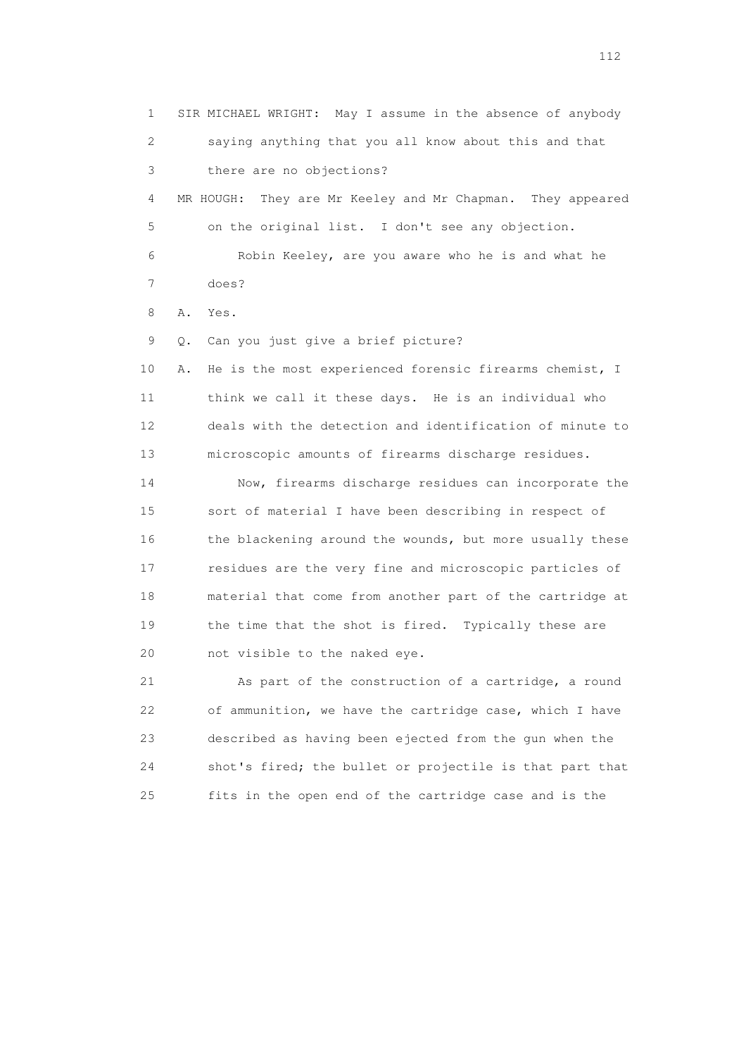1 SIR MICHAEL WRIGHT: May I assume in the absence of anybody
2 saying anything that you all know about this and that
3 there are no objections?

4 MR HOUGH: They are Mr Keeley and Mr Chapman. They appeared
5 on the original list. I don't see any objection.

6 Robin Keeley, are you aware who he is and what he
7 does?

8 A. Yes.

9 Q. Can you just give a brief picture?

10 A. He is the most experienced forensic firearms chemist, I
11 think we call it these days. He is an individual who
12 deals with the detection and identification of minute to
13 microscopic amounts of firearms discharge residues.

14 Now, firearms discharge residues can incorporate the
15 sort of material I have been describing in respect of
16 the blackening around the wounds, but more usually these
17 residues are the very fine and microscopic particles of
18 material that come from another part of the cartridge at
19 the time that the shot is fired. Typically these are
20 not visible to the naked eye.

21 As part of the construction of a cartridge, a round
22 of ammunition, we have the cartridge case, which I have
23 described as having been ejected from the gun when the
24 shot's fired; the bullet or projectile is that part that
25 fits in the open end of the cartridge case and is the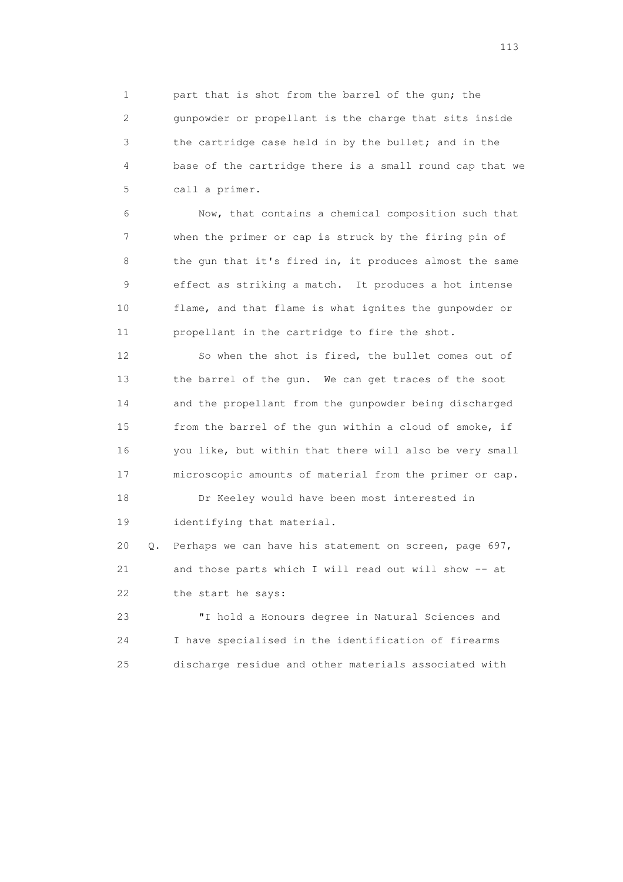part that is shot from the barrel of the gun; the gunpowder or propellant is the charge that sits inside the cartridge case held in by the bullet; and in the base of the cartridge there is a small round cap that we call a primer.

Now, that contains a chemical composition such that when the primer or cap is struck by the firing pin of the gun that it's fired in, it produces almost the same effect as striking a match. It produces a hot intense flame, and that flame is what ignites the gunpowder or propellant in the cartridge to fire the shot.

So when the shot is fired, the bullet comes out of the barrel of the gun. We can get traces of the soot and the propellant from the gunpowder being discharged from the barrel of the gun within a cloud of smoke, if you like, but within that there will also be very small microscopic amounts of material from the primer or cap.

Dr Keeley would have been most interested in identifying that material.

Q. Perhaps we can have his statement on screen, page 697, and those parts which I will read out will show -- at the start he says:

"I hold a Honours degree in Natural Sciences and I have specialised in the identification of firearms discharge residue and other materials associated with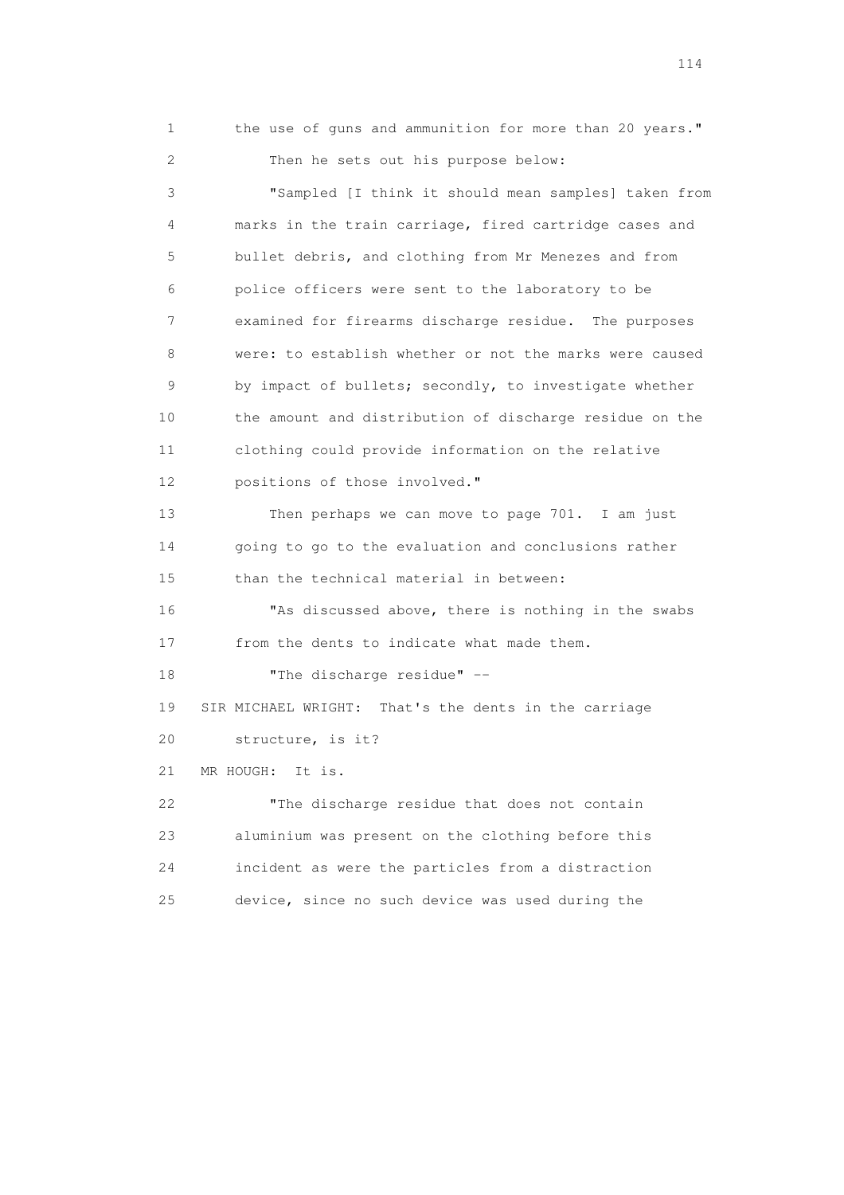1 the use of guns and ammunition for more than 20 years."

2 Then he sets out his purpose below:

3 "Sampled [I think it should mean samples] taken from

4 marks in the train carriage, fired cartridge cases and

5 bullet debris, and clothing from Mr Menezes and from

6 police officers were sent to the laboratory to be

7 examined for firearms discharge residue. The purposes

8 were: to establish whether or not the marks were caused

9 by impact of bullets; secondly, to investigate whether

10 the amount and distribution of discharge residue on the

11 clothing could provide information on the relative

12 positions of those involved."

13 Then perhaps we can move to page 701. I am just

14 going to go to the evaluation and conclusions rather

15 than the technical material in between:

16 "As discussed above, there is nothing in the swabs

17 from the dents to indicate what made them.

18 "The discharge residue" --

19 SIR MICHAEL WRIGHT: That's the dents in the carriage

20 structure, is it?

21 MR HOUGH: It is.

22 "The discharge residue that does not contain

23 aluminium was present on the clothing before this

24 incident as were the particles from a distraction

25 device, since no such device was used during the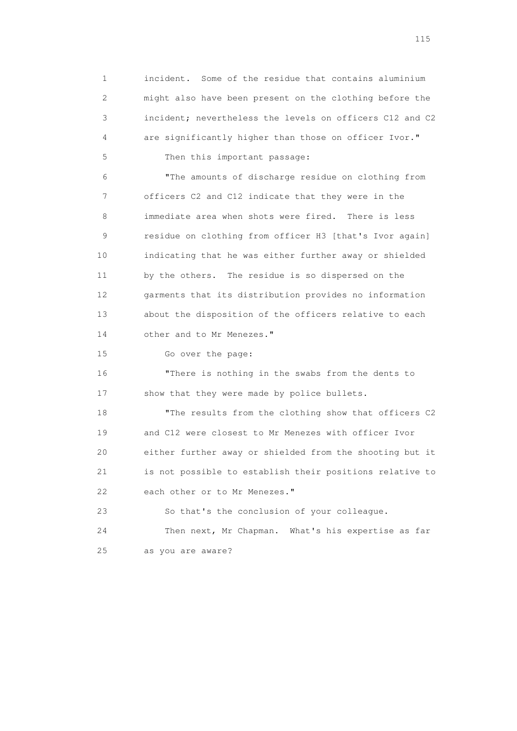1 incident. Some of the residue that contains aluminium
2 might also have been present on the clothing before the
3 incident; nevertheless the levels on officers C12 and C2
4 are significantly higher than those on officer Ivor."
5 Then this important passage:
6 "The amounts of discharge residue on clothing from
7 officers C2 and C12 indicate that they were in the
8 immediate area when shots were fired. There is less
9 residue on clothing from officer H3 [that's Ivor again]
10 indicating that he was either further away or shielded
11 by the others. The residue is so dispersed on the
12 garments that its distribution provides no information
13 about the disposition of the officers relative to each
14 other and to Mr Menezes."
15 Go over the page:
16 "There is nothing in the swabs from the dents to
17 show that they were made by police bullets.
18 "The results from the clothing show that officers C2
19 and C12 were closest to Mr Menezes with officer Ivor
20 either further away or shielded from the shooting but it
21 is not possible to establish their positions relative to
22 each other or to Mr Menezes."
23 So that's the conclusion of your colleague.
24 Then next, Mr Chapman. What's his expertise as far
25 as you are aware?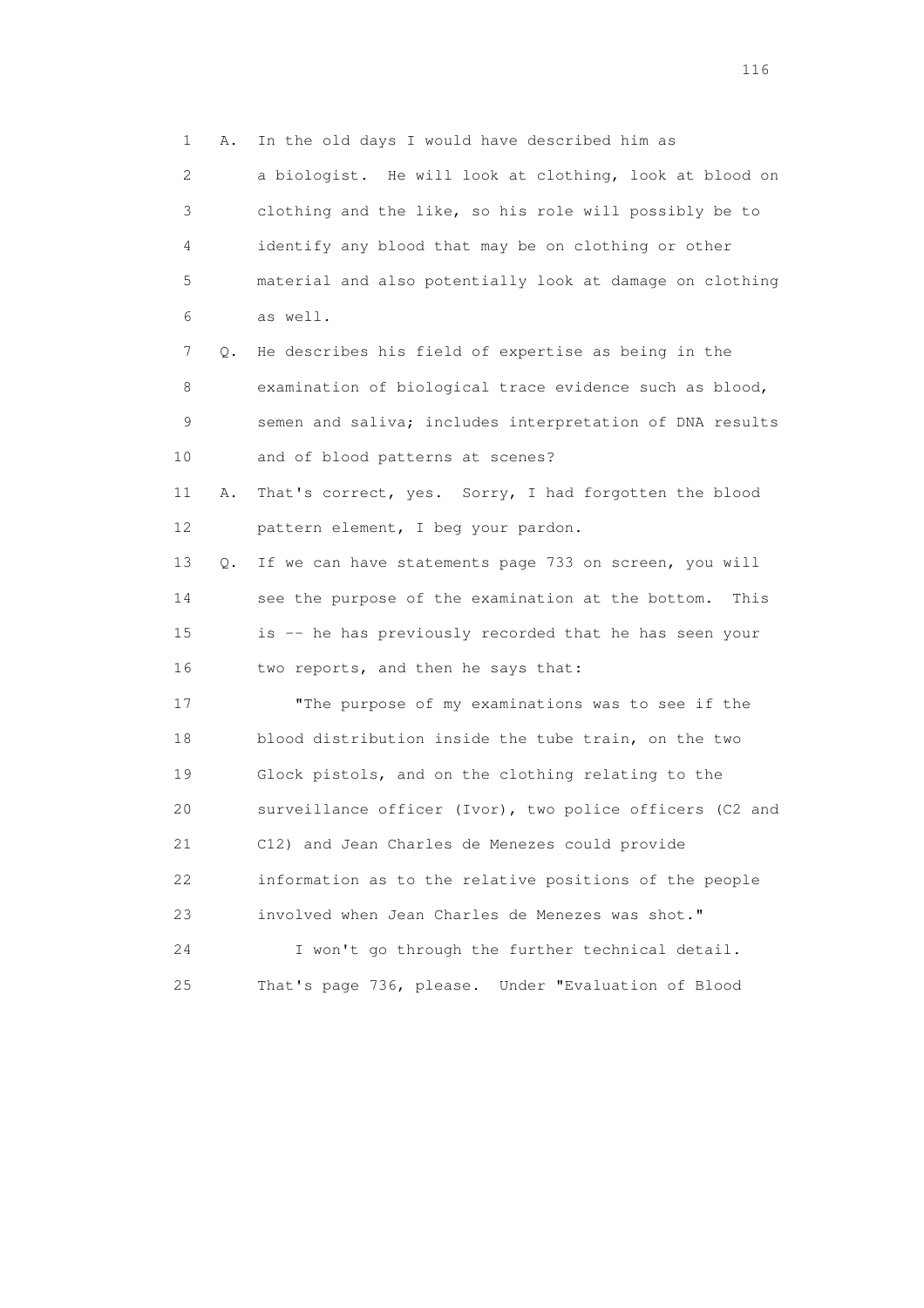1 A. In the old days I would have described him as
2 a biologist. He will look at clothing, look at blood on
3 clothing and the like, so his role will possibly be to
4 identify any blood that may be on clothing or other
5 material and also potentially look at damage on clothing
6 as well.

7 Q. He describes his field of expertise as being in the
8 examination of biological trace evidence such as blood,
9 semen and saliva; includes interpretation of DNA results
10 and of blood patterns at scenes?

11 A. That's correct, yes. Sorry, I had forgotten the blood
12 pattern element, I beg your pardon.

13 Q. If we can have statements page 733 on screen, you will
14 see the purpose of the examination at the bottom. This
15 is -- he has previously recorded that he has seen your
16 two reports, and then he says that:

17 "The purpose of my examinations was to see if the
18 blood distribution inside the tube train, on the two
19 Glock pistols, and on the clothing relating to the
20 surveillance officer (Ivor), two police officers (C2 and
21 C12) and Jean Charles de Menezes could provide
22 information as to the relative positions of the people
23 involved when Jean Charles de Menezes was shot."

24 I won't go through the further technical detail.
25 That's page 736, please. Under "Evaluation of Blood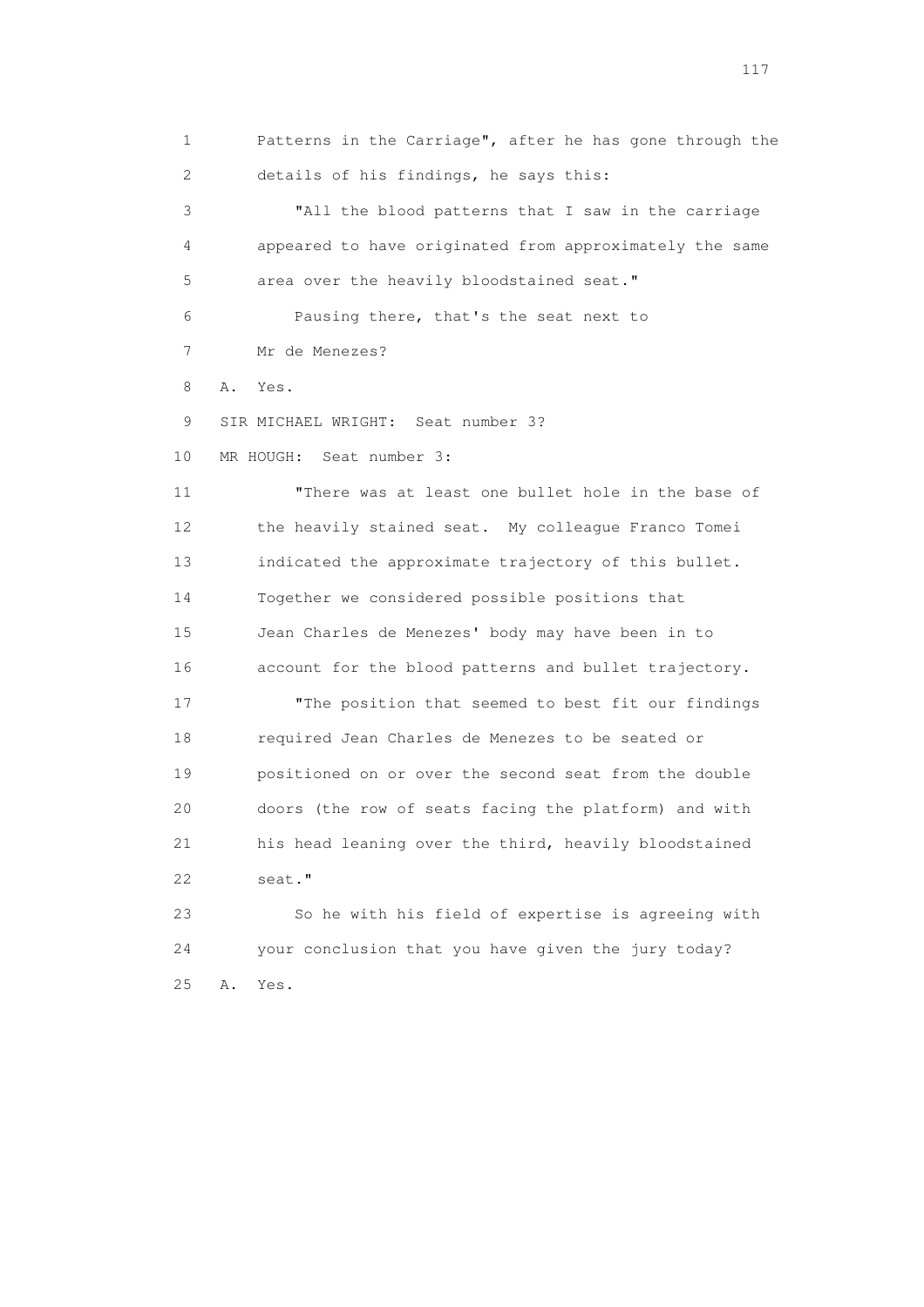1 Patterns in the Carriage", after he has gone through the
2 details of his findings, he says this:

3 "All the blood patterns that I saw in the carriage
4 appeared to have originated from approximately the same
5 area over the heavily bloodstained seat."

6 Pausing there, that's the seat next to
7 Mr de Menezes?

8 A. Yes.

9 SIR MICHAEL WRIGHT: Seat number 3?

10 MR HOUGH: Seat number 3:

11 "There was at least one bullet hole in the base of
12 the heavily stained seat. My colleague Franco Tomei
13 indicated the approximate trajectory of this bullet.
14 Together we considered possible positions that
15 Jean Charles de Menezes' body may have been in to
16 account for the blood patterns and bullet trajectory.

17 "The position that seemed to best fit our findings
18 required Jean Charles de Menezes to be seated or
19 positioned on or over the second seat from the double
20 doors (the row of seats facing the platform) and with
21 his head leaning over the third, heavily bloodstained
22 seat."

23 So he with his field of expertise is agreeing with
24 your conclusion that you have given the jury today?

25 A. Yes.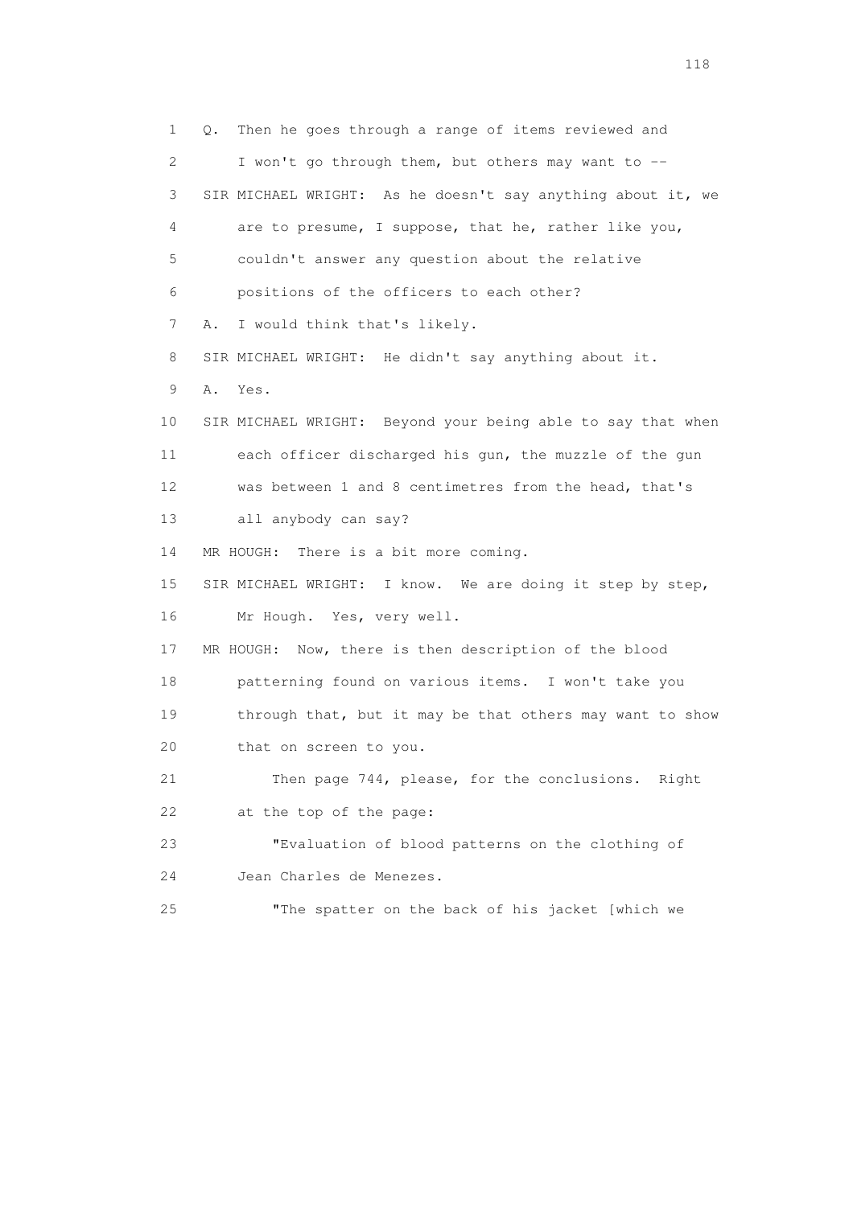1 Q. Then he goes through a range of items reviewed and
2 I won't go through them, but others may want to --
3 SIR MICHAEL WRIGHT: As he doesn't say anything about it, we
4 are to presume, I suppose, that he, rather like you,
5 couldn't answer any question about the relative
6 positions of the officers to each other?
7 A. I would think that's likely.
8 SIR MICHAEL WRIGHT: He didn't say anything about it.
9 A. Yes.
10 SIR MICHAEL WRIGHT: Beyond your being able to say that when
11 each officer discharged his gun, the muzzle of the gun
12 was between 1 and 8 centimetres from the head, that's
13 all anybody can say?
14 MR HOUGH: There is a bit more coming.
15 SIR MICHAEL WRIGHT: I know. We are doing it step by step,
16 Mr Hough. Yes, very well.
17 MR HOUGH: Now, there is then description of the blood
18 patterning found on various items. I won't take you
19 through that, but it may be that others may want to show
20 that on screen to you.
21 Then page 744, please, for the conclusions. Right
22 at the top of the page:
23 "Evaluation of blood patterns on the clothing of
24 Jean Charles de Menezes.
25 "The spatter on the back of his jacket [which we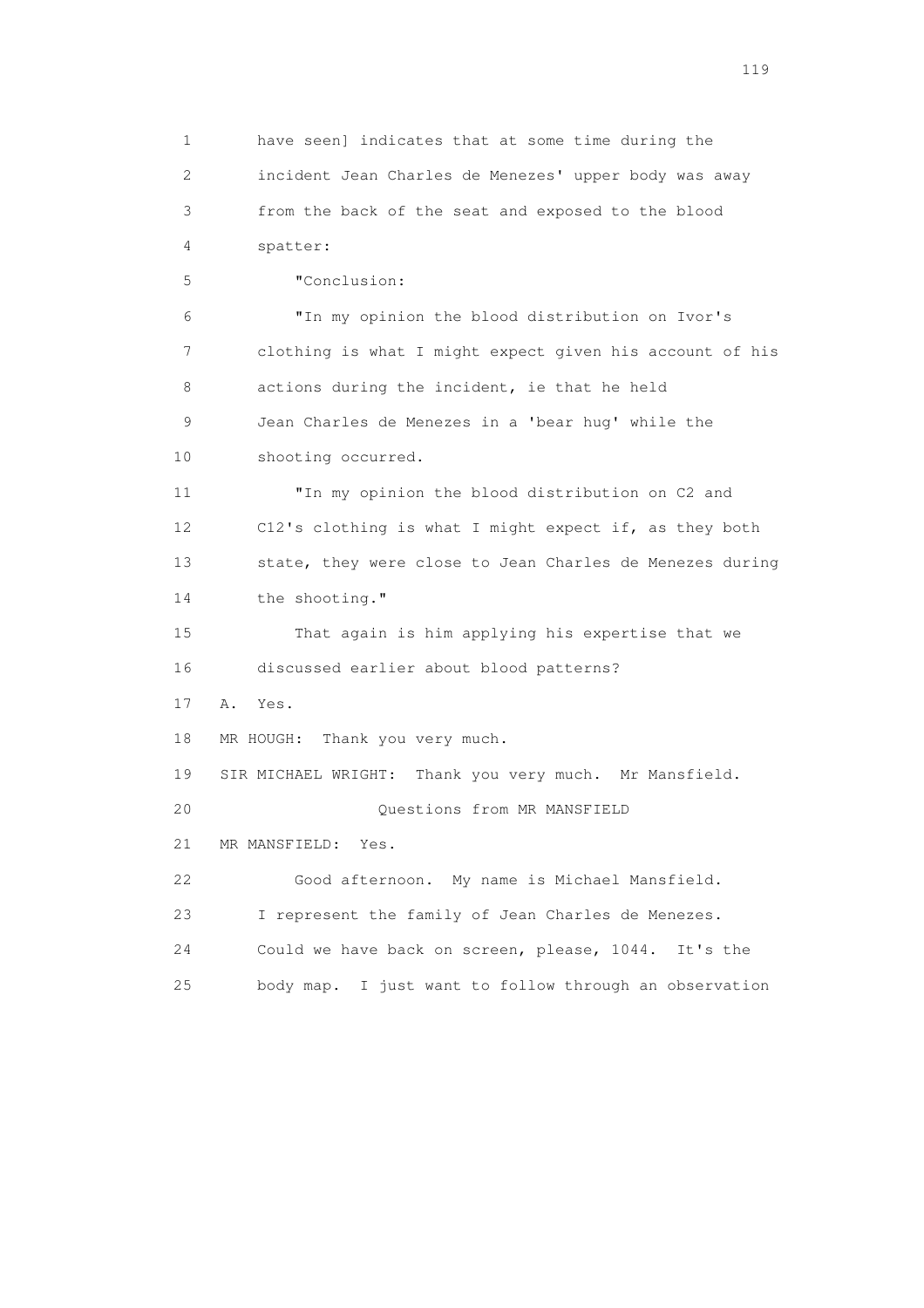1 have seen] indicates that at some time during the
2 incident Jean Charles de Menezes' upper body was away
3 from the back of the seat and exposed to the blood
4 spatter:

5 "Conclusion:

6 "In my opinion the blood distribution on Ivor's
7 clothing is what I might expect given his account of his
8 actions during the incident, ie that he held
9 Jean Charles de Menezes in a 'bear hug' while the
10 shooting occurred.

11 "In my opinion the blood distribution on C2 and
12 C12's clothing is what I might expect if, as they both
13 state, they were close to Jean Charles de Menezes during
14 the shooting."

15 That again is him applying his expertise that we
16 discussed earlier about blood patterns?

17 A. Yes.

18 MR HOUGH: Thank you very much.

19 SIR MICHAEL WRIGHT: Thank you very much. Mr Mansfield.

20 Questions from MR MANSFIELD

21 MR MANSFIELD: Yes.

22 Good afternoon. My name is Michael Mansfield.
23 I represent the family of Jean Charles de Menezes.
24 Could we have back on screen, please, 1044. It's the
25 body map. I just want to follow through an observation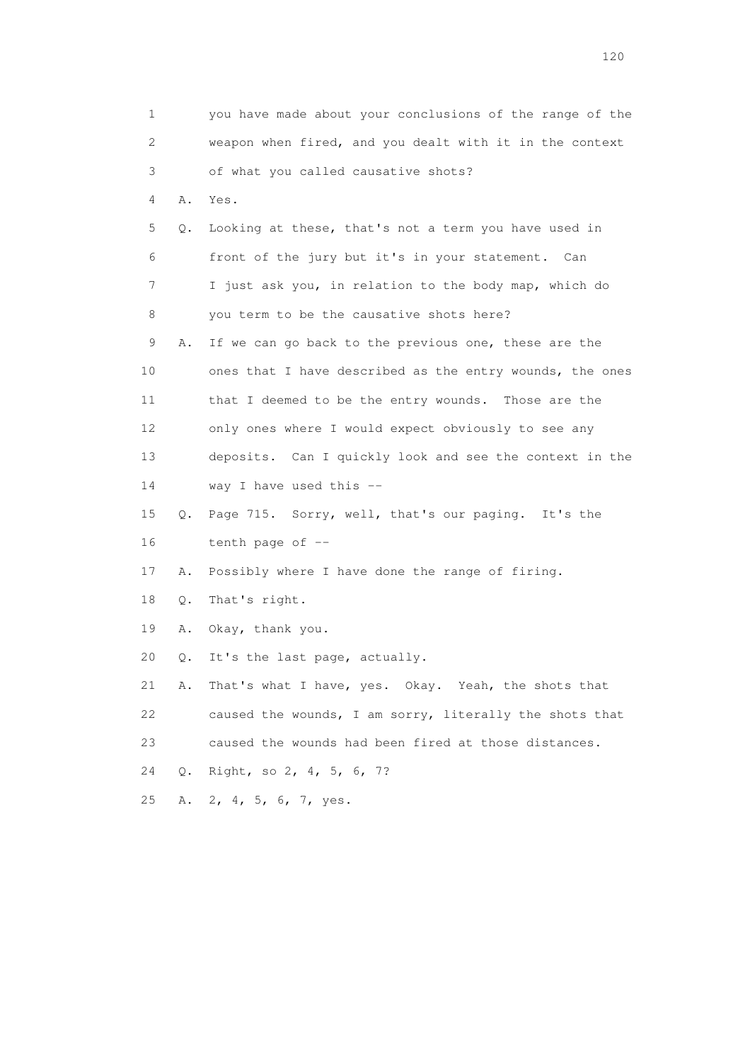1 you have made about your conclusions of the range of the
2 weapon when fired, and you dealt with it in the context
3 of what you called causative shots?

4 A. Yes.

5 Q. Looking at these, that's not a term you have used in
6 front of the jury but it's in your statement. Can
7 I just ask you, in relation to the body map, which do
8 you term to be the causative shots here?

9 A. If we can go back to the previous one, these are the
10 ones that I have described as the entry wounds, the ones
11 that I deemed to be the entry wounds. Those are the
12 only ones where I would expect obviously to see any
13 deposits. Can I quickly look and see the context in the
14 way I have used this --

15 Q. Page 715. Sorry, well, that's our paging. It's the
16 tenth page of --

17 A. Possibly where I have done the range of firing.

18 Q. That's right.

19 A. Okay, thank you.

20 Q. It's the last page, actually.

21 A. That's what I have, yes. Okay. Yeah, the shots that
22 caused the wounds, I am sorry, literally the shots that
23 caused the wounds had been fired at those distances.

24 Q. Right, so 2, 4, 5, 6, 7?

25 A. 2, 4, 5, 6, 7, yes.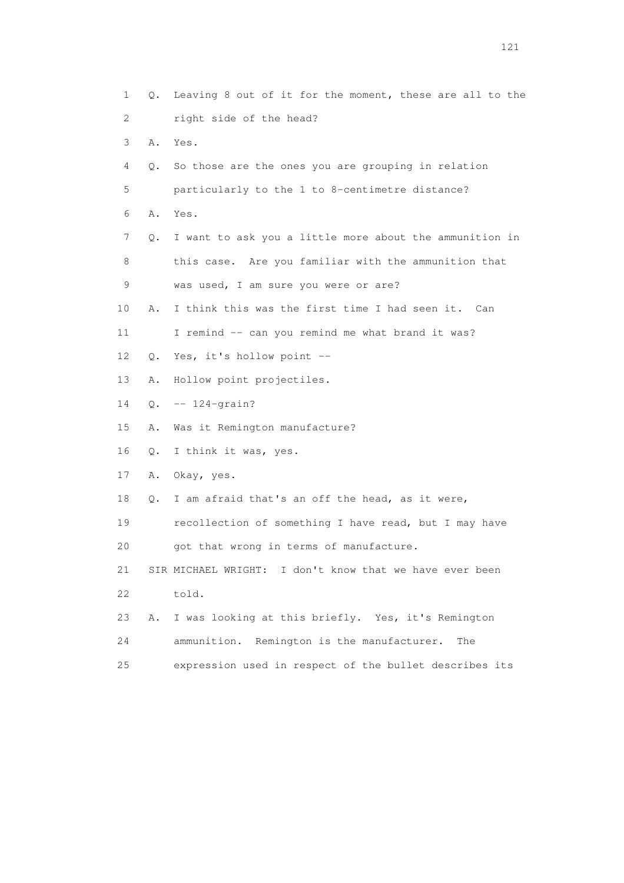1 Q. Leaving 8 out of it for the moment, these are all to the
2 right side of the head?
3 A. Yes.
4 Q. So those are the ones you are grouping in relation
5 particularly to the 1 to 8-centimetre distance?
6 A. Yes.
7 Q. I want to ask you a little more about the ammunition in
8 this case. Are you familiar with the ammunition that
9 was used, I am sure you were or are?
10 A. I think this was the first time I had seen it. Can
11 I remind -- can you remind me what brand it was?
12 Q. Yes, it's hollow point --
13 A. Hollow point projectiles.
14 Q. -- 124-grain?
15 A. Was it Remington manufacture?
16 Q. I think it was, yes.
17 A. Okay, yes.
18 Q. I am afraid that's an off the head, as it were,
19 recollection of something I have read, but I may have
20 got that wrong in terms of manufacture.
21 SIR MICHAEL WRIGHT: I don't know that we have ever been
22 told.
23 A. I was looking at this briefly. Yes, it's Remington
24 ammunition. Remington is the manufacturer. The
25 expression used in respect of the bullet describes its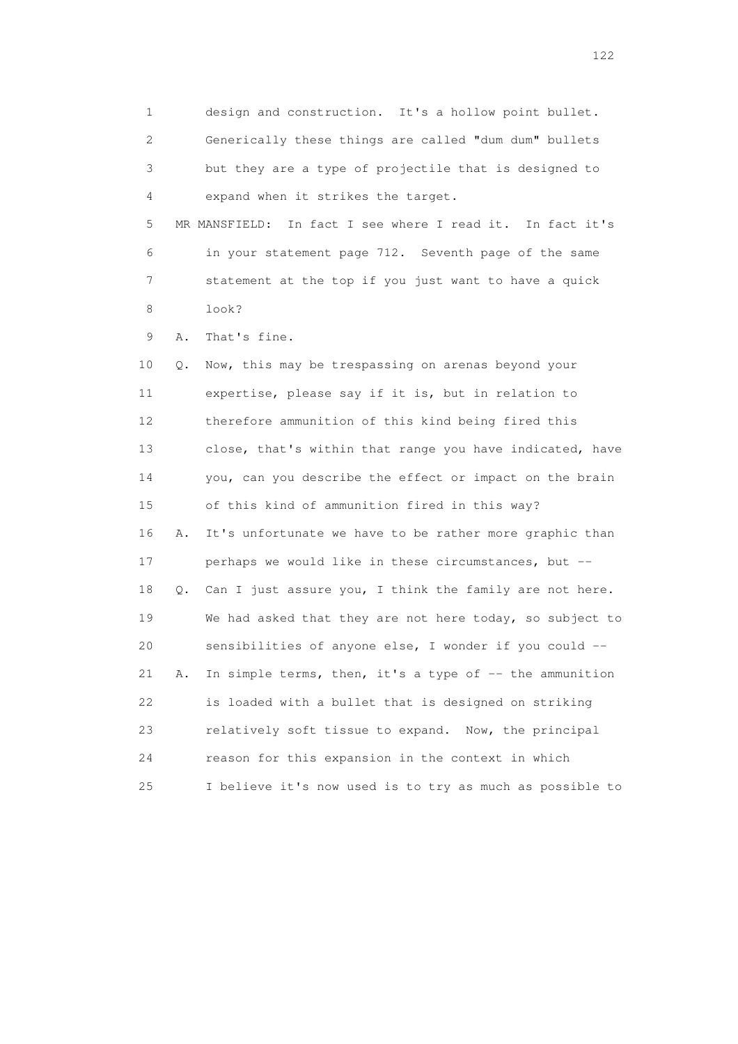1 design and construction. It's a hollow point bullet.
2 Generically these things are called "dum dum" bullets
3 but they are a type of projectile that is designed to
4 expand when it strikes the target.

5 MR MANSFIELD: In fact I see where I read it. In fact it's
6 in your statement page 712. Seventh page of the same
7 statement at the top if you just want to have a quick
8 look?

9 A. That's fine.

10 Q. Now, this may be trespassing on arenas beyond your
11 expertise, please say if it is, but in relation to
12 therefore ammunition of this kind being fired this
13 close, that's within that range you have indicated, have
14 you, can you describe the effect or impact on the brain
15 of this kind of ammunition fired in this way?

16 A. It's unfortunate we have to be rather more graphic than
17 perhaps we would like in these circumstances, but --

18 Q. Can I just assure you, I think the family are not here.
19 We had asked that they are not here today, so subject to
20 sensibilities of anyone else, I wonder if you could --

21 A. In simple terms, then, it's a type of -- the ammunition
22 is loaded with a bullet that is designed on striking
23 relatively soft tissue to expand. Now, the principal
24 reason for this expansion in the context in which
25 I believe it's now used is to try as much as possible to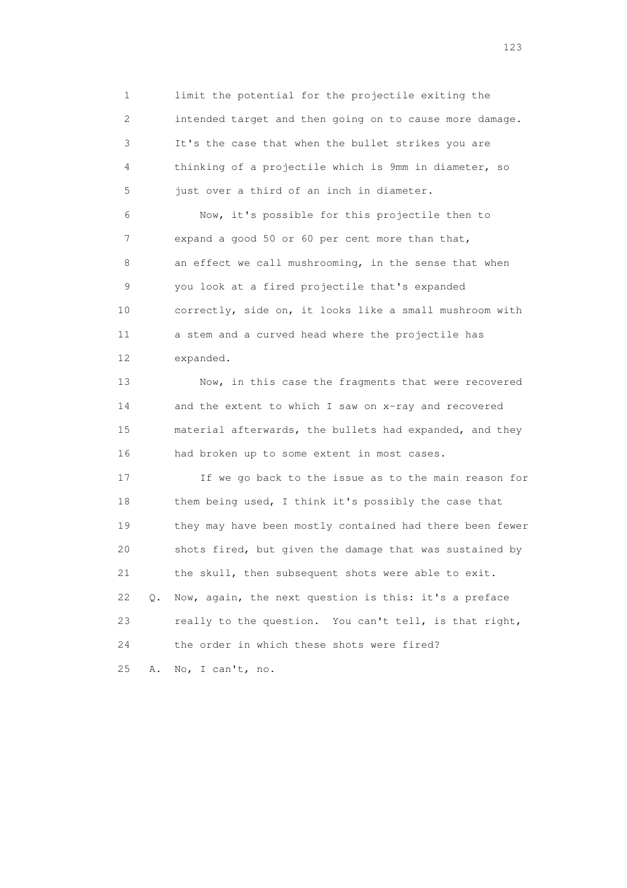1 limit the potential for the projectile exiting the
2 intended target and then going on to cause more damage.
3 It's the case that when the bullet strikes you are
4 thinking of a projectile which is 9mm in diameter, so
5 just over a third of an inch in diameter.

6 Now, it's possible for this projectile then to
7 expand a good 50 or 60 per cent more than that,
8 an effect we call mushrooming, in the sense that when
9 you look at a fired projectile that's expanded
10 correctly, side on, it looks like a small mushroom with
11 a stem and a curved head where the projectile has
12 expanded.

13 Now, in this case the fragments that were recovered
14 and the extent to which I saw on x-ray and recovered
15 material afterwards, the bullets had expanded, and they
16 had broken up to some extent in most cases.

17 If we go back to the issue as to the main reason for
18 them being used, I think it's possibly the case that
19 they may have been mostly contained had there been fewer
20 shots fired, but given the damage that was sustained by
21 the skull, then subsequent shots were able to exit.

22 Q. Now, again, the next question is this: it's a preface
23 really to the question. You can't tell, is that right,
24 the order in which these shots were fired?

25 A. No, I can't, no.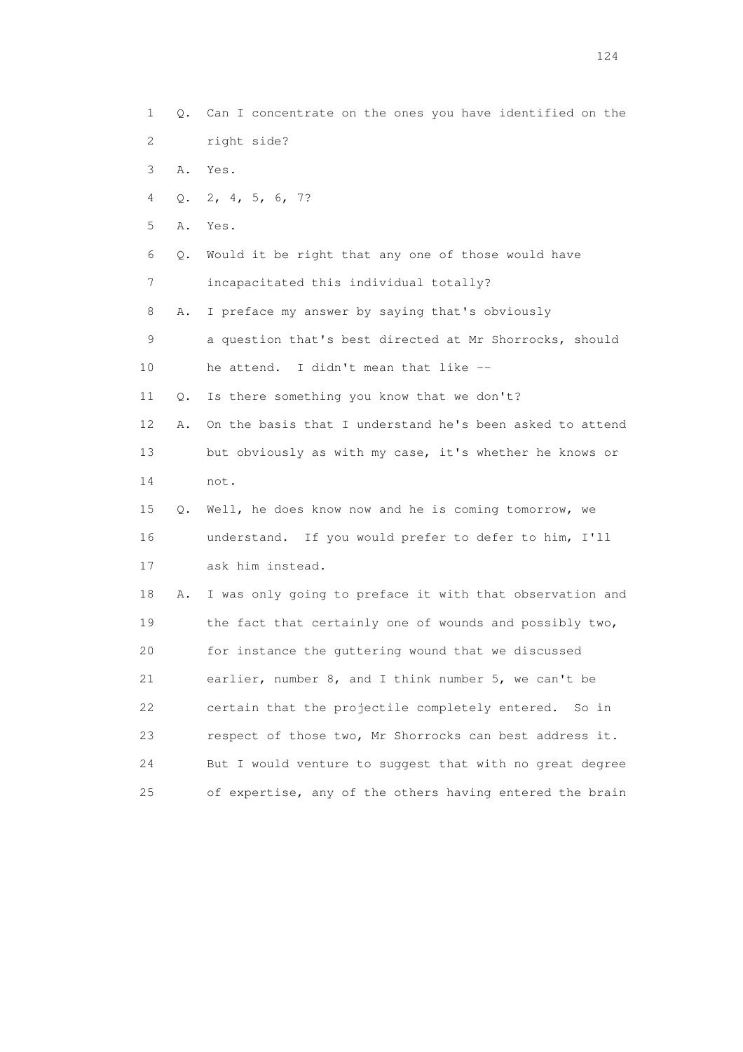1 Q. Can I concentrate on the ones you have identified on the
2 right side?
3 A. Yes.
4 Q. 2, 4, 5, 6, 7?
5 A. Yes.
6 Q. Would it be right that any one of those would have
7 incapacitated this individual totally?
8 A. I preface my answer by saying that's obviously
9 a question that's best directed at Mr Shorrocks, should
10 he attend. I didn't mean that like --
11 Q. Is there something you know that we don't?
12 A. On the basis that I understand he's been asked to attend
13 but obviously as with my case, it's whether he knows or
14 not.
15 Q. Well, he does know now and he is coming tomorrow, we
16 understand. If you would prefer to defer to him, I'll
17 ask him instead.
18 A. I was only going to preface it with that observation and
19 the fact that certainly one of wounds and possibly two,
20 for instance the guttering wound that we discussed
21 earlier, number 8, and I think number 5, we can't be
22 certain that the projectile completely entered. So in
23 respect of those two, Mr Shorrocks can best address it.
24 But I would venture to suggest that with no great degree
25 of expertise, any of the others having entered the brain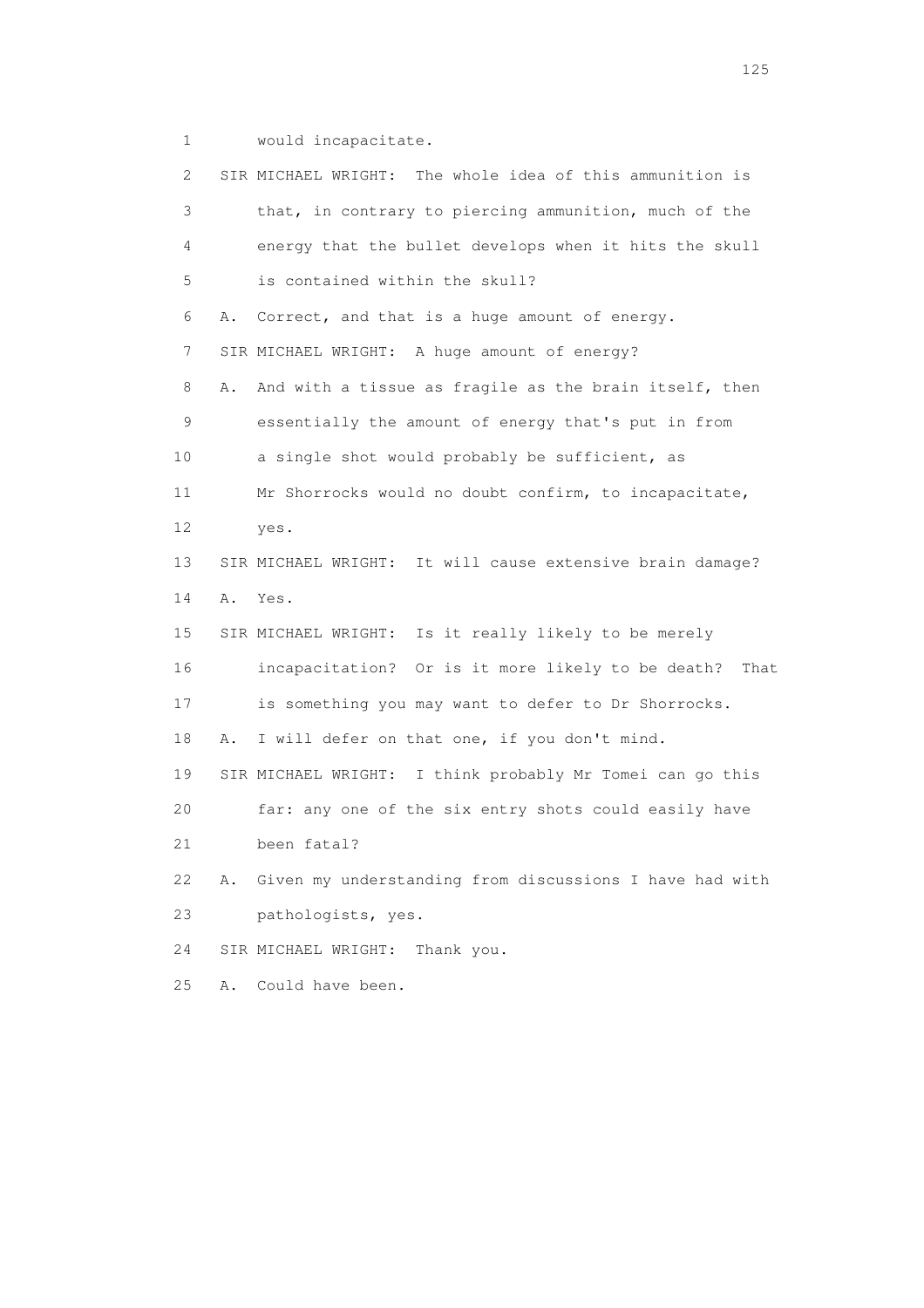1 would incapacitate.

2 SIR MICHAEL WRIGHT: The whole idea of this ammunition is

3 that, in contrary to piercing ammunition, much of the

4 energy that the bullet develops when it hits the skull

5 is contained within the skull?

6 A. Correct, and that is a huge amount of energy.

7 SIR MICHAEL WRIGHT: A huge amount of energy?

8 A. And with a tissue as fragile as the brain itself, then

9 essentially the amount of energy that's put in from

10 a single shot would probably be sufficient, as

11 Mr Shorrocks would no doubt confirm, to incapacitate,

12 yes.

13 SIR MICHAEL WRIGHT: It will cause extensive brain damage?

14 A. Yes.

15 SIR MICHAEL WRIGHT: Is it really likely to be merely

16 incapacitation? Or is it more likely to be death? That

17 is something you may want to defer to Dr Shorrocks.

18 A. I will defer on that one, if you don't mind.

19 SIR MICHAEL WRIGHT: I think probably Mr Tomei can go this

20 far: any one of the six entry shots could easily have

21 been fatal?

22 A. Given my understanding from discussions I have had with

23 pathologists, yes.

24 SIR MICHAEL WRIGHT: Thank you.

25 A. Could have been.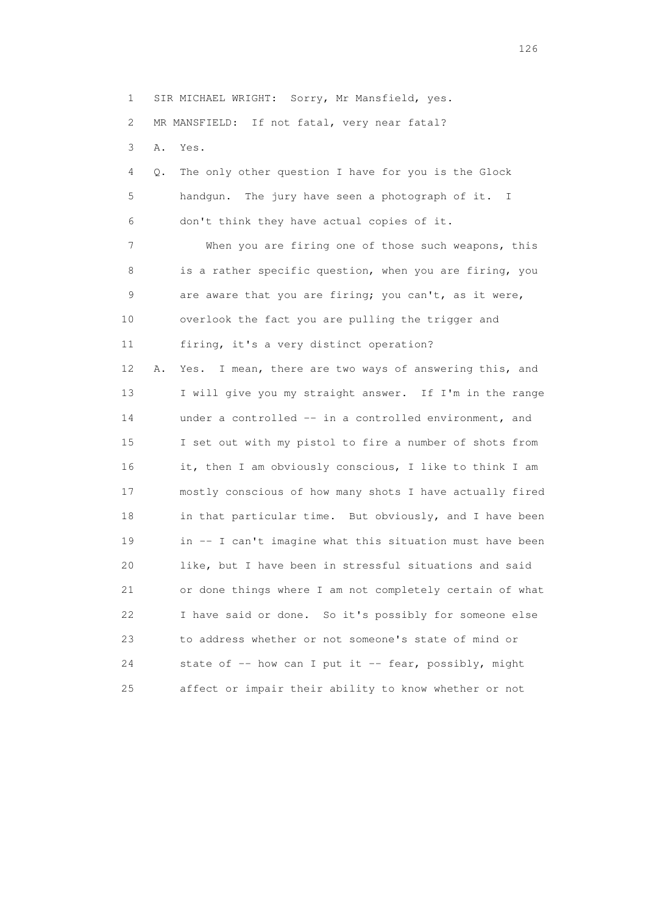1 SIR MICHAEL WRIGHT: Sorry, Mr Mansfield, yes.

2 MR MANSFIELD: If not fatal, very near fatal?

3 A. Yes.

4 Q. The only other question I have for you is the Glock
5 handgun. The jury have seen a photograph of it. I
6 don't think they have actual copies of it.

7 When you are firing one of those such weapons, this
8 is a rather specific question, when you are firing, you
9 are aware that you are firing; you can't, as it were,
10 overlook the fact you are pulling the trigger and
11 firing, it's a very distinct operation?

12 A. Yes. I mean, there are two ways of answering this, and
13 I will give you my straight answer. If I'm in the range
14 under a controlled -- in a controlled environment, and
15 I set out with my pistol to fire a number of shots from
16 it, then I am obviously conscious, I like to think I am
17 mostly conscious of how many shots I have actually fired
18 in that particular time. But obviously, and I have been
19 in -- I can't imagine what this situation must have been
20 like, but I have been in stressful situations and said
21 or done things where I am not completely certain of what
22 I have said or done. So it's possibly for someone else
23 to address whether or not someone's state of mind or
24 state of -- how can I put it -- fear, possibly, might
25 affect or impair their ability to know whether or not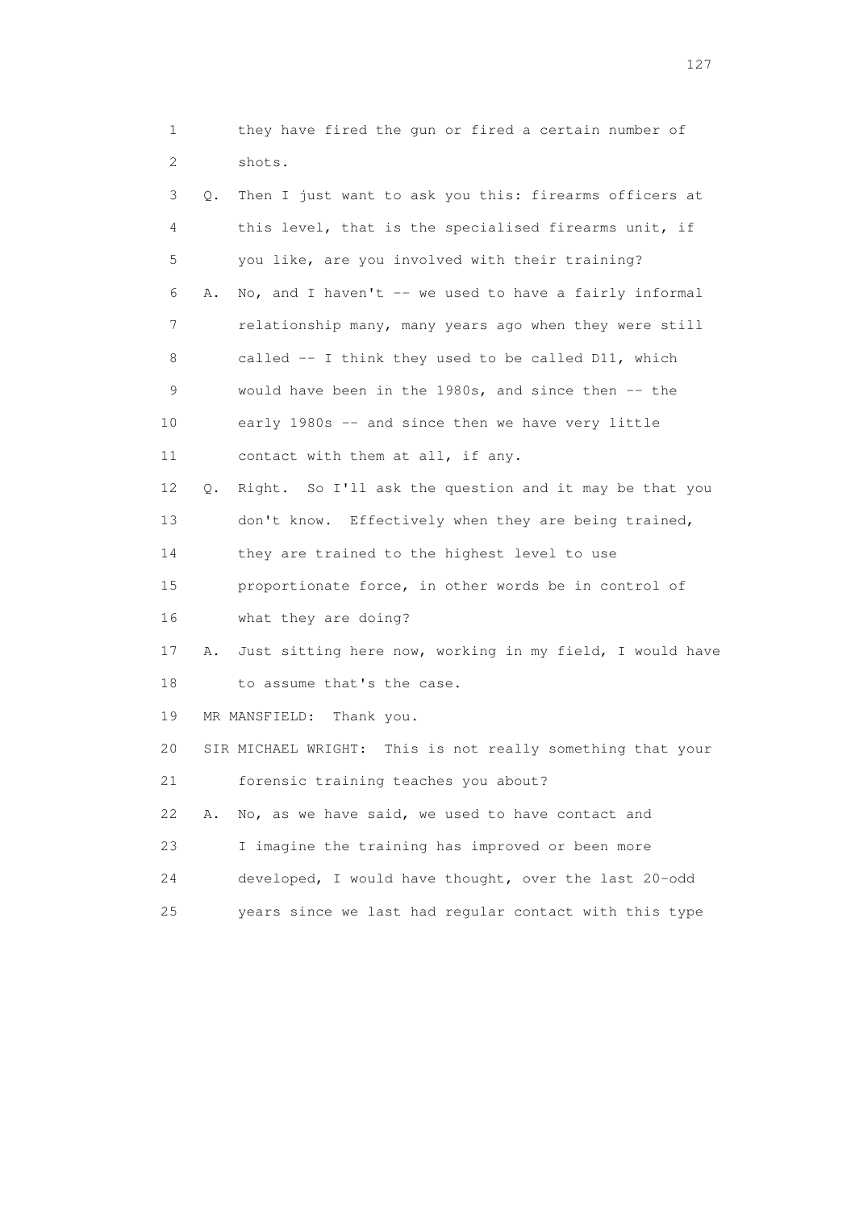1 they have fired the gun or fired a certain number of
2 shots.

3 Q. Then I just want to ask you this: firearms officers at
4 this level, that is the specialised firearms unit, if
5 you like, are you involved with their training?

6 A. No, and I haven't -- we used to have a fairly informal
7 relationship many, many years ago when they were still
8 called -- I think they used to be called D11, which
9 would have been in the 1980s, and since then -- the
10 early 1980s -- and since then we have very little
11 contact with them at all, if any.

12 Q. Right. So I'll ask the question and it may be that you
13 don't know. Effectively when they are being trained,
14 they are trained to the highest level to use
15 proportionate force, in other words be in control of
16 what they are doing?

17 A. Just sitting here now, working in my field, I would have
18 to assume that's the case.

19 MR MANSFIELD: Thank you.

20 SIR MICHAEL WRIGHT: This is not really something that your
21 forensic training teaches you about?

22 A. No, as we have said, we used to have contact and
23 I imagine the training has improved or been more
24 developed, I would have thought, over the last 20-odd
25 years since we last had regular contact with this type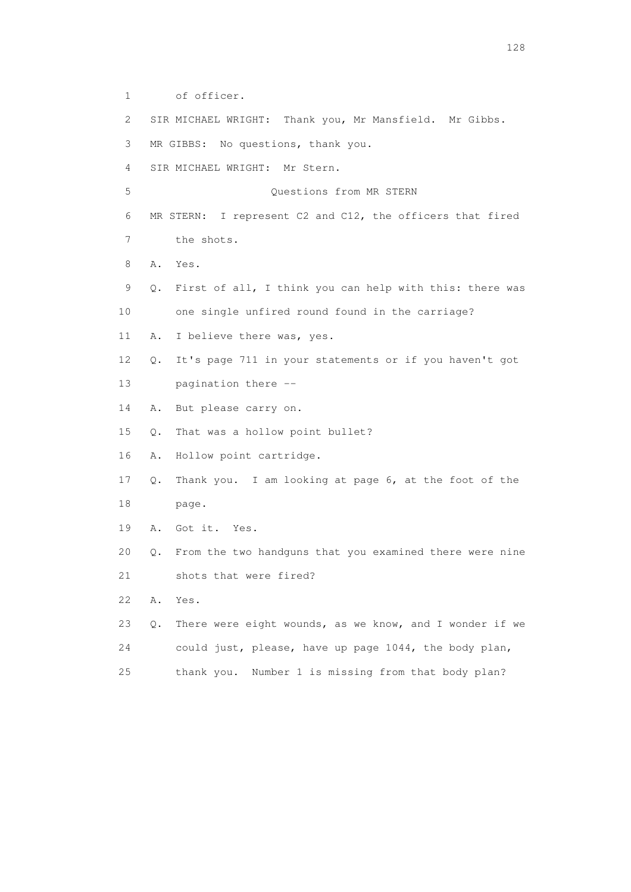1        of officer.

2    SIR MICHAEL WRIGHT:  Thank you, Mr Mansfield.  Mr Gibbs.

3    MR GIBBS:  No questions, thank you.

4    SIR MICHAEL WRIGHT:  Mr Stern.

5                        Questions from MR STERN

6    MR STERN:  I represent C2 and C12, the officers that fired

7        the shots.

8    A.  Yes.

9    Q.  First of all, I think you can help with this: there was

10       one single unfired round found in the carriage?

11   A.  I believe there was, yes.

12   Q.  It's page 711 in your statements or if you haven't got

13       pagination there --

14   A.  But please carry on.

15   Q.  That was a hollow point bullet?

16   A.  Hollow point cartridge.

17   Q.  Thank you.  I am looking at page 6, at the foot of the

18       page.

19   A.  Got it.  Yes.

20   Q.  From the two handguns that you examined there were nine

21       shots that were fired?

22   A.  Yes.

23   Q.  There were eight wounds, as we know, and I wonder if we

24       could just, please, have up page 1044, the body plan,

25       thank you.  Number 1 is missing from that body plan?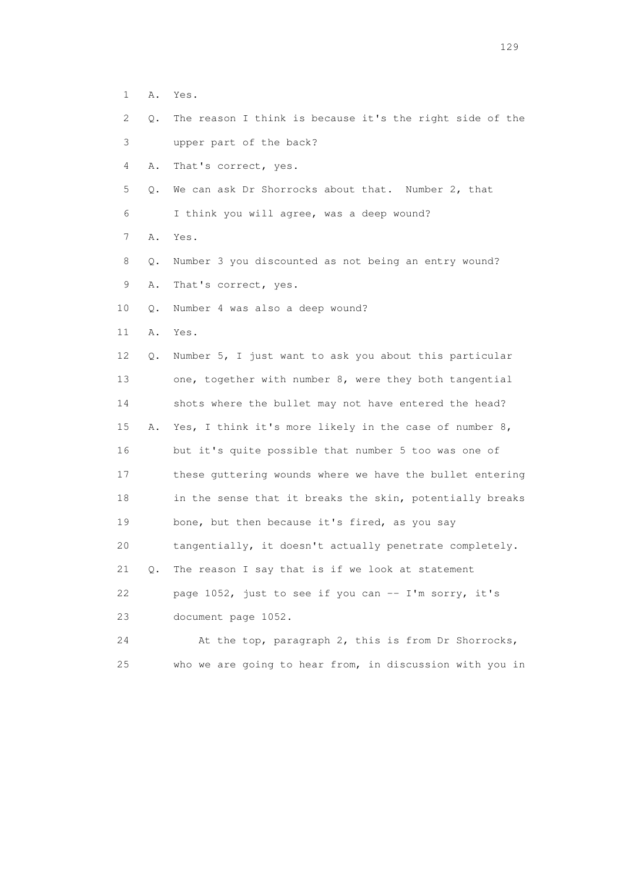1 A. Yes.

2 Q. The reason I think is because it's the right side of the

3 upper part of the back?

4 A. That's correct, yes.

5 Q. We can ask Dr Shorrocks about that. Number 2, that

6 I think you will agree, was a deep wound?

7 A. Yes.

8 Q. Number 3 you discounted as not being an entry wound?

9 A. That's correct, yes.

10 Q. Number 4 was also a deep wound?

11 A. Yes.

12 Q. Number 5, I just want to ask you about this particular

13 one, together with number 8, were they both tangential

14 shots where the bullet may not have entered the head?

15 A. Yes, I think it's more likely in the case of number 8,

16 but it's quite possible that number 5 too was one of

17 these guttering wounds where we have the bullet entering

18 in the sense that it breaks the skin, potentially breaks

19 bone, but then because it's fired, as you say

20 tangentially, it doesn't actually penetrate completely.

21 Q. The reason I say that is if we look at statement

22 page 1052, just to see if you can -- I'm sorry, it's

23 document page 1052.

24 At the top, paragraph 2, this is from Dr Shorrocks,

25 who we are going to hear from, in discussion with you in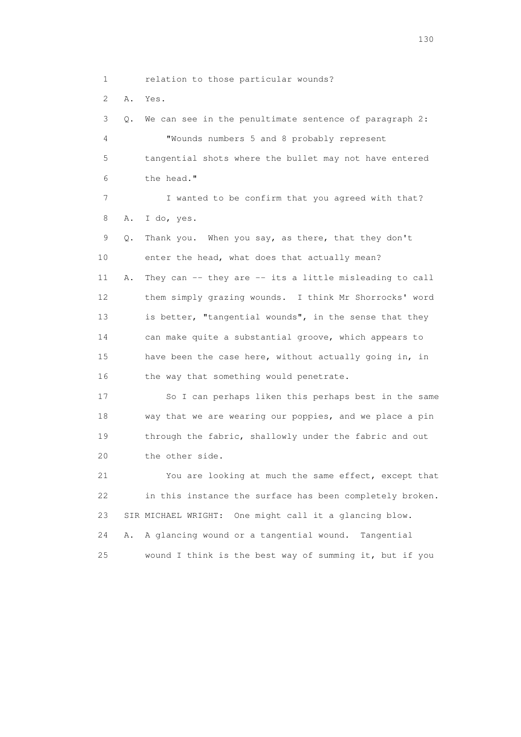1 relation to those particular wounds?

2 A. Yes.

3 Q. We can see in the penultimate sentence of paragraph 2:

4 "Wounds numbers 5 and 8 probably represent

5 tangential shots where the bullet may not have entered

6 the head."

7 I wanted to be confirm that you agreed with that?

8 A. I do, yes.

9 Q. Thank you. When you say, as there, that they don't

10 enter the head, what does that actually mean?

11 A. They can -- they are -- its a little misleading to call

12 them simply grazing wounds. I think Mr Shorrocks' word

13 is better, "tangential wounds", in the sense that they

14 can make quite a substantial groove, which appears to

15 have been the case here, without actually going in, in

16 the way that something would penetrate.

17 So I can perhaps liken this perhaps best in the same

18 way that we are wearing our poppies, and we place a pin

19 through the fabric, shallowly under the fabric and out

20 the other side.

21 You are looking at much the same effect, except that

22 in this instance the surface has been completely broken.

23 SIR MICHAEL WRIGHT: One might call it a glancing blow.

24 A. A glancing wound or a tangential wound. Tangential

25 wound I think is the best way of summing it, but if you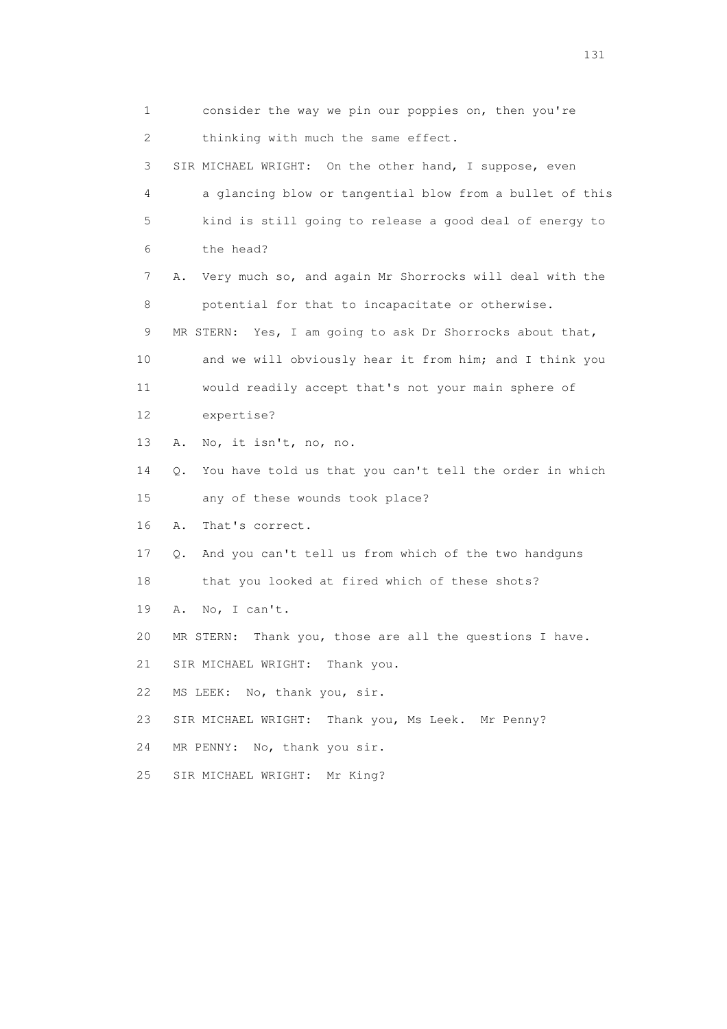1 consider the way we pin our poppies on, then you're
2 thinking with much the same effect.
3 SIR MICHAEL WRIGHT: On the other hand, I suppose, even
4 a glancing blow or tangential blow from a bullet of this
5 kind is still going to release a good deal of energy to
6 the head?
7 A. Very much so, and again Mr Shorrocks will deal with the
8 potential for that to incapacitate or otherwise.
9 MR STERN: Yes, I am going to ask Dr Shorrocks about that,
10 and we will obviously hear it from him; and I think you
11 would readily accept that's not your main sphere of
12 expertise?
13 A. No, it isn't, no, no.
14 Q. You have told us that you can't tell the order in which
15 any of these wounds took place?
16 A. That's correct.
17 Q. And you can't tell us from which of the two handguns
18 that you looked at fired which of these shots?
19 A. No, I can't.
20 MR STERN: Thank you, those are all the questions I have.
21 SIR MICHAEL WRIGHT: Thank you.
22 MS LEEK: No, thank you, sir.
23 SIR MICHAEL WRIGHT: Thank you, Ms Leek. Mr Penny?
24 MR PENNY: No, thank you sir.
25 SIR MICHAEL WRIGHT: Mr King?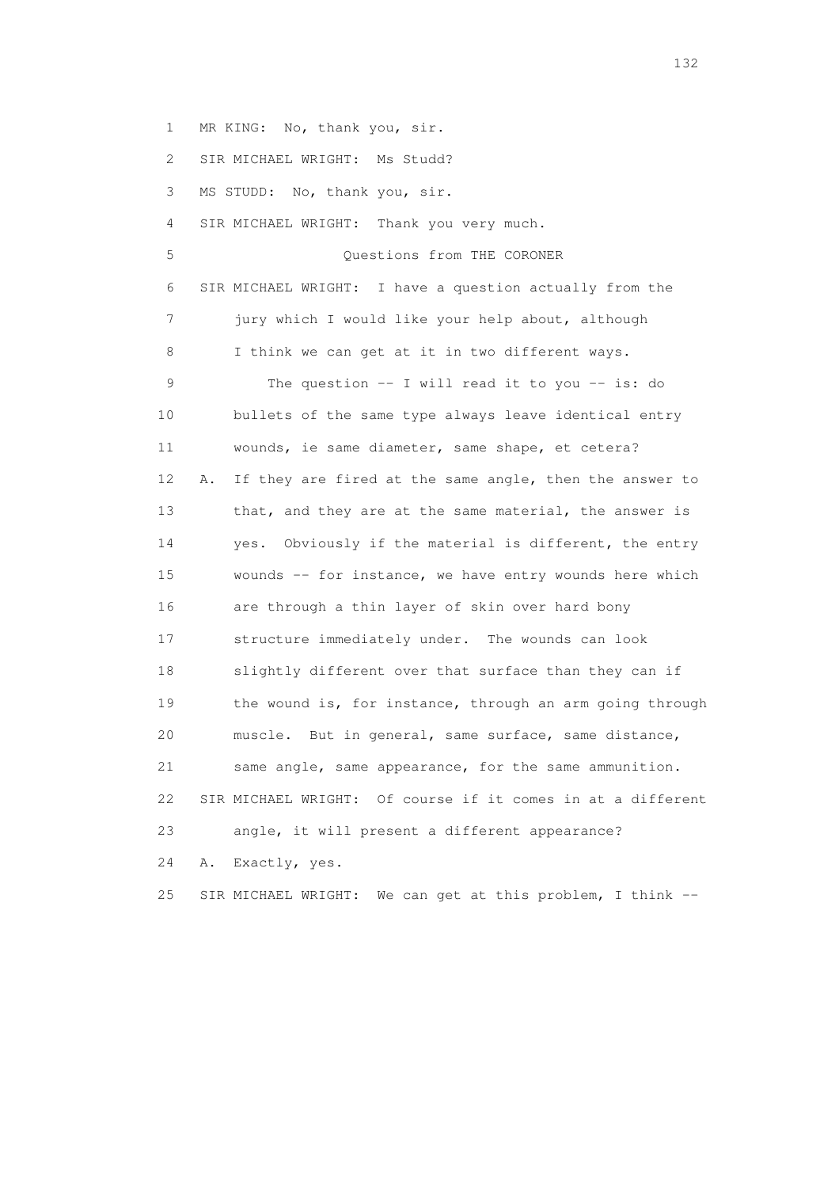1 MR KING: No, thank you, sir.

2 SIR MICHAEL WRIGHT: Ms Studd?

3 MS STUDD: No, thank you, sir.

4 SIR MICHAEL WRIGHT: Thank you very much.

5 Questions from THE CORONER

6 SIR MICHAEL WRIGHT: I have a question actually from the

7 jury which I would like your help about, although

8 I think we can get at it in two different ways.

9 The question -- I will read it to you -- is: do

10 bullets of the same type always leave identical entry

11 wounds, ie same diameter, same shape, et cetera?

12 A. If they are fired at the same angle, then the answer to

13 that, and they are at the same material, the answer is

14 yes. Obviously if the material is different, the entry

15 wounds -- for instance, we have entry wounds here which

16 are through a thin layer of skin over hard bony

17 structure immediately under. The wounds can look

18 slightly different over that surface than they can if

19 the wound is, for instance, through an arm going through

20 muscle. But in general, same surface, same distance,

21 same angle, same appearance, for the same ammunition.

22 SIR MICHAEL WRIGHT: Of course if it comes in at a different

23 angle, it will present a different appearance?

24 A. Exactly, yes.

25 SIR MICHAEL WRIGHT: We can get at this problem, I think --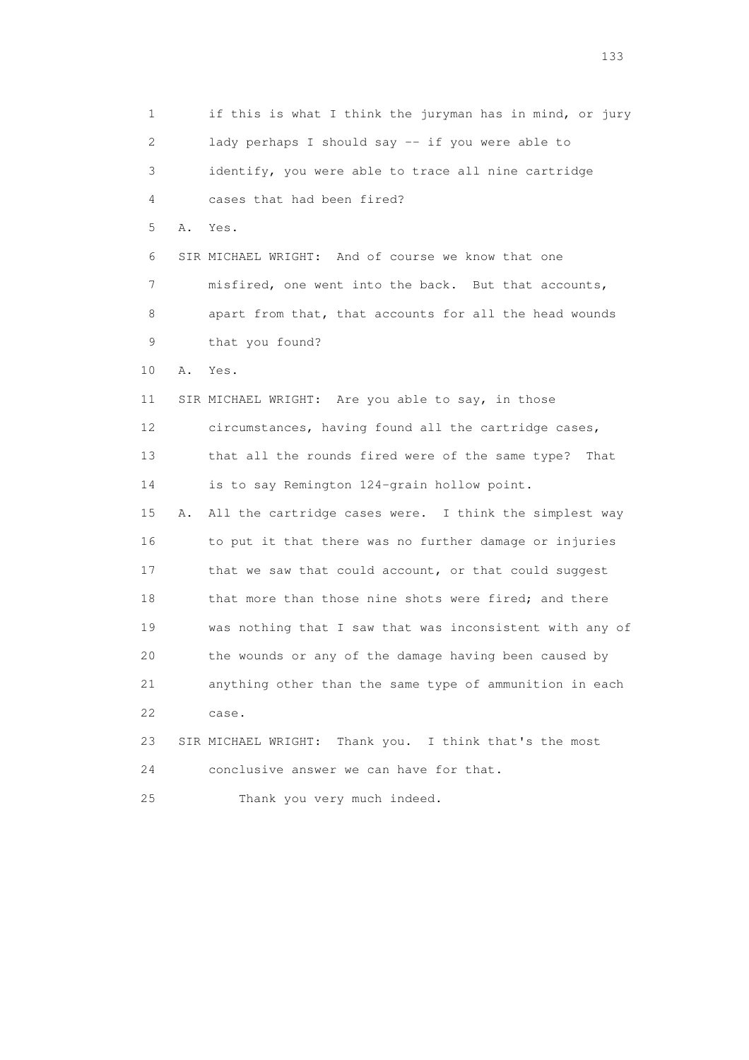1 if this is what I think the juryman has in mind, or jury
2 lady perhaps I should say -- if you were able to
3 identify, you were able to trace all nine cartridge
4 cases that had been fired?

5 A. Yes.

6 SIR MICHAEL WRIGHT: And of course we know that one
7 misfired, one went into the back. But that accounts,
8 apart from that, that accounts for all the head wounds
9 that you found?

10 A. Yes.

11 SIR MICHAEL WRIGHT: Are you able to say, in those
12 circumstances, having found all the cartridge cases,
13 that all the rounds fired were of the same type? That
14 is to say Remington 124-grain hollow point.

15 A. All the cartridge cases were. I think the simplest way
16 to put it that there was no further damage or injuries
17 that we saw that could account, or that could suggest
18 that more than those nine shots were fired; and there
19 was nothing that I saw that was inconsistent with any of
20 the wounds or any of the damage having been caused by
21 anything other than the same type of ammunition in each
22 case.

23 SIR MICHAEL WRIGHT: Thank you. I think that's the most
24 conclusive answer we can have for that.

25 Thank you very much indeed.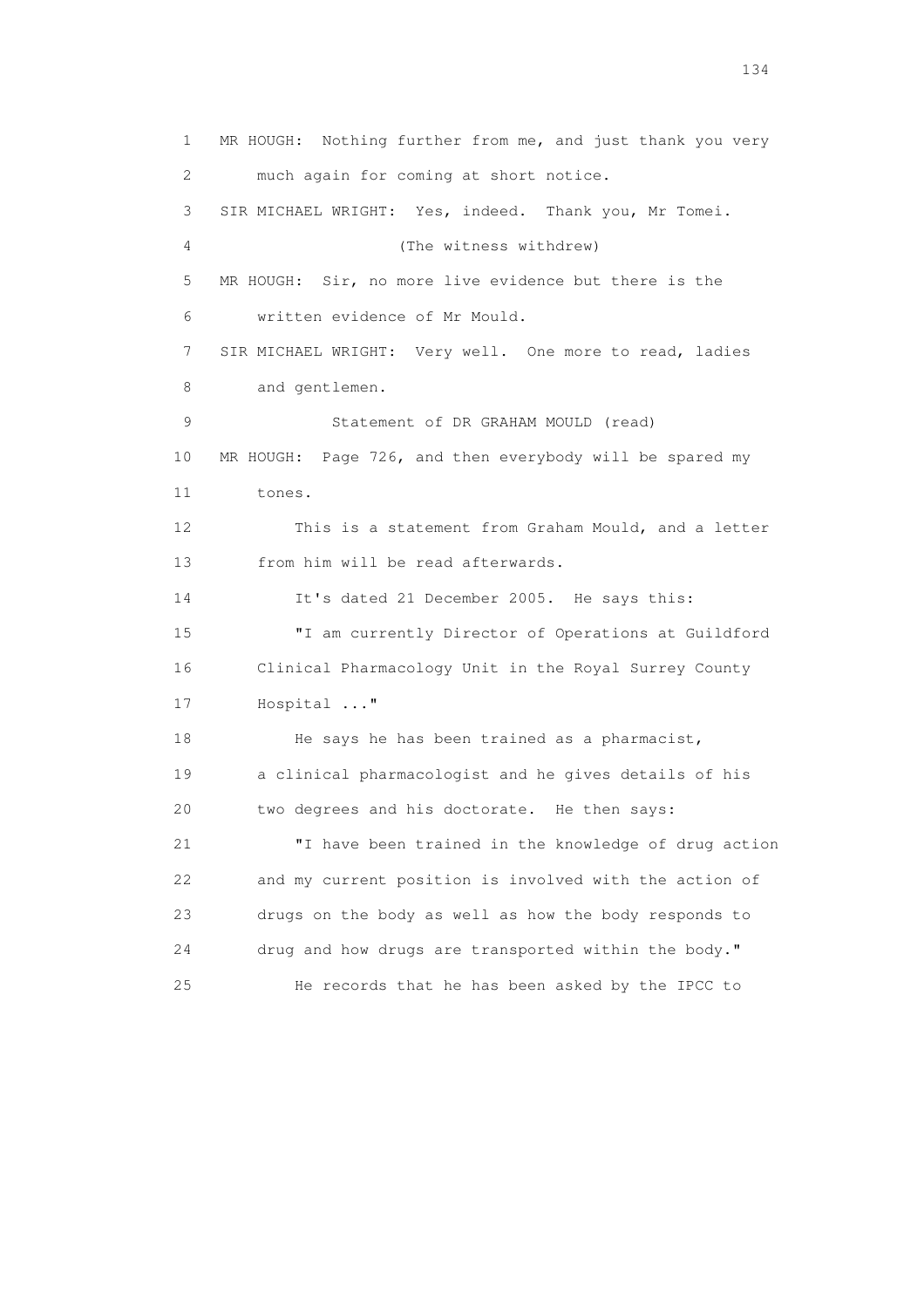1 MR HOUGH: Nothing further from me, and just thank you very
2 much again for coming at short notice.
3 SIR MICHAEL WRIGHT: Yes, indeed. Thank you, Mr Tomei.
4 (The witness withdrew)
5 MR HOUGH: Sir, no more live evidence but there is the
6 written evidence of Mr Mould.
7 SIR MICHAEL WRIGHT: Very well. One more to read, ladies
8 and gentlemen.
9 Statement of DR GRAHAM MOULD (read)
10 MR HOUGH: Page 726, and then everybody will be spared my
11 tones.
12 This is a statement from Graham Mould, and a letter
13 from him will be read afterwards.
14 It's dated 21 December 2005. He says this:
15 "I am currently Director of Operations at Guildford
16 Clinical Pharmacology Unit in the Royal Surrey County
17 Hospital ..."
18 He says he has been trained as a pharmacist,
19 a clinical pharmacologist and he gives details of his
20 two degrees and his doctorate. He then says:
21 "I have been trained in the knowledge of drug action
22 and my current position is involved with the action of
23 drugs on the body as well as how the body responds to
24 drug and how drugs are transported within the body."
25 He records that he has been asked by the IPCC to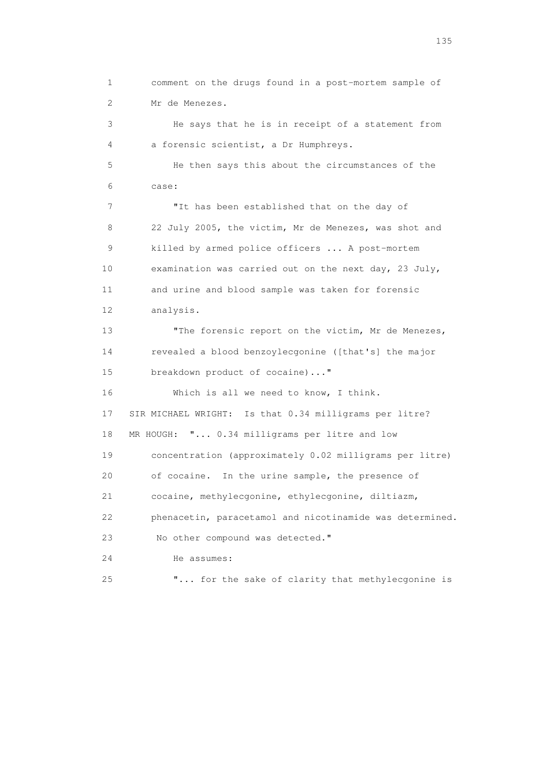1 comment on the drugs found in a post-mortem sample of
2 Mr de Menezes.
3 He says that he is in receipt of a statement from
4 a forensic scientist, a Dr Humphreys.
5 He then says this about the circumstances of the
6 case:
7 "It has been established that on the day of
8 22 July 2005, the victim, Mr de Menezes, was shot and
9 killed by armed police officers ... A post-mortem
10 examination was carried out on the next day, 23 July,
11 and urine and blood sample was taken for forensic
12 analysis.
13 "The forensic report on the victim, Mr de Menezes,
14 revealed a blood benzoylecgonine ([that's] the major
15 breakdown product of cocaine)..."
16 Which is all we need to know, I think.
17 SIR MICHAEL WRIGHT: Is that 0.34 milligrams per litre?
18 MR HOUGH: "... 0.34 milligrams per litre and low
19 concentration (approximately 0.02 milligrams per litre)
20 of cocaine. In the urine sample, the presence of
21 cocaine, methylecgonine, ethylecgonine, diltiazm,
22 phenacetin, paracetamol and nicotinamide was determined.
23 No other compound was detected."
24 He assumes:
25 "... for the sake of clarity that methylecgonine is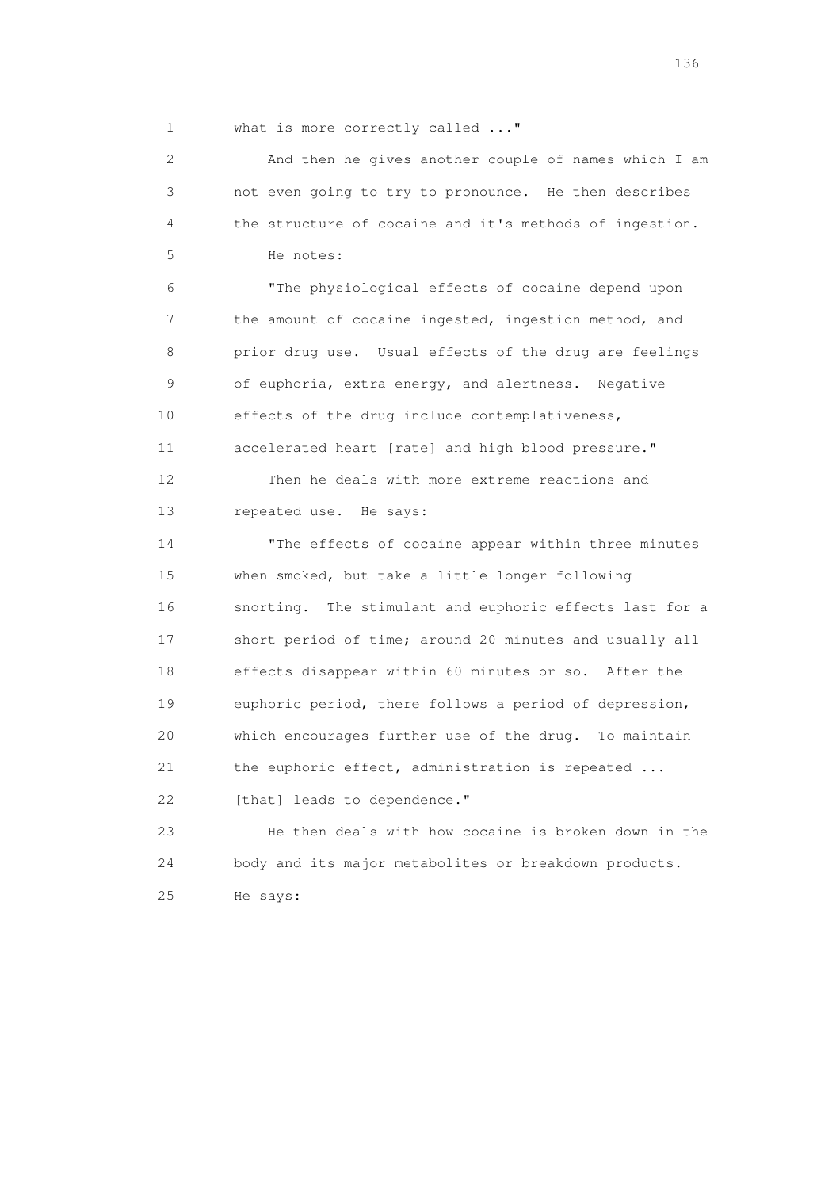what is more correctly called ..."

And then he gives another couple of names which I am not even going to try to pronounce. He then describes the structure of cocaine and it's methods of ingestion.

He notes:

"The physiological effects of cocaine depend upon the amount of cocaine ingested, ingestion method, and prior drug use. Usual effects of the drug are feelings of euphoria, extra energy, and alertness. Negative effects of the drug include contemplativeness, accelerated heart [rate] and high blood pressure."

Then he deals with more extreme reactions and repeated use. He says:

"The effects of cocaine appear within three minutes when smoked, but take a little longer following snorting. The stimulant and euphoric effects last for a short period of time; around 20 minutes and usually all effects disappear within 60 minutes or so. After the euphoric period, there follows a period of depression, which encourages further use of the drug. To maintain the euphoric effect, administration is repeated ... [that] leads to dependence."

He then deals with how cocaine is broken down in the body and its major metabolites or breakdown products. He says: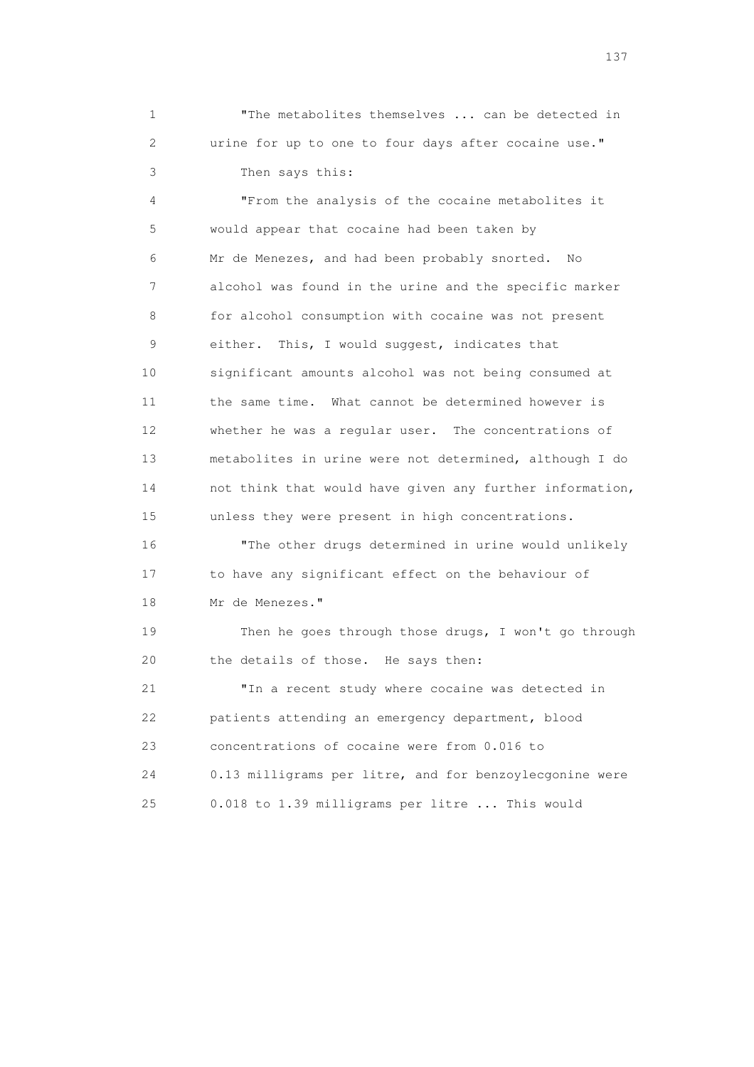"The metabolites themselves ... can be detected in urine for up to one to four days after cocaine use."

Then says this:

"From the analysis of the cocaine metabolites it would appear that cocaine had been taken by Mr de Menezes, and had been probably snorted. No alcohol was found in the urine and the specific marker for alcohol consumption with cocaine was not present either. This, I would suggest, indicates that significant amounts alcohol was not being consumed at the same time. What cannot be determined however is whether he was a regular user. The concentrations of metabolites in urine were not determined, although I do not think that would have given any further information, unless they were present in high concentrations.

"The other drugs determined in urine would unlikely to have any significant effect on the behaviour of Mr de Menezes."

Then he goes through those drugs, I won't go through the details of those. He says then:

"In a recent study where cocaine was detected in patients attending an emergency department, blood concentrations of cocaine were from 0.016 to 0.13 milligrams per litre, and for benzoylecgonine were 0.018 to 1.39 milligrams per litre ... This would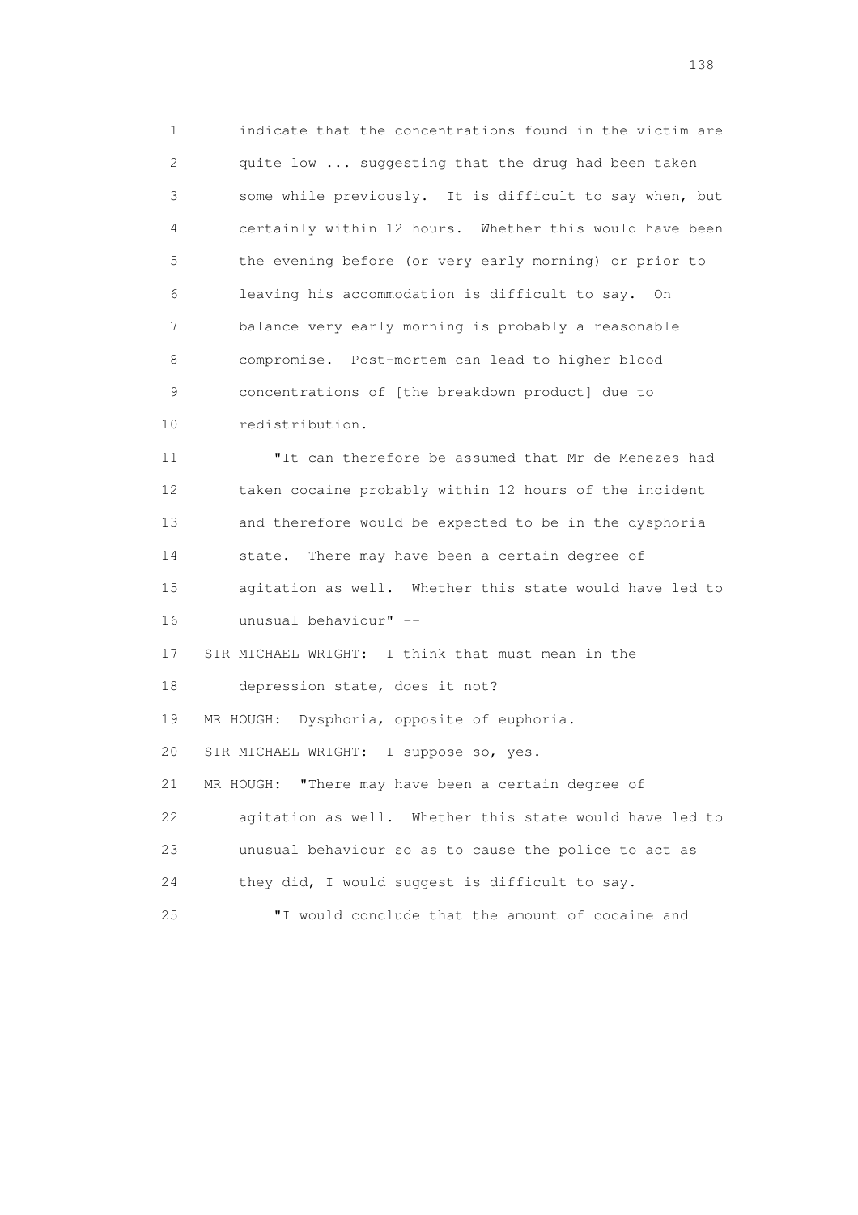indicate that the concentrations found in the victim are quite low ... suggesting that the drug had been taken some while previously. It is difficult to say when, but certainly within 12 hours. Whether this would have been the evening before (or very early morning) or prior to leaving his accommodation is difficult to say. On balance very early morning is probably a reasonable compromise. Post-mortem can lead to higher blood concentrations of [the breakdown product] due to redistribution.

"It can therefore be assumed that Mr de Menezes had taken cocaine probably within 12 hours of the incident and therefore would be expected to be in the dysphoria state. There may have been a certain degree of agitation as well. Whether this state would have led to unusual behaviour" --

SIR MICHAEL WRIGHT: I think that must mean in the depression state, does it not?

MR HOUGH: Dysphoria, opposite of euphoria.

SIR MICHAEL WRIGHT: I suppose so, yes.

MR HOUGH: "There may have been a certain degree of agitation as well. Whether this state would have led to unusual behaviour so as to cause the police to act as they did, I would suggest is difficult to say.

"I would conclude that the amount of cocaine and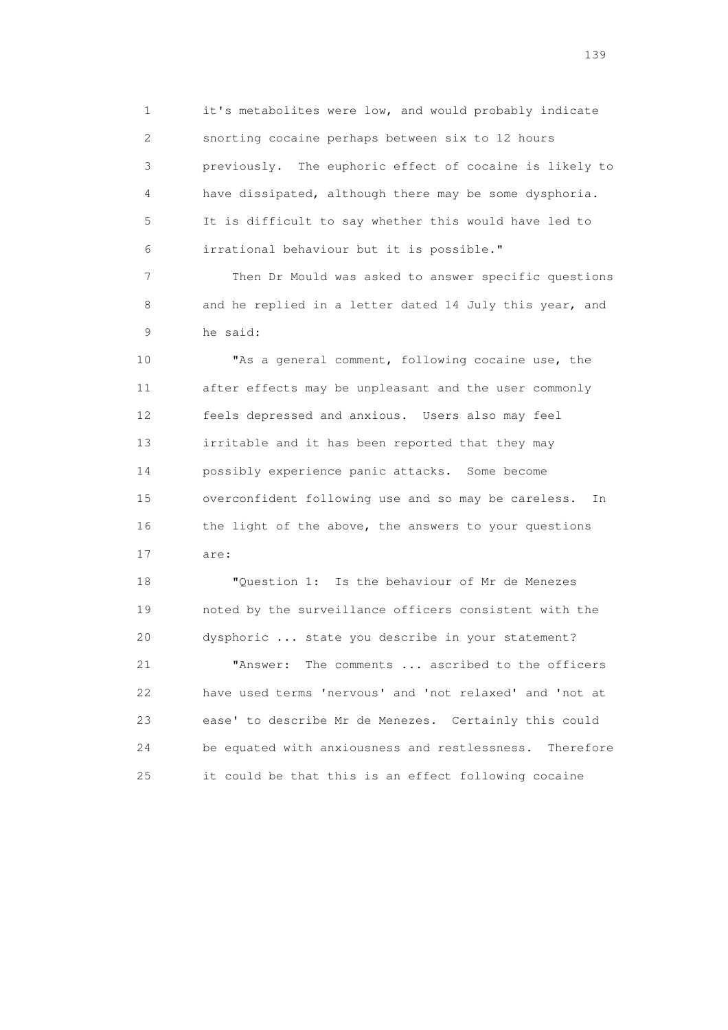it's metabolites were low, and would probably indicate snorting cocaine perhaps between six to 12 hours previously. The euphoric effect of cocaine is likely to have dissipated, although there may be some dysphoria. It is difficult to say whether this would have led to irrational behaviour but it is possible."

Then Dr Mould was asked to answer specific questions and he replied in a letter dated 14 July this year, and he said:

"As a general comment, following cocaine use, the after effects may be unpleasant and the user commonly feels depressed and anxious. Users also may feel irritable and it has been reported that they may possibly experience panic attacks. Some become overconfident following use and so may be careless. In the light of the above, the answers to your questions are:

"Question 1: Is the behaviour of Mr de Menezes noted by the surveillance officers consistent with the dysphoric ... state you describe in your statement?

"Answer: The comments ... ascribed to the officers have used terms 'nervous' and 'not relaxed' and 'not at ease' to describe Mr de Menezes. Certainly this could be equated with anxiousness and restlessness. Therefore it could be that this is an effect following cocaine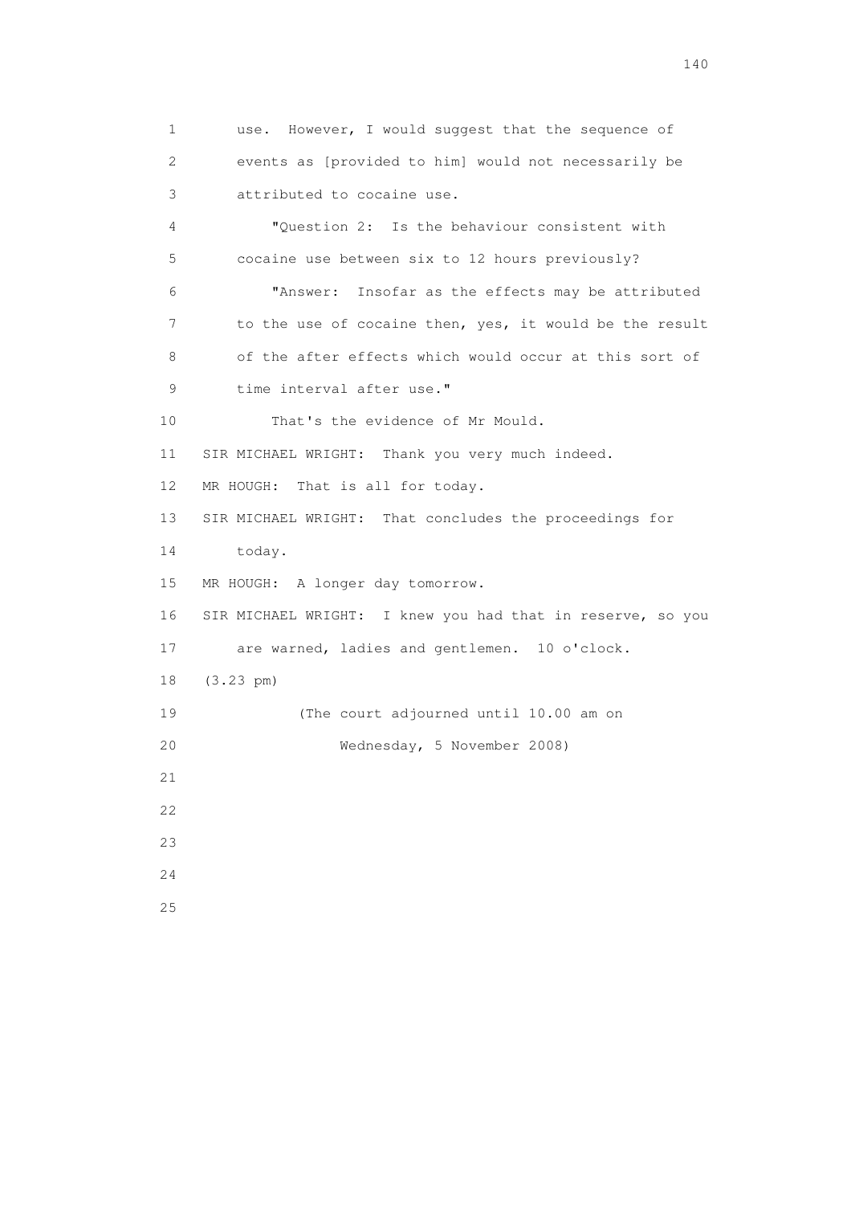use. However, I would suggest that the sequence of events as [provided to him] would not necessarily be attributed to cocaine use.

"Question 2: Is the behaviour consistent with cocaine use between six to 12 hours previously?

"Answer: Insofar as the effects may be attributed to the use of cocaine then, yes, it would be the result of the after effects which would occur at this sort of time interval after use."

That's the evidence of Mr Mould.

SIR MICHAEL WRIGHT: Thank you very much indeed.

MR HOUGH: That is all for today.

SIR MICHAEL WRIGHT: That concludes the proceedings for today.

MR HOUGH: A longer day tomorrow.

SIR MICHAEL WRIGHT: I knew you had that in reserve, so you are warned, ladies and gentlemen. 10 o'clock.

(3.23 pm)

(The court adjourned until 10.00 am on Wednesday, 5 November 2008)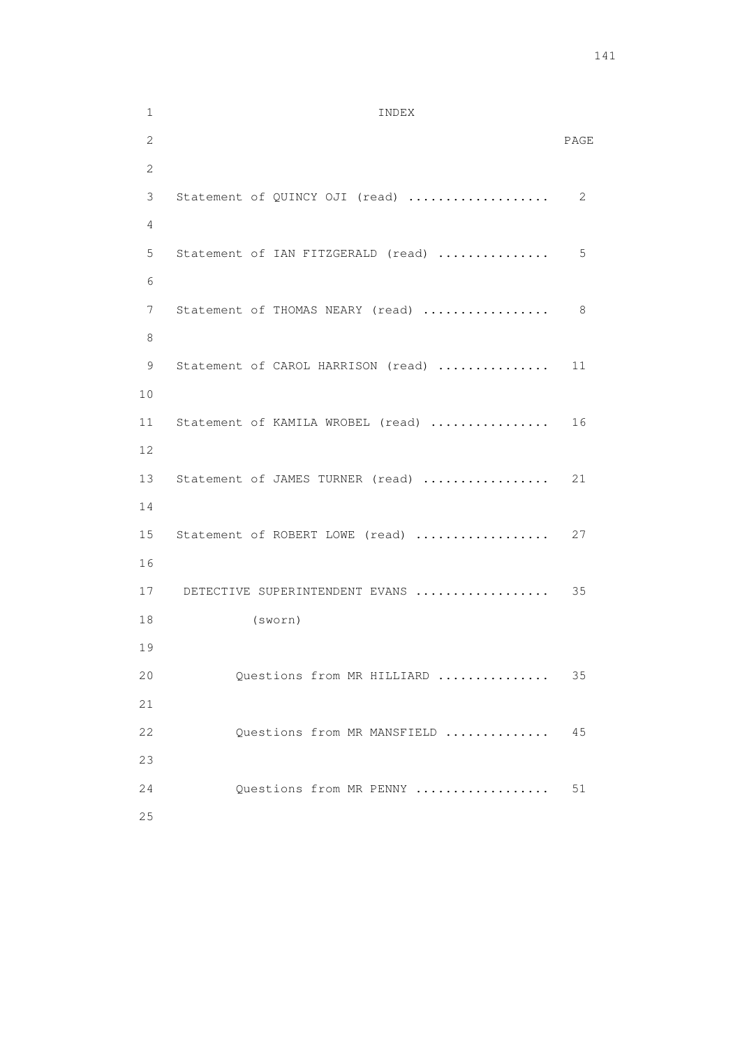# INDEX

| | PAGE |
|---|---|
| Statement of QUINCY OJI (read) | 2 |
| Statement of IAN FITZGERALD (read) | 5 |
| Statement of THOMAS NEARY (read) | 8 |
| Statement of CAROL HARRISON (read) | 11 |
| Statement of KAMILA WROBEL (read) | 16 |
| Statement of JAMES TURNER (read) | 21 |
| Statement of ROBERT LOWE (read) | 27 |
| DETECTIVE SUPERINTENDENT EVANS (sworn) | 35 |
| Questions from MR HILLIARD | 35 |
| Questions from MR MANSFIELD | 45 |
| Questions from MR PENNY | 51 |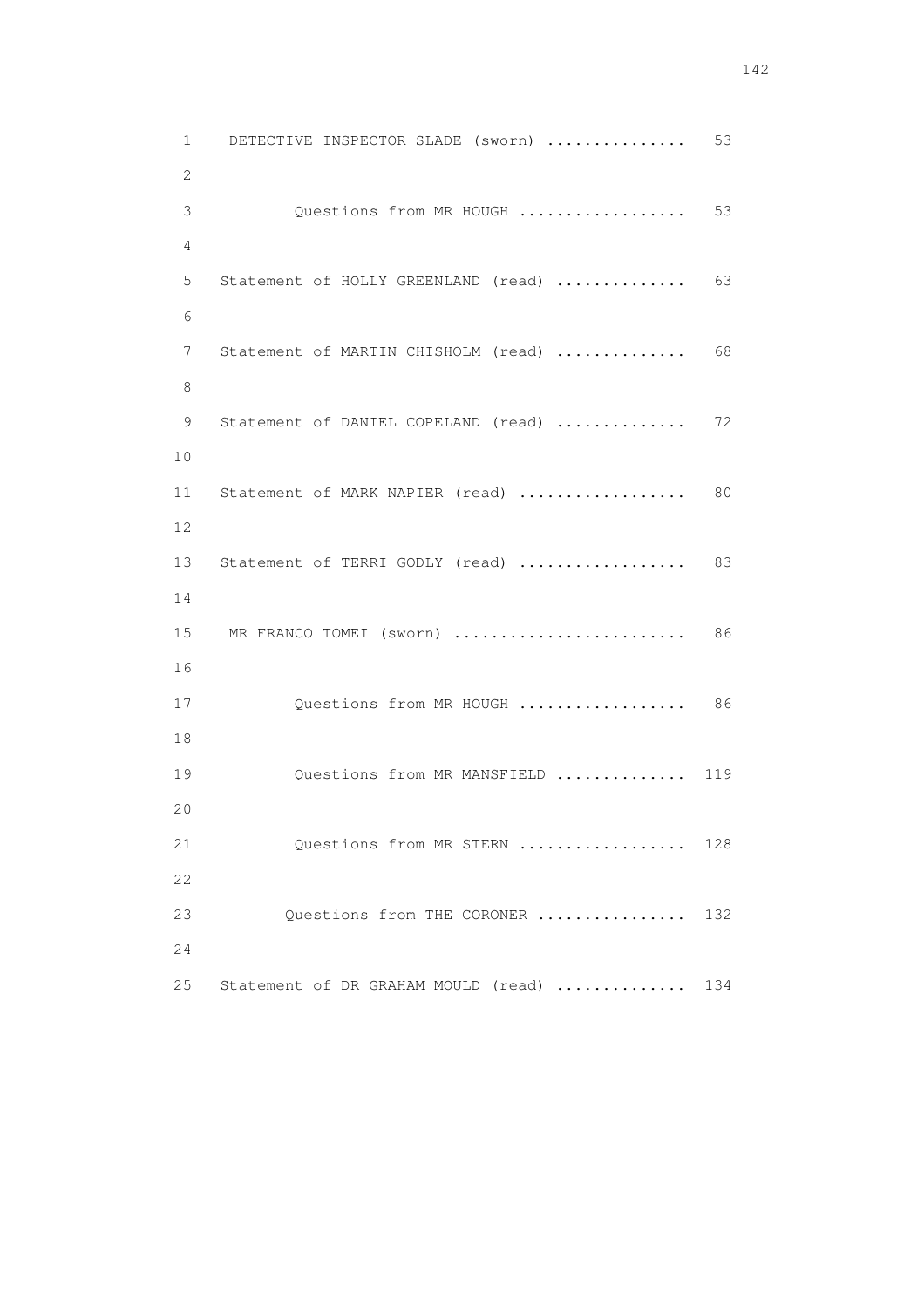DETECTIVE INSPECTOR SLADE (sworn) ............... 53

Questions from MR HOUGH .................. 53

Statement of HOLLY GREENLAND (read) .............. 63

Statement of MARTIN CHISHOLM (read) .............. 68

Statement of DANIEL COPELAND (read) .............. 72

Statement of MARK NAPIER (read) .................. 80

Statement of TERRI GODLY (read) .................. 83

MR FRANCO TOMEI (sworn) ......................... 86

Questions from MR HOUGH .................. 86

Questions from MR MANSFIELD .............. 119

Questions from MR STERN .................. 128

Questions from THE CORONER ................ 132

Statement of DR GRAHAM MOULD (read) .............. 134